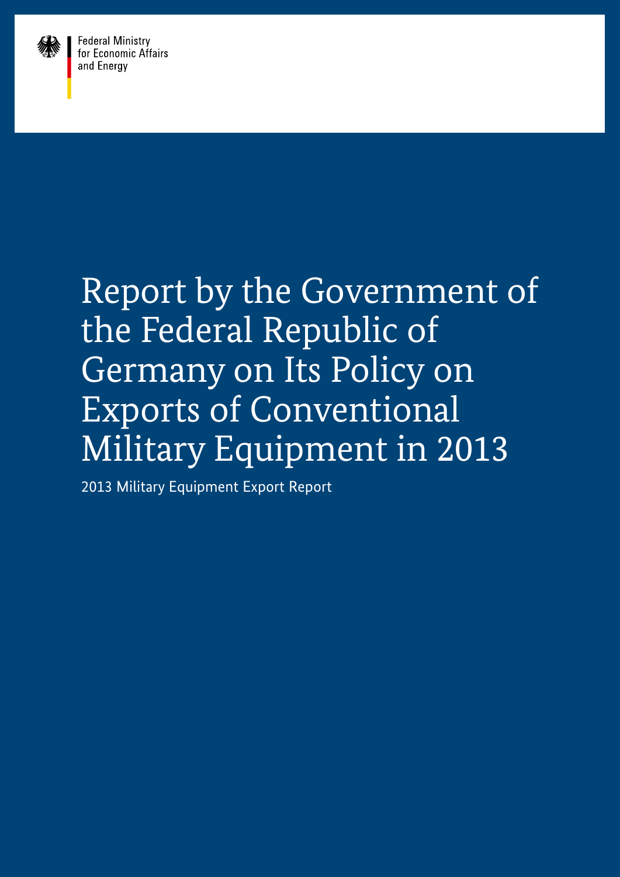Federal Ministry
for Economic Affairs
and Energy

# Report by the Government of the Federal Republic of Germany on Its Policy on Exports of Conventional Military Equipment in 2013

2013 Military Equipment Export Report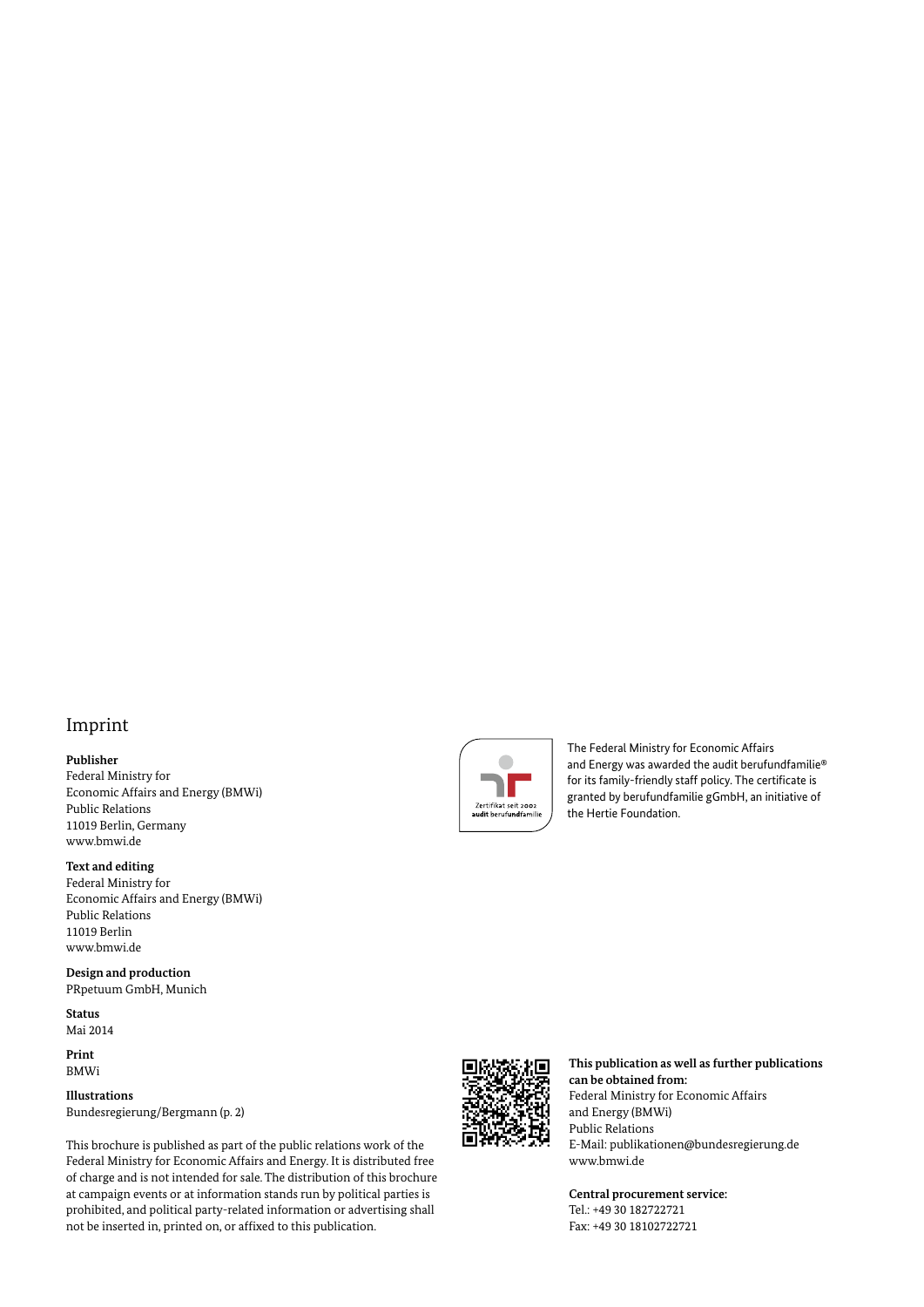# Imprint

**Publisher**
Federal Ministry for
Economic Affairs and Energy (BMWi)
Public Relations
11019 Berlin, Germany
www.bmwi.de

**Text and editing**
Federal Ministry for
Economic Affairs and Energy (BMWi)
Public Relations
11019 Berlin
www.bmwi.de

**Design and production**
PRpetuum GmbH, Munich

**Status**
Mai 2014

**Print**
BMWi

**Illustrations**
Bundesregierung/Bergmann (p. 2)

This brochure is published as part of the public relations work of the Federal Ministry for Economic Affairs and Energy. It is distributed free of charge and is not intended for sale. The distribution of this brochure at campaign events or at information stands run by political parties is prohibited, and political party-related information or advertising shall not be inserted in, printed on, or affixed to this publication.

Zertifikat seit 2002
audit berufundfamilie

The Federal Ministry for Economic Affairs and Energy was awarded the audit berufundfamilie® for its family-friendly staff policy. The certificate is granted by berufundfamilie gGmbH, an initiative of the Hertie Foundation.

**This publication as well as further publications can be obtained from:**
Federal Ministry for Economic Affairs and Energy (BMWi)
Public Relations
E-Mail: publikationen@bundesregierung.de
www.bmwi.de

**Central procurement service:**
Tel.: +49 30 182722721
Fax: +49 30 18102722721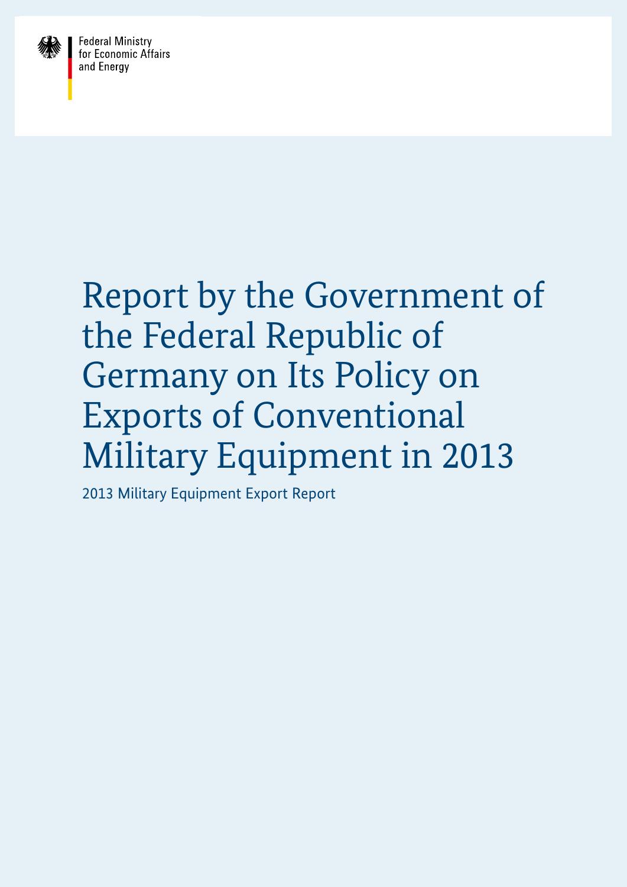Federal Ministry
for Economic Affairs
and Energy

# Report by the Government of the Federal Republic of Germany on Its Policy on Exports of Conventional Military Equipment in 2013

2013 Military Equipment Export Report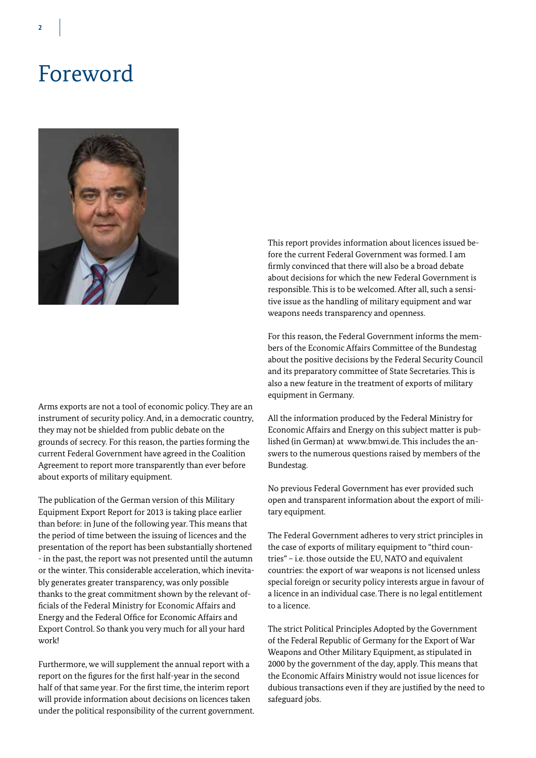# Foreword

Arms exports are not a tool of economic policy. They are an instrument of security policy. And, in a democratic country, they may not be shielded from public debate on the grounds of secrecy. For this reason, the parties forming the current Federal Government have agreed in the Coalition Agreement to report more transparently than ever before about exports of military equipment.

The publication of the German version of this Military Equipment Export Report for 2013 is taking place earlier than before: in June of the following year. This means that the period of time between the issuing of licences and the presentation of the report has been substantially shortened - in the past, the report was not presented until the autumn or the winter. This considerable acceleration, which inevitably generates greater transparency, was only possible thanks to the great commitment shown by the relevant officials of the Federal Ministry for Economic Affairs and Energy and the Federal Office for Economic Affairs and Export Control. So thank you very much for all your hard work!

Furthermore, we will supplement the annual report with a report on the figures for the first half-year in the second half of that same year. For the first time, the interim report will provide information about decisions on licences taken under the political responsibility of the current government.

This report provides information about licences issued before the current Federal Government was formed. I am firmly convinced that there will also be a broad debate about decisions for which the new Federal Government is responsible. This is to be welcomed. After all, such a sensitive issue as the handling of military equipment and war weapons needs transparency and openness.

For this reason, the Federal Government informs the members of the Economic Affairs Committee of the Bundestag about the positive decisions by the Federal Security Council and its preparatory committee of State Secretaries. This is also a new feature in the treatment of exports of military equipment in Germany.

All the information produced by the Federal Ministry for Economic Affairs and Energy on this subject matter is published (in German) at www.bmwi.de. This includes the answers to the numerous questions raised by members of the Bundestag.

No previous Federal Government has ever provided such open and transparent information about the export of military equipment.

The Federal Government adheres to very strict principles in the case of exports of military equipment to "third countries" – i.e. those outside the EU, NATO and equivalent countries: the export of war weapons is not licensed unless special foreign or security policy interests argue in favour of a licence in an individual case. There is no legal entitlement to a licence.

The strict Political Principles Adopted by the Government of the Federal Republic of Germany for the Export of War Weapons and Other Military Equipment, as stipulated in 2000 by the government of the day, apply. This means that the Economic Affairs Ministry would not issue licences for dubious transactions even if they are justified by the need to safeguard jobs.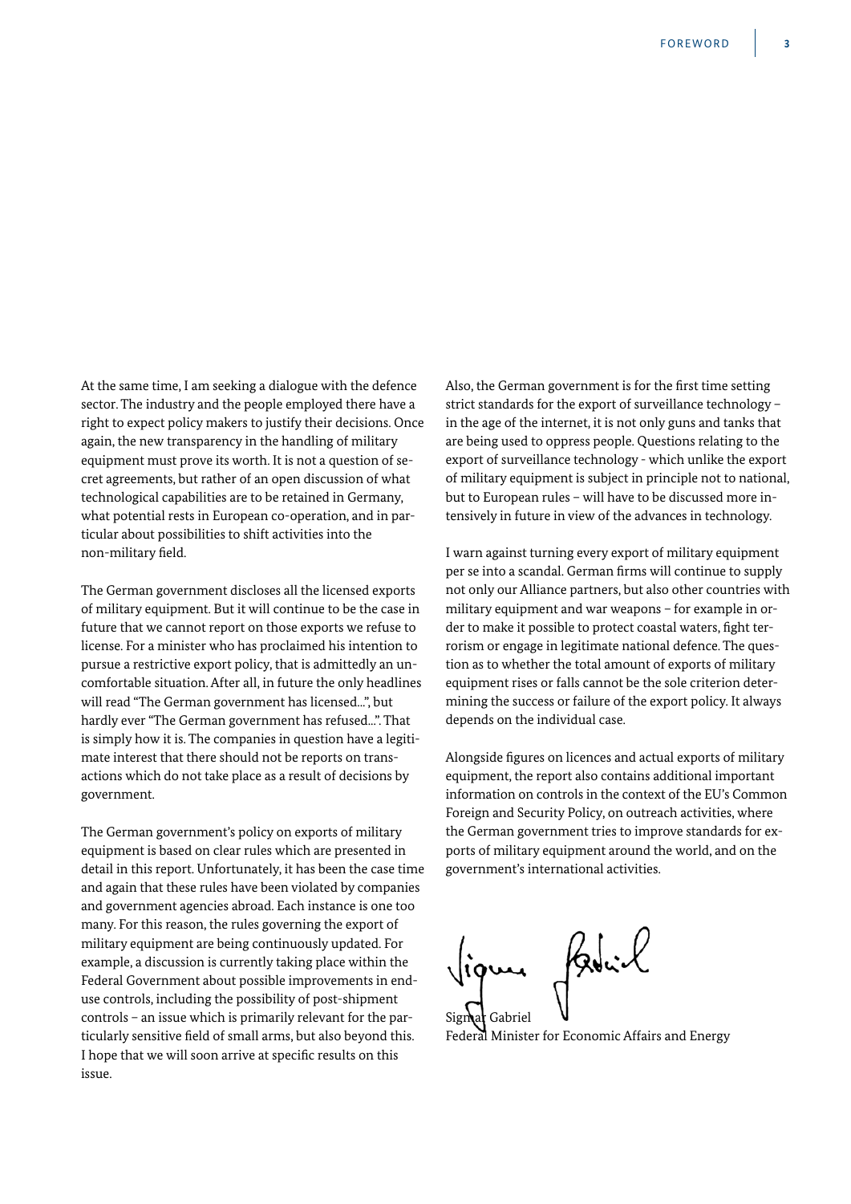At the same time, I am seeking a dialogue with the defence sector. The industry and the people employed there have a right to expect policy makers to justify their decisions. Once again, the new transparency in the handling of military equipment must prove its worth. It is not a question of secret agreements, but rather of an open discussion of what technological capabilities are to be retained in Germany, what potential rests in European co-operation, and in particular about possibilities to shift activities into the non-military field.

The German government discloses all the licensed exports of military equipment. But it will continue to be the case in future that we cannot report on those exports we refuse to license. For a minister who has proclaimed his intention to pursue a restrictive export policy, that is admittedly an uncomfortable situation. After all, in future the only headlines will read "The German government has licensed...", but hardly ever "The German government has refused...". That is simply how it is. The companies in question have a legitimate interest that there should not be reports on transactions which do not take place as a result of decisions by government.

The German government's policy on exports of military equipment is based on clear rules which are presented in detail in this report. Unfortunately, it has been the case time and again that these rules have been violated by companies and government agencies abroad. Each instance is one too many. For this reason, the rules governing the export of military equipment are being continuously updated. For example, a discussion is currently taking place within the Federal Government about possible improvements in end-use controls, including the possibility of post-shipment controls – an issue which is primarily relevant for the particularly sensitive field of small arms, but also beyond this. I hope that we will soon arrive at specific results on this issue.

Also, the German government is for the first time setting strict standards for the export of surveillance technology – in the age of the internet, it is not only guns and tanks that are being used to oppress people. Questions relating to the export of surveillance technology - which unlike the export of military equipment is subject in principle not to national, but to European rules – will have to be discussed more intensively in future in view of the advances in technology.

I warn against turning every export of military equipment per se into a scandal. German firms will continue to supply not only our Alliance partners, but also other countries with military equipment and war weapons – for example in order to make it possible to protect coastal waters, fight terrorism or engage in legitimate national defence. The question as to whether the total amount of exports of military equipment rises or falls cannot be the sole criterion determining the success or failure of the export policy. It always depends on the individual case.

Alongside figures on licences and actual exports of military equipment, the report also contains additional important information on controls in the context of the EU's Common Foreign and Security Policy, on outreach activities, where the German government tries to improve standards for exports of military equipment around the world, and on the government's international activities.

Sigmar Gabriel
Federal Minister for Economic Affairs and Energy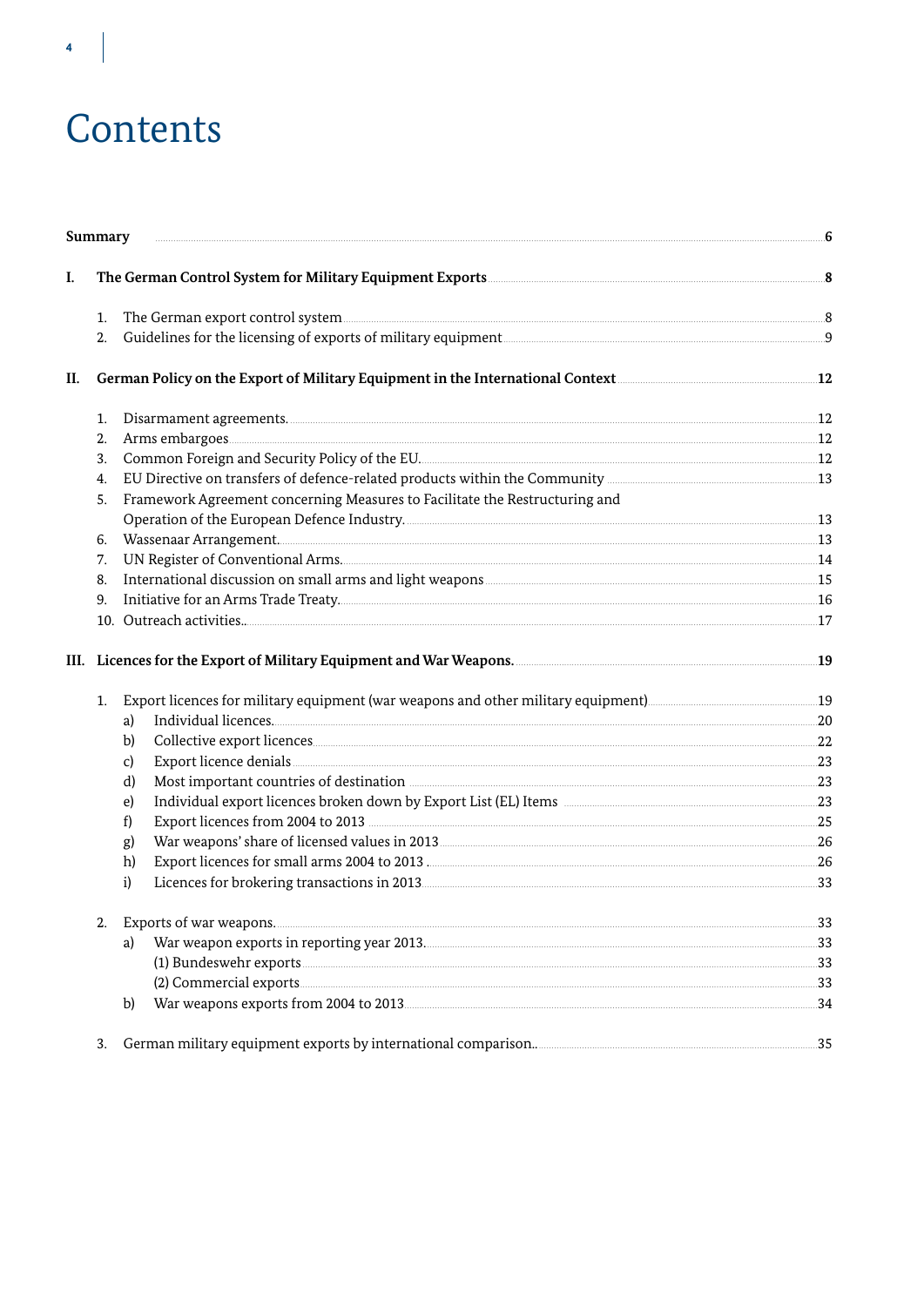# Contents

**Summary** ... 6

**I. The German Control System for Military Equipment Exports** ... 8

1. The German export control system ... 8
2. Guidelines for the licensing of exports of military equipment ... 9

**II. German Policy on the Export of Military Equipment in the International Context** ... 12

1. Disarmament agreements. ... 12
2. Arms embargoes ... 12
3. Common Foreign and Security Policy of the EU. ... 12
4. EU Directive on transfers of defence-related products within the Community ... 13
5. Framework Agreement concerning Measures to Facilitate the Restructuring and Operation of the European Defence Industry. ... 13
6. Wassenaar Arrangement. ... 13
7. UN Register of Conventional Arms. ... 14
8. International discussion on small arms and light weapons ... 15
9. Initiative for an Arms Trade Treaty. ... 16
10. Outreach activities.. ... 17

**III. Licences for the Export of Military Equipment and War Weapons.** ... 19

1. Export licences for military equipment (war weapons and other military equipment) ... 19
   a) Individual licences. ... 20
   b) Collective export licences ... 22
   c) Export licence denials ... 23
   d) Most important countries of destination ... 23
   e) Individual export licences broken down by Export List (EL) Items ... 23
   f) Export licences from 2004 to 2013 ... 25
   g) War weapons' share of licensed values in 2013 ... 26
   h) Export licences for small arms 2004 to 2013 . ... 26
   i) Licences for brokering transactions in 2013 ... 33

2. Exports of war weapons. ... 33
   a) War weapon exports in reporting year 2013. ... 33
      (1) Bundeswehr exports ... 33
      (2) Commercial exports ... 33
   b) War weapons exports from 2004 to 2013 ... 34

3. German military equipment exports by international comparison.. ... 35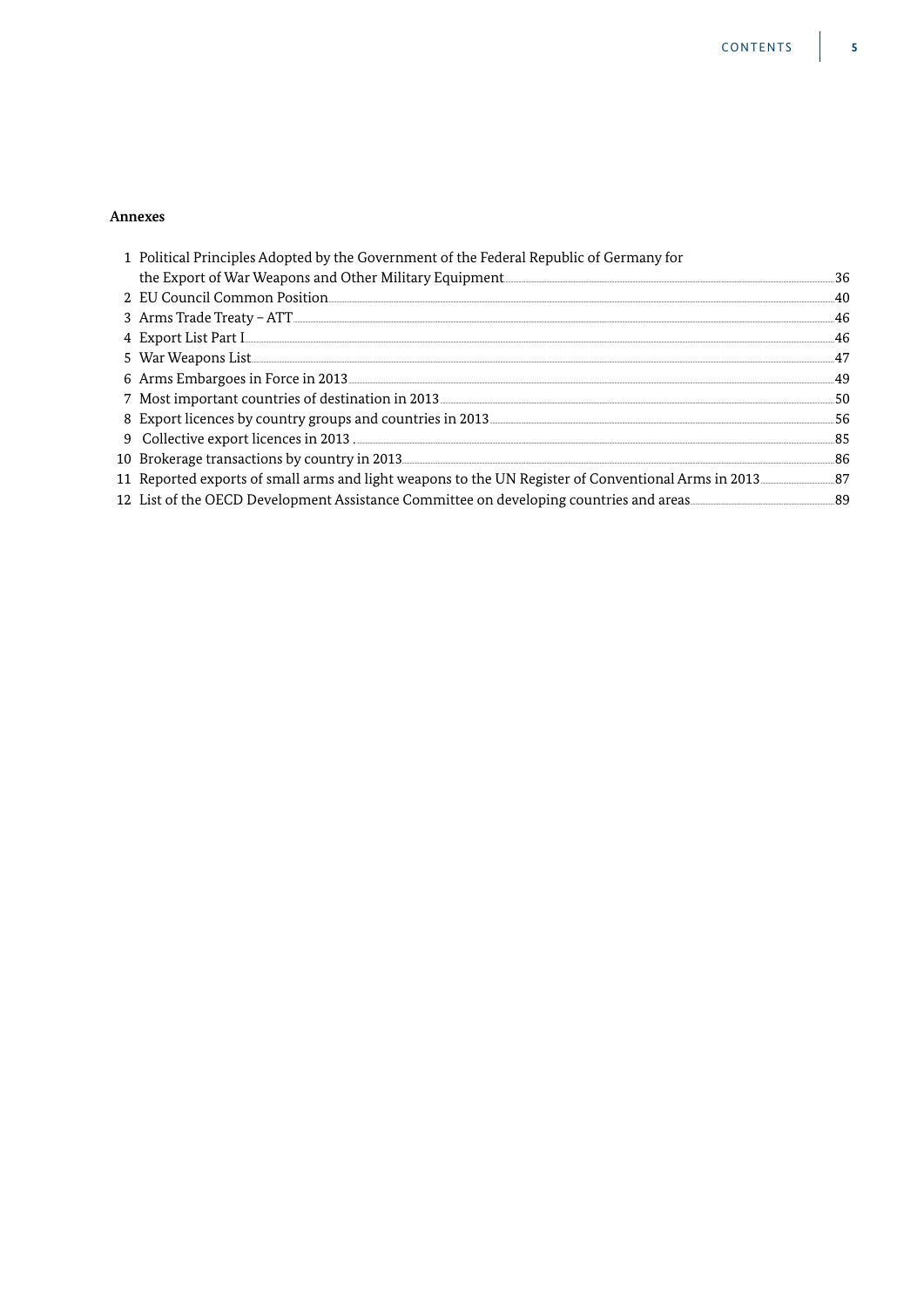**Annexes**

| | | |
|---|---|---|
| 1 | Political Principles Adopted by the Government of the Federal Republic of Germany for the Export of War Weapons and Other Military Equipment | 36 |
| 2 | EU Council Common Position | 40 |
| 3 | Arms Trade Treaty – ATT | 46 |
| 4 | Export List Part I | 46 |
| 5 | War Weapons List | 47 |
| 6 | Arms Embargoes in Force in 2013 | 49 |
| 7 | Most important countries of destination in 2013 | 50 |
| 8 | Export licences by country groups and countries in 2013 | 56 |
| 9 | Collective export licences in 2013 | 85 |
| 10 | Brokerage transactions by country in 2013 | 86 |
| 11 | Reported exports of small arms and light weapons to the UN Register of Conventional Arms in 2013 | 87 |
| 12 | List of the OECD Development Assistance Committee on developing countries and areas | 89 |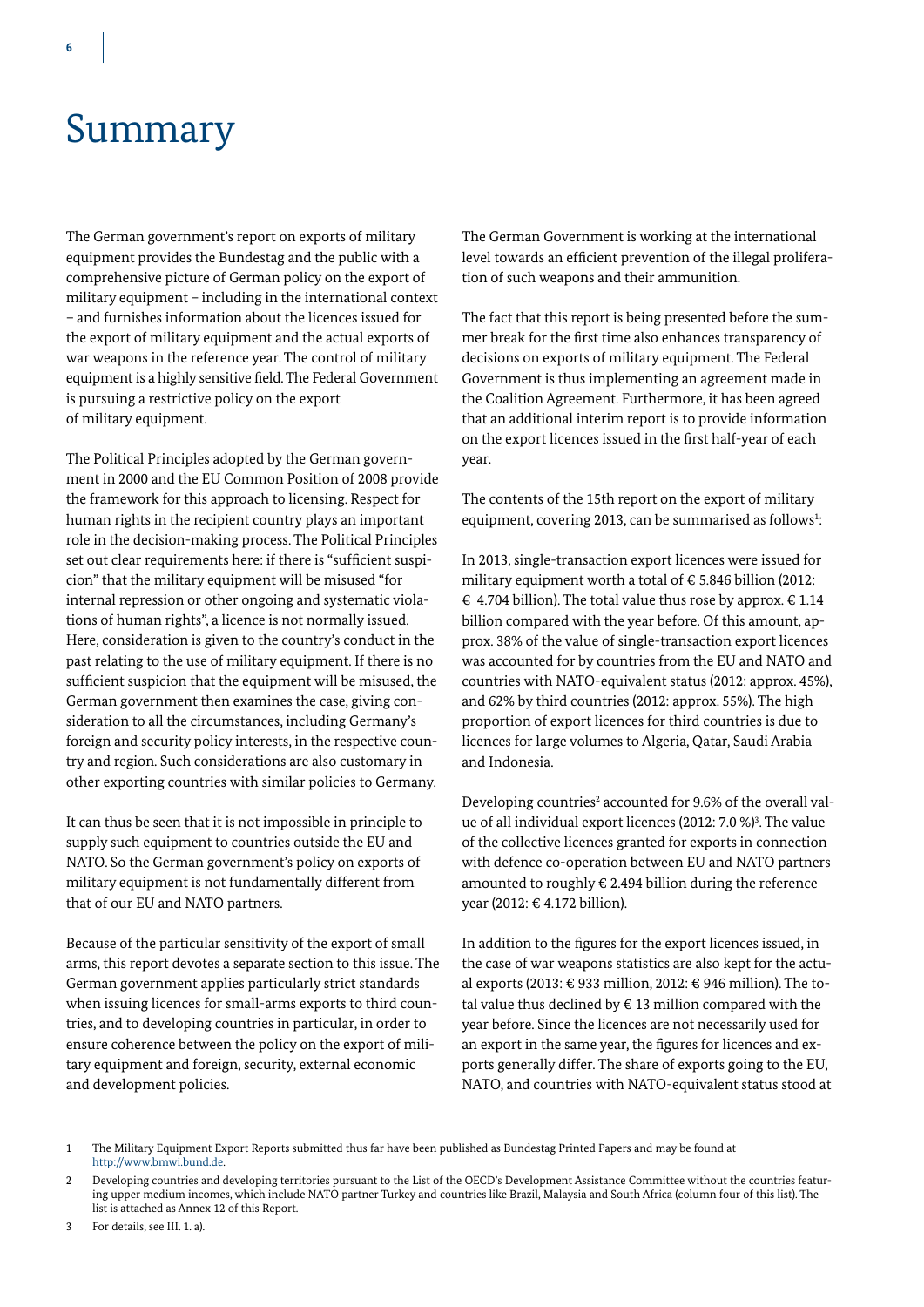# Summary

The German government's report on exports of military equipment provides the Bundestag and the public with a comprehensive picture of German policy on the export of military equipment – including in the international context – and furnishes information about the licences issued for the export of military equipment and the actual exports of war weapons in the reference year. The control of military equipment is a highly sensitive field. The Federal Government is pursuing a restrictive policy on the export of military equipment.

The Political Principles adopted by the German government in 2000 and the EU Common Position of 2008 provide the framework for this approach to licensing. Respect for human rights in the recipient country plays an important role in the decision-making process. The Political Principles set out clear requirements here: if there is "sufficient suspicion" that the military equipment will be misused "for internal repression or other ongoing and systematic violations of human rights", a licence is not normally issued. Here, consideration is given to the country's conduct in the past relating to the use of military equipment. If there is no sufficient suspicion that the equipment will be misused, the German government then examines the case, giving consideration to all the circumstances, including Germany's foreign and security policy interests, in the respective country and region. Such considerations are also customary in other exporting countries with similar policies to Germany.

It can thus be seen that it is not impossible in principle to supply such equipment to countries outside the EU and NATO. So the German government's policy on exports of military equipment is not fundamentally different from that of our EU and NATO partners.

Because of the particular sensitivity of the export of small arms, this report devotes a separate section to this issue. The German government applies particularly strict standards when issuing licences for small-arms exports to third countries, and to developing countries in particular, in order to ensure coherence between the policy on the export of military equipment and foreign, security, external economic and development policies.

The German Government is working at the international level towards an efficient prevention of the illegal proliferation of such weapons and their ammunition.

The fact that this report is being presented before the summer break for the first time also enhances transparency of decisions on exports of military equipment. The Federal Government is thus implementing an agreement made in the Coalition Agreement. Furthermore, it has been agreed that an additional interim report is to provide information on the export licences issued in the first half-year of each year.

The contents of the 15th report on the export of military equipment, covering 2013, can be summarised as follows[1]:

In 2013, single-transaction export licences were issued for military equipment worth a total of € 5.846 billion (2012: € 4.704 billion). The total value thus rose by approx. € 1.14 billion compared with the year before. Of this amount, approx. 38% of the value of single-transaction export licences was accounted for by countries from the EU and NATO and countries with NATO-equivalent status (2012: approx. 45%), and 62% by third countries (2012: approx. 55%). The high proportion of export licences for third countries is due to licences for large volumes to Algeria, Qatar, Saudi Arabia and Indonesia.

Developing countries[2] accounted for 9.6% of the overall value of all individual export licences (2012: 7.0 %)[3]. The value of the collective licences granted for exports in connection with defence co-operation between EU and NATO partners amounted to roughly € 2.494 billion during the reference year (2012: € 4.172 billion).

In addition to the figures for the export licences issued, in the case of war weapons statistics are also kept for the actual exports (2013: € 933 million, 2012: € 946 million). The total value thus declined by € 13 million compared with the year before. Since the licences are not necessarily used for an export in the same year, the figures for licences and exports generally differ. The share of exports going to the EU, NATO, and countries with NATO-equivalent status stood at

1 The Military Equipment Export Reports submitted thus far have been published as Bundestag Printed Papers and may be found at http://www.bmwi.bund.de.

2 Developing countries and developing territories pursuant to the List of the OECD's Development Assistance Committee without the countries featuring upper medium incomes, which include NATO partner Turkey and countries like Brazil, Malaysia and South Africa (column four of this list). The list is attached as Annex 12 of this Report.

3 For details, see III. 1. a).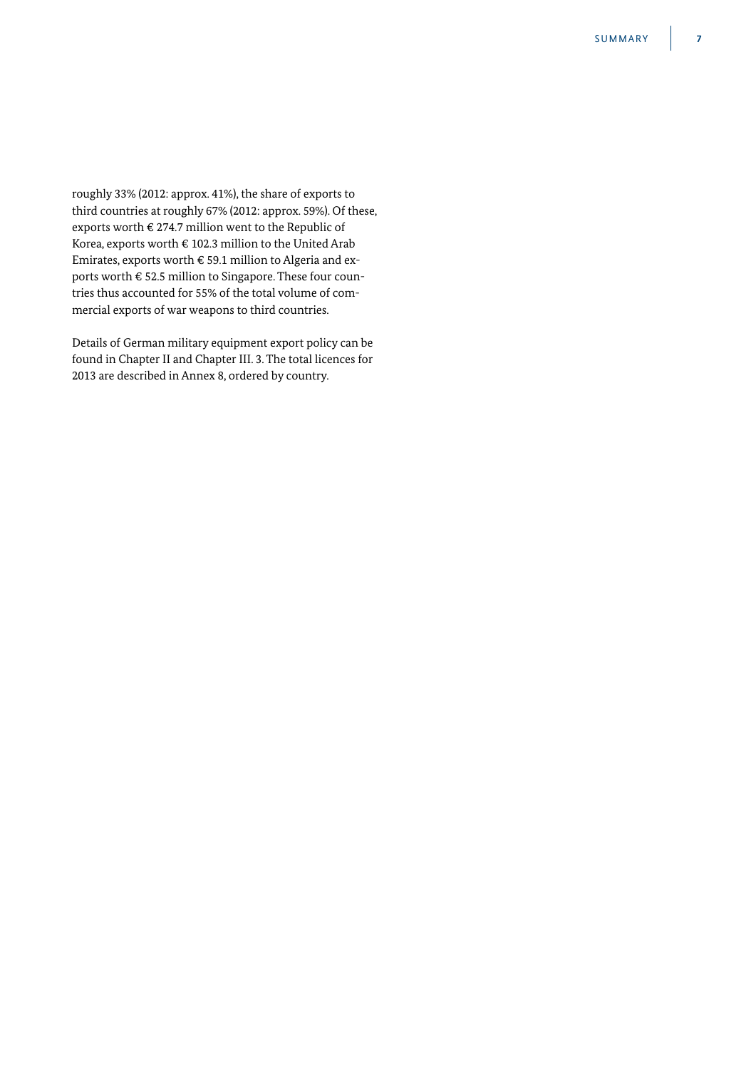roughly 33% (2012: approx. 41%), the share of exports to third countries at roughly 67% (2012: approx. 59%). Of these, exports worth € 274.7 million went to the Republic of Korea, exports worth € 102.3 million to the United Arab Emirates, exports worth € 59.1 million to Algeria and exports worth € 52.5 million to Singapore. These four countries thus accounted for 55% of the total volume of commercial exports of war weapons to third countries.

Details of German military equipment export policy can be found in Chapter II and Chapter III. 3. The total licences for 2013 are described in Annex 8, ordered by country.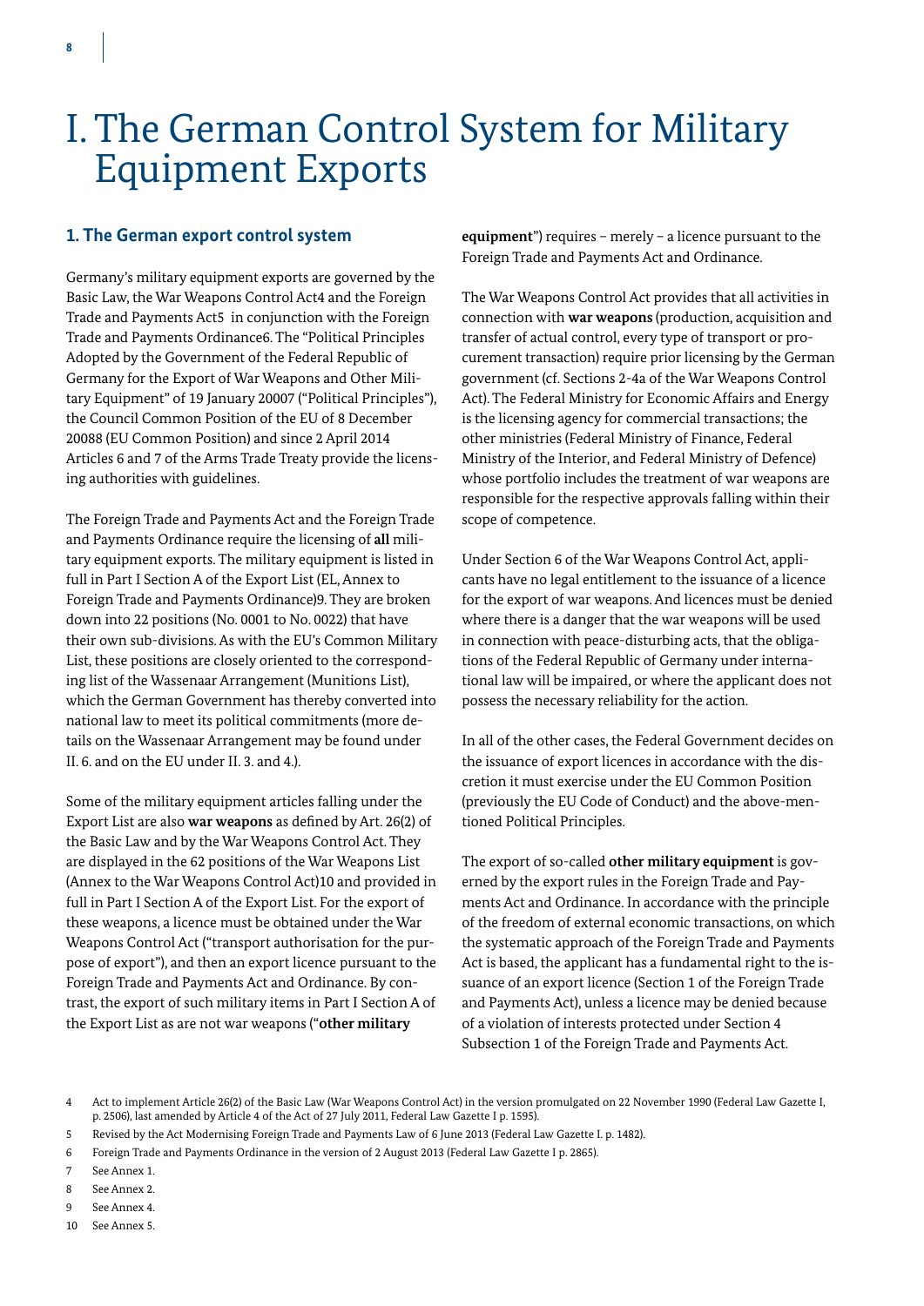# I. The German Control System for Military Equipment Exports

## 1. The German export control system

Germany's military equipment exports are governed by the Basic Law, the War Weapons Control Act[4] and the Foreign Trade and Payments Act[5] in conjunction with the Foreign Trade and Payments Ordinance[6]. The "Political Principles Adopted by the Government of the Federal Republic of Germany for the Export of War Weapons and Other Military Equipment" of 19 January 2000[7] ("Political Principles"), the Council Common Position of the EU of 8 December 2008[8] (EU Common Position) and since 2 April 2014 Articles 6 and 7 of the Arms Trade Treaty provide the licensing authorities with guidelines.

The Foreign Trade and Payments Act and the Foreign Trade and Payments Ordinance require the licensing of **all** military equipment exports. The military equipment is listed in full in Part I Section A of the Export List (EL, Annex to Foreign Trade and Payments Ordinance)[9]. They are broken down into 22 positions (No. 0001 to No. 0022) that have their own sub-divisions. As with the EU's Common Military List, these positions are closely oriented to the corresponding list of the Wassenaar Arrangement (Munitions List), which the German Government has thereby converted into national law to meet its political commitments (more details on the Wassenaar Arrangement may be found under II. 6. and on the EU under II. 3. and 4.).

Some of the military equipment articles falling under the Export List are also **war weapons** as defined by Art. 26(2) of the Basic Law and by the War Weapons Control Act. They are displayed in the 62 positions of the War Weapons List (Annex to the War Weapons Control Act)[10] and provided in full in Part I Section A of the Export List. For the export of these weapons, a licence must be obtained under the War Weapons Control Act ("transport authorisation for the purpose of export"), and then an export licence pursuant to the Foreign Trade and Payments Act and Ordinance. By contrast, the export of such military items in Part I Section A of the Export List as are not war weapons ("**other military equipment**") requires – merely – a licence pursuant to the Foreign Trade and Payments Act and Ordinance.

The War Weapons Control Act provides that all activities in connection with **war weapons** (production, acquisition and transfer of actual control, every type of transport or procurement transaction) require prior licensing by the German government (cf. Sections 2-4a of the War Weapons Control Act). The Federal Ministry for Economic Affairs and Energy is the licensing agency for commercial transactions; the other ministries (Federal Ministry of Finance, Federal Ministry of the Interior, and Federal Ministry of Defence) whose portfolio includes the treatment of war weapons are responsible for the respective approvals falling within their scope of competence.

Under Section 6 of the War Weapons Control Act, applicants have no legal entitlement to the issuance of a licence for the export of war weapons. And licences must be denied where there is a danger that the war weapons will be used in connection with peace-disturbing acts, that the obligations of the Federal Republic of Germany under international law will be impaired, or where the applicant does not possess the necessary reliability for the action.

In all of the other cases, the Federal Government decides on the issuance of export licences in accordance with the discretion it must exercise under the EU Common Position (previously the EU Code of Conduct) and the above-mentioned Political Principles.

The export of so-called **other military equipment** is governed by the export rules in the Foreign Trade and Payments Act and Ordinance. In accordance with the principle of the freedom of external economic transactions, on which the systematic approach of the Foreign Trade and Payments Act is based, the applicant has a fundamental right to the issuance of an export licence (Section 1 of the Foreign Trade and Payments Act), unless a licence may be denied because of a violation of interests protected under Section 4 Subsection 1 of the Foreign Trade and Payments Act.

---

4 Act to implement Article 26(2) of the Basic Law (War Weapons Control Act) in the version promulgated on 22 November 1990 (Federal Law Gazette I, p. 2506), last amended by Article 4 of the Act of 27 July 2011, Federal Law Gazette I p. 1595).

5 Revised by the Act Modernising Foreign Trade and Payments Law of 6 June 2013 (Federal Law Gazette I. p. 1482).

6 Foreign Trade and Payments Ordinance in the version of 2 August 2013 (Federal Law Gazette I p. 2865).

7 See Annex 1.

8 See Annex 2.

9 See Annex 4.

10 See Annex 5.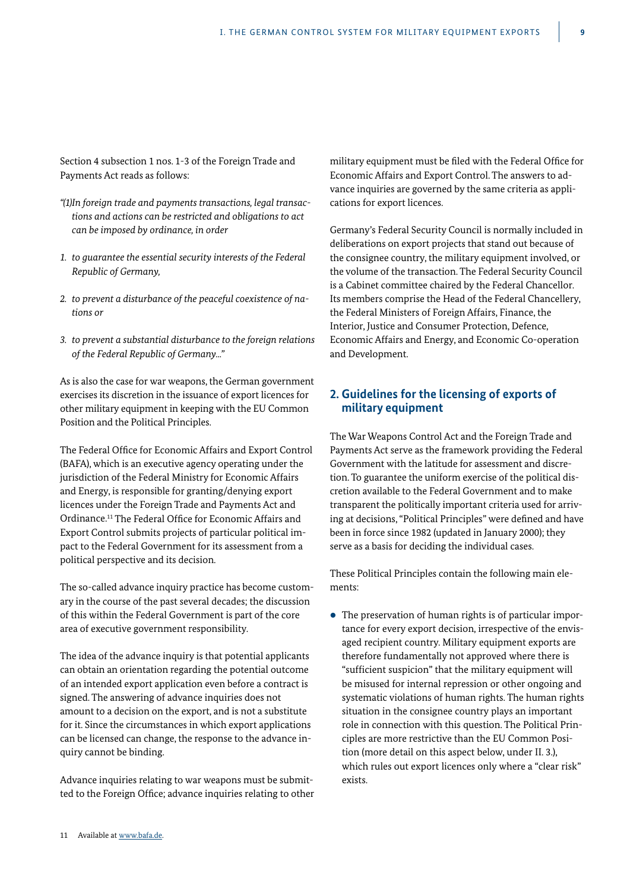Section 4 subsection 1 nos. 1-3 of the Foreign Trade and Payments Act reads as follows:

*"(1)In foreign trade and payments transactions, legal transactions and actions can be restricted and obligations to act can be imposed by ordinance, in order*

1. *to guarantee the essential security interests of the Federal Republic of Germany,*
2. *to prevent a disturbance of the peaceful coexistence of nations or*
3. *to prevent a substantial disturbance to the foreign relations of the Federal Republic of Germany…"*

As is also the case for war weapons, the German government exercises its discretion in the issuance of export licences for other military equipment in keeping with the EU Common Position and the Political Principles.

The Federal Office for Economic Affairs and Export Control (BAFA), which is an executive agency operating under the jurisdiction of the Federal Ministry for Economic Affairs and Energy, is responsible for granting/denying export licences under the Foreign Trade and Payments Act and Ordinance.[11] The Federal Office for Economic Affairs and Export Control submits projects of particular political impact to the Federal Government for its assessment from a political perspective and its decision.

The so-called advance inquiry practice has become customary in the course of the past several decades; the discussion of this within the Federal Government is part of the core area of executive government responsibility.

The idea of the advance inquiry is that potential applicants can obtain an orientation regarding the potential outcome of an intended export application even before a contract is signed. The answering of advance inquiries does not amount to a decision on the export, and is not a substitute for it. Since the circumstances in which export applications can be licensed can change, the response to the advance inquiry cannot be binding.

Advance inquiries relating to war weapons must be submitted to the Foreign Office; advance inquiries relating to other military equipment must be filed with the Federal Office for Economic Affairs and Export Control. The answers to advance inquiries are governed by the same criteria as applications for export licences.

Germany's Federal Security Council is normally included in deliberations on export projects that stand out because of the consignee country, the military equipment involved, or the volume of the transaction. The Federal Security Council is a Cabinet committee chaired by the Federal Chancellor. Its members comprise the Head of the Federal Chancellery, the Federal Ministers of Foreign Affairs, Finance, the Interior, Justice and Consumer Protection, Defence, Economic Affairs and Energy, and Economic Co-operation and Development.

## 2. Guidelines for the licensing of exports of military equipment

The War Weapons Control Act and the Foreign Trade and Payments Act serve as the framework providing the Federal Government with the latitude for assessment and discretion. To guarantee the uniform exercise of the political discretion available to the Federal Government and to make transparent the politically important criteria used for arriving at decisions, "Political Principles" were defined and have been in force since 1982 (updated in January 2000); they serve as a basis for deciding the individual cases.

These Political Principles contain the following main elements:

- The preservation of human rights is of particular importance for every export decision, irrespective of the envisaged recipient country. Military equipment exports are therefore fundamentally not approved where there is "sufficient suspicion" that the military equipment will be misused for internal repression or other ongoing and systematic violations of human rights. The human rights situation in the consignee country plays an important role in connection with this question. The Political Principles are more restrictive than the EU Common Position (more detail on this aspect below, under II. 3.), which rules out export licences only where a "clear risk" exists.

11 Available at www.bafa.de.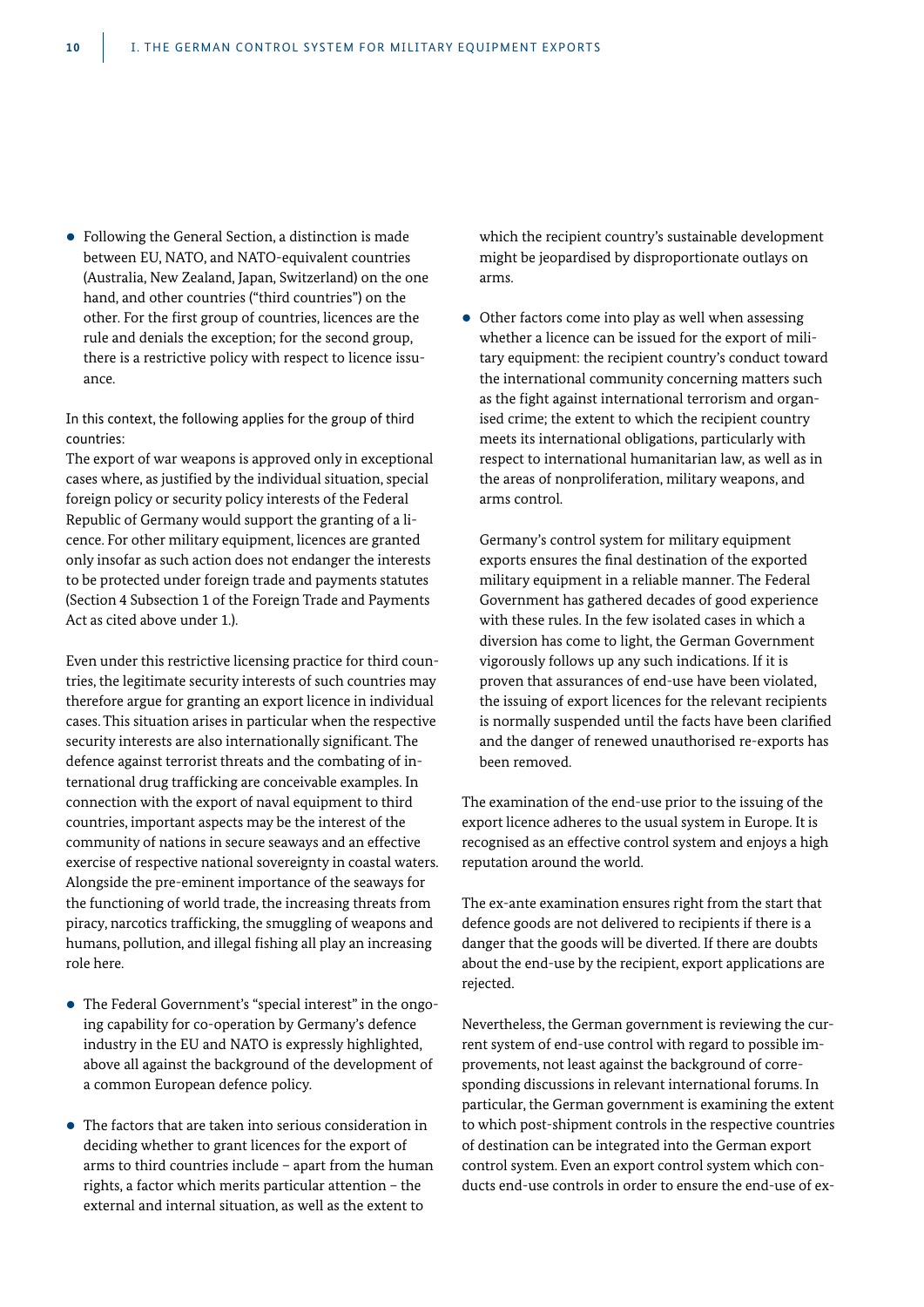- Following the General Section, a distinction is made between EU, NATO, and NATO-equivalent countries (Australia, New Zealand, Japan, Switzerland) on the one hand, and other countries ("third countries") on the other. For the first group of countries, licences are the rule and denials the exception; for the second group, there is a restrictive policy with respect to licence issuance.

In this context, the following applies for the group of third countries:
The export of war weapons is approved only in exceptional cases where, as justified by the individual situation, special foreign policy or security policy interests of the Federal Republic of Germany would support the granting of a licence. For other military equipment, licences are granted only insofar as such action does not endanger the interests to be protected under foreign trade and payments statutes (Section 4 Subsection 1 of the Foreign Trade and Payments Act as cited above under 1.).

Even under this restrictive licensing practice for third countries, the legitimate security interests of such countries may therefore argue for granting an export licence in individual cases. This situation arises in particular when the respective security interests are also internationally significant. The defence against terrorist threats and the combating of international drug trafficking are conceivable examples. In connection with the export of naval equipment to third countries, important aspects may be the interest of the community of nations in secure seaways and an effective exercise of respective national sovereignty in coastal waters. Alongside the pre-eminent importance of the seaways for the functioning of world trade, the increasing threats from piracy, narcotics trafficking, the smuggling of weapons and humans, pollution, and illegal fishing all play an increasing role here.

- The Federal Government's "special interest" in the ongoing capability for co-operation by Germany's defence industry in the EU and NATO is expressly highlighted, above all against the background of the development of a common European defence policy.

- The factors that are taken into serious consideration in deciding whether to grant licences for the export of arms to third countries include – apart from the human rights, a factor which merits particular attention – the external and internal situation, as well as the extent to which the recipient country's sustainable development might be jeopardised by disproportionate outlays on arms.

- Other factors come into play as well when assessing whether a licence can be issued for the export of military equipment: the recipient country's conduct toward the international community concerning matters such as the fight against international terrorism and organised crime; the extent to which the recipient country meets its international obligations, particularly with respect to international humanitarian law, as well as in the areas of nonproliferation, military weapons, and arms control.

  Germany's control system for military equipment exports ensures the final destination of the exported military equipment in a reliable manner. The Federal Government has gathered decades of good experience with these rules. In the few isolated cases in which a diversion has come to light, the German Government vigorously follows up any such indications. If it is proven that assurances of end-use have been violated, the issuing of export licences for the relevant recipients is normally suspended until the facts have been clarified and the danger of renewed unauthorised re-exports has been removed.

The examination of the end-use prior to the issuing of the export licence adheres to the usual system in Europe. It is recognised as an effective control system and enjoys a high reputation around the world.

The ex-ante examination ensures right from the start that defence goods are not delivered to recipients if there is a danger that the goods will be diverted. If there are doubts about the end-use by the recipient, export applications are rejected.

Nevertheless, the German government is reviewing the current system of end-use control with regard to possible improvements, not least against the background of corresponding discussions in relevant international forums. In particular, the German government is examining the extent to which post-shipment controls in the respective countries of destination can be integrated into the German export control system. Even an export control system which conducts end-use controls in order to ensure the end-use of ex-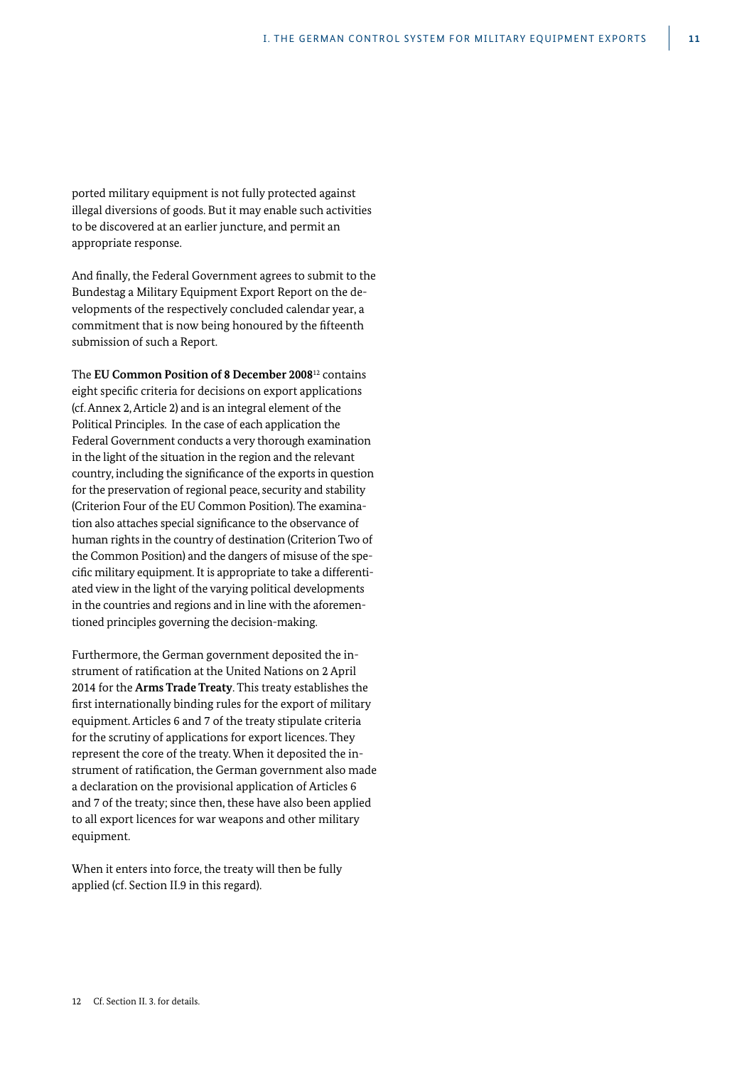ported military equipment is not fully protected against illegal diversions of goods. But it may enable such activities to be discovered at an earlier juncture, and permit an appropriate response.

And finally, the Federal Government agrees to submit to the Bundestag a Military Equipment Export Report on the developments of the respectively concluded calendar year, a commitment that is now being honoured by the fifteenth submission of such a Report.

The **EU Common Position of 8 December 2008**[12] contains eight specific criteria for decisions on export applications (cf. Annex 2, Article 2) and is an integral element of the Political Principles. In the case of each application the Federal Government conducts a very thorough examination in the light of the situation in the region and the relevant country, including the significance of the exports in question for the preservation of regional peace, security and stability (Criterion Four of the EU Common Position). The examination also attaches special significance to the observance of human rights in the country of destination (Criterion Two of the Common Position) and the dangers of misuse of the specific military equipment. It is appropriate to take a differentiated view in the light of the varying political developments in the countries and regions and in line with the aforementioned principles governing the decision-making.

Furthermore, the German government deposited the instrument of ratification at the United Nations on 2 April 2014 for the **Arms Trade Treaty**. This treaty establishes the first internationally binding rules for the export of military equipment. Articles 6 and 7 of the treaty stipulate criteria for the scrutiny of applications for export licences. They represent the core of the treaty. When it deposited the instrument of ratification, the German government also made a declaration on the provisional application of Articles 6 and 7 of the treaty; since then, these have also been applied to all export licences for war weapons and other military equipment.

When it enters into force, the treaty will then be fully applied (cf. Section II.9 in this regard).

12 Cf. Section II. 3. for details.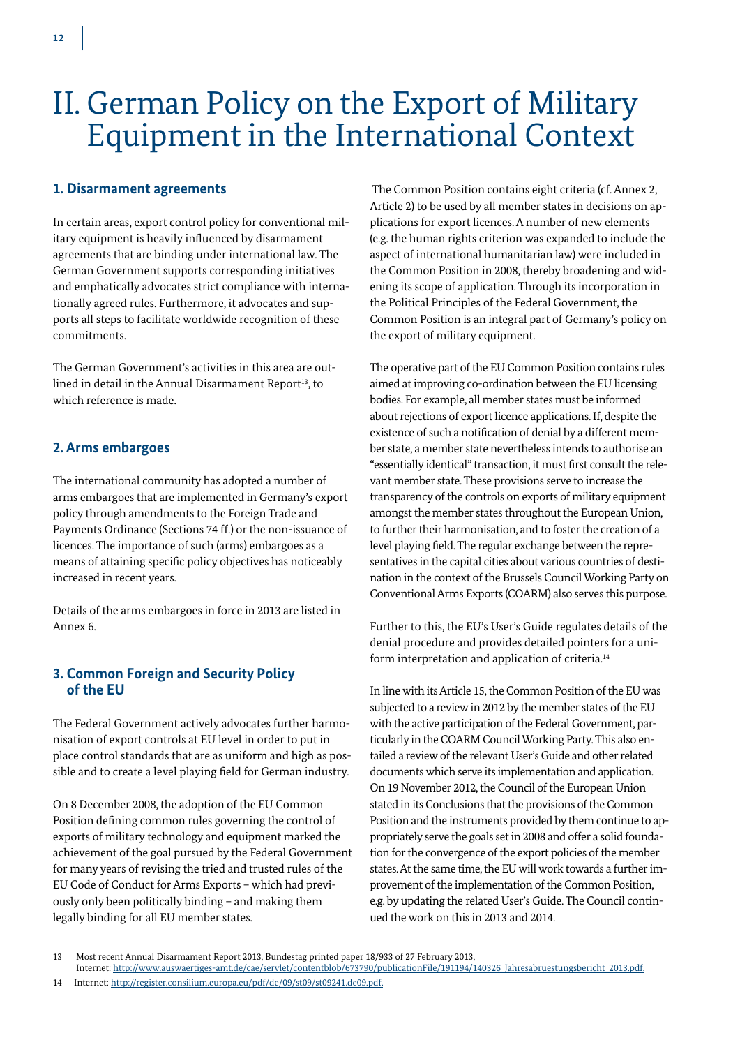# II. German Policy on the Export of Military Equipment in the International Context

## 1. Disarmament agreements

In certain areas, export control policy for conventional military equipment is heavily influenced by disarmament agreements that are binding under international law. The German Government supports corresponding initiatives and emphatically advocates strict compliance with internationally agreed rules. Furthermore, it advocates and supports all steps to facilitate worldwide recognition of these commitments.

The German Government's activities in this area are outlined in detail in the Annual Disarmament Report[13], to which reference is made.

## 2. Arms embargoes

The international community has adopted a number of arms embargoes that are implemented in Germany's export policy through amendments to the Foreign Trade and Payments Ordinance (Sections 74 ff.) or the non-issuance of licences. The importance of such (arms) embargoes as a means of attaining specific policy objectives has noticeably increased in recent years.

Details of the arms embargoes in force in 2013 are listed in Annex 6.

## 3. Common Foreign and Security Policy of the EU

The Federal Government actively advocates further harmonisation of export controls at EU level in order to put in place control standards that are as uniform and high as possible and to create a level playing field for German industry.

On 8 December 2008, the adoption of the EU Common Position defining common rules governing the control of exports of military technology and equipment marked the achievement of the goal pursued by the Federal Government for many years of revising the tried and trusted rules of the EU Code of Conduct for Arms Exports – which had previously only been politically binding – and making them legally binding for all EU member states.

The Common Position contains eight criteria (cf. Annex 2, Article 2) to be used by all member states in decisions on applications for export licences. A number of new elements (e.g. the human rights criterion was expanded to include the aspect of international humanitarian law) were included in the Common Position in 2008, thereby broadening and widening its scope of application. Through its incorporation in the Political Principles of the Federal Government, the Common Position is an integral part of Germany's policy on the export of military equipment.

The operative part of the EU Common Position contains rules aimed at improving co-ordination between the EU licensing bodies. For example, all member states must be informed about rejections of export licence applications. If, despite the existence of such a notification of denial by a different member state, a member state nevertheless intends to authorise an "essentially identical" transaction, it must first consult the relevant member state. These provisions serve to increase the transparency of the controls on exports of military equipment amongst the member states throughout the European Union, to further their harmonisation, and to foster the creation of a level playing field. The regular exchange between the representatives in the capital cities about various countries of destination in the context of the Brussels Council Working Party on Conventional Arms Exports (COARM) also serves this purpose.

Further to this, the EU's User's Guide regulates details of the denial procedure and provides detailed pointers for a uniform interpretation and application of criteria.[14]

In line with its Article 15, the Common Position of the EU was subjected to a review in 2012 by the member states of the EU with the active participation of the Federal Government, particularly in the COARM Council Working Party. This also entailed a review of the relevant User's Guide and other related documents which serve its implementation and application. On 19 November 2012, the Council of the European Union stated in its Conclusions that the provisions of the Common Position and the instruments provided by them continue to appropriately serve the goals set in 2008 and offer a solid foundation for the convergence of the export policies of the member states. At the same time, the EU will work towards a further improvement of the implementation of the Common Position, e.g. by updating the related User's Guide. The Council continued the work on this in 2013 and 2014.

---

13 Most recent Annual Disarmament Report 2013, Bundestag printed paper 18/933 of 27 February 2013, Internet: http://www.auswaertiges-amt.de/cae/servlet/contentblob/673790/publicationFile/191194/140326_Jahresabruestungsbericht_2013.pdf.

14 Internet: http://register.consilium.europa.eu/pdf/de/09/st09/st09241.de09.pdf.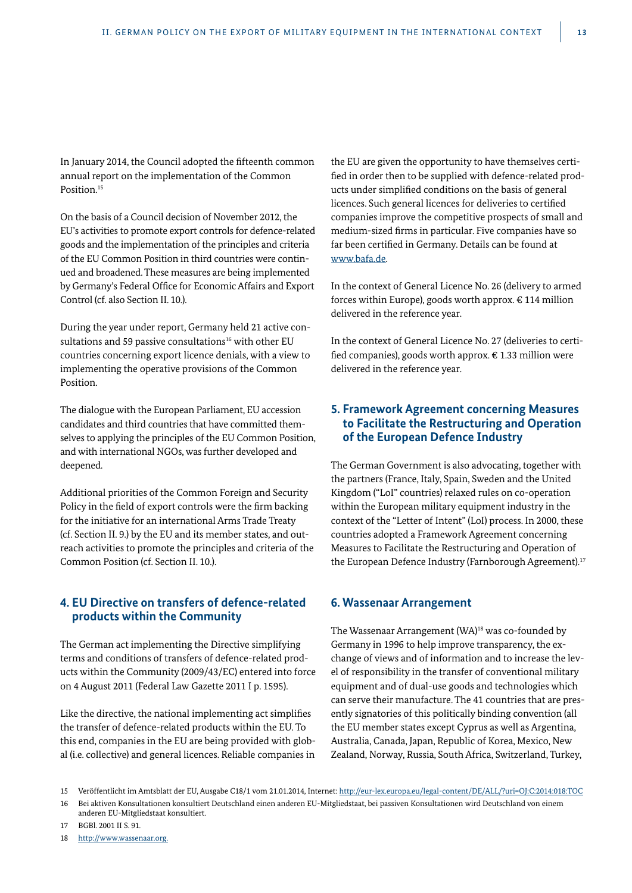In January 2014, the Council adopted the fifteenth common annual report on the implementation of the Common Position.[15]

On the basis of a Council decision of November 2012, the EU's activities to promote export controls for defence-related goods and the implementation of the principles and criteria of the EU Common Position in third countries were continued and broadened. These measures are being implemented by Germany's Federal Office for Economic Affairs and Export Control (cf. also Section II. 10.).

During the year under report, Germany held 21 active consultations and 59 passive consultations[16] with other EU countries concerning export licence denials, with a view to implementing the operative provisions of the Common Position.

The dialogue with the European Parliament, EU accession candidates and third countries that have committed themselves to applying the principles of the EU Common Position, and with international NGOs, was further developed and deepened.

Additional priorities of the Common Foreign and Security Policy in the field of export controls were the firm backing for the initiative for an international Arms Trade Treaty (cf. Section II. 9.) by the EU and its member states, and outreach activities to promote the principles and criteria of the Common Position (cf. Section II. 10.).

## 4. EU Directive on transfers of defence-related products within the Community

The German act implementing the Directive simplifying terms and conditions of transfers of defence-related products within the Community (2009/43/EC) entered into force on 4 August 2011 (Federal Law Gazette 2011 I p. 1595).

Like the directive, the national implementing act simplifies the transfer of defence-related products within the EU. To this end, companies in the EU are being provided with global (i.e. collective) and general licences. Reliable companies in the EU are given the opportunity to have themselves certified in order then to be supplied with defence-related products under simplified conditions on the basis of general licences. Such general licences for deliveries to certified companies improve the competitive prospects of small and medium-sized firms in particular. Five companies have so far been certified in Germany. Details can be found at www.bafa.de.

In the context of General Licence No. 26 (delivery to armed forces within Europe), goods worth approx. € 114 million delivered in the reference year.

In the context of General Licence No. 27 (deliveries to certified companies), goods worth approx. € 1.33 million were delivered in the reference year.

## 5. Framework Agreement concerning Measures to Facilitate the Restructuring and Operation of the European Defence Industry

The German Government is also advocating, together with the partners (France, Italy, Spain, Sweden and the United Kingdom ("LoI" countries) relaxed rules on co-operation within the European military equipment industry in the context of the "Letter of Intent" (LoI) process. In 2000, these countries adopted a Framework Agreement concerning Measures to Facilitate the Restructuring and Operation of the European Defence Industry (Farnborough Agreement).[17]

## 6. Wassenaar Arrangement

The Wassenaar Arrangement (WA)[18] was co-founded by Germany in 1996 to help improve transparency, the exchange of views and of information and to increase the level of responsibility in the transfer of conventional military equipment and of dual-use goods and technologies which can serve their manufacture. The 41 countries that are presently signatories of this politically binding convention (all the EU member states except Cyprus as well as Argentina, Australia, Canada, Japan, Republic of Korea, Mexico, New Zealand, Norway, Russia, South Africa, Switzerland, Turkey,

---

15 Veröffentlicht im Amtsblatt der EU, Ausgabe C18/1 vom 21.01.2014, Internet: http://eur-lex.europa.eu/legal-content/DE/ALL/?uri=OJ:C:2014:018:TOC

16 Bei aktiven Konsultationen konsultiert Deutschland einen anderen EU-Mitgliedstaat, bei passiven Konsultationen wird Deutschland von einem anderen EU-Mitgliedstaat konsultiert.

17 BGBl. 2001 II S. 91.

18 http://www.wassenaar.org.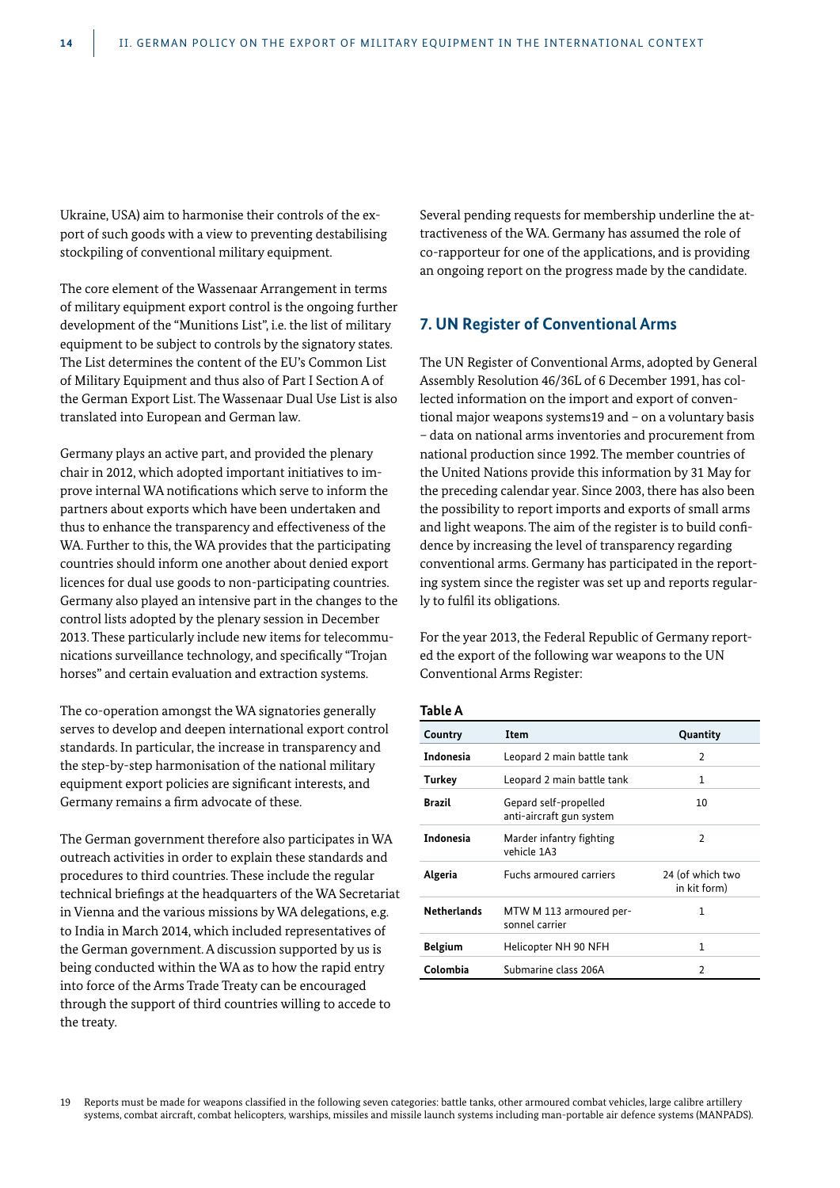Ukraine, USA) aim to harmonise their controls of the export of such goods with a view to preventing destabilising stockpiling of conventional military equipment.

The core element of the Wassenaar Arrangement in terms of military equipment export control is the ongoing further development of the "Munitions List", i.e. the list of military equipment to be subject to controls by the signatory states. The List determines the content of the EU's Common List of Military Equipment and thus also of Part I Section A of the German Export List. The Wassenaar Dual Use List is also translated into European and German law.

Germany plays an active part, and provided the plenary chair in 2012, which adopted important initiatives to improve internal WA notifications which serve to inform the partners about exports which have been undertaken and thus to enhance the transparency and effectiveness of the WA. Further to this, the WA provides that the participating countries should inform one another about denied export licences for dual use goods to non-participating countries. Germany also played an intensive part in the changes to the control lists adopted by the plenary session in December 2013. These particularly include new items for telecommunications surveillance technology, and specifically "Trojan horses" and certain evaluation and extraction systems.

The co-operation amongst the WA signatories generally serves to develop and deepen international export control standards. In particular, the increase in transparency and the step-by-step harmonisation of the national military equipment export policies are significant interests, and Germany remains a firm advocate of these.

The German government therefore also participates in WA outreach activities in order to explain these standards and procedures to third countries. These include the regular technical briefings at the headquarters of the WA Secretariat in Vienna and the various missions by WA delegations, e.g. to India in March 2014, which included representatives of the German government. A discussion supported by us is being conducted within the WA as to how the rapid entry into force of the Arms Trade Treaty can be encouraged through the support of third countries willing to accede to the treaty.

Several pending requests for membership underline the attractiveness of the WA. Germany has assumed the role of co-rapporteur for one of the applications, and is providing an ongoing report on the progress made by the candidate.

## 7. UN Register of Conventional Arms

The UN Register of Conventional Arms, adopted by General Assembly Resolution 46/36L of 6 December 1991, has collected information on the import and export of conventional major weapons systems[19] and – on a voluntary basis – data on national arms inventories and procurement from national production since 1992. The member countries of the United Nations provide this information by 31 May for the preceding calendar year. Since 2003, there has also been the possibility to report imports and exports of small arms and light weapons. The aim of the register is to build confidence by increasing the level of transparency regarding conventional arms. Germany has participated in the reporting system since the register was set up and reports regularly to fulfil its obligations.

For the year 2013, the Federal Republic of Germany reported the export of the following war weapons to the UN Conventional Arms Register:

**Table A**

| Country | Item | Quantity |
|---|---|---|
| **Indonesia** | Leopard 2 main battle tank | 2 |
| **Turkey** | Leopard 2 main battle tank | 1 |
| **Brazil** | Gepard self-propelled anti-aircraft gun system | 10 |
| **Indonesia** | Marder infantry fighting vehicle 1A3 | 2 |
| **Algeria** | Fuchs armoured carriers | 24 (of which two in kit form) |
| **Netherlands** | MTW M 113 armoured personnel carrier | 1 |
| **Belgium** | Helicopter NH 90 NFH | 1 |
| **Colombia** | Submarine class 206A | 2 |

19 Reports must be made for weapons classified in the following seven categories: battle tanks, other armoured combat vehicles, large calibre artillery systems, combat aircraft, combat helicopters, warships, missiles and missile launch systems including man-portable air defence systems (MANPADS).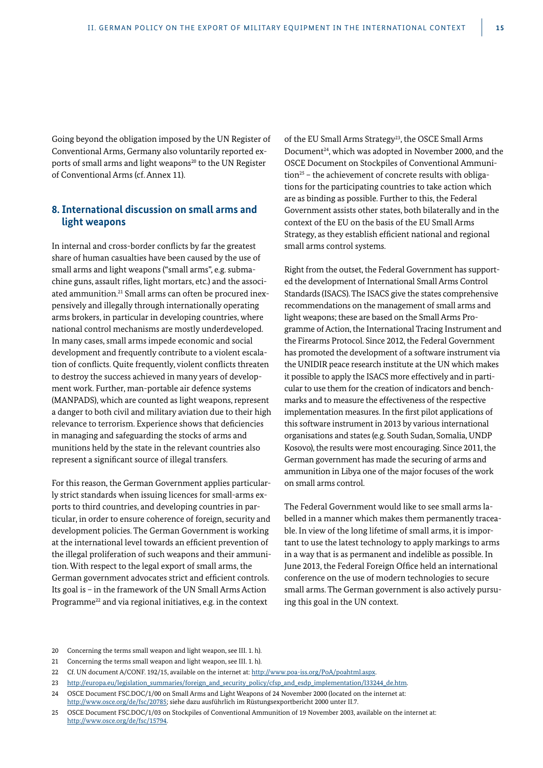Going beyond the obligation imposed by the UN Register of Conventional Arms, Germany also voluntarily reported exports of small arms and light weapons[20] to the UN Register of Conventional Arms (cf. Annex 11).

## 8. International discussion on small arms and light weapons

In internal and cross-border conflicts by far the greatest share of human casualties have been caused by the use of small arms and light weapons ("small arms", e.g. submachine guns, assault rifles, light mortars, etc.) and the associated ammunition.[21] Small arms can often be procured inexpensively and illegally through internationally operating arms brokers, in particular in developing countries, where national control mechanisms are mostly underdeveloped. In many cases, small arms impede economic and social development and frequently contribute to a violent escalation of conflicts. Quite frequently, violent conflicts threaten to destroy the success achieved in many years of development work. Further, man-portable air defence systems (MANPADS), which are counted as light weapons, represent a danger to both civil and military aviation due to their high relevance to terrorism. Experience shows that deficiencies in managing and safeguarding the stocks of arms and munitions held by the state in the relevant countries also represent a significant source of illegal transfers.

For this reason, the German Government applies particularly strict standards when issuing licences for small-arms exports to third countries, and developing countries in particular, in order to ensure coherence of foreign, security and development policies. The German Government is working at the international level towards an efficient prevention of the illegal proliferation of such weapons and their ammunition. With respect to the legal export of small arms, the German government advocates strict and efficient controls. Its goal is – in the framework of the UN Small Arms Action Programme[22] and via regional initiatives, e.g. in the context of the EU Small Arms Strategy[23], the OSCE Small Arms Document[24], which was adopted in November 2000, and the OSCE Document on Stockpiles of Conventional Ammunition[25] – the achievement of concrete results with obligations for the participating countries to take action which are as binding as possible. Further to this, the Federal Government assists other states, both bilaterally and in the context of the EU on the basis of the EU Small Arms Strategy, as they establish efficient national and regional small arms control systems.

Right from the outset, the Federal Government has supported the development of International Small Arms Control Standards (ISACS). The ISACS give the states comprehensive recommendations on the management of small arms and light weapons; these are based on the Small Arms Programme of Action, the International Tracing Instrument and the Firearms Protocol. Since 2012, the Federal Government has promoted the development of a software instrument via the UNIDIR peace research institute at the UN which makes it possible to apply the ISACS more effectively and in particular to use them for the creation of indicators and benchmarks and to measure the effectiveness of the respective implementation measures. In the first pilot applications of this software instrument in 2013 by various international organisations and states (e.g. South Sudan, Somalia, UNDP Kosovo), the results were most encouraging. Since 2011, the German government has made the securing of arms and ammunition in Libya one of the major focuses of the work on small arms control.

The Federal Government would like to see small arms labelled in a manner which makes them permanently traceable. In view of the long lifetime of small arms, it is important to use the latest technology to apply markings to arms in a way that is as permanent and indelible as possible. In June 2013, the Federal Foreign Office held an international conference on the use of modern technologies to secure small arms. The German government is also actively pursuing this goal in the UN context.

---

20 Concerning the terms small weapon and light weapon, see III. 1. h).

21 Concerning the terms small weapon and light weapon, see III. 1. h).

22 Cf. UN document A/CONF. 192/15, available on the internet at: http://www.poa-iss.org/PoA/poahtml.aspx.

23 http://europa.eu/legislation_summaries/foreign_and_security_policy/cfsp_and_esdp_implementation/l33244_de.htm.

24 OSCE Document FSC.DOC/1/00 on Small Arms and Light Weapons of 24 November 2000 (located on the internet at: http://www.osce.org/de/fsc/20785; siehe dazu ausführlich im Rüstungsexportbericht 2000 unter II.7.

25 OSCE Document FSC.DOC/1/03 on Stockpiles of Conventional Ammunition of 19 November 2003, available on the internet at: http://www.osce.org/de/fsc/15794.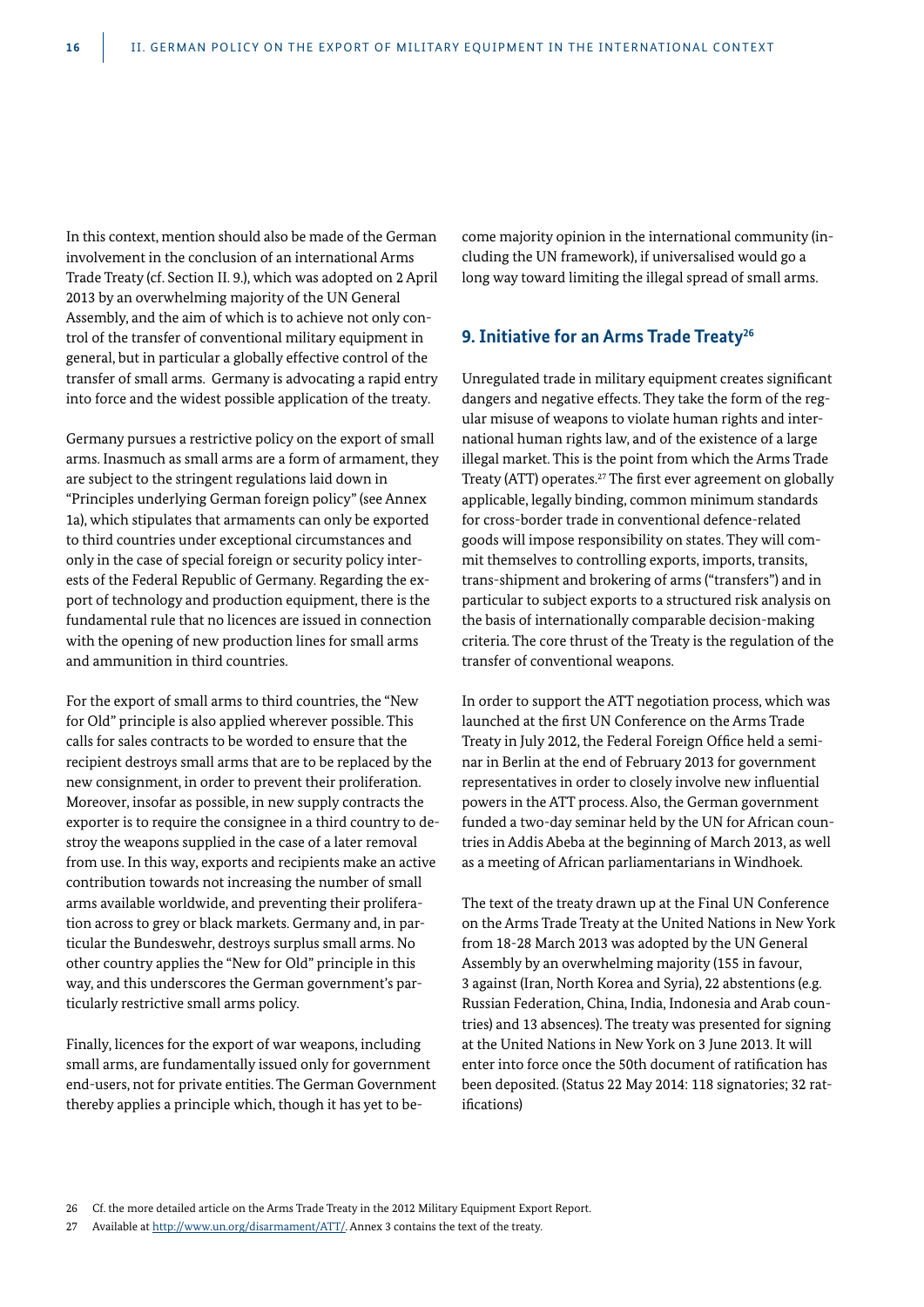In this context, mention should also be made of the German involvement in the conclusion of an international Arms Trade Treaty (cf. Section II. 9.), which was adopted on 2 April 2013 by an overwhelming majority of the UN General Assembly, and the aim of which is to achieve not only control of the transfer of conventional military equipment in general, but in particular a globally effective control of the transfer of small arms. Germany is advocating a rapid entry into force and the widest possible application of the treaty.

Germany pursues a restrictive policy on the export of small arms. Inasmuch as small arms are a form of armament, they are subject to the stringent regulations laid down in "Principles underlying German foreign policy" (see Annex 1a), which stipulates that armaments can only be exported to third countries under exceptional circumstances and only in the case of special foreign or security policy interests of the Federal Republic of Germany. Regarding the export of technology and production equipment, there is the fundamental rule that no licences are issued in connection with the opening of new production lines for small arms and ammunition in third countries.

For the export of small arms to third countries, the "New for Old" principle is also applied wherever possible. This calls for sales contracts to be worded to ensure that the recipient destroys small arms that are to be replaced by the new consignment, in order to prevent their proliferation. Moreover, insofar as possible, in new supply contracts the exporter is to require the consignee in a third country to destroy the weapons supplied in the case of a later removal from use. In this way, exports and recipients make an active contribution towards not increasing the number of small arms available worldwide, and preventing their proliferation across to grey or black markets. Germany and, in particular the Bundeswehr, destroys surplus small arms. No other country applies the "New for Old" principle in this way, and this underscores the German government's particularly restrictive small arms policy.

Finally, licences for the export of war weapons, including small arms, are fundamentally issued only for government end-users, not for private entities. The German Government thereby applies a principle which, though it has yet to become majority opinion in the international community (including the UN framework), if universalised would go a long way toward limiting the illegal spread of small arms.

## 9. Initiative for an Arms Trade Treaty[26]

Unregulated trade in military equipment creates significant dangers and negative effects. They take the form of the regular misuse of weapons to violate human rights and international human rights law, and of the existence of a large illegal market. This is the point from which the Arms Trade Treaty (ATT) operates.[27] The first ever agreement on globally applicable, legally binding, common minimum standards for cross-border trade in conventional defence-related goods will impose responsibility on states. They will commit themselves to controlling exports, imports, transits, trans-shipment and brokering of arms ("transfers") and in particular to subject exports to a structured risk analysis on the basis of internationally comparable decision-making criteria. The core thrust of the Treaty is the regulation of the transfer of conventional weapons.

In order to support the ATT negotiation process, which was launched at the first UN Conference on the Arms Trade Treaty in July 2012, the Federal Foreign Office held a seminar in Berlin at the end of February 2013 for government representatives in order to closely involve new influential powers in the ATT process. Also, the German government funded a two-day seminar held by the UN for African countries in Addis Abeba at the beginning of March 2013, as well as a meeting of African parliamentarians in Windhoek.

The text of the treaty drawn up at the Final UN Conference on the Arms Trade Treaty at the United Nations in New York from 18-28 March 2013 was adopted by the UN General Assembly by an overwhelming majority (155 in favour, 3 against (Iran, North Korea and Syria), 22 abstentions (e.g. Russian Federation, China, India, Indonesia and Arab countries) and 13 absences). The treaty was presented for signing at the United Nations in New York on 3 June 2013. It will enter into force once the 50th document of ratification has been deposited. (Status 22 May 2014: 118 signatories; 32 ratifications)

26 Cf. the more detailed article on the Arms Trade Treaty in the 2012 Military Equipment Export Report.

27 Available at http://www.un.org/disarmament/ATT/. Annex 3 contains the text of the treaty.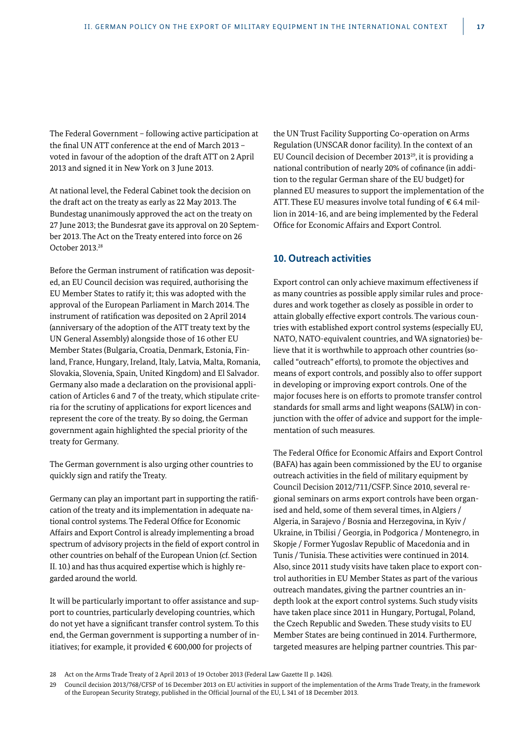The Federal Government – following active participation at the final UN ATT conference at the end of March 2013 – voted in favour of the adoption of the draft ATT on 2 April 2013 and signed it in New York on 3 June 2013.

At national level, the Federal Cabinet took the decision on the draft act on the treaty as early as 22 May 2013. The Bundestag unanimously approved the act on the treaty on 27 June 2013; the Bundesrat gave its approval on 20 September 2013. The Act on the Treaty entered into force on 26 October 2013.[28]

Before the German instrument of ratification was deposited, an EU Council decision was required, authorising the EU Member States to ratify it; this was adopted with the approval of the European Parliament in March 2014. The instrument of ratification was deposited on 2 April 2014 (anniversary of the adoption of the ATT treaty text by the UN General Assembly) alongside those of 16 other EU Member States (Bulgaria, Croatia, Denmark, Estonia, Finland, France, Hungary, Ireland, Italy, Latvia, Malta, Romania, Slovakia, Slovenia, Spain, United Kingdom) and El Salvador. Germany also made a declaration on the provisional application of Articles 6 and 7 of the treaty, which stipulate criteria for the scrutiny of applications for export licences and represent the core of the treaty. By so doing, the German government again highlighted the special priority of the treaty for Germany.

The German government is also urging other countries to quickly sign and ratify the Treaty.

Germany can play an important part in supporting the ratification of the treaty and its implementation in adequate national control systems. The Federal Office for Economic Affairs and Export Control is already implementing a broad spectrum of advisory projects in the field of export control in other countries on behalf of the European Union (cf. Section II. 10.) and has thus acquired expertise which is highly regarded around the world.

It will be particularly important to offer assistance and support to countries, particularly developing countries, which do not yet have a significant transfer control system. To this end, the German government is supporting a number of initiatives; for example, it provided € 600,000 for projects of the UN Trust Facility Supporting Co-operation on Arms Regulation (UNSCAR donor facility). In the context of an EU Council decision of December 2013[29], it is providing a national contribution of nearly 20% of cofinance (in addition to the regular German share of the EU budget) for planned EU measures to support the implementation of the ATT. These EU measures involve total funding of € 6.4 million in 2014-16, and are being implemented by the Federal Office for Economic Affairs and Export Control.

## 10. Outreach activities

Export control can only achieve maximum effectiveness if as many countries as possible apply similar rules and procedures and work together as closely as possible in order to attain globally effective export controls. The various countries with established export control systems (especially EU, NATO, NATO-equivalent countries, and WA signatories) believe that it is worthwhile to approach other countries (so-called "outreach" efforts), to promote the objectives and means of export controls, and possibly also to offer support in developing or improving export controls. One of the major focuses here is on efforts to promote transfer control standards for small arms and light weapons (SALW) in conjunction with the offer of advice and support for the implementation of such measures.

The Federal Office for Economic Affairs and Export Control (BAFA) has again been commissioned by the EU to organise outreach activities in the field of military equipment by Council Decision 2012/711/CSFP. Since 2010, several regional seminars on arms export controls have been organised and held, some of them several times, in Algiers / Algeria, in Sarajevo / Bosnia and Herzegovina, in Kyiv / Ukraine, in Tbilisi / Georgia, in Podgorica / Montenegro, in Skopje / Former Yugoslav Republic of Macedonia and in Tunis / Tunisia. These activities were continued in 2014. Also, since 2011 study visits have taken place to export control authorities in EU Member States as part of the various outreach mandates, giving the partner countries an in-depth look at the export control systems. Such study visits have taken place since 2011 in Hungary, Portugal, Poland, the Czech Republic and Sweden. These study visits to EU Member States are being continued in 2014. Furthermore, targeted measures are helping partner countries. This par-

28 Act on the Arms Trade Treaty of 2 April 2013 of 19 October 2013 (Federal Law Gazette II p. 1426).

29 Council decision 2013/768/CFSP of 16 December 2013 on EU activities in support of the implementation of the Arms Trade Treaty, in the framework of the European Security Strategy, published in the Official Journal of the EU, L 341 of 18 December 2013.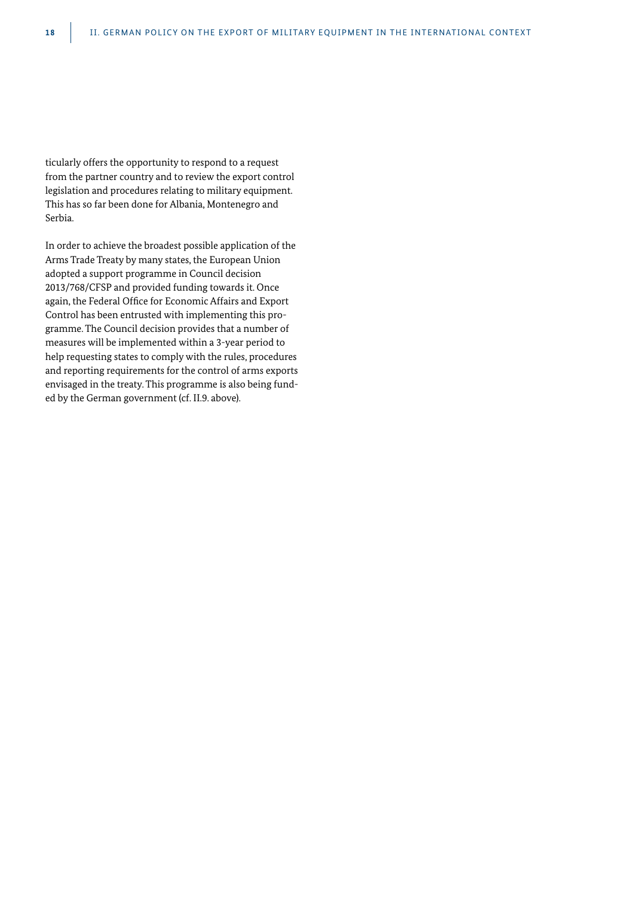ticularly offers the opportunity to respond to a request from the partner country and to review the export control legislation and procedures relating to military equipment. This has so far been done for Albania, Montenegro and Serbia.

In order to achieve the broadest possible application of the Arms Trade Treaty by many states, the European Union adopted a support programme in Council decision 2013/768/CFSP and provided funding towards it. Once again, the Federal Office for Economic Affairs and Export Control has been entrusted with implementing this programme. The Council decision provides that a number of measures will be implemented within a 3-year period to help requesting states to comply with the rules, procedures and reporting requirements for the control of arms exports envisaged in the treaty. This programme is also being funded by the German government (cf. II.9. above).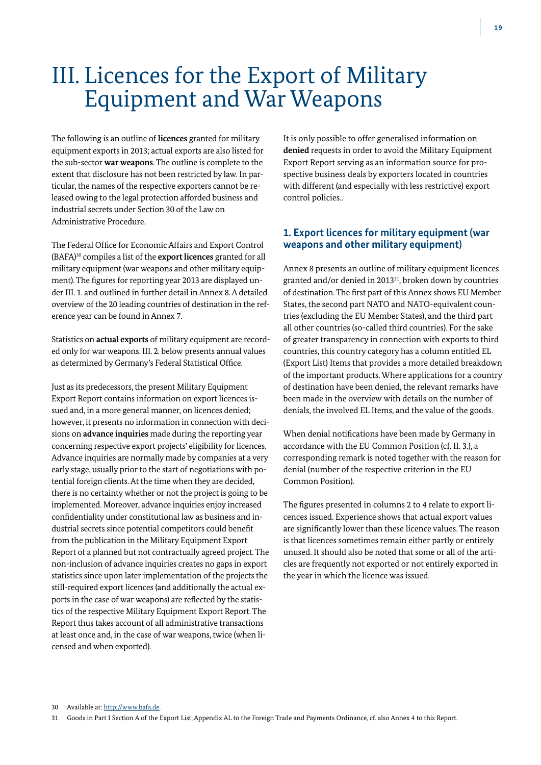# III. Licences for the Export of Military Equipment and War Weapons

The following is an outline of **licences** granted for military equipment exports in 2013; actual exports are also listed for the sub-sector **war weapons**. The outline is complete to the extent that disclosure has not been restricted by law. In particular, the names of the respective exporters cannot be released owing to the legal protection afforded business and industrial secrets under Section 30 of the Law on Administrative Procedure.

The Federal Office for Economic Affairs and Export Control (BAFA)[30] compiles a list of the **export licences** granted for all military equipment (war weapons and other military equipment). The figures for reporting year 2013 are displayed under III. 1. and outlined in further detail in Annex 8. A detailed overview of the 20 leading countries of destination in the reference year can be found in Annex 7.

Statistics on **actual exports** of military equipment are recorded only for war weapons. III. 2. below presents annual values as determined by Germany's Federal Statistical Office.

Just as its predecessors, the present Military Equipment Export Report contains information on export licences issued and, in a more general manner, on licences denied; however, it presents no information in connection with decisions on **advance inquiries** made during the reporting year concerning respective export projects' eligibility for licences. Advance inquiries are normally made by companies at a very early stage, usually prior to the start of negotiations with potential foreign clients. At the time when they are decided, there is no certainty whether or not the project is going to be implemented. Moreover, advance inquiries enjoy increased confidentiality under constitutional law as business and industrial secrets since potential competitors could benefit from the publication in the Military Equipment Export Report of a planned but not contractually agreed project. The non-inclusion of advance inquiries creates no gaps in export statistics since upon later implementation of the projects the still-required export licences (and additionally the actual exports in the case of war weapons) are reflected by the statistics of the respective Military Equipment Export Report. The Report thus takes account of all administrative transactions at least once and, in the case of war weapons, twice (when licensed and when exported).

It is only possible to offer generalised information on **denied** requests in order to avoid the Military Equipment Export Report serving as an information source for prospective business deals by exporters located in countries with different (and especially with less restrictive) export control policies..

## 1. Export licences for military equipment (war weapons and other military equipment)

Annex 8 presents an outline of military equipment licences granted and/or denied in 2013[31], broken down by countries of destination. The first part of this Annex shows EU Member States, the second part NATO and NATO-equivalent countries (excluding the EU Member States), and the third part all other countries (so-called third countries). For the sake of greater transparency in connection with exports to third countries, this country category has a column entitled EL (Export List) Items that provides a more detailed breakdown of the important products. Where applications for a country of destination have been denied, the relevant remarks have been made in the overview with details on the number of denials, the involved EL Items, and the value of the goods.

When denial notifications have been made by Germany in accordance with the EU Common Position (cf. II. 3.), a corresponding remark is noted together with the reason for denial (number of the respective criterion in the EU Common Position).

The figures presented in columns 2 to 4 relate to export licences issued. Experience shows that actual export values are significantly lower than these licence values. The reason is that licences sometimes remain either partly or entirely unused. It should also be noted that some or all of the articles are frequently not exported or not entirely exported in the year in which the licence was issued.

30 Available at: http://www.bafa.de.

31 Goods in Part I Section A of the Export List, Appendix AL to the Foreign Trade and Payments Ordinance, cf. also Annex 4 to this Report.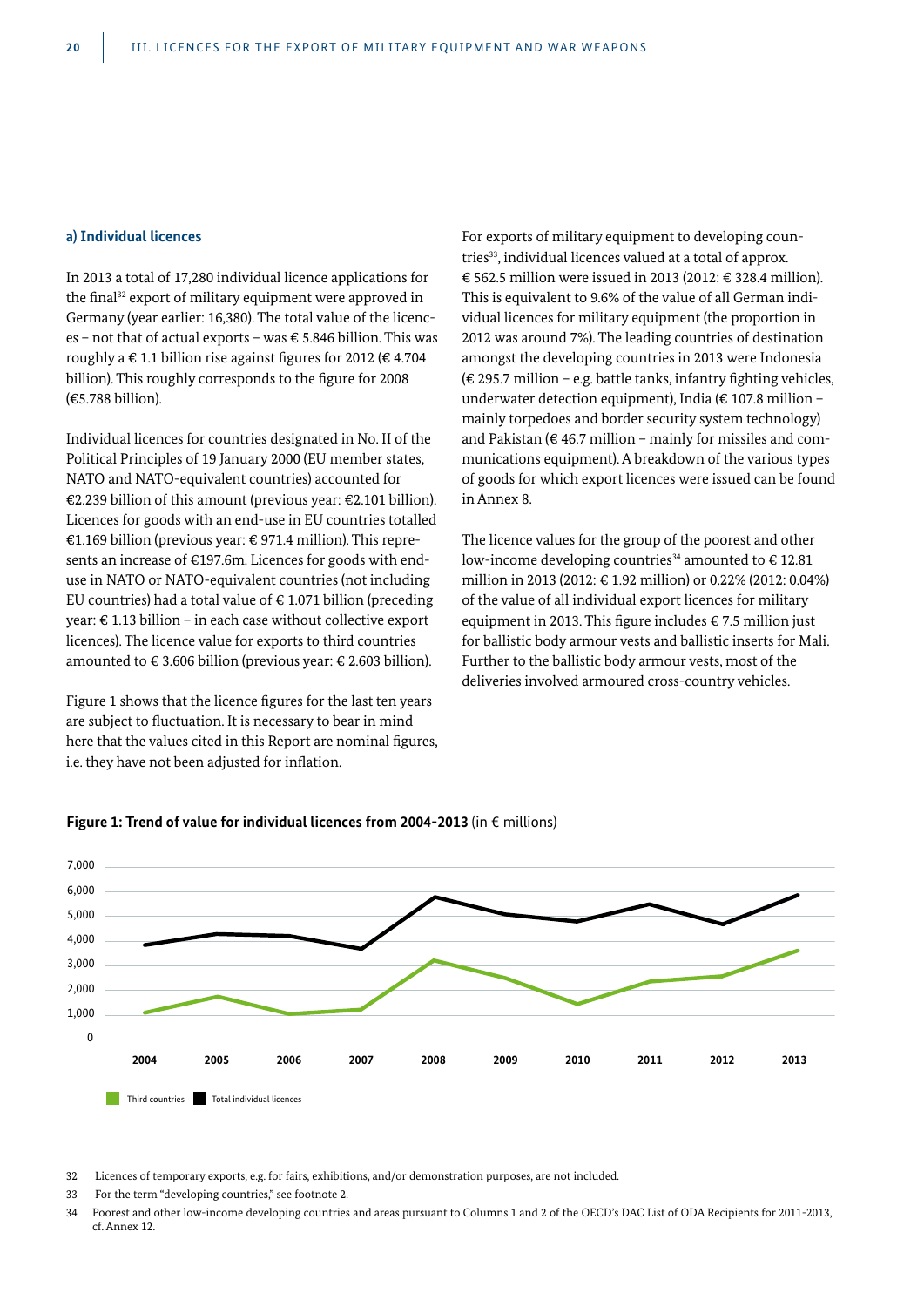### a) Individual licences

In 2013 a total of 17,280 individual licence applications for the final[32] export of military equipment were approved in Germany (year earlier: 16,380). The total value of the licences – not that of actual exports – was € 5.846 billion. This was roughly a € 1.1 billion rise against figures for 2012 (€ 4.704 billion). This roughly corresponds to the figure for 2008 (€5.788 billion).

Individual licences for countries designated in No. II of the Political Principles of 19 January 2000 (EU member states, NATO and NATO-equivalent countries) accounted for €2.239 billion of this amount (previous year: €2.101 billion). Licences for goods with an end-use in EU countries totalled €1.169 billion (previous year: € 971.4 million). This represents an increase of €197.6m. Licences for goods with end-use in NATO or NATO-equivalent countries (not including EU countries) had a total value of € 1.071 billion (preceding year: € 1.13 billion – in each case without collective export licences). The licence value for exports to third countries amounted to € 3.606 billion (previous year: € 2.603 billion).

Figure 1 shows that the licence figures for the last ten years are subject to fluctuation. It is necessary to bear in mind here that the values cited in this Report are nominal figures, i.e. they have not been adjusted for inflation.

For exports of military equipment to developing countries[33], individual licences valued at a total of approx. € 562.5 million were issued in 2013 (2012: € 328.4 million). This is equivalent to 9.6% of the value of all German individual licences for military equipment (the proportion in 2012 was around 7%). The leading countries of destination amongst the developing countries in 2013 were Indonesia (€ 295.7 million – e.g. battle tanks, infantry fighting vehicles, underwater detection equipment), India (€ 107.8 million – mainly torpedoes and border security system technology) and Pakistan (€ 46.7 million – mainly for missiles and communications equipment). A breakdown of the various types of goods for which export licences were issued can be found in Annex 8.

The licence values for the group of the poorest and other low-income developing countries[34] amounted to € 12.81 million in 2013 (2012: € 1.92 million) or 0.22% (2012: 0.04%) of the value of all individual export licences for military equipment in 2013. This figure includes € 7.5 million just for ballistic body armour vests and ballistic inserts for Mali. Further to the ballistic body armour vests, most of the deliveries involved armoured cross-country vehicles.

**Figure 1: Trend of value for individual licences from 2004-2013** (in € millions)

Legend: Third countries; Total individual licences

32 Licences of temporary exports, e.g. for fairs, exhibitions, and/or demonstration purposes, are not included.

33 For the term "developing countries," see footnote 2.

34 Poorest and other low-income developing countries and areas pursuant to Columns 1 and 2 of the OECD's DAC List of ODA Recipients for 2011-2013, cf. Annex 12.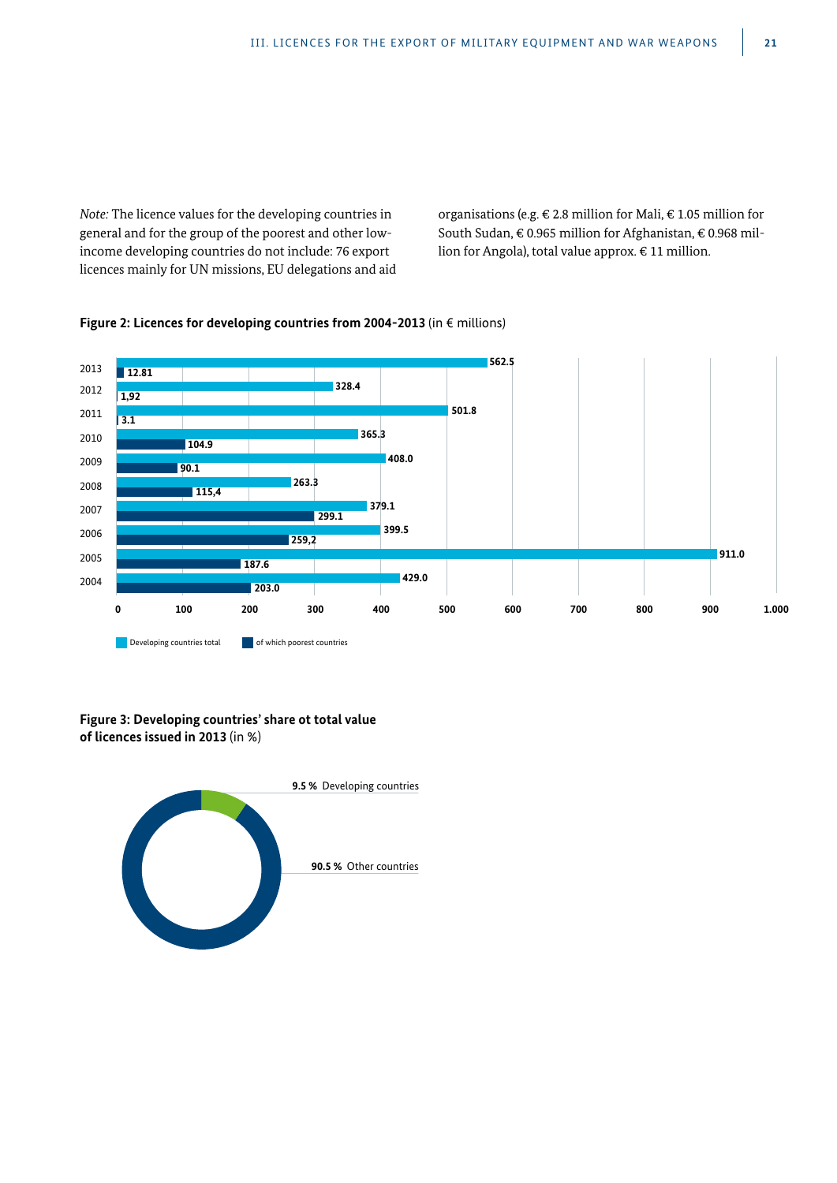*Note:* The licence values for the developing countries in general and for the group of the poorest and other low-income developing countries do not include: 76 export licences mainly for UN missions, EU delegations and aid organisations (e.g. € 2.8 million for Mali, € 1.05 million for South Sudan, € 0.965 million for Afghanistan, € 0.968 million for Angola), total value approx. € 11 million.

**Figure 2: Licences for developing countries from 2004-2013** (in € millions)

| Year | Developing countries total | of which poorest countries |
|---|---|---|
| 2013 | 562.5 | 12.81 |
| 2012 | 328.4 | 1,92 |
| 2011 | 501.8 | 3.1 |
| 2010 | 365.3 | 104.9 |
| 2009 | 408.0 | 90.1 |
| 2008 | 263.3 | 115,4 |
| 2007 | 379.1 | 299.1 |
| 2006 | 399.5 | 259,2 |
| 2005 | 911.0 | 187.6 |
| 2004 | 429.0 | 203.0 |

**Figure 3: Developing countries' share ot total value of licences issued in 2013** (in %)

**9.5 %** Developing countries

**90.5 %** Other countries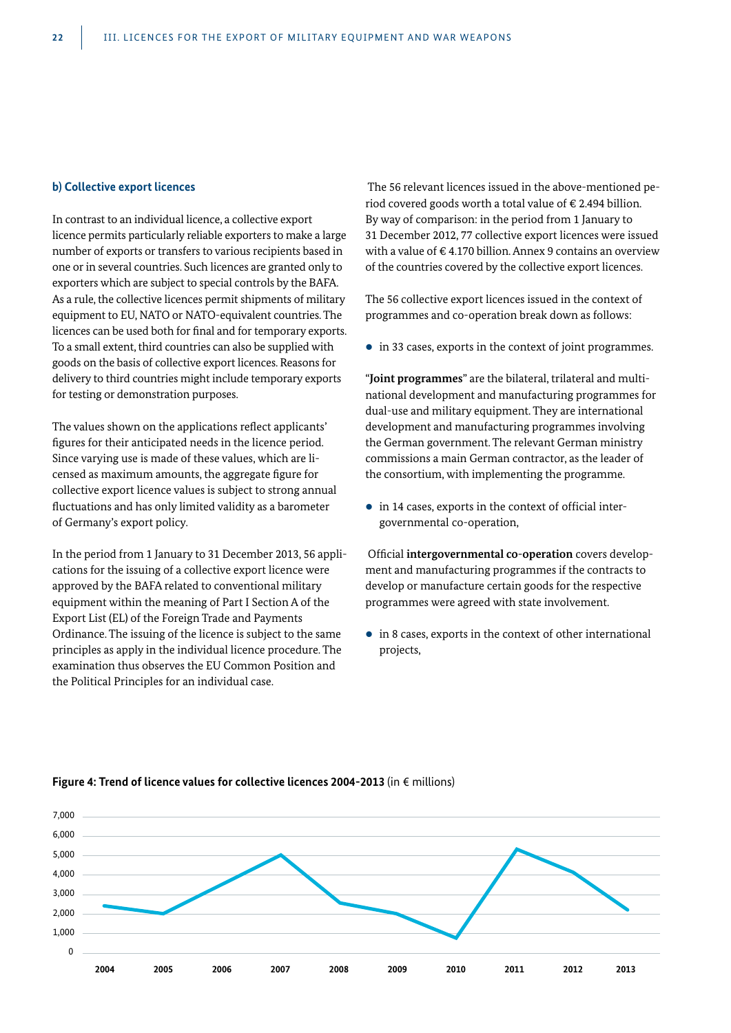### b) Collective export licences

In contrast to an individual licence, a collective export licence permits particularly reliable exporters to make a large number of exports or transfers to various recipients based in one or in several countries. Such licences are granted only to exporters which are subject to special controls by the BAFA. As a rule, the collective licences permit shipments of military equipment to EU, NATO or NATO-equivalent countries. The licences can be used both for final and for temporary exports. To a small extent, third countries can also be supplied with goods on the basis of collective export licences. Reasons for delivery to third countries might include temporary exports for testing or demonstration purposes.

The values shown on the applications reflect applicants' figures for their anticipated needs in the licence period. Since varying use is made of these values, which are licensed as maximum amounts, the aggregate figure for collective export licence values is subject to strong annual fluctuations and has only limited validity as a barometer of Germany's export policy.

In the period from 1 January to 31 December 2013, 56 applications for the issuing of a collective export licence were approved by the BAFA related to conventional military equipment within the meaning of Part I Section A of the Export List (EL) of the Foreign Trade and Payments Ordinance. The issuing of the licence is subject to the same principles as apply in the individual licence procedure. The examination thus observes the EU Common Position and the Political Principles for an individual case.

The 56 relevant licences issued in the above-mentioned period covered goods worth a total value of € 2.494 billion. By way of comparison: in the period from 1 January to 31 December 2012, 77 collective export licences were issued with a value of € 4.170 billion. Annex 9 contains an overview of the countries covered by the collective export licences.

The 56 collective export licences issued in the context of programmes and co-operation break down as follows:

- in 33 cases, exports in the context of joint programmes.

"**Joint programmes**" are the bilateral, trilateral and multinational development and manufacturing programmes for dual-use and military equipment. They are international development and manufacturing programmes involving the German government. The relevant German ministry commissions a main German contractor, as the leader of the consortium, with implementing the programme.

- in 14 cases, exports in the context of official intergovernmental co-operation,

Official **intergovernmental co-operation** covers development and manufacturing programmes if the contracts to develop or manufacture certain goods for the respective programmes were agreed with state involvement.

- in 8 cases, exports in the context of other international projects,

**Figure 4: Trend of licence values for collective licences 2004-2013** (in € millions)

| Year | 2004 | 2005 | 2006 | 2007 | 2008 | 2009 | 2010 | 2011 | 2012 | 2013 |
|---|---|---|---|---|---|---|---|---|---|---|
| Value (approx., read from chart) | ~2,400 | ~2,000 | ~3,500 | ~5,000 | ~2,600 | ~2,000 | ~800 | ~5,300 | ~4,170 | ~2,494 |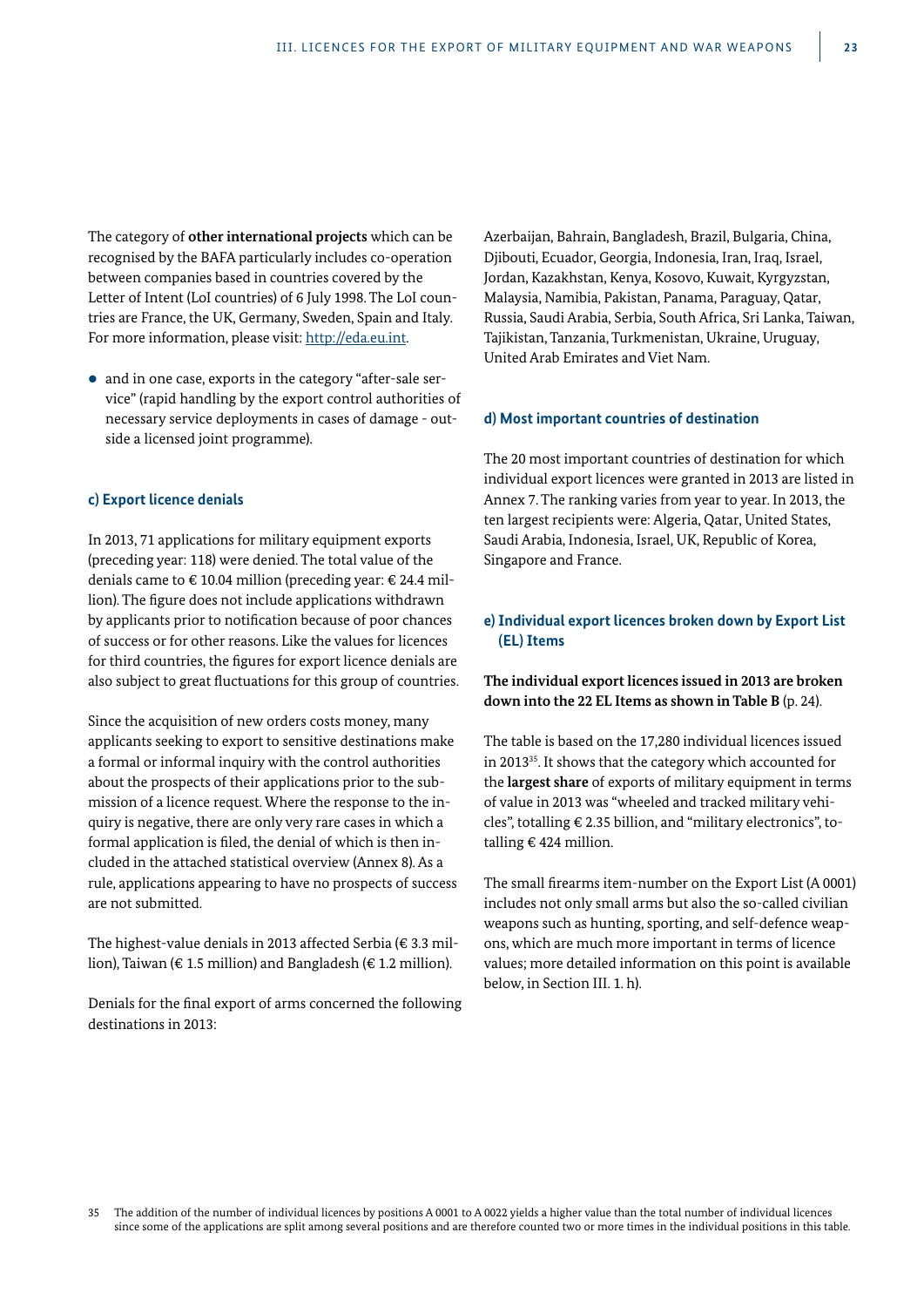The category of **other international projects** which can be recognised by the BAFA particularly includes co-operation between companies based in countries covered by the Letter of Intent (LoI countries) of 6 July 1998. The LoI countries are France, the UK, Germany, Sweden, Spain and Italy. For more information, please visit: http://eda.eu.int.

- and in one case, exports in the category "after-sale service" (rapid handling by the export control authorities of necessary service deployments in cases of damage - outside a licensed joint programme).

### c) Export licence denials

In 2013, 71 applications for military equipment exports (preceding year: 118) were denied. The total value of the denials came to € 10.04 million (preceding year: € 24.4 million). The figure does not include applications withdrawn by applicants prior to notification because of poor chances of success or for other reasons. Like the values for licences for third countries, the figures for export licence denials are also subject to great fluctuations for this group of countries.

Since the acquisition of new orders costs money, many applicants seeking to export to sensitive destinations make a formal or informal inquiry with the control authorities about the prospects of their applications prior to the submission of a licence request. Where the response to the inquiry is negative, there are only very rare cases in which a formal application is filed, the denial of which is then included in the attached statistical overview (Annex 8). As a rule, applications appearing to have no prospects of success are not submitted.

The highest-value denials in 2013 affected Serbia (€ 3.3 million), Taiwan (€ 1.5 million) and Bangladesh (€ 1.2 million).

Denials for the final export of arms concerned the following destinations in 2013:

Azerbaijan, Bahrain, Bangladesh, Brazil, Bulgaria, China, Djibouti, Ecuador, Georgia, Indonesia, Iran, Iraq, Israel, Jordan, Kazakhstan, Kenya, Kosovo, Kuwait, Kyrgyzstan, Malaysia, Namibia, Pakistan, Panama, Paraguay, Qatar, Russia, Saudi Arabia, Serbia, South Africa, Sri Lanka, Taiwan, Tajikistan, Tanzania, Turkmenistan, Ukraine, Uruguay, United Arab Emirates and Viet Nam.

### d) Most important countries of destination

The 20 most important countries of destination for which individual export licences were granted in 2013 are listed in Annex 7. The ranking varies from year to year. In 2013, the ten largest recipients were: Algeria, Qatar, United States, Saudi Arabia, Indonesia, Israel, UK, Republic of Korea, Singapore and France.

### e) Individual export licences broken down by Export List (EL) Items

**The individual export licences issued in 2013 are broken down into the 22 EL Items as shown in Table B** (p. 24).

The table is based on the 17,280 individual licences issued in 2013[35]. It shows that the category which accounted for the **largest share** of exports of military equipment in terms of value in 2013 was "wheeled and tracked military vehicles", totalling € 2.35 billion, and "military electronics", totalling € 424 million.

The small firearms item-number on the Export List (A 0001) includes not only small arms but also the so-called civilian weapons such as hunting, sporting, and self-defence weapons, which are much more important in terms of licence values; more detailed information on this point is available below, in Section III. 1. h).

35 The addition of the number of individual licences by positions A 0001 to A 0022 yields a higher value than the total number of individual licences since some of the applications are split among several positions and are therefore counted two or more times in the individual positions in this table.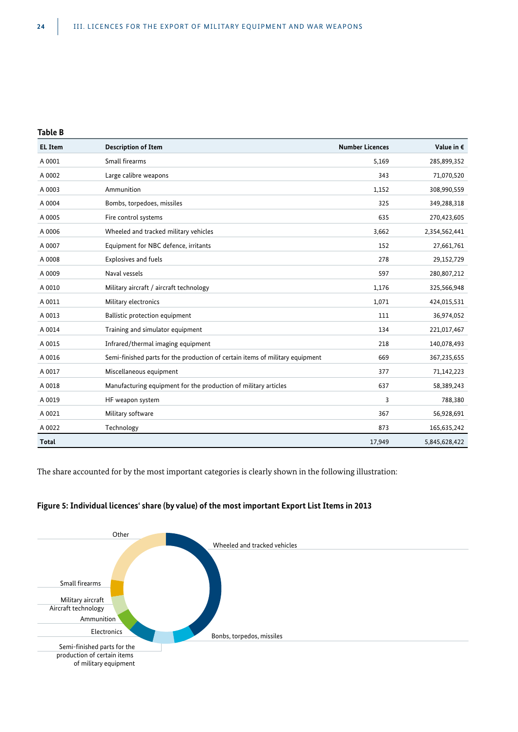**Table B**

| EL Item | Description of Item | Number Licences | Value in € |
|---|---|---|---|
| A 0001 | Small firearms | 5,169 | 285,899,352 |
| A 0002 | Large calibre weapons | 343 | 71,070,520 |
| A 0003 | Ammunition | 1,152 | 308,990,559 |
| A 0004 | Bombs, torpedoes, missiles | 325 | 349,288,318 |
| A 0005 | Fire control systems | 635 | 270,423,605 |
| A 0006 | Wheeled and tracked military vehicles | 3,662 | 2,354,562,441 |
| A 0007 | Equipment for NBC defence, irritants | 152 | 27,661,761 |
| A 0008 | Explosives and fuels | 278 | 29,152,729 |
| A 0009 | Naval vessels | 597 | 280,807,212 |
| A 0010 | Military aircraft / aircraft technology | 1,176 | 325,566,948 |
| A 0011 | Military electronics | 1,071 | 424,015,531 |
| A 0013 | Ballistic protection equipment | 111 | 36,974,052 |
| A 0014 | Training and simulator equipment | 134 | 221,017,467 |
| A 0015 | Infrared/thermal imaging equipment | 218 | 140,078,493 |
| A 0016 | Semi-finished parts for the production of certain items of military equipment | 669 | 367,235,655 |
| A 0017 | Miscellaneous equipment | 377 | 71,142,223 |
| A 0018 | Manufacturing equipment for the production of military articles | 637 | 58,389,243 |
| A 0019 | HF weapon system | 3 | 788,380 |
| A 0021 | Military software | 367 | 56,928,691 |
| A 0022 | Technology | 873 | 165,635,242 |
| **Total** | | 17,949 | 5,845,628,422 |

The share accounted for by the most important categories is clearly shown in the following illustration:

**Figure 5: Individual licences' share (by value) of the most important Export List Items in 2013**

Other

Wheeled and tracked vehicles

Small firearms

Military aircraft
Aircraft technology

Ammunition

Electronics

Bonbs, torpedos, missiles

Semi-finished parts for the production of certain items of military equipment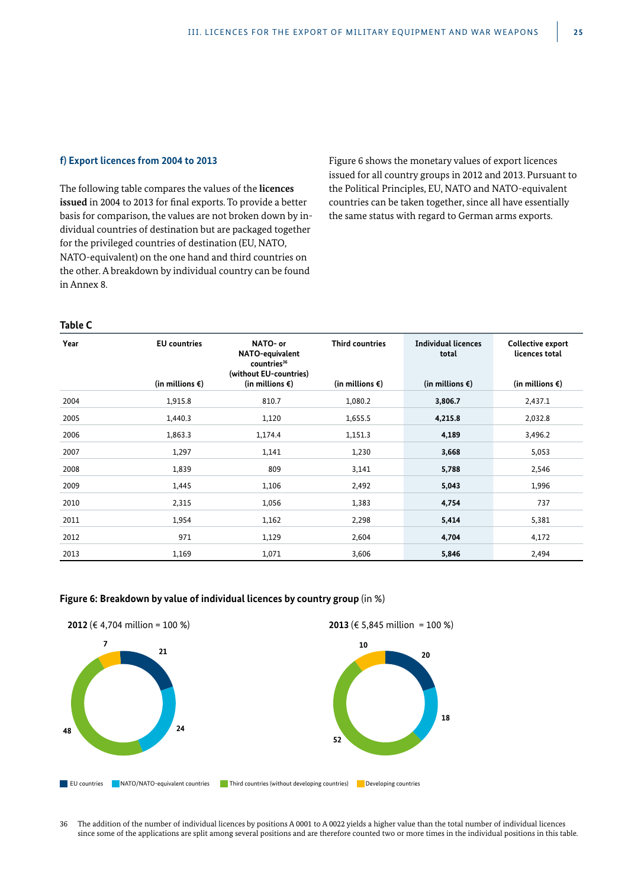#### f) Export licences from 2004 to 2013

The following table compares the values of the **licences issued** in 2004 to 2013 for final exports. To provide a better basis for comparison, the values are not broken down by individual countries of destination but are packaged together for the privileged countries of destination (EU, NATO, NATO-equivalent) on the one hand and third countries on the other. A breakdown by individual country can be found in Annex 8.

Figure 6 shows the monetary values of export licences issued for all country groups in 2012 and 2013. Pursuant to the Political Principles, EU, NATO and NATO-equivalent countries can be taken together, since all have essentially the same status with regard to German arms exports.

**Table C**

| Year | EU countries (in millions €) | NATO- or NATO-equivalent countries[36] (without EU-countries) (in millions €) | Third countries (in millions €) | Individual licences total (in millions €) | Collective export licences total (in millions €) |
|---|---|---|---|---|---|
| 2004 | 1,915.8 | 810.7 | 1,080.2 | **3,806.7** | 2,437.1 |
| 2005 | 1,440.3 | 1,120 | 1,655.5 | **4,215.8** | 2,032.8 |
| 2006 | 1,863.3 | 1,174.4 | 1,151.3 | **4,189** | 3,496.2 |
| 2007 | 1,297 | 1,141 | 1,230 | **3,668** | 5,053 |
| 2008 | 1,839 | 809 | 3,141 | **5,788** | 2,546 |
| 2009 | 1,445 | 1,106 | 2,492 | **5,043** | 1,996 |
| 2010 | 2,315 | 1,056 | 1,383 | **4,754** | 737 |
| 2011 | 1,954 | 1,162 | 2,298 | **5,414** | 5,381 |
| 2012 | 971 | 1,129 | 2,604 | **4,704** | 4,172 |
| 2013 | 1,169 | 1,071 | 3,606 | **5,846** | 2,494 |

**Figure 6: Breakdown by value of individual licences by country group** (in %)

**2012** (€ 4,704 million = 100 %)

- EU countries: 21
- NATO/NATO-equivalent countries: 24
- Third countries (without developing countries): 48
- Developing countries: 7

**2013** (€ 5,845 million = 100 %)

- EU countries: 20
- NATO/NATO-equivalent countries: 18
- Third countries (without developing countries): 52
- Developing countries: 10

36 The addition of the number of individual licences by positions A 0001 to A 0022 yields a higher value than the total number of individual licences since some of the applications are split among several positions and are therefore counted two or more times in the individual positions in this table.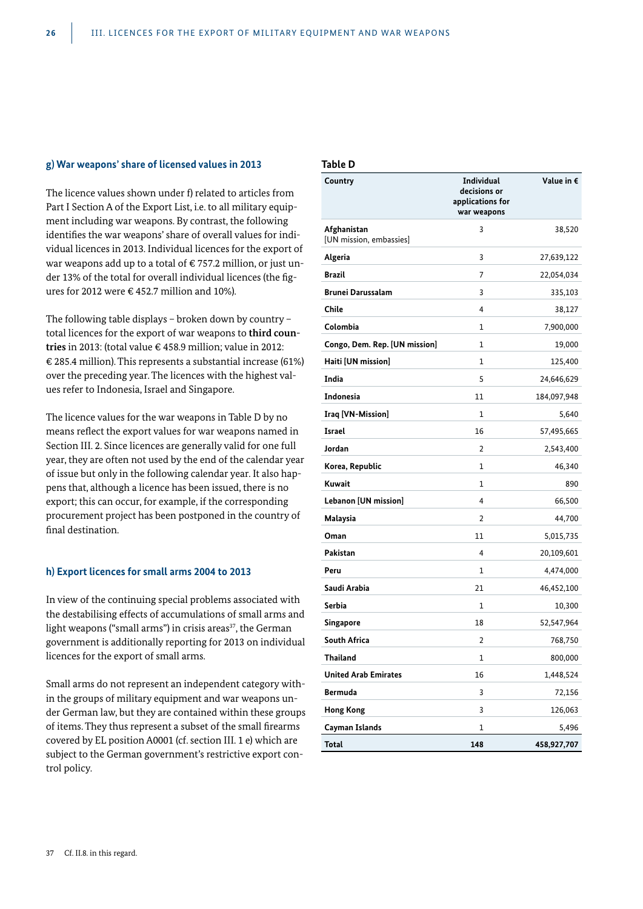### g) War weapons' share of licensed values in 2013

The licence values shown under f) related to articles from Part I Section A of the Export List, i.e. to all military equipment including war weapons. By contrast, the following identifies the war weapons' share of overall values for individual licences in 2013. Individual licences for the export of war weapons add up to a total of € 757.2 million, or just under 13% of the total for overall individual licences (the figures for 2012 were € 452.7 million and 10%).

The following table displays – broken down by country – total licences for the export of war weapons to **third countries** in 2013: (total value € 458.9 million; value in 2012: € 285.4 million). This represents a substantial increase (61%) over the preceding year. The licences with the highest values refer to Indonesia, Israel and Singapore.

The licence values for the war weapons in Table D by no means reflect the export values for war weapons named in Section III. 2. Since licences are generally valid for one full year, they are often not used by the end of the calendar year of issue but only in the following calendar year. It also happens that, although a licence has been issued, there is no export; this can occur, for example, if the corresponding procurement project has been postponed in the country of final destination.

### h) Export licences for small arms 2004 to 2013

In view of the continuing special problems associated with the destabilising effects of accumulations of small arms and light weapons ("small arms") in crisis areas[37], the German government is additionally reporting for 2013 on individual licences for the export of small arms.

Small arms do not represent an independent category within the groups of military equipment and war weapons under German law, but they are contained within these groups of items. They thus represent a subset of the small firearms covered by EL position A0001 (cf. section III. 1 e) which are subject to the German government's restrictive export control policy.

**Table D**

| Country | Individual decisions or applications for war weapons | Value in € |
|---|---|---|
| **Afghanistan** [UN mission, embassies] | 3 | 38,520 |
| **Algeria** | 3 | 27,639,122 |
| **Brazil** | 7 | 22,054,034 |
| **Brunei Darussalam** | 3 | 335,103 |
| **Chile** | 4 | 38,127 |
| **Colombia** | 1 | 7,900,000 |
| **Congo, Dem. Rep. [UN mission]** | 1 | 19,000 |
| **Haiti [UN mission]** | 1 | 125,400 |
| **India** | 5 | 24,646,629 |
| **Indonesia** | 11 | 184,097,948 |
| **Iraq [VN-Mission]** | 1 | 5,640 |
| **Israel** | 16 | 57,495,665 |
| **Jordan** | 2 | 2,543,400 |
| **Korea, Republic** | 1 | 46,340 |
| **Kuwait** | 1 | 890 |
| **Lebanon [UN mission]** | 4 | 66,500 |
| **Malaysia** | 2 | 44,700 |
| **Oman** | 11 | 5,015,735 |
| **Pakistan** | 4 | 20,109,601 |
| **Peru** | 1 | 4,474,000 |
| **Saudi Arabia** | 21 | 46,452,100 |
| **Serbia** | 1 | 10,300 |
| **Singapore** | 18 | 52,547,964 |
| **South Africa** | 2 | 768,750 |
| **Thailand** | 1 | 800,000 |
| **United Arab Emirates** | 16 | 1,448,524 |
| **Bermuda** | 3 | 72,156 |
| **Hong Kong** | 3 | 126,063 |
| **Cayman Islands** | 1 | 5,496 |
| **Total** | **148** | **458,927,707** |

37 Cf. II.8. in this regard.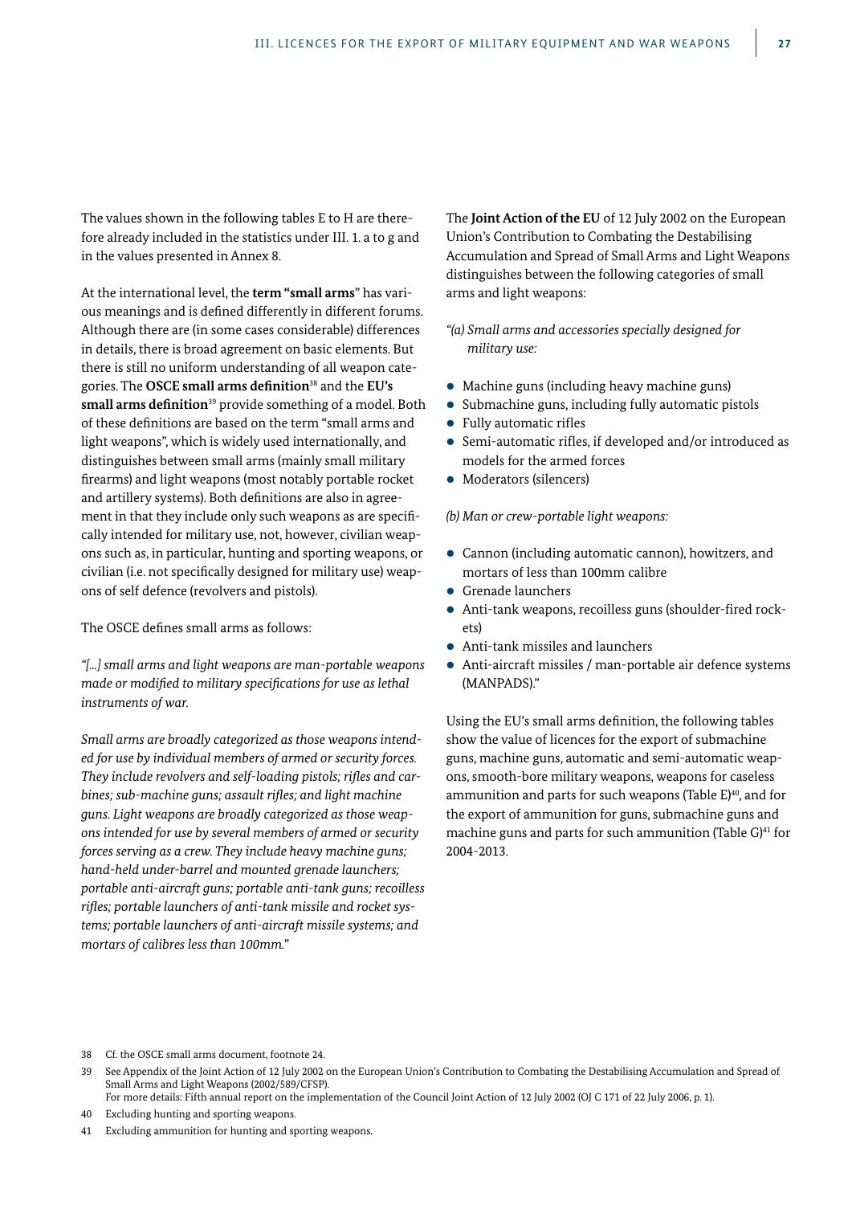The values shown in the following tables E to H are therefore already included in the statistics under III. 1. a to g and in the values presented in Annex 8.

At the international level, the **term "small arms"** has various meanings and is defined differently in different forums. Although there are (in some cases considerable) differences in details, there is broad agreement on basic elements. But there is still no uniform understanding of all weapon categories. The **OSCE small arms definition**[38] and the **EU's small arms definition**[39] provide something of a model. Both of these definitions are based on the term "small arms and light weapons", which is widely used internationally, and distinguishes between small arms (mainly small military firearms) and light weapons (most notably portable rocket and artillery systems). Both definitions are also in agreement in that they include only such weapons as are specifically intended for military use, not, however, civilian weapons such as, in particular, hunting and sporting weapons, or civilian (i.e. not specifically designed for military use) weapons of self defence (revolvers and pistols).

The OSCE defines small arms as follows:

*"[...] small arms and light weapons are man-portable weapons made or modified to military specifications for use as lethal instruments of war.*

*Small arms are broadly categorized as those weapons intended for use by individual members of armed or security forces. They include revolvers and self-loading pistols; rifles and carbines; sub-machine guns; assault rifles; and light machine guns. Light weapons are broadly categorized as those weapons intended for use by several members of armed or security forces serving as a crew. They include heavy machine guns; hand-held under-barrel and mounted grenade launchers; portable anti-aircraft guns; portable anti-tank guns; recoilless rifles; portable launchers of anti-tank missile and rocket systems; portable launchers of anti-aircraft missile systems; and mortars of calibres less than 100mm."*

The **Joint Action of the EU** of 12 July 2002 on the European Union's Contribution to Combating the Destabilising Accumulation and Spread of Small Arms and Light Weapons distinguishes between the following categories of small arms and light weapons:

*"(a) Small arms and accessories specially designed for military use:*

- Machine guns (including heavy machine guns)
- Submachine guns, including fully automatic pistols
- Fully automatic rifles
- Semi-automatic rifles, if developed and/or introduced as models for the armed forces
- Moderators (silencers)

*(b) Man or crew-portable light weapons:*

- Cannon (including automatic cannon), howitzers, and mortars of less than 100mm calibre
- Grenade launchers
- Anti-tank weapons, recoilless guns (shoulder-fired rockets)
- Anti-tank missiles and launchers
- Anti-aircraft missiles / man-portable air defence systems (MANPADS)."

Using the EU's small arms definition, the following tables show the value of licences for the export of submachine guns, machine guns, automatic and semi-automatic weapons, smooth-bore military weapons, weapons for caseless ammunition and parts for such weapons (Table E)[40], and for the export of ammunition for guns, submachine guns and machine guns and parts for such ammunition (Table G)[41] for 2004-2013.

38 Cf. the OSCE small arms document, footnote 24.

39 See Appendix of the Joint Action of 12 July 2002 on the European Union's Contribution to Combating the Destabilising Accumulation and Spread of Small Arms and Light Weapons (2002/589/CFSP).
For more details: Fifth annual report on the implementation of the Council Joint Action of 12 July 2002 (OJ C 171 of 22 July 2006, p. 1).

40 Excluding hunting and sporting weapons.

41 Excluding ammunition for hunting and sporting weapons.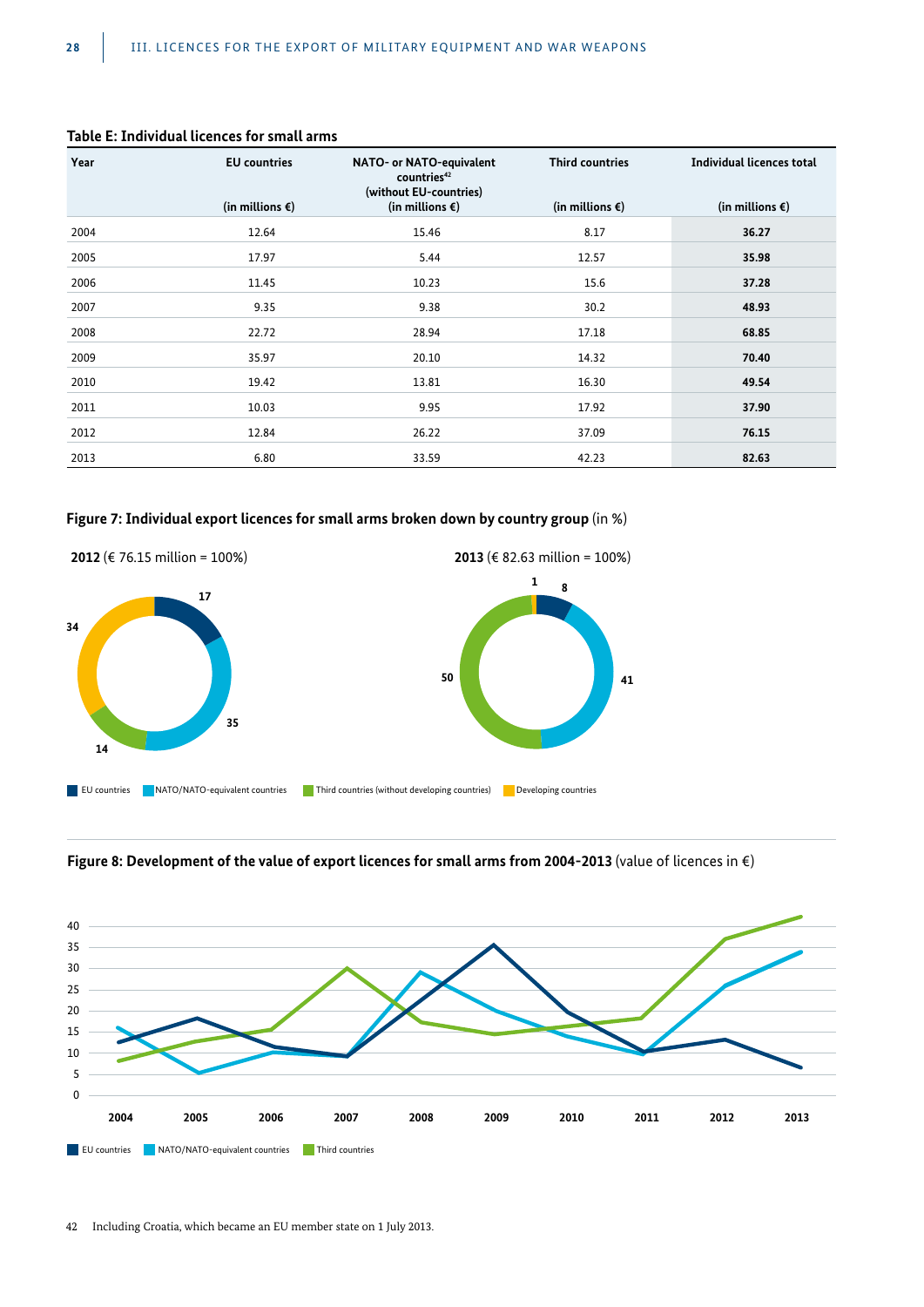**Table E: Individual licences for small arms**

| Year | EU countries (in millions €) | NATO- or NATO-equivalent countries[42] (without EU-countries) (in millions €) | Third countries (in millions €) | Individual licences total (in millions €) |
|---|---|---|---|---|
| 2004 | 12.64 | 15.46 | 8.17 | **36.27** |
| 2005 | 17.97 | 5.44 | 12.57 | **35.98** |
| 2006 | 11.45 | 10.23 | 15.6 | **37.28** |
| 2007 | 9.35 | 9.38 | 30.2 | **48.93** |
| 2008 | 22.72 | 28.94 | 17.18 | **68.85** |
| 2009 | 35.97 | 20.10 | 14.32 | **70.40** |
| 2010 | 19.42 | 13.81 | 16.30 | **49.54** |
| 2011 | 10.03 | 9.95 | 17.92 | **37.90** |
| 2012 | 12.84 | 26.22 | 37.09 | **76.15** |
| 2013 | 6.80 | 33.59 | 42.23 | **82.63** |

**Figure 7: Individual export licences for small arms broken down by country group** (in %)

**2012** (€ 76.15 million = 100%)

**2013** (€ 82.63 million = 100%)

| Country group | 2012 | 2013 |
|---|---|---|
| EU countries | 17 | 8 |
| NATO/NATO-equivalent countries | 35 | 41 |
| Third countries (without developing countries) | 14 | 50 |
| Developing countries | 34 | 1 |

**Figure 8: Development of the value of export licences for small arms from 2004-2013** (value of licences in €)

Legend: EU countries, NATO/NATO-equivalent countries, Third countries

42 Including Croatia, which became an EU member state on 1 July 2013.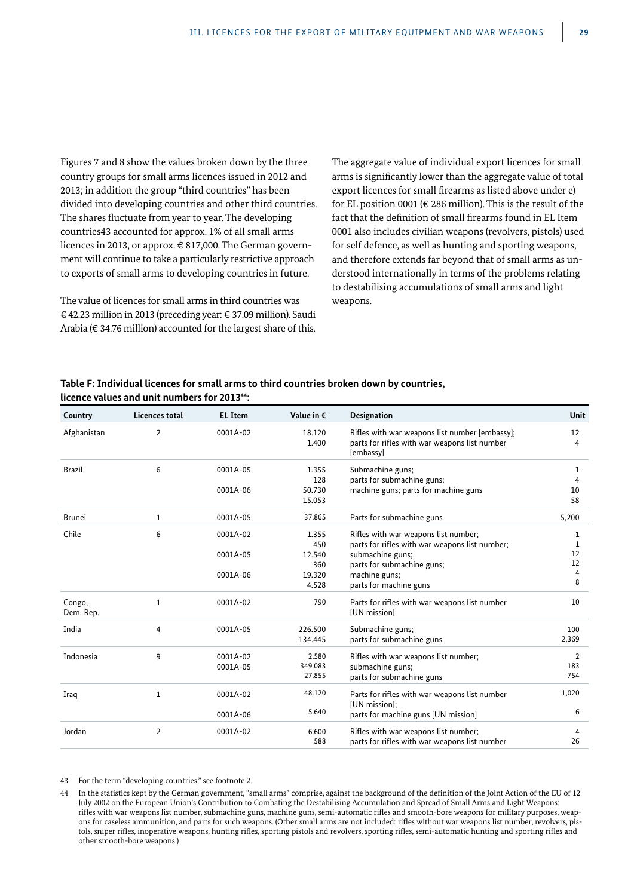Figures 7 and 8 show the values broken down by the three country groups for small arms licences issued in 2012 and 2013; in addition the group "third countries" has been divided into developing countries and other third countries. The shares fluctuate from year to year. The developing countries[43] accounted for approx. 1% of all small arms licences in 2013, or approx. € 817,000. The German government will continue to take a particularly restrictive approach to exports of small arms to developing countries in future.

The value of licences for small arms in third countries was € 42.23 million in 2013 (preceding year: € 37.09 million). Saudi Arabia (€ 34.76 million) accounted for the largest share of this.

The aggregate value of individual export licences for small arms is significantly lower than the aggregate value of total export licences for small firearms as listed above under e) for EL position 0001 (€ 286 million). This is the result of the fact that the definition of small firearms found in EL Item 0001 also includes civilian weapons (revolvers, pistols) used for self defence, as well as hunting and sporting weapons, and therefore extends far beyond that of small arms as understood internationally in terms of the problems relating to destabilising accumulations of small arms and light weapons.

**Table F: Individual licences for small arms to third countries broken down by countries, licence values and unit numbers for 2013[44]:**

| Country | Licences total | EL Item | Value in € | Designation | Unit |
|---|---|---|---|---|---|
| Afghanistan | 2 | 0001A-02 | 18.120<br>1.400 | Rifles with war weapons list number [embassy];<br>parts for rifles with war weapons list number [embassy] | 12<br>4 |
| Brazil | 6 | 0001A-05<br><br>0001A-06 | 1.355<br>128<br>50.730<br>15.053 | Submachine guns;<br>parts for submachine guns;<br>machine guns; parts for machine guns | 1<br>4<br>10<br>58 |
| Brunei | 1 | 0001A-05 | 37.865 | Parts for submachine guns | 5,200 |
| Chile | 6 | 0001A-02<br><br>0001A-05<br><br>0001A-06 | 1.355<br>450<br>12.540<br>360<br>19.320<br>4.528 | Rifles with war weapons list number;<br>parts for rifles with war weapons list number;<br>submachine guns;<br>parts for submachine guns;<br>machine guns;<br>parts for machine guns | 1<br>1<br>12<br>12<br>4<br>8 |
| Congo, Dem. Rep. | 1 | 0001A-02 | 790 | Parts for rifles with war weapons list number [UN mission] | 10 |
| India | 4 | 0001A-05 | 226.500<br>134.445 | Submachine guns;<br>parts for submachine guns | 100<br>2,369 |
| Indonesia | 9 | 0001A-02<br>0001A-05 | 2.580<br>349.083<br>27.855 | Rifles with war weapons list number;<br>submachine guns;<br>parts for submachine guns | 2<br>183<br>754 |
| Iraq | 1 | 0001A-02<br><br>0001A-06 | 48.120<br><br>5.640 | Parts for rifles with war weapons list number [UN mission];<br>parts for machine guns [UN mission] | 1,020<br><br>6 |
| Jordan | 2 | 0001A-02 | 6.600<br>588 | Rifles with war weapons list number;<br>parts for rifles with war weapons list number | 4<br>26 |

43 For the term "developing countries," see footnote 2.

44 In the statistics kept by the German government, "small arms" comprise, against the background of the definition of the Joint Action of the EU of 12 July 2002 on the European Union's Contribution to Combating the Destabilising Accumulation and Spread of Small Arms and Light Weapons: rifles with war weapons list number, submachine guns, machine guns, semi-automatic rifles and smooth-bore weapons for military purposes, weapons for caseless ammunition, and parts for such weapons. (Other small arms are not included: rifles without war weapons list number, revolvers, pistols, sniper rifles, inoperative weapons, hunting rifles, sporting pistols and revolvers, sporting rifles, semi-automatic hunting and sporting rifles and other smooth-bore weapons.)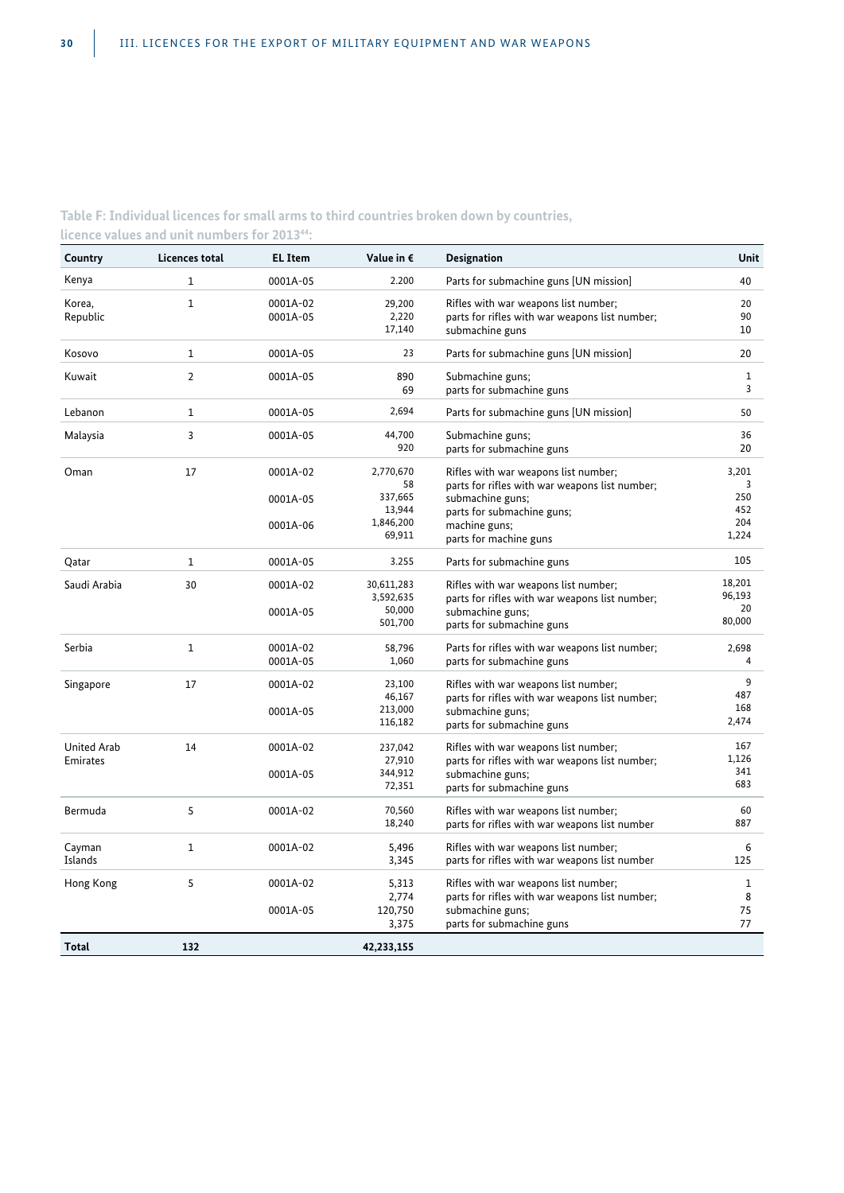**Table F: Individual licences for small arms to third countries broken down by countries, licence values and unit numbers for 2013**[44]**:**

| Country | Licences total | EL Item | Value in € | Designation | Unit |
|---|---|---|---|---|---|
| Kenya | 1 | 0001A-05 | 2.200 | Parts for submachine guns [UN mission] | 40 |
| Korea, Republic | 1 | 0001A-02 | 29,200 | Rifles with war weapons list number; | 20 |
| | | 0001A-05 | 2,220 | parts for rifles with war weapons list number; | 90 |
| | | | 17,140 | submachine guns | 10 |
| Kosovo | 1 | 0001A-05 | 23 | Parts for submachine guns [UN mission] | 20 |
| Kuwait | 2 | 0001A-05 | 890 | Submachine guns; | 1 |
| | | | 69 | parts for submachine guns | 3 |
| Lebanon | 1 | 0001A-05 | 2,694 | Parts for submachine guns [UN mission] | 50 |
| Malaysia | 3 | 0001A-05 | 44,700 | Submachine guns; | 36 |
| | | | 920 | parts for submachine guns | 20 |
| Oman | 17 | 0001A-02 | 2,770,670 | Rifles with war weapons list number; | 3,201 |
| | | | 58 | parts for rifles with war weapons list number; | 3 |
| | | 0001A-05 | 337,665 | submachine guns; | 250 |
| | | | 13,944 | parts for submachine guns; | 452 |
| | | 0001A-06 | 1,846,200 | machine guns; | 204 |
| | | | 69,911 | parts for machine guns | 1,224 |
| Qatar | 1 | 0001A-05 | 3.255 | Parts for submachine guns | 105 |
| Saudi Arabia | 30 | 0001A-02 | 30,611,283 | Rifles with war weapons list number; | 18,201 |
| | | | 3,592,635 | parts for rifles with war weapons list number; | 96,193 |
| | | 0001A-05 | 50,000 | submachine guns; | 20 |
| | | | 501,700 | parts for submachine guns | 80,000 |
| Serbia | 1 | 0001A-02 | 58,796 | Parts for rifles with war weapons list number; | 2,698 |
| | | 0001A-05 | 1,060 | parts for submachine guns | 4 |
| Singapore | 17 | 0001A-02 | 23,100 | Rifles with war weapons list number; | 9 |
| | | | 46,167 | parts for rifles with war weapons list number; | 487 |
| | | 0001A-05 | 213,000 | submachine guns; | 168 |
| | | | 116,182 | parts for submachine guns | 2,474 |
| United Arab Emirates | 14 | 0001A-02 | 237,042 | Rifles with war weapons list number; | 167 |
| | | | 27,910 | parts for rifles with war weapons list number; | 1,126 |
| | | 0001A-05 | 344,912 | submachine guns; | 341 |
| | | | 72,351 | parts for submachine guns | 683 |
| Bermuda | 5 | 0001A-02 | 70,560 | Rifles with war weapons list number; | 60 |
| | | | 18,240 | parts for rifles with war weapons list number | 887 |
| Cayman Islands | 1 | 0001A-02 | 5,496 | Rifles with war weapons list number; | 6 |
| | | | 3,345 | parts for rifles with war weapons list number | 125 |
| Hong Kong | 5 | 0001A-02 | 5,313 | Rifles with war weapons list number; | 1 |
| | | | 2,774 | parts for rifles with war weapons list number; | 8 |
| | | 0001A-05 | 120,750 | submachine guns; | 75 |
| | | | 3,375 | parts for submachine guns | 77 |
| **Total** | **132** | | **42,233,155** | | |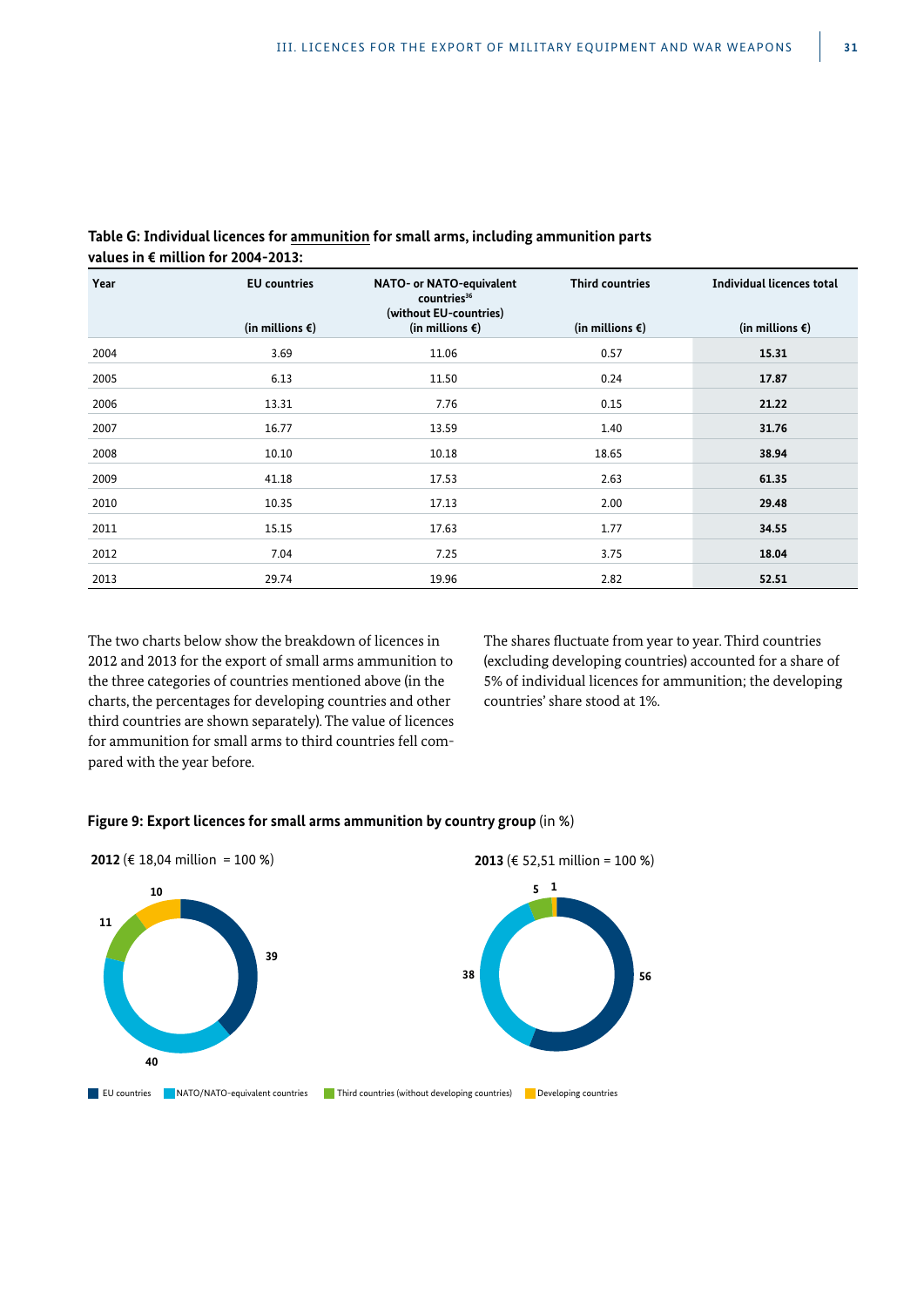**Table G: Individual licences for ammunition for small arms, including ammunition parts values in € million for 2004-2013:**

| Year | EU countries (in millions €) | NATO- or NATO-equivalent countries[36] (without EU-countries) (in millions €) | Third countries (in millions €) | Individual licences total (in millions €) |
|---|---|---|---|---|
| 2004 | 3.69 | 11.06 | 0.57 | **15.31** |
| 2005 | 6.13 | 11.50 | 0.24 | **17.87** |
| 2006 | 13.31 | 7.76 | 0.15 | **21.22** |
| 2007 | 16.77 | 13.59 | 1.40 | **31.76** |
| 2008 | 10.10 | 10.18 | 18.65 | **38.94** |
| 2009 | 41.18 | 17.53 | 2.63 | **61.35** |
| 2010 | 10.35 | 17.13 | 2.00 | **29.48** |
| 2011 | 15.15 | 17.63 | 1.77 | **34.55** |
| 2012 | 7.04 | 7.25 | 3.75 | **18.04** |
| 2013 | 29.74 | 19.96 | 2.82 | **52.51** |

The two charts below show the breakdown of licences in 2012 and 2013 for the export of small arms ammunition to the three categories of countries mentioned above (in the charts, the percentages for developing countries and other third countries are shown separately). The value of licences for ammunition for small arms to third countries fell compared with the year before.

The shares fluctuate from year to year. Third countries (excluding developing countries) accounted for a share of 5% of individual licences for ammunition; the developing countries' share stood at 1%.

**Figure 9: Export licences for small arms ammunition by country group** (in %)

**2012** (€ 18,04 million = 100 %)

| Country group | % |
|---|---|
| EU countries | 39 |
| NATO/NATO-equivalent countries | 40 |
| Third countries (without developing countries) | 11 |
| Developing countries | 10 |

**2013** (€ 52,51 million = 100 %)

| Country group | % |
|---|---|
| EU countries | 56 |
| NATO/NATO-equivalent countries | 38 |
| Third countries (without developing countries) | 5 |
| Developing countries | 1 |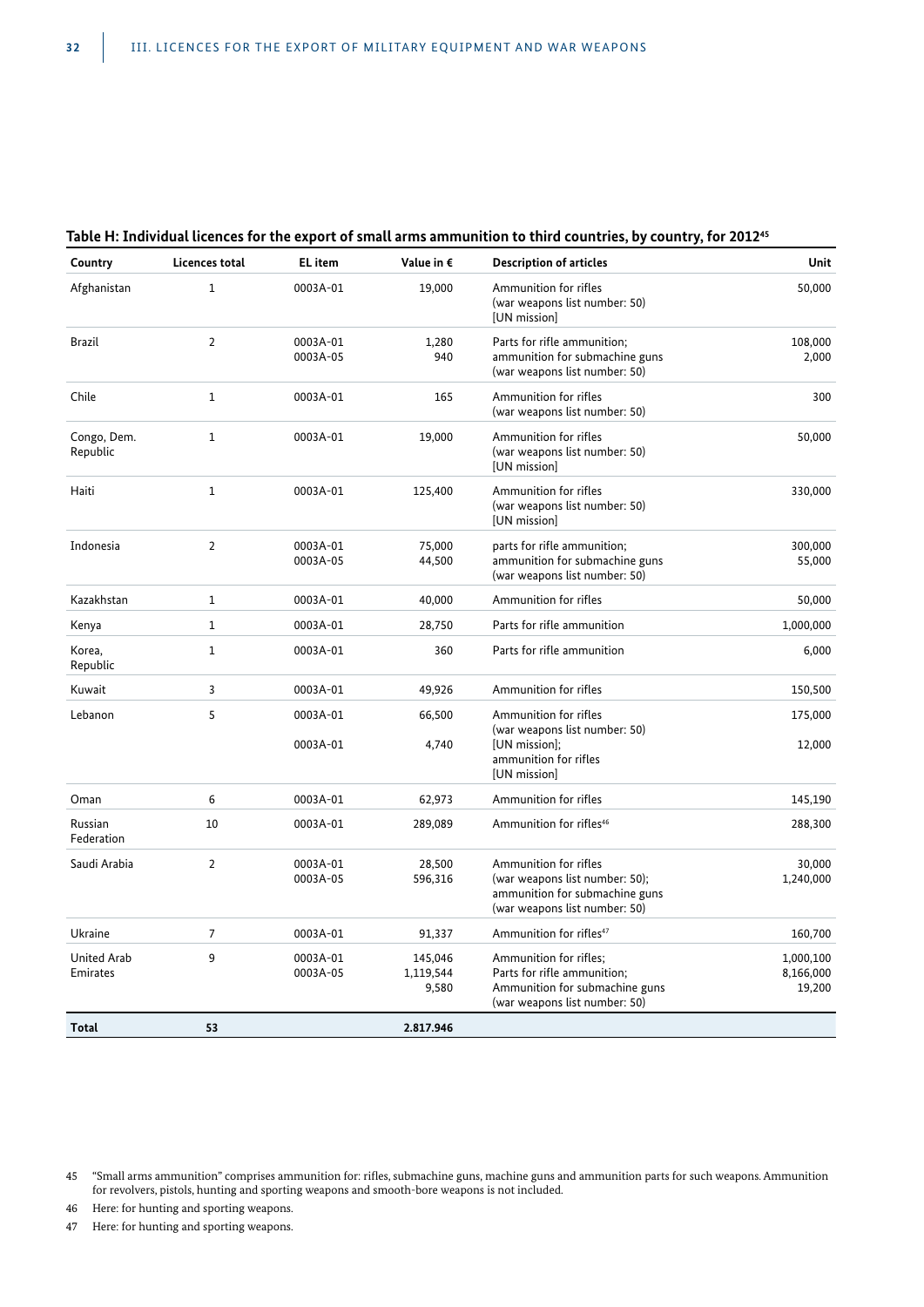**Table H: Individual licences for the export of small arms ammunition to third countries, by country, for 2012[45]**

| Country | Licences total | EL item | Value in € | Description of articles | Unit |
|---|---|---|---|---|---|
| Afghanistan | 1 | 0003A-01 | 19,000 | Ammunition for rifles (war weapons list number: 50) [UN mission] | 50,000 |
| Brazil | 2 | 0003A-01<br>0003A-05 | 1,280<br>940 | Parts for rifle ammunition; ammunition for submachine guns (war weapons list number: 50) | 108,000<br>2,000 |
| Chile | 1 | 0003A-01 | 165 | Ammunition for rifles (war weapons list number: 50) | 300 |
| Congo, Dem. Republic | 1 | 0003A-01 | 19,000 | Ammunition for rifles (war weapons list number: 50) [UN mission] | 50,000 |
| Haiti | 1 | 0003A-01 | 125,400 | Ammunition for rifles (war weapons list number: 50) [UN mission] | 330,000 |
| Indonesia | 2 | 0003A-01<br>0003A-05 | 75,000<br>44,500 | parts for rifle ammunition; ammunition for submachine guns (war weapons list number: 50) | 300,000<br>55,000 |
| Kazakhstan | 1 | 0003A-01 | 40,000 | Ammunition for rifles | 50,000 |
| Kenya | 1 | 0003A-01 | 28,750 | Parts for rifle ammunition | 1,000,000 |
| Korea, Republic | 1 | 0003A-01 | 360 | Parts for rifle ammunition | 6,000 |
| Kuwait | 3 | 0003A-01 | 49,926 | Ammunition for rifles | 150,500 |
| Lebanon | 5 | 0003A-01<br>0003A-01 | 66,500<br>4,740 | Ammunition for rifles (war weapons list number: 50) [UN mission]; ammunition for rifles [UN mission] | 175,000<br>12,000 |
| Oman | 6 | 0003A-01 | 62,973 | Ammunition for rifles | 145,190 |
| Russian Federation | 10 | 0003A-01 | 289,089 | Ammunition for rifles[46] | 288,300 |
| Saudi Arabia | 2 | 0003A-01<br>0003A-05 | 28,500<br>596,316 | Ammunition for rifles (war weapons list number: 50); ammunition for submachine guns (war weapons list number: 50) | 30,000<br>1,240,000 |
| Ukraine | 7 | 0003A-01 | 91,337 | Ammunition for rifles[47] | 160,700 |
| United Arab Emirates | 9 | 0003A-01<br>0003A-05 | 145,046<br>1,119,544<br>9,580 | Ammunition for rifles; Parts for rifle ammunition; Ammunition for submachine guns (war weapons list number: 50) | 1,000,100<br>8,166,000<br>19,200 |
| **Total** | **53** | | **2.817.946** | | |

45 "Small arms ammunition" comprises ammunition for: rifles, submachine guns, machine guns and ammunition parts for such weapons. Ammunition for revolvers, pistols, hunting and sporting weapons and smooth-bore weapons is not included.

46 Here: for hunting and sporting weapons.

47 Here: for hunting and sporting weapons.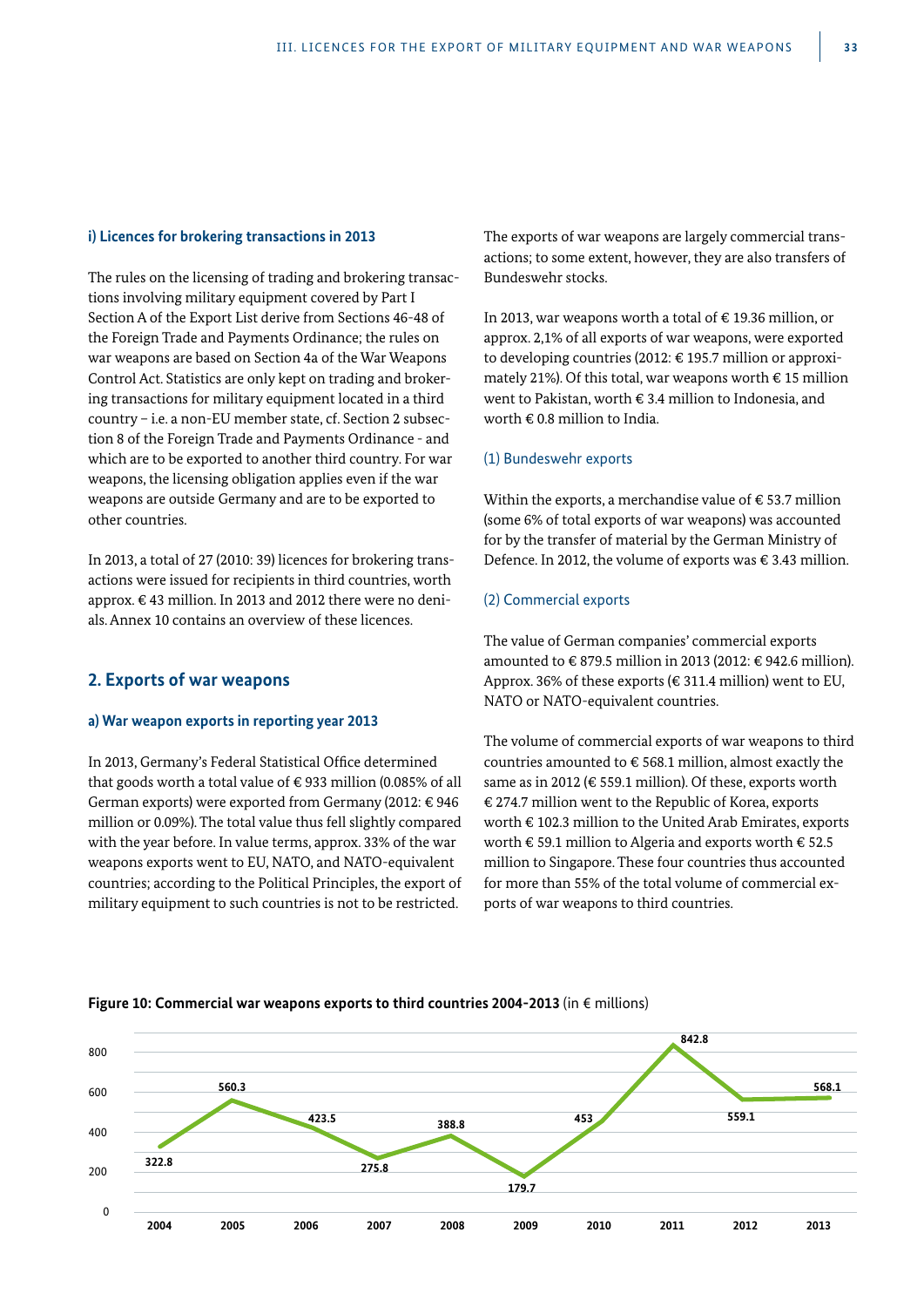#### i) Licences for brokering transactions in 2013

The rules on the licensing of trading and brokering transactions involving military equipment covered by Part I Section A of the Export List derive from Sections 46-48 of the Foreign Trade and Payments Ordinance; the rules on war weapons are based on Section 4a of the War Weapons Control Act. Statistics are only kept on trading and brokering transactions for military equipment located in a third country – i.e. a non-EU member state, cf. Section 2 subsection 8 of the Foreign Trade and Payments Ordinance - and which are to be exported to another third country. For war weapons, the licensing obligation applies even if the war weapons are outside Germany and are to be exported to other countries.

In 2013, a total of 27 (2010: 39) licences for brokering transactions were issued for recipients in third countries, worth approx. € 43 million. In 2013 and 2012 there were no denials. Annex 10 contains an overview of these licences.

## 2. Exports of war weapons

#### a) War weapon exports in reporting year 2013

In 2013, Germany's Federal Statistical Office determined that goods worth a total value of € 933 million (0.085% of all German exports) were exported from Germany (2012: € 946 million or 0.09%). The total value thus fell slightly compared with the year before. In value terms, approx. 33% of the war weapons exports went to EU, NATO, and NATO-equivalent countries; according to the Political Principles, the export of military equipment to such countries is not to be restricted.

The exports of war weapons are largely commercial transactions; to some extent, however, they are also transfers of Bundeswehr stocks.

In 2013, war weapons worth a total of € 19.36 million, or approx. 2,1% of all exports of war weapons, were exported to developing countries (2012: € 195.7 million or approximately 21%). Of this total, war weapons worth € 15 million went to Pakistan, worth € 3.4 million to Indonesia, and worth € 0.8 million to India.

(1) Bundeswehr exports

Within the exports, a merchandise value of € 53.7 million (some 6% of total exports of war weapons) was accounted for by the transfer of material by the German Ministry of Defence. In 2012, the volume of exports was € 3.43 million.

(2) Commercial exports

The value of German companies' commercial exports amounted to € 879.5 million in 2013 (2012: € 942.6 million). Approx. 36% of these exports (€ 311.4 million) went to EU, NATO or NATO-equivalent countries.

The volume of commercial exports of war weapons to third countries amounted to € 568.1 million, almost exactly the same as in 2012 (€ 559.1 million). Of these, exports worth € 274.7 million went to the Republic of Korea, exports worth € 102.3 million to the United Arab Emirates, exports worth € 59.1 million to Algeria and exports worth € 52.5 million to Singapore. These four countries thus accounted for more than 55% of the total volume of commercial exports of war weapons to third countries.

**Figure 10: Commercial war weapons exports to third countries 2004-2013** (in € millions)

| 2004 | 2005 | 2006 | 2007 | 2008 | 2009 | 2010 | 2011 | 2012 | 2013 |
|---|---|---|---|---|---|---|---|---|---|
| 322.8 | 560.3 | 423.5 | 275.8 | 388.8 | 179.7 | 453 | 842.8 | 559.1 | 568.1 |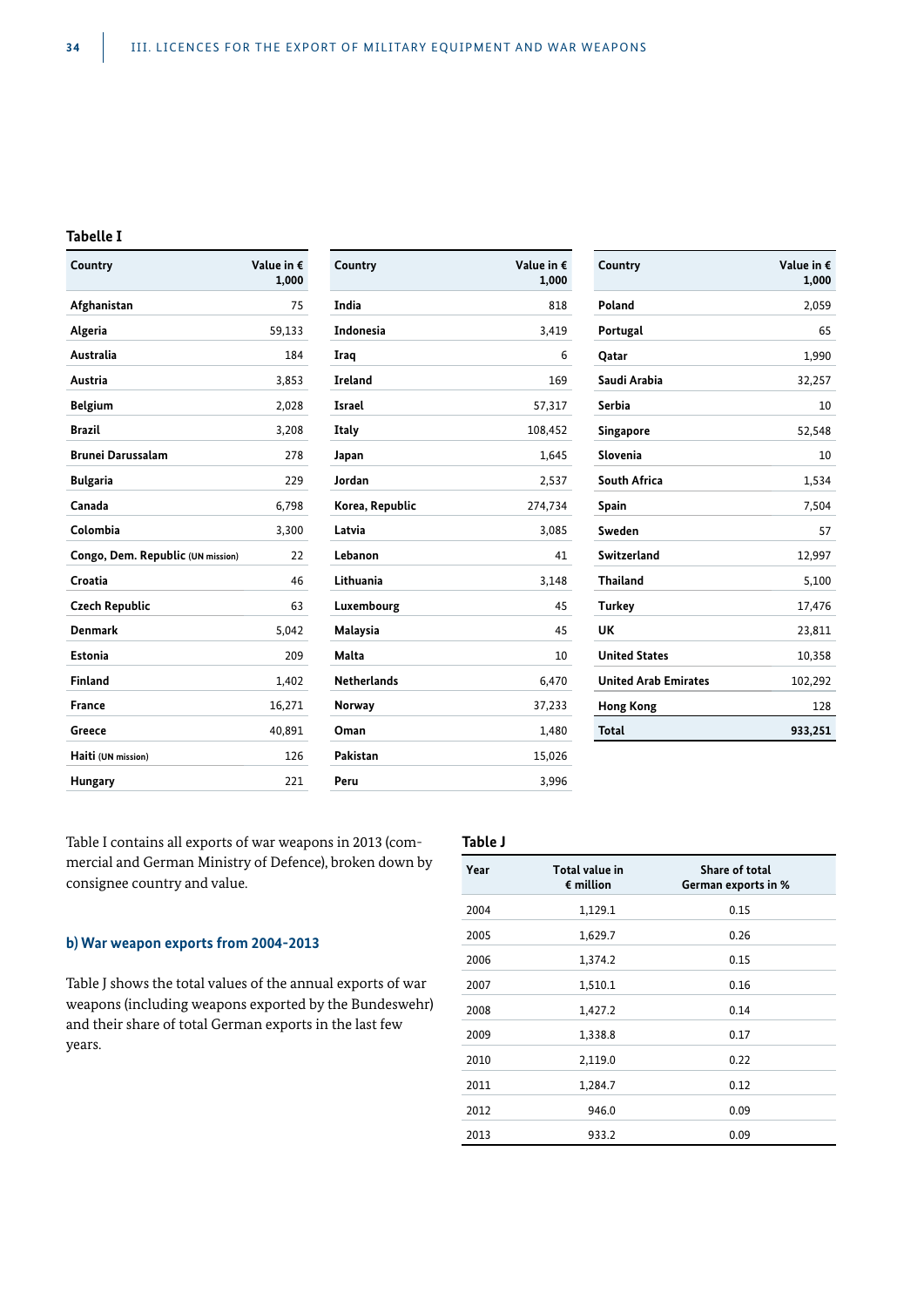**Tabelle I**

| Country | Value in € 1,000 |
|---|---|
| Afghanistan | 75 |
| Algeria | 59,133 |
| Australia | 184 |
| Austria | 3,853 |
| Belgium | 2,028 |
| Brazil | 3,208 |
| Brunei Darussalam | 278 |
| Bulgaria | 229 |
| Canada | 6,798 |
| Colombia | 3,300 |
| Congo, Dem. Republic (UN mission) | 22 |
| Croatia | 46 |
| Czech Republic | 63 |
| Denmark | 5,042 |
| Estonia | 209 |
| Finland | 1,402 |
| France | 16,271 |
| Greece | 40,891 |
| Haiti (UN mission) | 126 |
| Hungary | 221 |
| India | 818 |
| Indonesia | 3,419 |
| Iraq | 6 |
| Ireland | 169 |
| Israel | 57,317 |
| Italy | 108,452 |
| Japan | 1,645 |
| Jordan | 2,537 |
| Korea, Republic | 274,734 |
| Latvia | 3,085 |
| Lebanon | 41 |
| Lithuania | 3,148 |
| Luxembourg | 45 |
| Malaysia | 45 |
| Malta | 10 |
| Netherlands | 6,470 |
| Norway | 37,233 |
| Oman | 1,480 |
| Pakistan | 15,026 |
| Peru | 3,996 |
| Poland | 2,059 |
| Portugal | 65 |
| Qatar | 1,990 |
| Saudi Arabia | 32,257 |
| Serbia | 10 |
| Singapore | 52,548 |
| Slovenia | 10 |
| South Africa | 1,534 |
| Spain | 7,504 |
| Sweden | 57 |
| Switzerland | 12,997 |
| Thailand | 5,100 |
| Turkey | 17,476 |
| UK | 23,811 |
| United States | 10,358 |
| United Arab Emirates | 102,292 |
| Hong Kong | 128 |
| **Total** | **933,251** |

Table I contains all exports of war weapons in 2013 (commercial and German Ministry of Defence), broken down by consignee country and value.

### b) War weapon exports from 2004-2013

Table J shows the total values of the annual exports of war weapons (including weapons exported by the Bundeswehr) and their share of total German exports in the last few years.

**Table J**

| Year | Total value in € million | Share of total German exports in % |
|---|---|---|
| 2004 | 1,129.1 | 0.15 |
| 2005 | 1,629.7 | 0.26 |
| 2006 | 1,374.2 | 0.15 |
| 2007 | 1,510.1 | 0.16 |
| 2008 | 1,427.2 | 0.14 |
| 2009 | 1,338.8 | 0.17 |
| 2010 | 2,119.0 | 0.22 |
| 2011 | 1,284.7 | 0.12 |
| 2012 | 946.0 | 0.09 |
| 2013 | 933.2 | 0.09 |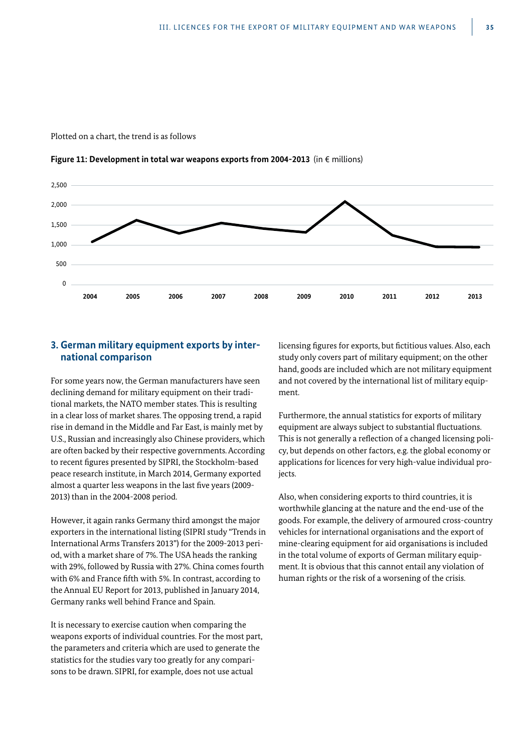Plotted on a chart, the trend is as follows

**Figure 11: Development in total war weapons exports from 2004-2013** (in € millions)

## 3. German military equipment exports by international comparison

For some years now, the German manufacturers have seen declining demand for military equipment on their traditional markets, the NATO member states. This is resulting in a clear loss of market shares. The opposing trend, a rapid rise in demand in the Middle and Far East, is mainly met by U.S., Russian and increasingly also Chinese providers, which are often backed by their respective governments. According to recent figures presented by SIPRI, the Stockholm-based peace research institute, in March 2014, Germany exported almost a quarter less weapons in the last five years (2009-2013) than in the 2004-2008 period.

However, it again ranks Germany third amongst the major exporters in the international listing (SIPRI study "Trends in International Arms Transfers 2013") for the 2009-2013 period, with a market share of 7%. The USA heads the ranking with 29%, followed by Russia with 27%. China comes fourth with 6% and France fifth with 5%. In contrast, according to the Annual EU Report for 2013, published in January 2014, Germany ranks well behind France and Spain.

It is necessary to exercise caution when comparing the weapons exports of individual countries. For the most part, the parameters and criteria which are used to generate the statistics for the studies vary too greatly for any comparisons to be drawn. SIPRI, for example, does not use actual licensing figures for exports, but fictitious values. Also, each study only covers part of military equipment; on the other hand, goods are included which are not military equipment and not covered by the international list of military equipment.

Furthermore, the annual statistics for exports of military equipment are always subject to substantial fluctuations. This is not generally a reflection of a changed licensing policy, but depends on other factors, e.g. the global economy or applications for licences for very high-value individual projects.

Also, when considering exports to third countries, it is worthwhile glancing at the nature and the end-use of the goods. For example, the delivery of armoured cross-country vehicles for international organisations and the export of mine-clearing equipment for aid organisations is included in the total volume of exports of German military equipment. It is obvious that this cannot entail any violation of human rights or the risk of a worsening of the crisis.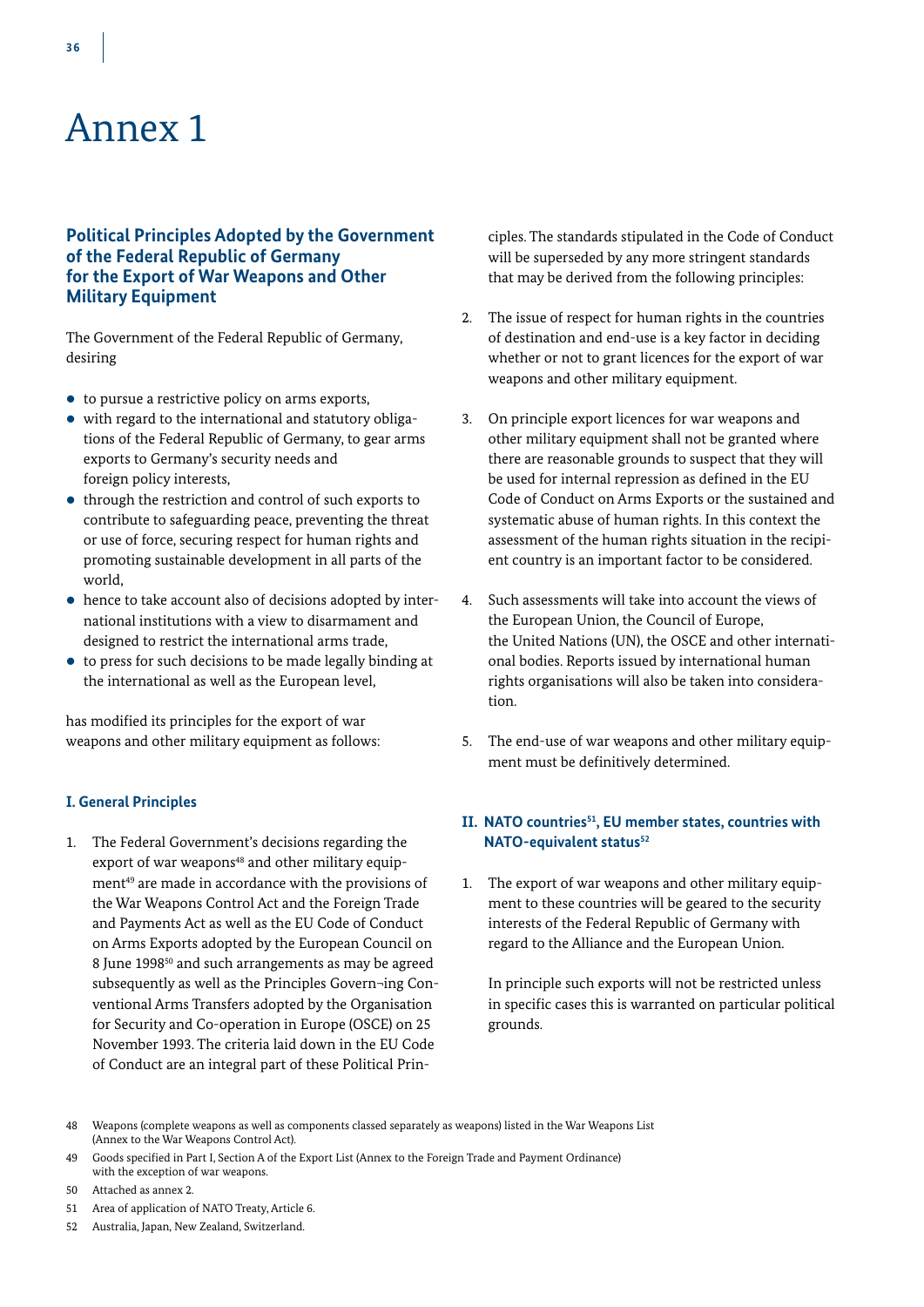# Annex 1

## Political Principles Adopted by the Government of the Federal Republic of Germany for the Export of War Weapons and Other Military Equipment

The Government of the Federal Republic of Germany, desiring

- to pursue a restrictive policy on arms exports,
- with regard to the international and statutory obligations of the Federal Republic of Germany, to gear arms exports to Germany's security needs and foreign policy interests,
- through the restriction and control of such exports to contribute to safeguarding peace, preventing the threat or use of force, securing respect for human rights and promoting sustainable development in all parts of the world,
- hence to take account also of decisions adopted by international institutions with a view to disarmament and designed to restrict the international arms trade,
- to press for such decisions to be made legally binding at the international as well as the European level,

has modified its principles for the export of war weapons and other military equipment as follows:

### I. General Principles

1. The Federal Government's decisions regarding the export of war weapons[48] and other military equipment[49] are made in accordance with the provisions of the War Weapons Control Act and the Foreign Trade and Payments Act as well as the EU Code of Conduct on Arms Exports adopted by the European Council on 8 June 1998[50] and such arrangements as may be agreed subsequently as well as the Principles Govern¬ing Conventional Arms Transfers adopted by the Organisation for Security and Co-operation in Europe (OSCE) on 25 November 1993. The criteria laid down in the EU Code of Conduct are an integral part of these Political Principles. The standards stipulated in the Code of Conduct will be superseded by any more stringent standards that may be derived from the following principles:

2. The issue of respect for human rights in the countries of destination and end-use is a key factor in deciding whether or not to grant licences for the export of war weapons and other military equipment.

3. On principle export licences for war weapons and other military equipment shall not be granted where there are reasonable grounds to suspect that they will be used for internal repression as defined in the EU Code of Conduct on Arms Exports or the sustained and systematic abuse of human rights. In this context the assessment of the human rights situation in the recipient country is an important factor to be considered.

4. Such assessments will take into account the views of the European Union, the Council of Europe, the United Nations (UN), the OSCE and other international bodies. Reports issued by international human rights organisations will also be taken into consideration.

5. The end-use of war weapons and other military equipment must be definitively determined.

### II. NATO countries[51], EU member states, countries with NATO-equivalent status[52]

1. The export of war weapons and other military equipment to these countries will be geared to the security interests of the Federal Republic of Germany with regard to the Alliance and the European Union.

   In principle such exports will not be restricted unless in specific cases this is warranted on particular political grounds.

---

48 Weapons (complete weapons as well as components classed separately as weapons) listed in the War Weapons List (Annex to the War Weapons Control Act).

49 Goods specified in Part I, Section A of the Export List (Annex to the Foreign Trade and Payment Ordinance) with the exception of war weapons.

50 Attached as annex 2.

51 Area of application of NATO Treaty, Article 6.

52 Australia, Japan, New Zealand, Switzerland.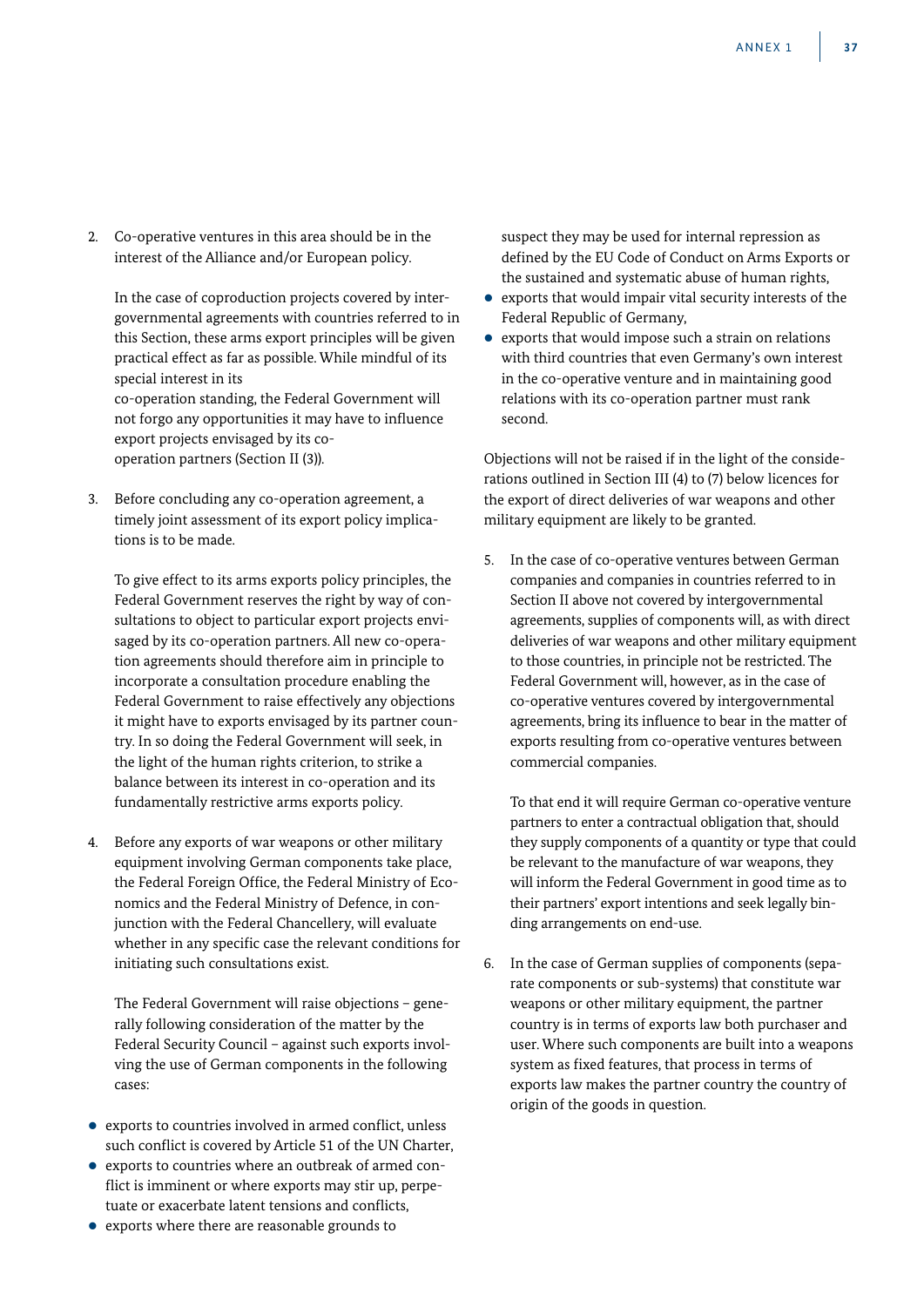2. Co-operative ventures in this area should be in the interest of the Alliance and/or European policy.

   In the case of coproduction projects covered by intergovernmental agreements with countries referred to in this Section, these arms export principles will be given practical effect as far as possible. While mindful of its special interest in its co-operation standing, the Federal Government will not forgo any opportunities it may have to influence export projects envisaged by its co-operation partners (Section II (3)).

3. Before concluding any co-operation agreement, a timely joint assessment of its export policy implications is to be made.

   To give effect to its arms exports policy principles, the Federal Government reserves the right by way of consultations to object to particular export projects envisaged by its co-operation partners. All new co-operation agreements should therefore aim in principle to incorporate a consultation procedure enabling the Federal Government to raise effectively any objections it might have to exports envisaged by its partner country. In so doing the Federal Government will seek, in the light of the human rights criterion, to strike a balance between its interest in co-operation and its fundamentally restrictive arms exports policy.

4. Before any exports of war weapons or other military equipment involving German components take place, the Federal Foreign Office, the Federal Ministry of Economics and the Federal Ministry of Defence, in conjunction with the Federal Chancellery, will evaluate whether in any specific case the relevant conditions for initiating such consultations exist.

   The Federal Government will raise objections – generally following consideration of the matter by the Federal Security Council – against such exports involving the use of German components in the following cases:

- exports to countries involved in armed conflict, unless such conflict is covered by Article 51 of the UN Charter,
- exports to countries where an outbreak of armed conflict is imminent or where exports may stir up, perpetuate or exacerbate latent tensions and conflicts,
- exports where there are reasonable grounds to suspect they may be used for internal repression as defined by the EU Code of Conduct on Arms Exports or the sustained and systematic abuse of human rights,
- exports that would impair vital security interests of the Federal Republic of Germany,
- exports that would impose such a strain on relations with third countries that even Germany's own interest in the co-operative venture and in maintaining good relations with its co-operation partner must rank second.

Objections will not be raised if in the light of the considerations outlined in Section III (4) to (7) below licences for the export of direct deliveries of war weapons and other military equipment are likely to be granted.

5. In the case of co-operative ventures between German companies and companies in countries referred to in Section II above not covered by intergovernmental agreements, supplies of components will, as with direct deliveries of war weapons and other military equipment to those countries, in principle not be restricted. The Federal Government will, however, as in the case of co-operative ventures covered by intergovernmental agreements, bring its influence to bear in the matter of exports resulting from co-operative ventures between commercial companies.

   To that end it will require German co-operative venture partners to enter a contractual obligation that, should they supply components of a quantity or type that could be relevant to the manufacture of war weapons, they will inform the Federal Government in good time as to their partners' export intentions and seek legally binding arrangements on end-use.

6. In the case of German supplies of components (separate components or sub-systems) that constitute war weapons or other military equipment, the partner country is in terms of exports law both purchaser and user. Where such components are built into a weapons system as fixed features, that process in terms of exports law makes the partner country the country of origin of the goods in question.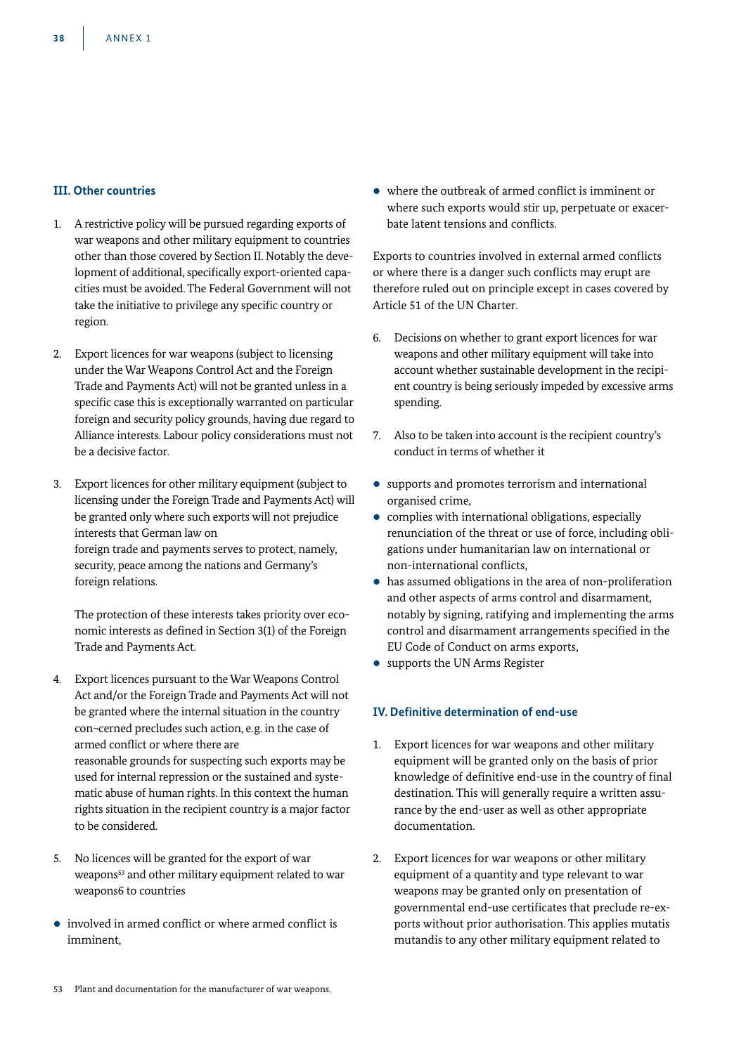### III. Other countries

1. A restrictive policy will be pursued regarding exports of war weapons and other military equipment to countries other than those covered by Section II. Notably the development of additional, specifically export-oriented capacities must be avoided. The Federal Government will not take the initiative to privilege any specific country or region.

2. Export licences for war weapons (subject to licensing under the War Weapons Control Act and the Foreign Trade and Payments Act) will not be granted unless in a specific case this is exceptionally warranted on particular foreign and security policy grounds, having due regard to Alliance interests. Labour policy considerations must not be a decisive factor.

3. Export licences for other military equipment (subject to licensing under the Foreign Trade and Payments Act) will be granted only where such exports will not prejudice interests that German law on foreign trade and payments serves to protect, namely, security, peace among the nations and Germany's foreign relations.

   The protection of these interests takes priority over economic interests as defined in Section 3(1) of the Foreign Trade and Payments Act.

4. Export licences pursuant to the War Weapons Control Act and/or the Foreign Trade and Payments Act will not be granted where the internal situation in the country con¬cerned precludes such action, e.g. in the case of armed conflict or where there are reasonable grounds for suspecting such exports may be used for internal repression or the sustained and systematic abuse of human rights. In this context the human rights situation in the recipient country is a major factor to be considered.

5. No licences will be granted for the export of war weapons[53] and other military equipment related to war weapons6 to countries

- involved in armed conflict or where armed conflict is imminent,
- where the outbreak of armed conflict is imminent or where such exports would stir up, perpetuate or exacerbate latent tensions and conflicts.

Exports to countries involved in external armed conflicts or where there is a danger such conflicts may erupt are therefore ruled out on principle except in cases covered by Article 51 of the UN Charter.

6. Decisions on whether to grant export licences for war weapons and other military equipment will take into account whether sustainable development in the recipient country is being seriously impeded by excessive arms spending.

7. Also to be taken into account is the recipient country's conduct in terms of whether it

- supports and promotes terrorism and international organised crime,
- complies with international obligations, especially renunciation of the threat or use of force, including obligations under humanitarian law on international or non-international conflicts,
- has assumed obligations in the area of non-proliferation and other aspects of arms control and disarmament, notably by signing, ratifying and implementing the arms control and disarmament arrangements specified in the EU Code of Conduct on arms exports,
- supports the UN Arms Register

### IV. Definitive determination of end-use

1. Export licences for war weapons and other military equipment will be granted only on the basis of prior knowledge of definitive end-use in the country of final destination. This will generally require a written assurance by the end-user as well as other appropriate documentation.

2. Export licences for war weapons or other military equipment of a quantity and type relevant to war weapons may be granted only on presentation of governmental end-use certificates that preclude re-exports without prior authorisation. This applies mutatis mutandis to any other military equipment related to

53 Plant and documentation for the manufacturer of war weapons.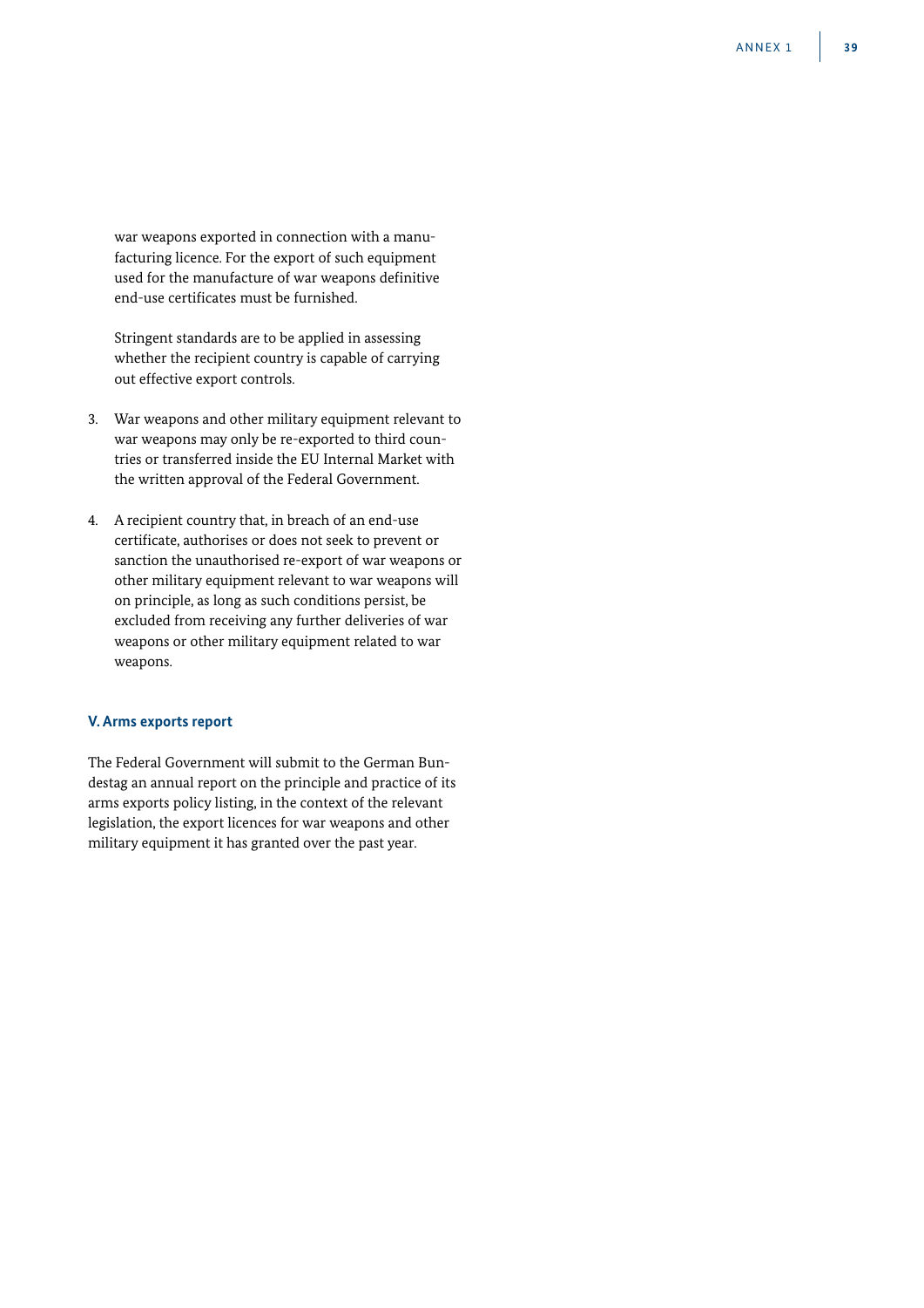war weapons exported in connection with a manufacturing licence. For the export of such equipment used for the manufacture of war weapons definitive end-use certificates must be furnished.

Stringent standards are to be applied in assessing whether the recipient country is capable of carrying out effective export controls.

3. War weapons and other military equipment relevant to war weapons may only be re-exported to third countries or transferred inside the EU Internal Market with the written approval of the Federal Government.

4. A recipient country that, in breach of an end-use certificate, authorises or does not seek to prevent or sanction the unauthorised re-export of war weapons or other military equipment relevant to war weapons will on principle, as long as such conditions persist, be excluded from receiving any further deliveries of war weapons or other military equipment related to war weapons.

### V. Arms exports report

The Federal Government will submit to the German Bundestag an annual report on the principle and practice of its arms exports policy listing, in the context of the relevant legislation, the export licences for war weapons and other military equipment it has granted over the past year.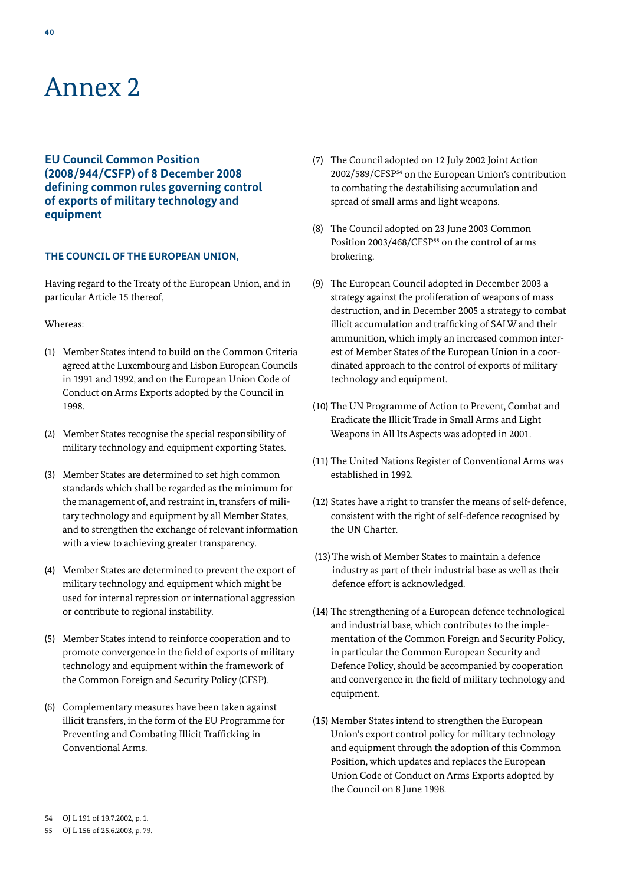# Annex 2

## EU Council Common Position (2008/944/CSFP) of 8 December 2008 defining common rules governing control of exports of military technology and equipment

**THE COUNCIL OF THE EUROPEAN UNION,**

Having regard to the Treaty of the European Union, and in particular Article 15 thereof,

Whereas:

(1) Member States intend to build on the Common Criteria agreed at the Luxembourg and Lisbon European Councils in 1991 and 1992, and on the European Union Code of Conduct on Arms Exports adopted by the Council in 1998.

(2) Member States recognise the special responsibility of military technology and equipment exporting States.

(3) Member States are determined to set high common standards which shall be regarded as the minimum for the management of, and restraint in, transfers of military technology and equipment by all Member States, and to strengthen the exchange of relevant information with a view to achieving greater transparency.

(4) Member States are determined to prevent the export of military technology and equipment which might be used for internal repression or international aggression or contribute to regional instability.

(5) Member States intend to reinforce cooperation and to promote convergence in the field of exports of military technology and equipment within the framework of the Common Foreign and Security Policy (CFSP).

(6) Complementary measures have been taken against illicit transfers, in the form of the EU Programme for Preventing and Combating Illicit Trafficking in Conventional Arms.

(7) The Council adopted on 12 July 2002 Joint Action 2002/589/CFSP[54] on the European Union's contribution to combating the destabilising accumulation and spread of small arms and light weapons.

(8) The Council adopted on 23 June 2003 Common Position 2003/468/CFSP[55] on the control of arms brokering.

(9) The European Council adopted in December 2003 a strategy against the proliferation of weapons of mass destruction, and in December 2005 a strategy to combat illicit accumulation and trafficking of SALW and their ammunition, which imply an increased common interest of Member States of the European Union in a coordinated approach to the control of exports of military technology and equipment.

(10) The UN Programme of Action to Prevent, Combat and Eradicate the Illicit Trade in Small Arms and Light Weapons in All Its Aspects was adopted in 2001.

(11) The United Nations Register of Conventional Arms was established in 1992.

(12) States have a right to transfer the means of self-defence, consistent with the right of self-defence recognised by the UN Charter.

(13) The wish of Member States to maintain a defence industry as part of their industrial base as well as their defence effort is acknowledged.

(14) The strengthening of a European defence technological and industrial base, which contributes to the implementation of the Common Foreign and Security Policy, in particular the Common European Security and Defence Policy, should be accompanied by cooperation and convergence in the field of military technology and equipment.

(15) Member States intend to strengthen the European Union's export control policy for military technology and equipment through the adoption of this Common Position, which updates and replaces the European Union Code of Conduct on Arms Exports adopted by the Council on 8 June 1998.

54 OJ L 191 of 19.7.2002, p. 1.

55 OJ L 156 of 25.6.2003, p. 79.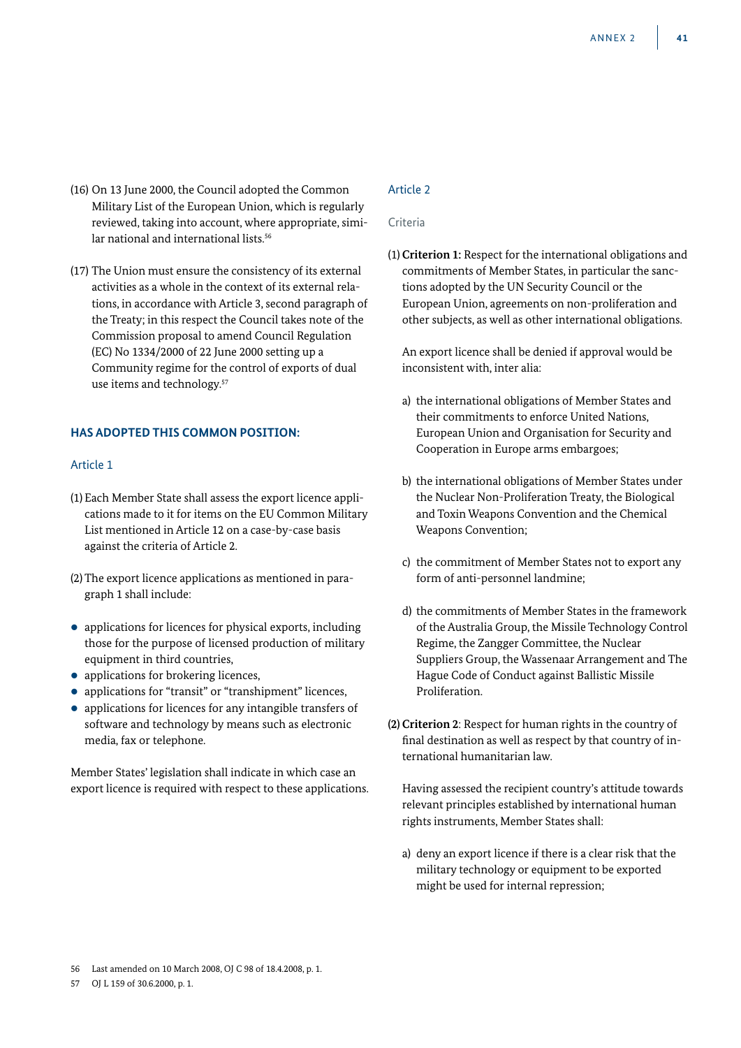(16) On 13 June 2000, the Council adopted the Common Military List of the European Union, which is regularly reviewed, taking into account, where appropriate, similar national and international lists.[56]

(17) The Union must ensure the consistency of its external activities as a whole in the context of its external relations, in accordance with Article 3, second paragraph of the Treaty; in this respect the Council takes note of the Commission proposal to amend Council Regulation (EC) No 1334/2000 of 22 June 2000 setting up a Community regime for the control of exports of dual use items and technology.[57]

**HAS ADOPTED THIS COMMON POSITION:**

### Article 1

(1) Each Member State shall assess the export licence applications made to it for items on the EU Common Military List mentioned in Article 12 on a case-by-case basis against the criteria of Article 2.

(2) The export licence applications as mentioned in paragraph 1 shall include:

- applications for licences for physical exports, including those for the purpose of licensed production of military equipment in third countries,
- applications for brokering licences,
- applications for "transit" or "transhipment" licences,
- applications for licences for any intangible transfers of software and technology by means such as electronic media, fax or telephone.

Member States' legislation shall indicate in which case an export licence is required with respect to these applications.

### Article 2

#### Criteria

(1) **Criterion 1:** Respect for the international obligations and commitments of Member States, in particular the sanctions adopted by the UN Security Council or the European Union, agreements on non-proliferation and other subjects, as well as other international obligations.

An export licence shall be denied if approval would be inconsistent with, inter alia:

a) the international obligations of Member States and their commitments to enforce United Nations, European Union and Organisation for Security and Cooperation in Europe arms embargoes;

b) the international obligations of Member States under the Nuclear Non-Proliferation Treaty, the Biological and Toxin Weapons Convention and the Chemical Weapons Convention;

c) the commitment of Member States not to export any form of anti-personnel landmine;

d) the commitments of Member States in the framework of the Australia Group, the Missile Technology Control Regime, the Zangger Committee, the Nuclear Suppliers Group, the Wassenaar Arrangement and The Hague Code of Conduct against Ballistic Missile Proliferation.

**(2) Criterion 2**: Respect for human rights in the country of final destination as well as respect by that country of international humanitarian law.

Having assessed the recipient country's attitude towards relevant principles established by international human rights instruments, Member States shall:

a) deny an export licence if there is a clear risk that the military technology or equipment to be exported might be used for internal repression;

---

56 Last amended on 10 March 2008, OJ C 98 of 18.4.2008, p. 1.

57 OJ L 159 of 30.6.2000, p. 1.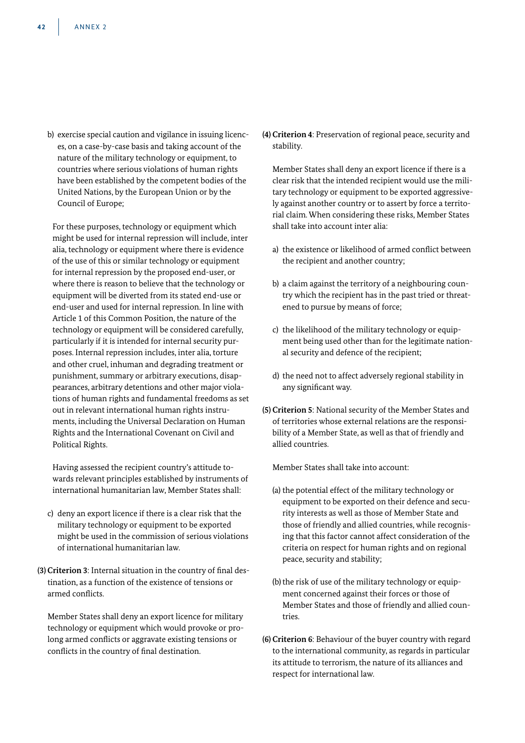b) exercise special caution and vigilance in issuing licences, on a case-by-case basis and taking account of the nature of the military technology or equipment, to countries where serious violations of human rights have been established by the competent bodies of the United Nations, by the European Union or by the Council of Europe;

For these purposes, technology or equipment which might be used for internal repression will include, inter alia, technology or equipment where there is evidence of the use of this or similar technology or equipment for internal repression by the proposed end-user, or where there is reason to believe that the technology or equipment will be diverted from its stated end-use or end-user and used for internal repression. In line with Article 1 of this Common Position, the nature of the technology or equipment will be considered carefully, particularly if it is intended for internal security purposes. Internal repression includes, inter alia, torture and other cruel, inhuman and degrading treatment or punishment, summary or arbitrary executions, disappearances, arbitrary detentions and other major violations of human rights and fundamental freedoms as set out in relevant international human rights instruments, including the Universal Declaration on Human Rights and the International Covenant on Civil and Political Rights.

Having assessed the recipient country's attitude towards relevant principles established by instruments of international humanitarian law, Member States shall:

c) deny an export licence if there is a clear risk that the military technology or equipment to be exported might be used in the commission of serious violations of international humanitarian law.

**(3) Criterion 3**: Internal situation in the country of final destination, as a function of the existence of tensions or armed conflicts.

Member States shall deny an export licence for military technology or equipment which would provoke or prolong armed conflicts or aggravate existing tensions or conflicts in the country of final destination.

**(4) Criterion 4**: Preservation of regional peace, security and stability.

Member States shall deny an export licence if there is a clear risk that the intended recipient would use the military technology or equipment to be exported aggressively against another country or to assert by force a territorial claim. When considering these risks, Member States shall take into account inter alia:

a) the existence or likelihood of armed conflict between the recipient and another country;

b) a claim against the territory of a neighbouring country which the recipient has in the past tried or threatened to pursue by means of force;

c) the likelihood of the military technology or equipment being used other than for the legitimate national security and defence of the recipient;

d) the need not to affect adversely regional stability in any significant way.

**(5) Criterion 5**: National security of the Member States and of territories whose external relations are the responsibility of a Member State, as well as that of friendly and allied countries.

Member States shall take into account:

(a) the potential effect of the military technology or equipment to be exported on their defence and security interests as well as those of Member State and those of friendly and allied countries, while recognising that this factor cannot affect consideration of the criteria on respect for human rights and on regional peace, security and stability;

(b) the risk of use of the military technology or equipment concerned against their forces or those of Member States and those of friendly and allied countries.

**(6) Criterion 6**: Behaviour of the buyer country with regard to the international community, as regards in particular its attitude to terrorism, the nature of its alliances and respect for international law.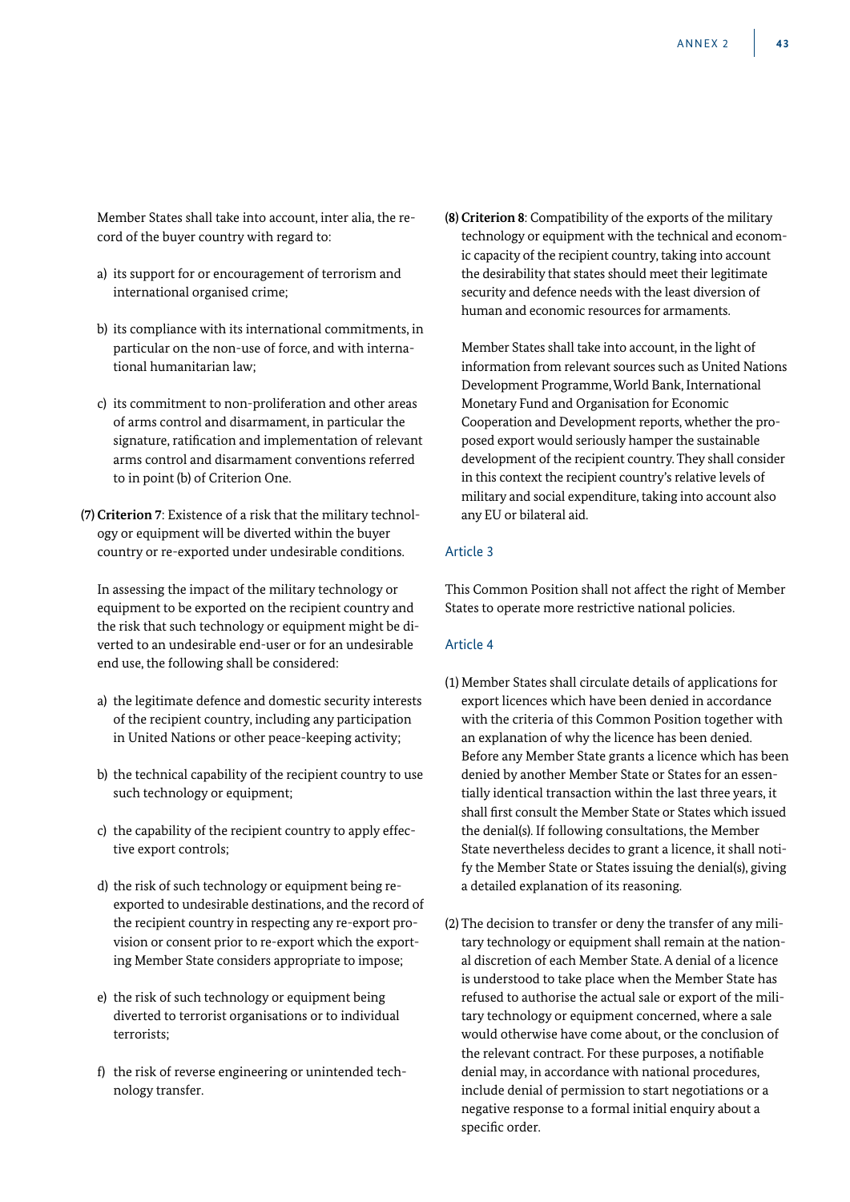Member States shall take into account, inter alia, the record of the buyer country with regard to:

a) its support for or encouragement of terrorism and international organised crime;

b) its compliance with its international commitments, in particular on the non-use of force, and with international humanitarian law;

c) its commitment to non-proliferation and other areas of arms control and disarmament, in particular the signature, ratification and implementation of relevant arms control and disarmament conventions referred to in point (b) of Criterion One.

**(7) Criterion 7**: Existence of a risk that the military technology or equipment will be diverted within the buyer country or re-exported under undesirable conditions.

In assessing the impact of the military technology or equipment to be exported on the recipient country and the risk that such technology or equipment might be diverted to an undesirable end-user or for an undesirable end use, the following shall be considered:

a) the legitimate defence and domestic security interests of the recipient country, including any participation in United Nations or other peace-keeping activity;

b) the technical capability of the recipient country to use such technology or equipment;

c) the capability of the recipient country to apply effective export controls;

d) the risk of such technology or equipment being re-exported to undesirable destinations, and the record of the recipient country in respecting any re-export provision or consent prior to re-export which the exporting Member State considers appropriate to impose;

e) the risk of such technology or equipment being diverted to terrorist organisations or to individual terrorists;

f) the risk of reverse engineering or unintended technology transfer.

**(8) Criterion 8**: Compatibility of the exports of the military technology or equipment with the technical and economic capacity of the recipient country, taking into account the desirability that states should meet their legitimate security and defence needs with the least diversion of human and economic resources for armaments.

Member States shall take into account, in the light of information from relevant sources such as United Nations Development Programme, World Bank, International Monetary Fund and Organisation for Economic Cooperation and Development reports, whether the proposed export would seriously hamper the sustainable development of the recipient country. They shall consider in this context the recipient country's relative levels of military and social expenditure, taking into account also any EU or bilateral aid.

## Article 3

This Common Position shall not affect the right of Member States to operate more restrictive national policies.

## Article 4

(1) Member States shall circulate details of applications for export licences which have been denied in accordance with the criteria of this Common Position together with an explanation of why the licence has been denied. Before any Member State grants a licence which has been denied by another Member State or States for an essentially identical transaction within the last three years, it shall first consult the Member State or States which issued the denial(s). If following consultations, the Member State nevertheless decides to grant a licence, it shall notify the Member State or States issuing the denial(s), giving a detailed explanation of its reasoning.

(2) The decision to transfer or deny the transfer of any military technology or equipment shall remain at the national discretion of each Member State. A denial of a licence is understood to take place when the Member State has refused to authorise the actual sale or export of the military technology or equipment concerned, where a sale would otherwise have come about, or the conclusion of the relevant contract. For these purposes, a notifiable denial may, in accordance with national procedures, include denial of permission to start negotiations or a negative response to a formal initial enquiry about a specific order.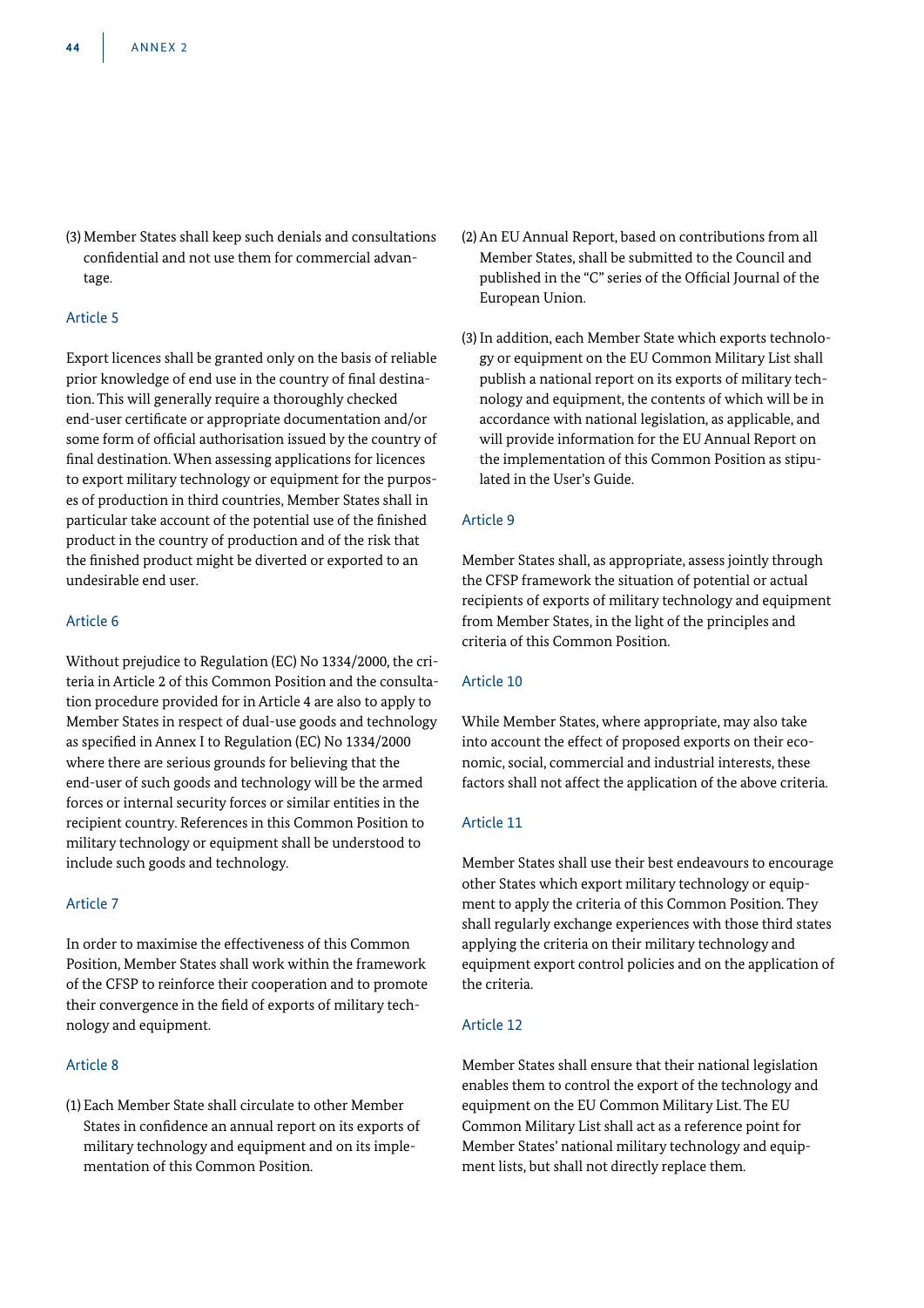(3) Member States shall keep such denials and consultations confidential and not use them for commercial advantage.

### Article 5

Export licences shall be granted only on the basis of reliable prior knowledge of end use in the country of final destination. This will generally require a thoroughly checked end-user certificate or appropriate documentation and/or some form of official authorisation issued by the country of final destination. When assessing applications for licences to export military technology or equipment for the purposes of production in third countries, Member States shall in particular take account of the potential use of the finished product in the country of production and of the risk that the finished product might be diverted or exported to an undesirable end user.

### Article 6

Without prejudice to Regulation (EC) No 1334/2000, the criteria in Article 2 of this Common Position and the consultation procedure provided for in Article 4 are also to apply to Member States in respect of dual-use goods and technology as specified in Annex I to Regulation (EC) No 1334/2000 where there are serious grounds for believing that the end-user of such goods and technology will be the armed forces or internal security forces or similar entities in the recipient country. References in this Common Position to military technology or equipment shall be understood to include such goods and technology.

### Article 7

In order to maximise the effectiveness of this Common Position, Member States shall work within the framework of the CFSP to reinforce their cooperation and to promote their convergence in the field of exports of military technology and equipment.

### Article 8

(1) Each Member State shall circulate to other Member States in confidence an annual report on its exports of military technology and equipment and on its implementation of this Common Position.

(2) An EU Annual Report, based on contributions from all Member States, shall be submitted to the Council and published in the "C" series of the Official Journal of the European Union.

(3) In addition, each Member State which exports technology or equipment on the EU Common Military List shall publish a national report on its exports of military technology and equipment, the contents of which will be in accordance with national legislation, as applicable, and will provide information for the EU Annual Report on the implementation of this Common Position as stipulated in the User's Guide.

### Article 9

Member States shall, as appropriate, assess jointly through the CFSP framework the situation of potential or actual recipients of exports of military technology and equipment from Member States, in the light of the principles and criteria of this Common Position.

### Article 10

While Member States, where appropriate, may also take into account the effect of proposed exports on their economic, social, commercial and industrial interests, these factors shall not affect the application of the above criteria.

### Article 11

Member States shall use their best endeavours to encourage other States which export military technology or equipment to apply the criteria of this Common Position. They shall regularly exchange experiences with those third states applying the criteria on their military technology and equipment export control policies and on the application of the criteria.

### Article 12

Member States shall ensure that their national legislation enables them to control the export of the technology and equipment on the EU Common Military List. The EU Common Military List shall act as a reference point for Member States' national military technology and equipment lists, but shall not directly replace them.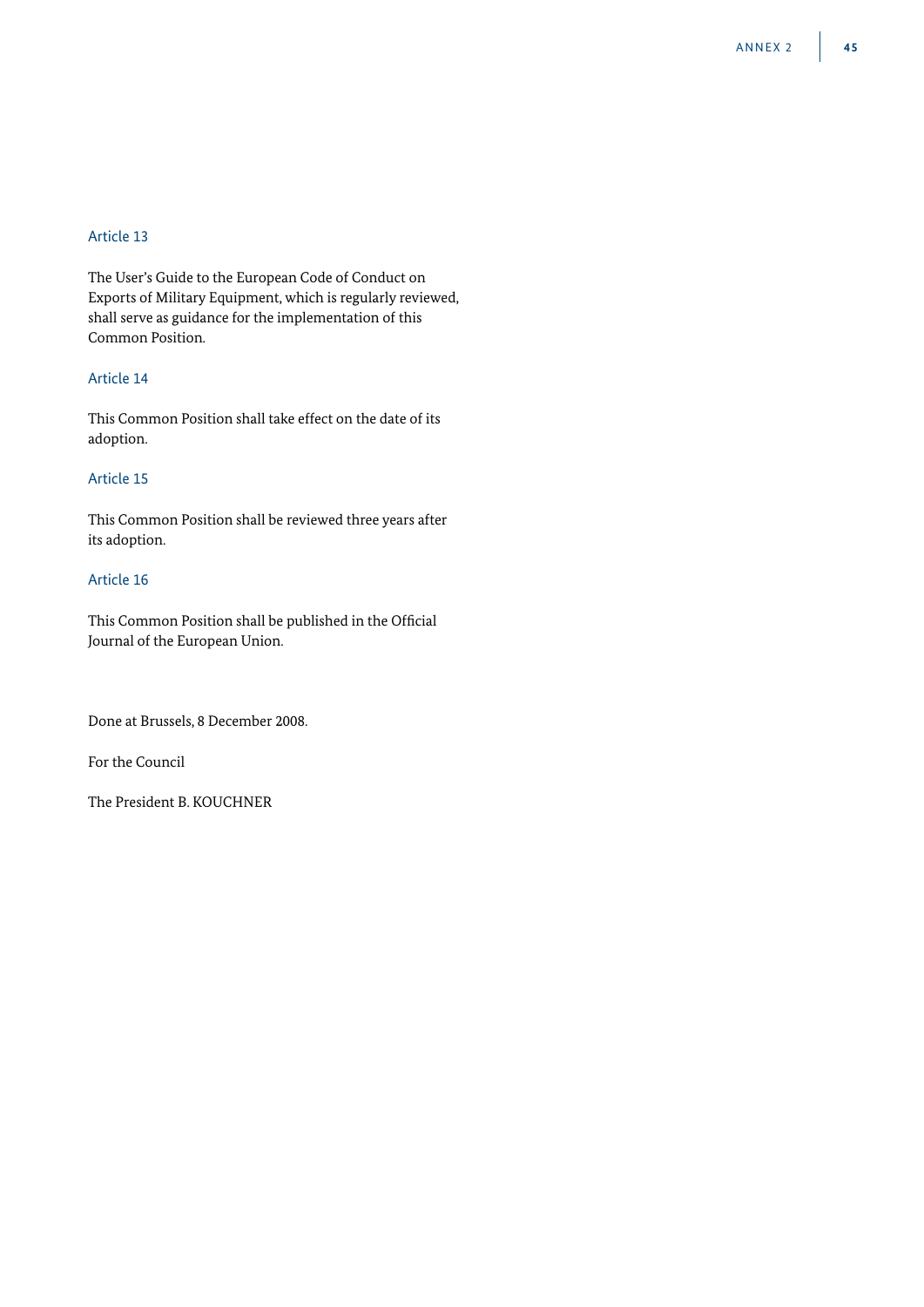### Article 13

The User's Guide to the European Code of Conduct on Exports of Military Equipment, which is regularly reviewed, shall serve as guidance for the implementation of this Common Position.

### Article 14

This Common Position shall take effect on the date of its adoption.

### Article 15

This Common Position shall be reviewed three years after its adoption.

### Article 16

This Common Position shall be published in the Official Journal of the European Union.

Done at Brussels, 8 December 2008.

For the Council

The President B. KOUCHNER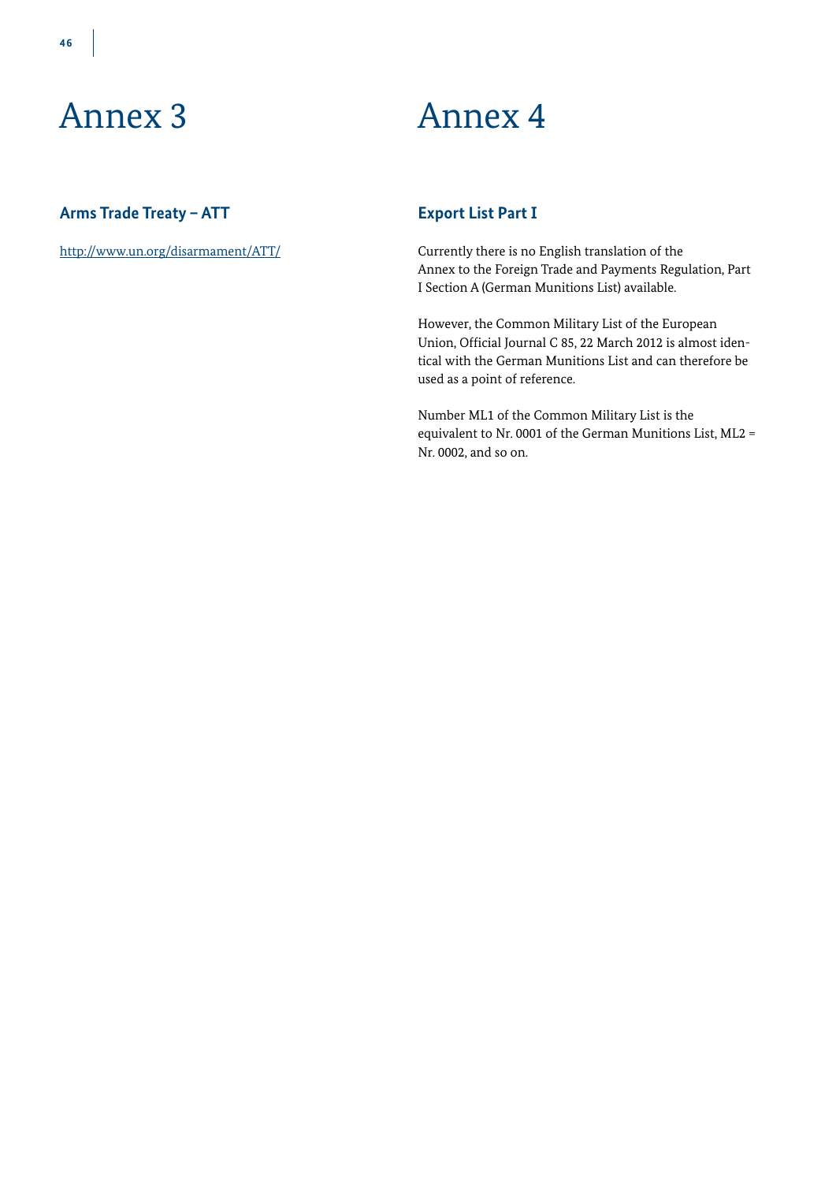# Annex 3

## Arms Trade Treaty – ATT

http://www.un.org/disarmament/ATT/

# Annex 4

## Export List Part I

Currently there is no English translation of the Annex to the Foreign Trade and Payments Regulation, Part I Section A (German Munitions List) available.

However, the Common Military List of the European Union, Official Journal C 85, 22 March 2012 is almost identical with the German Munitions List and can therefore be used as a point of reference.

Number ML1 of the Common Military List is the equivalent to Nr. 0001 of the German Munitions List, ML2 = Nr. 0002, and so on.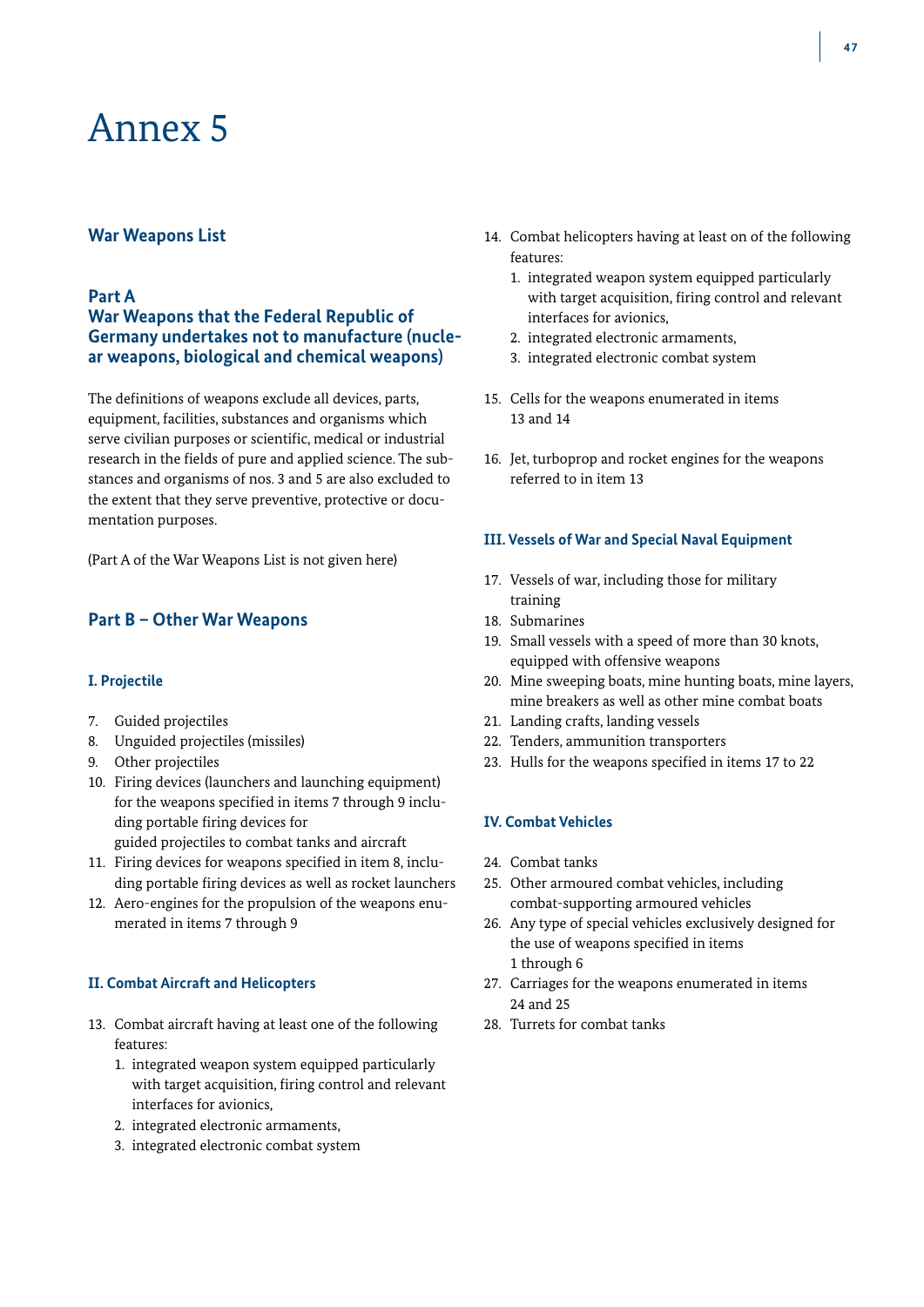# Annex 5

## War Weapons List

### Part A
### War Weapons that the Federal Republic of Germany undertakes not to manufacture (nuclear weapons, biological and chemical weapons)

The definitions of weapons exclude all devices, parts, equipment, facilities, substances and organisms which serve civilian purposes or scientific, medical or industrial research in the fields of pure and applied science. The substances and organisms of nos. 3 and 5 are also excluded to the extent that they serve preventive, protective or documentation purposes.

(Part A of the War Weapons List is not given here)

## Part B – Other War Weapons

#### I. Projectile

7. Guided projectiles
8. Unguided projectiles (missiles)
9. Other projectiles
10. Firing devices (launchers and launching equipment) for the weapons specified in items 7 through 9 including portable firing devices for guided projectiles to combat tanks and aircraft
11. Firing devices for weapons specified in item 8, including portable firing devices as well as rocket launchers
12. Aero-engines for the propulsion of the weapons enumerated in items 7 through 9

#### II. Combat Aircraft and Helicopters

13. Combat aircraft having at least one of the following features:
    1. integrated weapon system equipped particularly with target acquisition, firing control and relevant interfaces for avionics,
    2. integrated electronic armaments,
    3. integrated electronic combat system
14. Combat helicopters having at least on of the following features:
    1. integrated weapon system equipped particularly with target acquisition, firing control and relevant interfaces for avionics,
    2. integrated electronic armaments,
    3. integrated electronic combat system
15. Cells for the weapons enumerated in items 13 and 14
16. Jet, turboprop and rocket engines for the weapons referred to in item 13

#### III. Vessels of War and Special Naval Equipment

17. Vessels of war, including those for military training
18. Submarines
19. Small vessels with a speed of more than 30 knots, equipped with offensive weapons
20. Mine sweeping boats, mine hunting boats, mine layers, mine breakers as well as other mine combat boats
21. Landing crafts, landing vessels
22. Tenders, ammunition transporters
23. Hulls for the weapons specified in items 17 to 22

#### IV. Combat Vehicles

24. Combat tanks
25. Other armoured combat vehicles, including combat-supporting armoured vehicles
26. Any type of special vehicles exclusively designed for the use of weapons specified in items 1 through 6
27. Carriages for the weapons enumerated in items 24 and 25
28. Turrets for combat tanks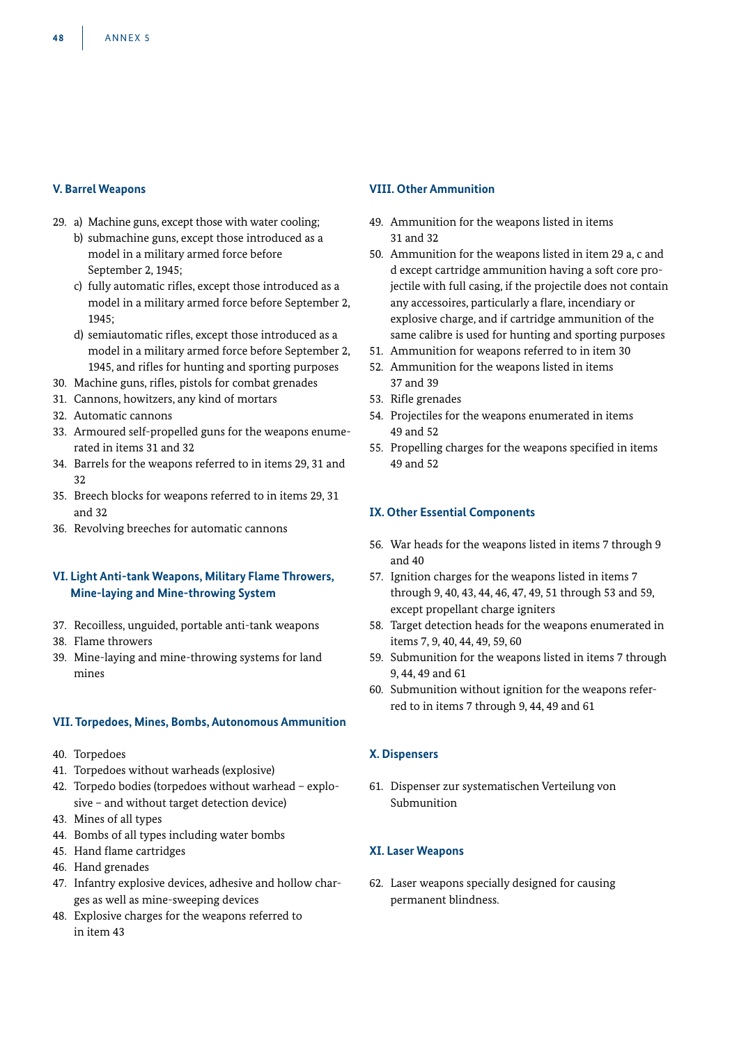### V. Barrel Weapons

29. a) Machine guns, except those with water cooling;
    b) submachine guns, except those introduced as a model in a military armed force before September 2, 1945;
    c) fully automatic rifles, except those introduced as a model in a military armed force before September 2, 1945;
    d) semiautomatic rifles, except those introduced as a model in a military armed force before September 2, 1945, and rifles for hunting and sporting purposes
30. Machine guns, rifles, pistols for combat grenades
31. Cannons, howitzers, any kind of mortars
32. Automatic cannons
33. Armoured self-propelled guns for the weapons enumerated in items 31 and 32
34. Barrels for the weapons referred to in items 29, 31 and 32
35. Breech blocks for weapons referred to in items 29, 31 and 32
36. Revolving breeches for automatic cannons

### VI. Light Anti-tank Weapons, Military Flame Throwers, Mine-laying and Mine-throwing System

37. Recoilless, unguided, portable anti-tank weapons
38. Flame throwers
39. Mine-laying and mine-throwing systems for land mines

### VII. Torpedoes, Mines, Bombs, Autonomous Ammunition

40. Torpedoes
41. Torpedoes without warheads (explosive)
42. Torpedo bodies (torpedoes without warhead – explosive – and without target detection device)
43. Mines of all types
44. Bombs of all types including water bombs
45. Hand flame cartridges
46. Hand grenades
47. Infantry explosive devices, adhesive and hollow charges as well as mine-sweeping devices
48. Explosive charges for the weapons referred to in item 43

### VIII. Other Ammunition

49. Ammunition for the weapons listed in items 31 and 32
50. Ammunition for the weapons listed in item 29 a, c and d except cartridge ammunition having a soft core projectile with full casing, if the projectile does not contain any accessoires, particularly a flare, incendiary or explosive charge, and if cartridge ammunition of the same calibre is used for hunting and sporting purposes
51. Ammunition for weapons referred to in item 30
52. Ammunition for the weapons listed in items 37 and 39
53. Rifle grenades
54. Projectiles for the weapons enumerated in items 49 and 52
55. Propelling charges for the weapons specified in items 49 and 52

### IX. Other Essential Components

56. War heads for the weapons listed in items 7 through 9 and 40
57. Ignition charges for the weapons listed in items 7 through 9, 40, 43, 44, 46, 47, 49, 51 through 53 and 59, except propellant charge igniters
58. Target detection heads for the weapons enumerated in items 7, 9, 40, 44, 49, 59, 60
59. Submunition for the weapons listed in items 7 through 9, 44, 49 and 61
60. Submunition without ignition for the weapons referred to in items 7 through 9, 44, 49 and 61

### X. Dispensers

61. Dispenser zur systematischen Verteilung von Submunition

### XI. Laser Weapons

62. Laser weapons specially designed for causing permanent blindness.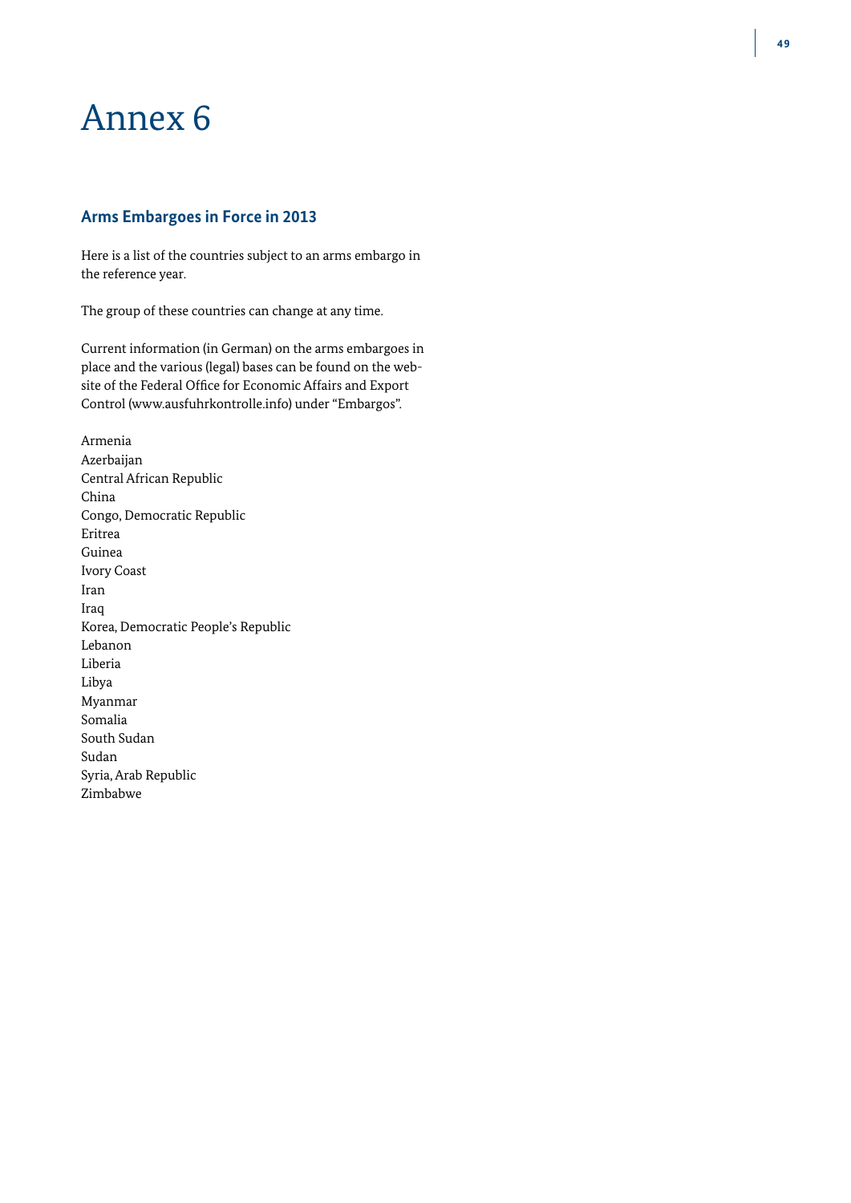# Annex 6

## Arms Embargoes in Force in 2013

Here is a list of the countries subject to an arms embargo in the reference year.

The group of these countries can change at any time.

Current information (in German) on the arms embargoes in place and the various (legal) bases can be found on the website of the Federal Office for Economic Affairs and Export Control (www.ausfuhrkontrolle.info) under "Embargos".

Armenia
Azerbaijan
Central African Republic
China
Congo, Democratic Republic
Eritrea
Guinea
Ivory Coast
Iran
Iraq
Korea, Democratic People's Republic
Lebanon
Liberia
Libya
Myanmar
Somalia
South Sudan
Sudan
Syria, Arab Republic
Zimbabwe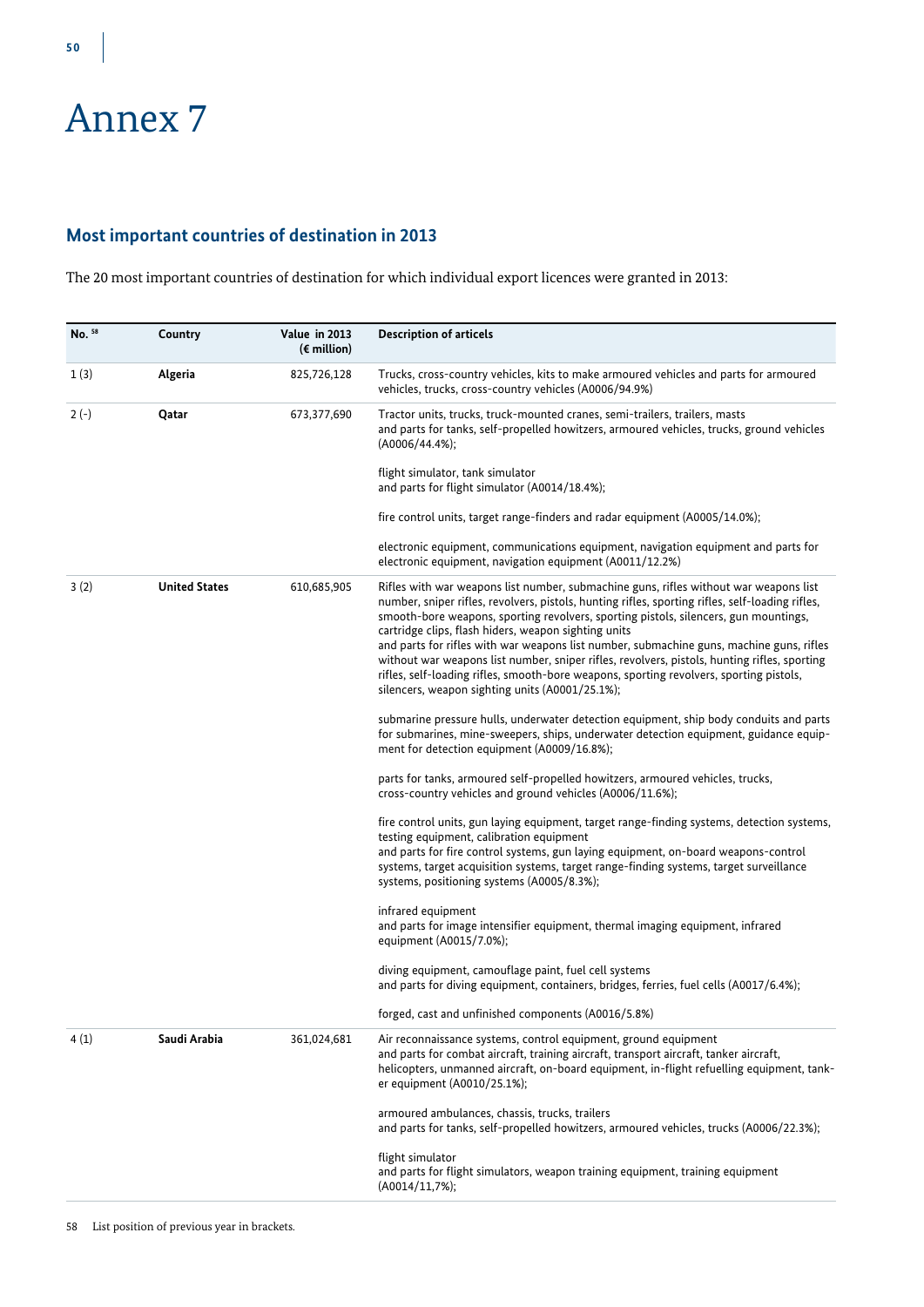# Annex 7

## Most important countries of destination in 2013

The 20 most important countries of destination for which individual export licences were granted in 2013:

| No. [58] | Country | Value in 2013 (€ million) | Description of articels |
|---|---|---|---|
| 1 (3) | **Algeria** | 825,726,128 | Trucks, cross-country vehicles, kits to make armoured vehicles and parts for armoured vehicles, trucks, cross-country vehicles (A0006/94.9%) |
| 2 (-) | **Qatar** | 673,377,690 | Tractor units, trucks, truck-mounted cranes, semi-trailers, trailers, masts and parts for tanks, self-propelled howitzers, armoured vehicles, trucks, ground vehicles (A0006/44.4%);<br><br>flight simulator, tank simulator and parts for flight simulator (A0014/18.4%);<br><br>fire control units, target range-finders and radar equipment (A0005/14.0%);<br><br>electronic equipment, communications equipment, navigation equipment and parts for electronic equipment, navigation equipment (A0011/12.2%) |
| 3 (2) | **United States** | 610,685,905 | Rifles with war weapons list number, submachine guns, rifles without war weapons list number, sniper rifles, revolvers, pistols, hunting rifles, sporting rifles, self-loading rifles, smooth-bore weapons, sporting revolvers, sporting pistols, silencers, gun mountings, cartridge clips, flash hiders, weapon sighting units and parts for rifles with war weapons list number, submachine guns, machine guns, rifles without war weapons list number, sniper rifles, revolvers, pistols, hunting rifles, sporting rifles, self-loading rifles, smooth-bore weapons, sporting revolvers, sporting pistols, silencers, weapon sighting units (A0001/25.1%);<br><br>submarine pressure hulls, underwater detection equipment, ship body conduits and parts for submarines, mine-sweepers, ships, underwater detection equipment, guidance equipment for detection equipment (A0009/16.8%);<br><br>parts for tanks, armoured self-propelled howitzers, armoured vehicles, trucks, cross-country vehicles and ground vehicles (A0006/11.6%);<br><br>fire control units, gun laying equipment, target range-finding systems, detection systems, testing equipment, calibration equipment and parts for fire control systems, gun laying equipment, on-board weapons-control systems, target acquisition systems, target range-finding systems, target surveillance systems, positioning systems (A0005/8.3%);<br><br>infrared equipment and parts for image intensifier equipment, thermal imaging equipment, infrared equipment (A0015/7.0%);<br><br>diving equipment, camouflage paint, fuel cell systems and parts for diving equipment, containers, bridges, ferries, fuel cells (A0017/6.4%);<br><br>forged, cast and unfinished components (A0016/5.8%) |
| 4 (1) | **Saudi Arabia** | 361,024,681 | Air reconnaissance systems, control equipment, ground equipment and parts for combat aircraft, training aircraft, transport aircraft, tanker aircraft, helicopters, unmanned aircraft, on-board equipment, in-flight refuelling equipment, tanker equipment (A0010/25.1%);<br><br>armoured ambulances, chassis, trucks, trailers and parts for tanks, self-propelled howitzers, armoured vehicles, trucks (A0006/22.3%);<br><br>flight simulator and parts for flight simulators, weapon training equipment, training equipment (A0014/11,7%); |

58 List position of previous year in brackets.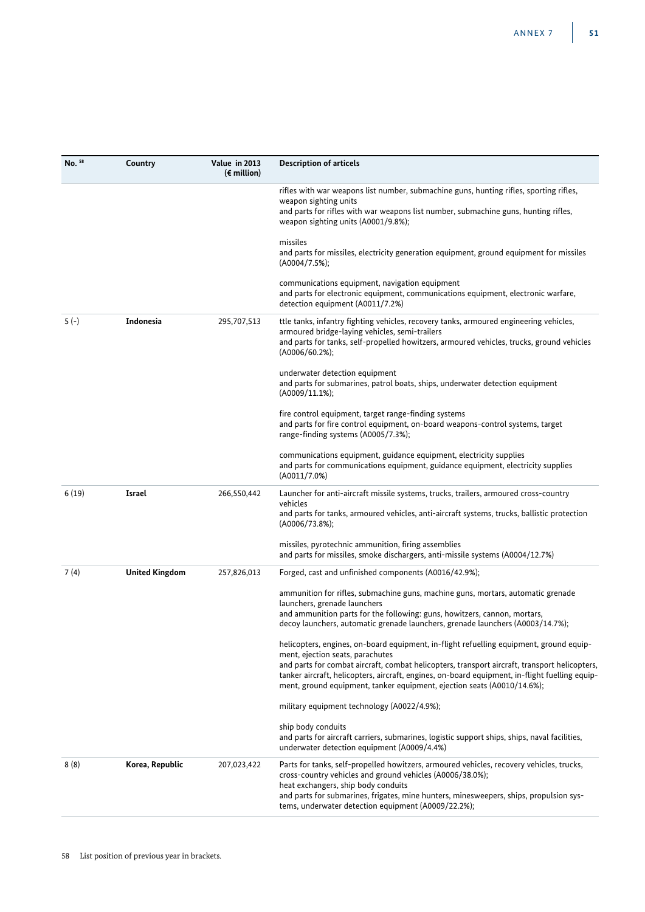| No. [58] | Country | Value in 2013 (€ million) | Description of articels |
|---|---|---|---|
| | | | rifles with war weapons list number, submachine guns, hunting rifles, sporting rifles, weapon sighting units and parts for rifles with war weapons list number, submachine guns, hunting rifles, weapon sighting units (A0001/9.8%);<br><br>missiles and parts for missiles, electricity generation equipment, ground equipment for missiles (A0004/7.5%);<br><br>communications equipment, navigation equipment and parts for electronic equipment, communications equipment, electronic warfare, detection equipment (A0011/7.2%) |
| 5 (-) | **Indonesia** | 295,707,513 | ttle tanks, infantry fighting vehicles, recovery tanks, armoured engineering vehicles, armoured bridge-laying vehicles, semi-trailers and parts for tanks, self-propelled howitzers, armoured vehicles, trucks, ground vehicles (A0006/60.2%);<br><br>underwater detection equipment and parts for submarines, patrol boats, ships, underwater detection equipment (A0009/11.1%);<br><br>fire control equipment, target range-finding systems and parts for fire control equipment, on-board weapons-control systems, target range-finding systems (A0005/7.3%);<br><br>communications equipment, guidance equipment, electricity supplies and parts for communications equipment, guidance equipment, electricity supplies (A0011/7.0%) |
| 6 (19) | **Israel** | 266,550,442 | Launcher for anti-aircraft missile systems, trucks, trailers, armoured cross-country vehicles and parts for tanks, armoured vehicles, anti-aircraft systems, trucks, ballistic protection (A0006/73.8%);<br><br>missiles, pyrotechnic ammunition, firing assemblies and parts for missiles, smoke dischargers, anti-missile systems (A0004/12.7%) |
| 7 (4) | **United Kingdom** | 257,826,013 | Forged, cast and unfinished components (A0016/42.9%);<br><br>ammunition for rifles, submachine guns, machine guns, mortars, automatic grenade launchers, grenade launchers and ammunition parts for the following: guns, howitzers, cannon, mortars, decoy launchers, automatic grenade launchers, grenade launchers (A0003/14.7%);<br><br>helicopters, engines, on-board equipment, in-flight refuelling equipment, ground equipment, ejection seats, parachutes and parts for combat aircraft, combat helicopters, transport aircraft, transport helicopters, tanker aircraft, helicopters, aircraft, engines, on-board equipment, in-flight fuelling equipment, ground equipment, tanker equipment, ejection seats (A0010/14.6%);<br><br>military equipment technology (A0022/4.9%);<br><br>ship body conduits and parts for aircraft carriers, submarines, logistic support ships, ships, naval facilities, underwater detection equipment (A0009/4.4%) |
| 8 (8) | **Korea, Republic** | 207,023,422 | Parts for tanks, self-propelled howitzers, armoured vehicles, recovery vehicles, trucks, cross-country vehicles and ground vehicles (A0006/38.0%);<br>heat exchangers, ship body conduits and parts for submarines, frigates, mine hunters, minesweepers, ships, propulsion systems, underwater detection equipment (A0009/22.2%); |

58 List position of previous year in brackets.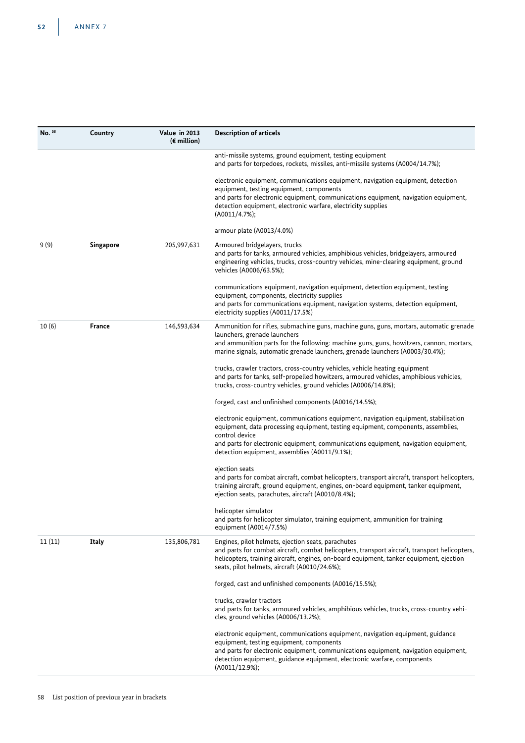| No. [58] | Country | Value in 2013 (€ million) | Description of articels |
|---|---|---|---|
| | | | anti-missile systems, ground equipment, testing equipment and parts for torpedoes, rockets, missiles, anti-missile systems (A0004/14.7%); electronic equipment, communications equipment, navigation equipment, detection equipment, testing equipment, components and parts for electronic equipment, communications equipment, navigation equipment, detection equipment, electronic warfare, electricity supplies (A0011/4.7%); armour plate (A0013/4.0%) |
| 9 (9) | **Singapore** | 205,997,631 | Armoured bridgelayers, trucks and parts for tanks, armoured vehicles, amphibious vehicles, bridgelayers, armoured engineering vehicles, trucks, cross-country vehicles, mine-clearing equipment, ground vehicles (A0006/63.5%); communications equipment, navigation equipment, detection equipment, testing equipment, components, electricity supplies and parts for communications equipment, navigation systems, detection equipment, electricity supplies (A0011/17.5%) |
| 10 (6) | **France** | 146,593,634 | Ammunition for rifles, submachine guns, machine guns, guns, mortars, automatic grenade launchers, grenade launchers and ammunition parts for the following: machine guns, guns, howitzers, cannon, mortars, marine signals, automatic grenade launchers, grenade launchers (A0003/30.4%); trucks, crawler tractors, cross-country vehicles, vehicle heating equipment and parts for tanks, self-propelled howitzers, armoured vehicles, amphibious vehicles, trucks, cross-country vehicles, ground vehicles (A0006/14.8%); forged, cast and unfinished components (A0016/14.5%); electronic equipment, communications equipment, navigation equipment, stabilisation equipment, data processing equipment, testing equipment, components, assemblies, control device and parts for electronic equipment, communications equipment, navigation equipment, detection equipment, assemblies (A0011/9.1%); ejection seats and parts for combat aircraft, combat helicopters, transport aircraft, transport helicopters, training aircraft, ground equipment, engines, on-board equipment, tanker equipment, ejection seats, parachutes, aircraft (A0010/8.4%); helicopter simulator and parts for helicopter simulator, training equipment, ammunition for training equipment (A0014/7.5%) |
| 11 (11) | **Italy** | 135,806,781 | Engines, pilot helmets, ejection seats, parachutes and parts for combat aircraft, combat helicopters, transport aircraft, transport helicopters, helicopters, training aircraft, engines, on-board equipment, tanker equipment, ejection seats, pilot helmets, aircraft (A0010/24.6%); forged, cast and unfinished components (A0016/15.5%); trucks, crawler tractors and parts for tanks, armoured vehicles, amphibious vehicles, trucks, cross-country vehicles, ground vehicles (A0006/13.2%); electronic equipment, communications equipment, navigation equipment, guidance equipment, testing equipment, components and parts for electronic equipment, communications equipment, navigation equipment, detection equipment, guidance equipment, electronic warfare, components (A0011/12.9%); |

58 List position of previous year in brackets.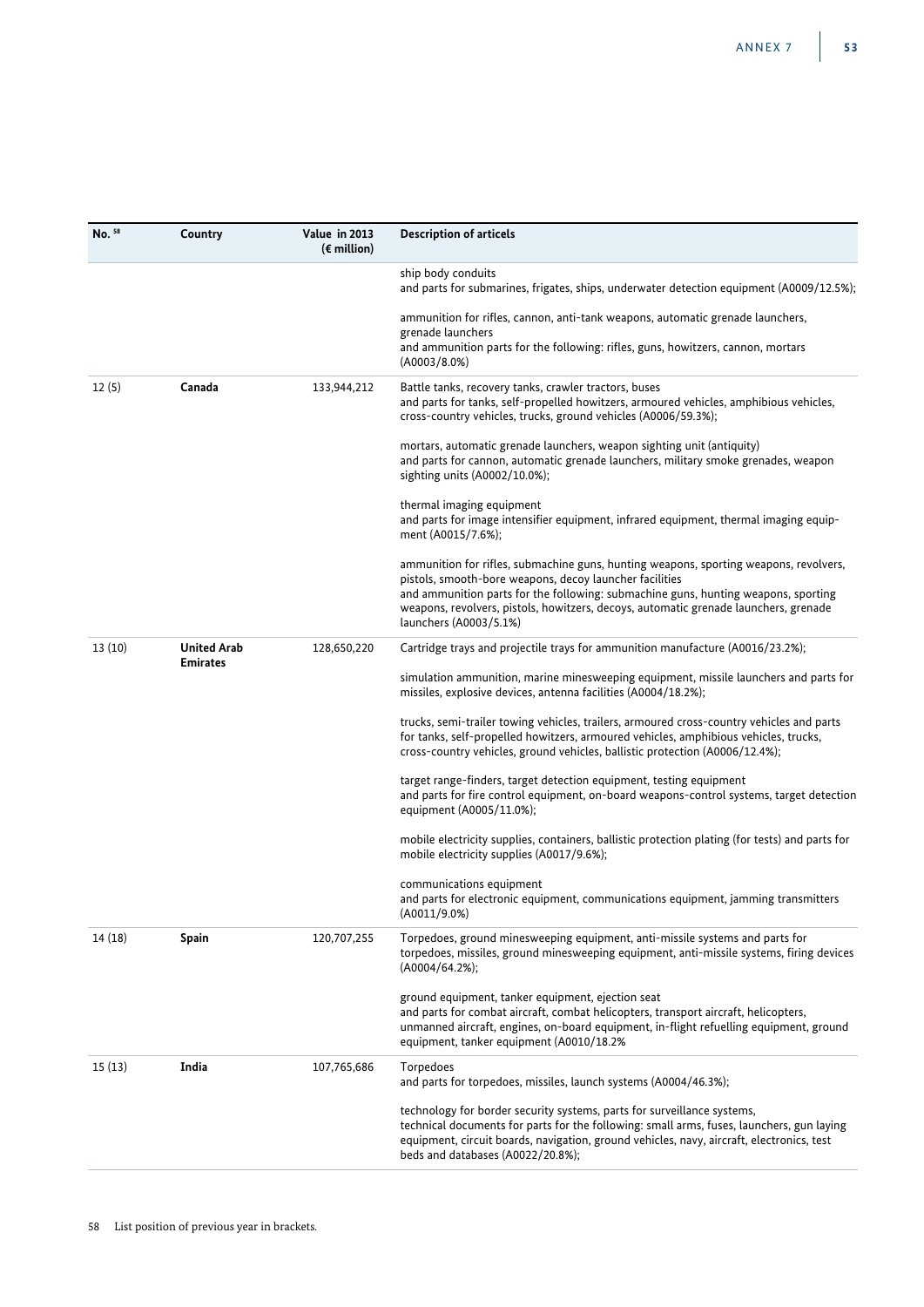| No. [58] | Country | Value in 2013 (€ million) | Description of articels |
|---|---|---|---|
| | | | ship body conduits<br>and parts for submarines, frigates, ships, underwater detection equipment (A0009/12.5%);<br><br>ammunition for rifles, cannon, anti-tank weapons, automatic grenade launchers, grenade launchers<br>and ammunition parts for the following: rifles, guns, howitzers, cannon, mortars (A0003/8.0%) |
| 12 (5) | **Canada** | 133,944,212 | Battle tanks, recovery tanks, crawler tractors, buses<br>and parts for tanks, self-propelled howitzers, armoured vehicles, amphibious vehicles, cross-country vehicles, trucks, ground vehicles (A0006/59.3%);<br><br>mortars, automatic grenade launchers, weapon sighting unit (antiquity)<br>and parts for cannon, automatic grenade launchers, military smoke grenades, weapon sighting units (A0002/10.0%);<br><br>thermal imaging equipment<br>and parts for image intensifier equipment, infrared equipment, thermal imaging equipment (A0015/7.6%);<br><br>ammunition for rifles, submachine guns, hunting weapons, sporting weapons, revolvers, pistols, smooth-bore weapons, decoy launcher facilities<br>and ammunition parts for the following: submachine guns, hunting weapons, sporting weapons, revolvers, pistols, howitzers, decoys, automatic grenade launchers, grenade launchers (A0003/5.1%) |
| 13 (10) | **United Arab Emirates** | 128,650,220 | Cartridge trays and projectile trays for ammunition manufacture (A0016/23.2%);<br><br>simulation ammunition, marine minesweeping equipment, missile launchers and parts for missiles, explosive devices, antenna facilities (A0004/18.2%);<br><br>trucks, semi-trailer towing vehicles, trailers, armoured cross-country vehicles and parts for tanks, self-propelled howitzers, armoured vehicles, amphibious vehicles, trucks, cross-country vehicles, ground vehicles, ballistic protection (A0006/12.4%);<br><br>target range-finders, target detection equipment, testing equipment<br>and parts for fire control equipment, on-board weapons-control systems, target detection equipment (A0005/11.0%);<br><br>mobile electricity supplies, containers, ballistic protection plating (for tests) and parts for mobile electricity supplies (A0017/9.6%);<br><br>communications equipment<br>and parts for electronic equipment, communications equipment, jamming transmitters (A0011/9.0%) |
| 14 (18) | **Spain** | 120,707,255 | Torpedoes, ground minesweeping equipment, anti-missile systems and parts for torpedoes, missiles, ground minesweeping equipment, anti-missile systems, firing devices (A0004/64.2%);<br><br>ground equipment, tanker equipment, ejection seat<br>and parts for combat aircraft, combat helicopters, transport aircraft, helicopters, unmanned aircraft, engines, on-board equipment, in-flight refuelling equipment, ground equipment, tanker equipment (A0010/18.2% |
| 15 (13) | **India** | 107,765,686 | Torpedoes<br>and parts for torpedoes, missiles, launch systems (A0004/46.3%);<br><br>technology for border security systems, parts for surveillance systems,<br>technical documents for parts for the following: small arms, fuses, launchers, gun laying equipment, circuit boards, navigation, ground vehicles, navy, aircraft, electronics, test beds and databases (A0022/20.8%); |

58 List position of previous year in brackets.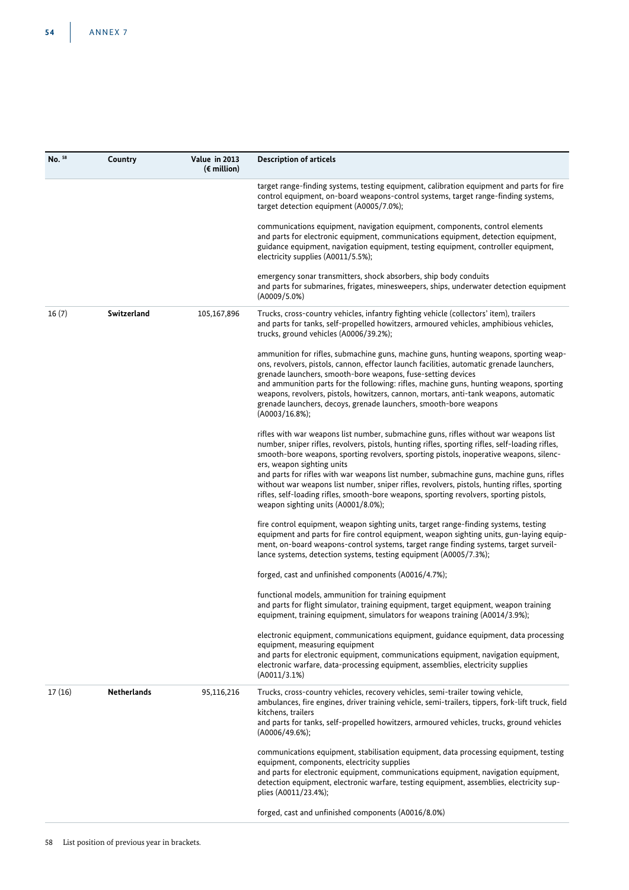| No. [58] | Country | Value in 2013 (€ million) | Description of articels |
|---|---|---|---|
| | | | target range-finding systems, testing equipment, calibration equipment and parts for fire control equipment, on-board weapons-control systems, target range-finding systems, target detection equipment (A0005/7.0%);<br><br>communications equipment, navigation equipment, components, control elements and parts for electronic equipment, communications equipment, detection equipment, guidance equipment, navigation equipment, testing equipment, controller equipment, electricity supplies (A0011/5.5%);<br><br>emergency sonar transmitters, shock absorbers, ship body conduits and parts for submarines, frigates, minesweepers, ships, underwater detection equipment (A0009/5.0%) |
| 16 (7) | **Switzerland** | 105,167,896 | Trucks, cross-country vehicles, infantry fighting vehicle (collectors' item), trailers and parts for tanks, self-propelled howitzers, armoured vehicles, amphibious vehicles, trucks, ground vehicles (A0006/39.2%);<br><br>ammunition for rifles, submachine guns, machine guns, hunting weapons, sporting weapons, revolvers, pistols, cannon, effector launch facilities, automatic grenade launchers, grenade launchers, smooth-bore weapons, fuse-setting devices and ammunition parts for the following: rifles, machine guns, hunting weapons, sporting weapons, revolvers, pistols, howitzers, cannon, mortars, anti-tank weapons, automatic grenade launchers, decoys, grenade launchers, smooth-bore weapons (A0003/16.8%);<br><br>rifles with war weapons list number, submachine guns, rifles without war weapons list number, sniper rifles, revolvers, pistols, hunting rifles, sporting rifles, self-loading rifles, smooth-bore weapons, sporting revolvers, sporting pistols, inoperative weapons, silencers, weapon sighting units and parts for rifles with war weapons list number, submachine guns, machine guns, rifles without war weapons list number, sniper rifles, revolvers, pistols, hunting rifles, sporting rifles, self-loading rifles, smooth-bore weapons, sporting revolvers, sporting pistols, weapon sighting units (A0001/8.0%);<br><br>fire control equipment, weapon sighting units, target range-finding systems, testing equipment and parts for fire control equipment, weapon sighting units, gun-laying equipment, on-board weapons-control systems, target range finding systems, target surveillance systems, detection systems, testing equipment (A0005/7.3%);<br><br>forged, cast and unfinished components (A0016/4.7%);<br><br>functional models, ammunition for training equipment and parts for flight simulator, training equipment, target equipment, weapon training equipment, training equipment, simulators for weapons training (A0014/3.9%);<br><br>electronic equipment, communications equipment, guidance equipment, data processing equipment, measuring equipment and parts for electronic equipment, communications equipment, navigation equipment, electronic warfare, data-processing equipment, assemblies, electricity supplies (A0011/3.1%) |
| 17 (16) | **Netherlands** | 95,116,216 | Trucks, cross-country vehicles, recovery vehicles, semi-trailer towing vehicle, ambulances, fire engines, driver training vehicle, semi-trailers, tippers, fork-lift truck, field kitchens, trailers and parts for tanks, self-propelled howitzers, armoured vehicles, trucks, ground vehicles (A0006/49.6%);<br><br>communications equipment, stabilisation equipment, data processing equipment, testing equipment, components, electricity supplies and parts for electronic equipment, communications equipment, navigation equipment, detection equipment, electronic warfare, testing equipment, assemblies, electricity supplies (A0011/23.4%);<br><br>forged, cast and unfinished components (A0016/8.0%) |

58 List position of previous year in brackets.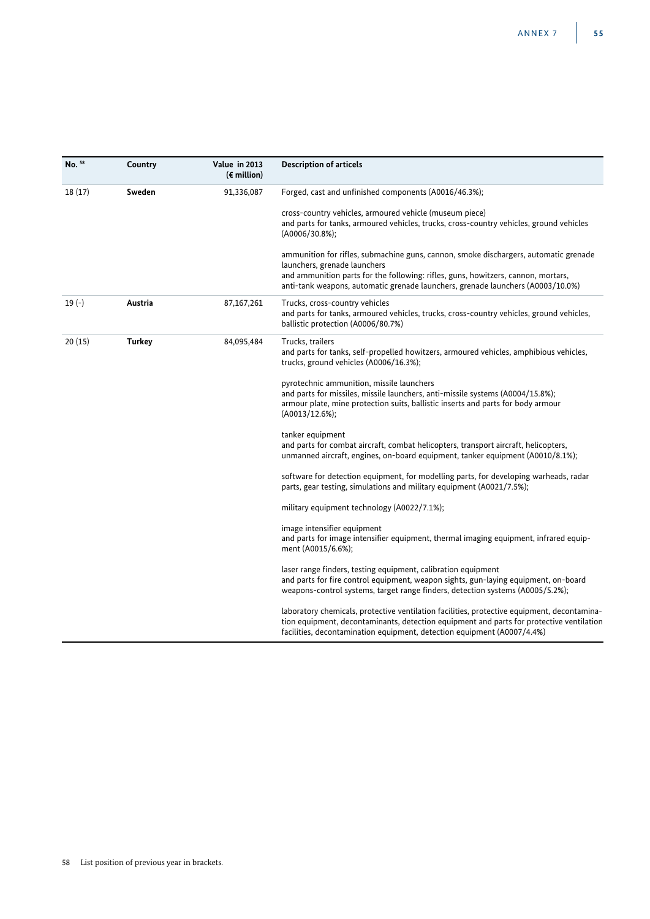| No. [58] | Country | Value in 2013 (€ million) | Description of articels |
|---|---|---|---|
| 18 (17) | **Sweden** | 91,336,087 | Forged, cast and unfinished components (A0016/46.3%);<br><br>cross-country vehicles, armoured vehicle (museum piece) and parts for tanks, armoured vehicles, trucks, cross-country vehicles, ground vehicles (A0006/30.8%);<br><br>ammunition for rifles, submachine guns, cannon, smoke dischargers, automatic grenade launchers, grenade launchers and ammunition parts for the following: rifles, guns, howitzers, cannon, mortars, anti-tank weapons, automatic grenade launchers, grenade launchers (A0003/10.0%) |
| 19 (-) | **Austria** | 87,167,261 | Trucks, cross-country vehicles and parts for tanks, armoured vehicles, trucks, cross-country vehicles, ground vehicles, ballistic protection (A0006/80.7%) |
| 20 (15) | **Turkey** | 84,095,484 | Trucks, trailers and parts for tanks, self-propelled howitzers, armoured vehicles, amphibious vehicles, trucks, ground vehicles (A0006/16.3%);<br><br>pyrotechnic ammunition, missile launchers and parts for missiles, missile launchers, anti-missile systems (A0004/15.8%); armour plate, mine protection suits, ballistic inserts and parts for body armour (A0013/12.6%);<br><br>tanker equipment and parts for combat aircraft, combat helicopters, transport aircraft, helicopters, unmanned aircraft, engines, on-board equipment, tanker equipment (A0010/8.1%);<br><br>software for detection equipment, for modelling parts, for developing warheads, radar parts, gear testing, simulations and military equipment (A0021/7.5%);<br><br>military equipment technology (A0022/7.1%);<br><br>image intensifier equipment and parts for image intensifier equipment, thermal imaging equipment, infrared equipment (A0015/6.6%);<br><br>laser range finders, testing equipment, calibration equipment and parts for fire control equipment, weapon sights, gun-laying equipment, on-board weapons-control systems, target range finders, detection systems (A0005/5.2%);<br><br>laboratory chemicals, protective ventilation facilities, protective equipment, decontamination equipment, decontaminants, detection equipment and parts for protective ventilation facilities, decontamination equipment, detection equipment (A0007/4.4%) |

58 List position of previous year in brackets.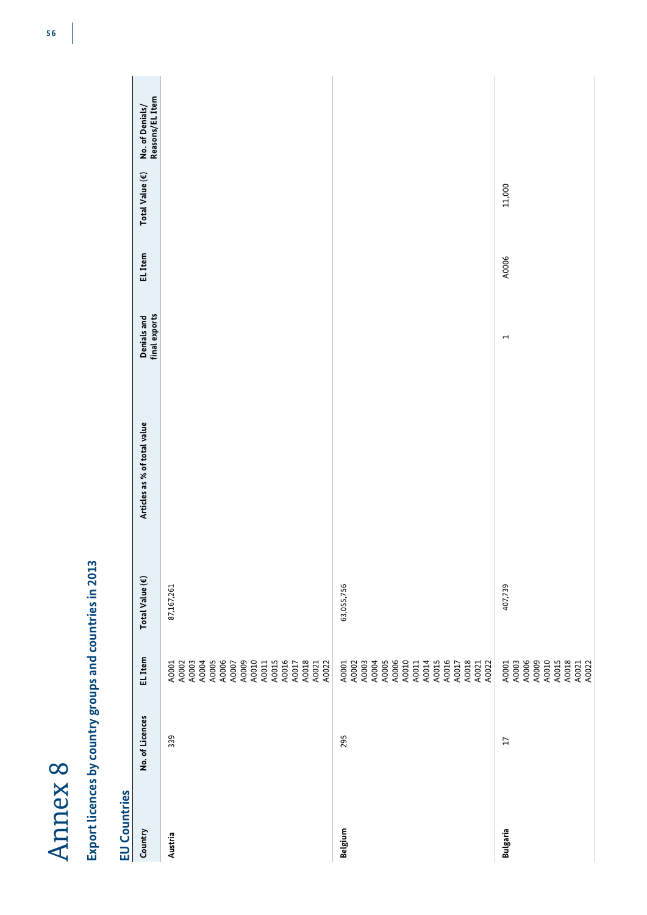# Annex 8

## Export licences by country groups and countries in 2013

### EU Countries

| Country | No. of Licences | EL Item | Total Value (€) | Articles as % of total value | Denials and final exports | EL Item | Total Value (€) | No. of Denials/ Reasons/EL Item |
|---|---|---|---|---|---|---|---|---|
| **Austria** | 339 | A0001<br>A0002<br>A0003<br>A0004<br>A0005<br>A0006<br>A0007<br>A0009<br>A0010<br>A0011<br>A0015<br>A0016<br>A0017<br>A0018<br>A0021<br>A0022 | 87,167,261 | | | | | |
| **Belgium** | 295 | A0001<br>A0002<br>A0003<br>A0004<br>A0005<br>A0006<br>A0010<br>A0011<br>A0014<br>A0015<br>A0016<br>A0017<br>A0018<br>A0021<br>A0022 | 63,055,756 | | | | | |
| **Bulgaria** | 17 | A0001<br>A0003<br>A0006<br>A0009<br>A0010<br>A0015<br>A0018<br>A0021<br>A0022 | 407,739 | | 1 | A0006 | 11,000 | |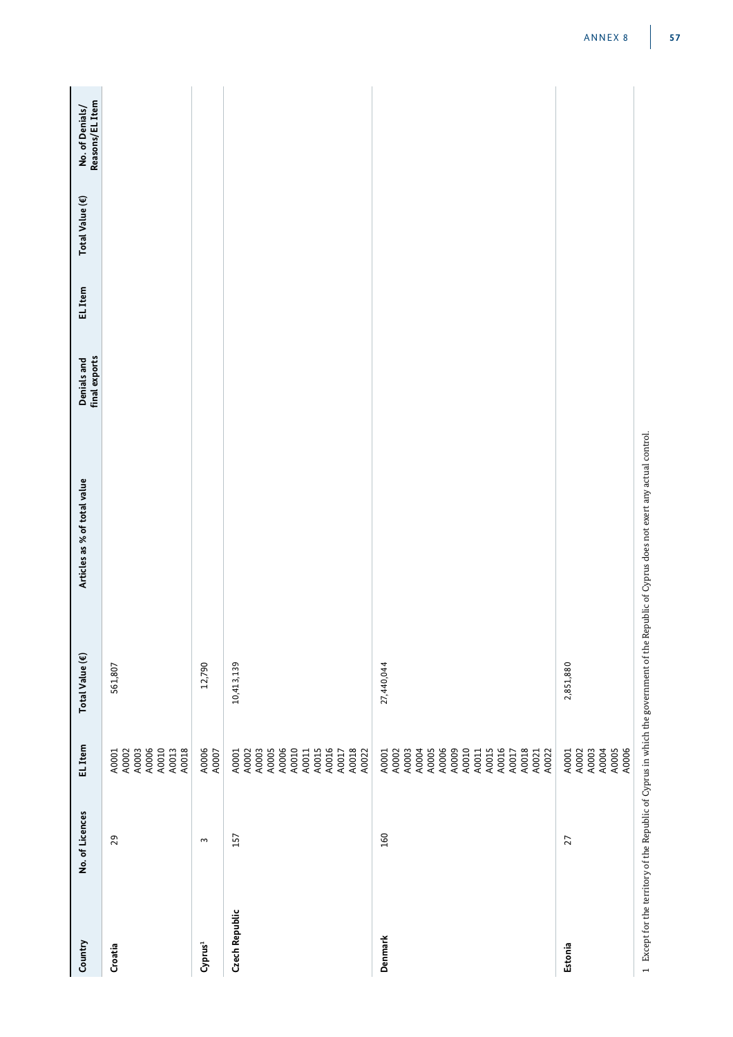| Country | No. of Licences | EL Item | Total Value (€) | Articles as % of total value | Denials and final exports | EL Item | Total Value (€) | No. of Denials/ Reasons/EL Item |
|---|---|---|---|---|---|---|---|---|
| Croatia | 29 | A0001<br>A0002<br>A0003<br>A0006<br>A0010<br>A0013<br>A0018 | 561,807 | | | | | |
| Cyprus[1] | 3 | A0006<br>A0007 | 12,790 | | | | | |
| Czech Republic | 157 | A0001<br>A0002<br>A0003<br>A0005<br>A0006<br>A0010<br>A0011<br>A0015<br>A0016<br>A0017<br>A0018<br>A0022 | 10,413,139 | | | | | |
| Denmark | 160 | A0001<br>A0002<br>A0003<br>A0004<br>A0005<br>A0006<br>A0009<br>A0010<br>A0011<br>A0015<br>A0016<br>A0017<br>A0018<br>A0021<br>A0022 | 27,440,044 | | | | | |
| Estonia | 27 | A0001<br>A0002<br>A0003<br>A0004<br>A0005<br>A0006 | 2,851,880 | | | | | |

1 Except for the territory of the Republic of Cyprus in which the government of the Republic of Cyprus does not exert any actual control.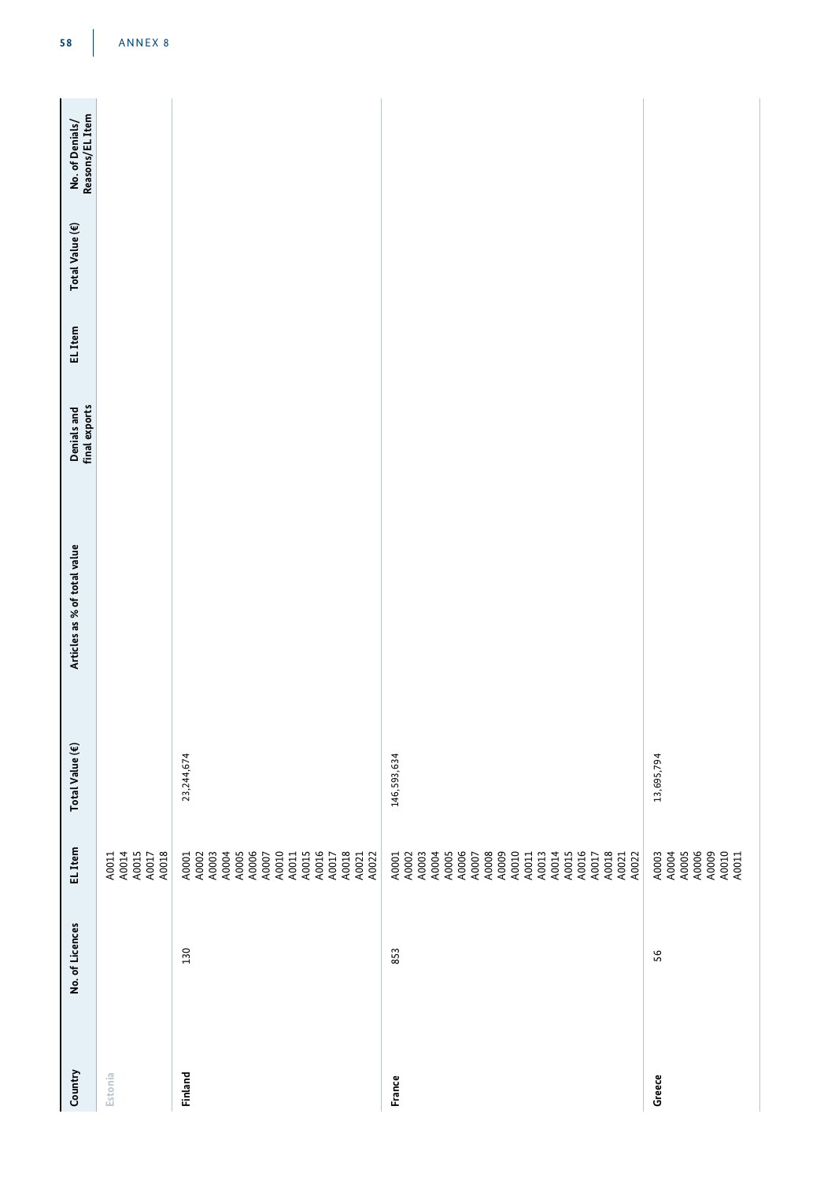| Country | No. of Licences | EL Item | Total Value (€) | Articles as % of total value | Denials and final exports | EL Item | Total Value (€) | No. of Denials/ Reasons/EL Item |
|---|---|---|---|---|---|---|---|---|
| Estonia | | A0011<br>A0014<br>A0015<br>A0017<br>A0018 | | | | | | |
| Finland | 130 | A0001<br>A0002<br>A0003<br>A0004<br>A0005<br>A0006<br>A0007<br>A0010<br>A0011<br>A0015<br>A0016<br>A0017<br>A0018<br>A0021<br>A0022 | 23,244,674 | | | | | |
| France | 853 | A0001<br>A0002<br>A0003<br>A0004<br>A0005<br>A0006<br>A0007<br>A0008<br>A0009<br>A0010<br>A0011<br>A0013<br>A0014<br>A0015<br>A0016<br>A0017<br>A0018<br>A0021<br>A0022 | 146,593,634 | | | | | |
| Greece | 56 | A0003<br>A0004<br>A0005<br>A0006<br>A0009<br>A0010<br>A0011 | 13,695,794 | | | | | |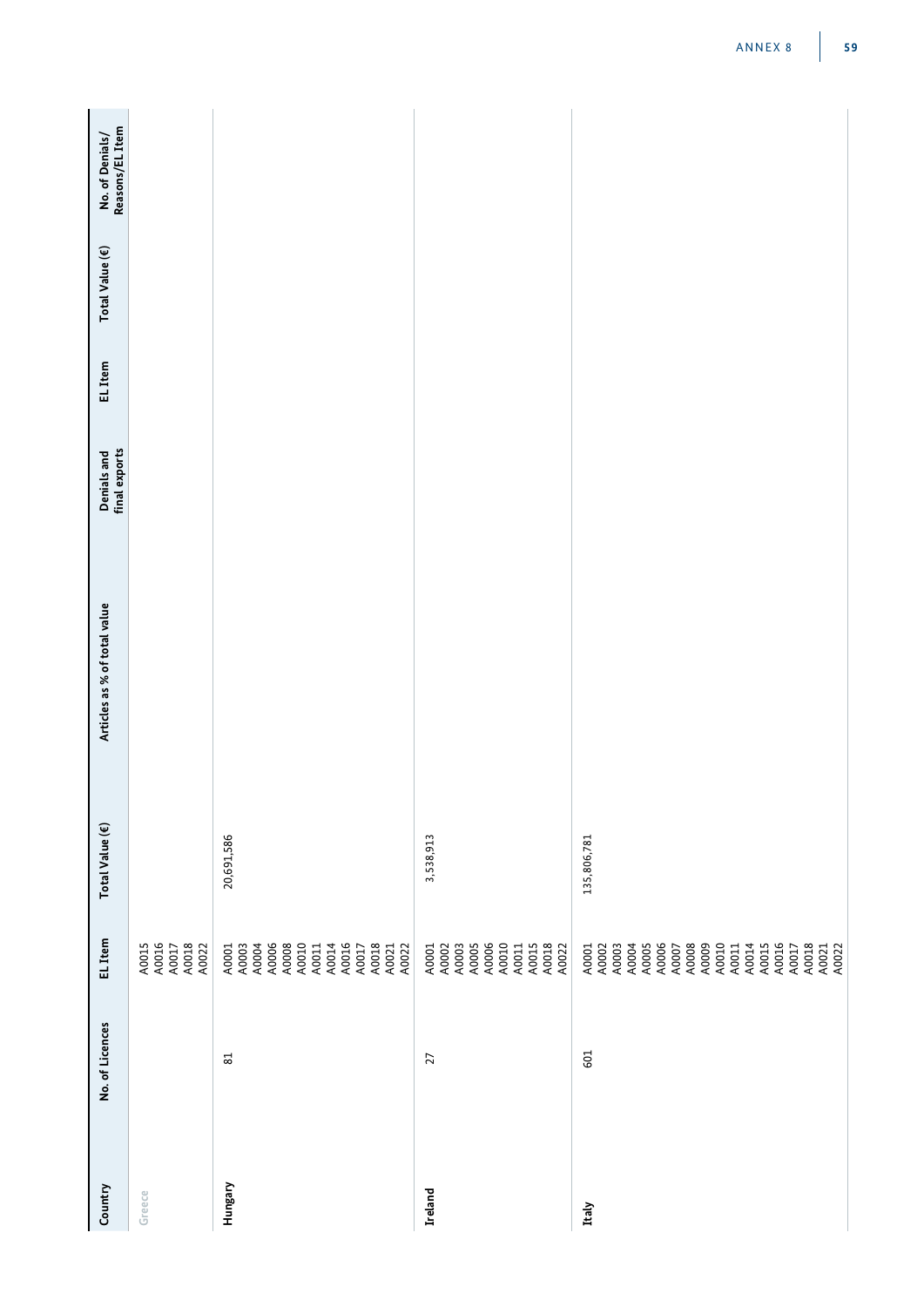| Country | No. of Licences | EL Item | Total Value (€) | Articles as % of total value | Denials and final exports | EL Item | Total Value (€) | No. of Denials/ Reasons/EL Item |
|---|---|---|---|---|---|---|---|---|
| Greece | | A0015<br>A0016<br>A0017<br>A0018<br>A0022 | | | | | | |
| Hungary | 81 | A0001<br>A0003<br>A0004<br>A0006<br>A0008<br>A0010<br>A0011<br>A0014<br>A0016<br>A0017<br>A0018<br>A0021<br>A0022 | 20,691,586 | | | | | |
| Ireland | 27 | A0001<br>A0002<br>A0003<br>A0005<br>A0006<br>A0010<br>A0011<br>A0015<br>A0018<br>A0022 | 3,538,913 | | | | | |
| Italy | 601 | A0001<br>A0002<br>A0003<br>A0004<br>A0005<br>A0006<br>A0007<br>A0008<br>A0009<br>A0010<br>A0011<br>A0014<br>A0015<br>A0016<br>A0017<br>A0018<br>A0021<br>A0022 | 135,806,781 | | | | | |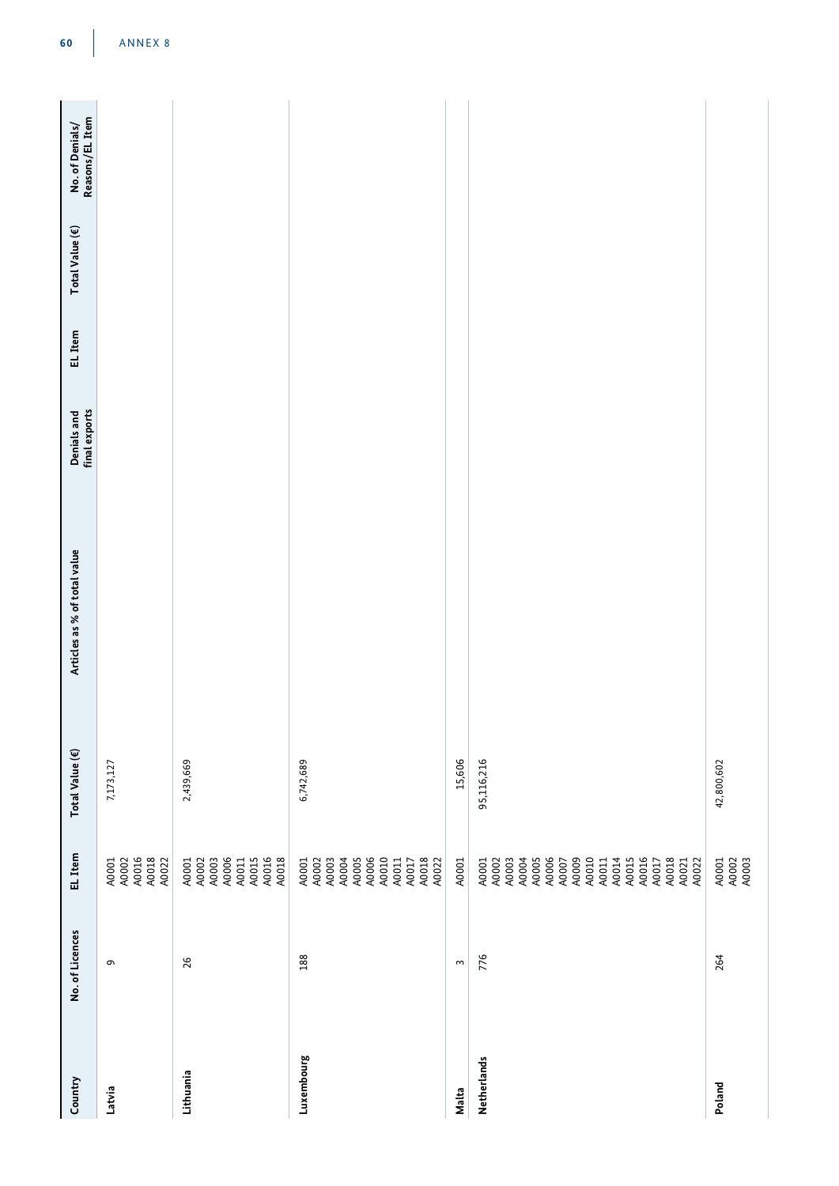| Country | No. of Licences | EL Item | Total Value (€) | Articles as % of total value | Denials and final exports | EL Item | Total Value (€) | No. of Denials/ Reasons/EL Item |
|---|---|---|---|---|---|---|---|---|
| Latvia | 9 | A0001<br>A0002<br>A0016<br>A0018<br>A0022 | 7,173,127 | | | | | |
| Lithuania | 26 | A0001<br>A0002<br>A0003<br>A0006<br>A0011<br>A0015<br>A0016<br>A0018 | 2,439,669 | | | | | |
| Luxembourg | 188 | A0001<br>A0002<br>A0003<br>A0004<br>A0005<br>A0006<br>A0010<br>A0011<br>A0017<br>A0018<br>A0022 | 6,742,689 | | | | | |
| Malta | 3 | A0001 | 15,606 | | | | | |
| Netherlands | 776 | A0001<br>A0002<br>A0003<br>A0004<br>A0005<br>A0006<br>A0007<br>A0009<br>A0010<br>A0011<br>A0014<br>A0015<br>A0016<br>A0017<br>A0018<br>A0021<br>A0022 | 95,116,216 | | | | | |
| Poland | 264 | A0001<br>A0002<br>A0003 | 42,800,602 | | | | | |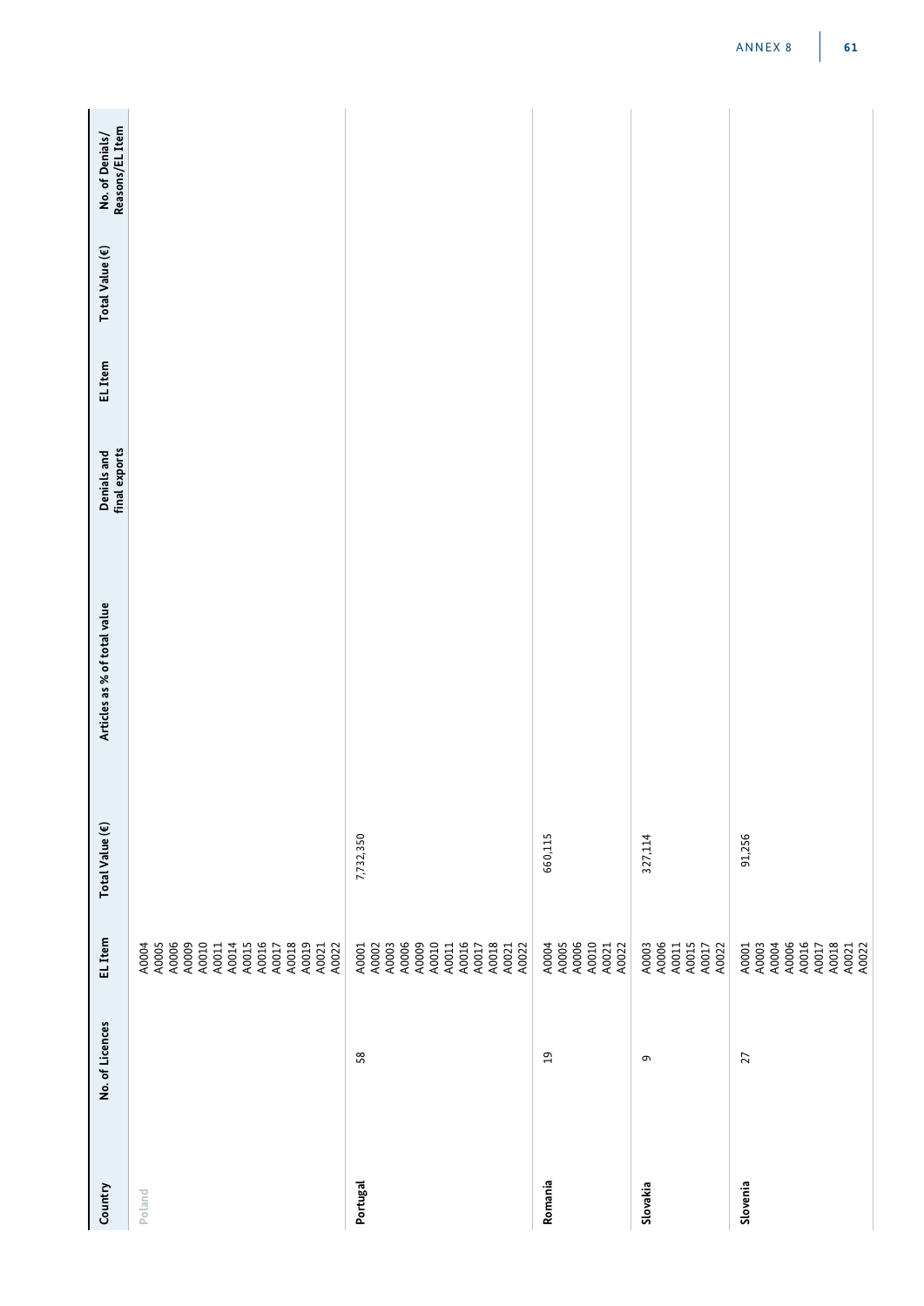| Country | No. of Licences | EL Item | Total Value (€) | Articles as % of total value | Denials and final exports | EL Item | Total Value (€) | No. of Denials/ Reasons/EL Item |
|---|---|---|---|---|---|---|---|---|
| Poland | | A0004<br>A0005<br>A0006<br>A0009<br>A0010<br>A0011<br>A0014<br>A0015<br>A0016<br>A0017<br>A0018<br>A0019<br>A0021<br>A0022 | | | | | | |
| Portugal | 58 | A0001<br>A0002<br>A0003<br>A0006<br>A0009<br>A0010<br>A0011<br>A0016<br>A0017<br>A0018<br>A0021<br>A0022 | 7,732,350 | | | | | |
| Romania | 19 | A0004<br>A0005<br>A0006<br>A0010<br>A0021<br>A0022 | 660,115 | | | | | |
| Slovakia | 9 | A0003<br>A0006<br>A0011<br>A0015<br>A0017<br>A0022 | 327,114 | | | | | |
| Slovenia | 27 | A0001<br>A0003<br>A0004<br>A0006<br>A0016<br>A0017<br>A0018<br>A0021<br>A0022 | 91,256 | | | | | |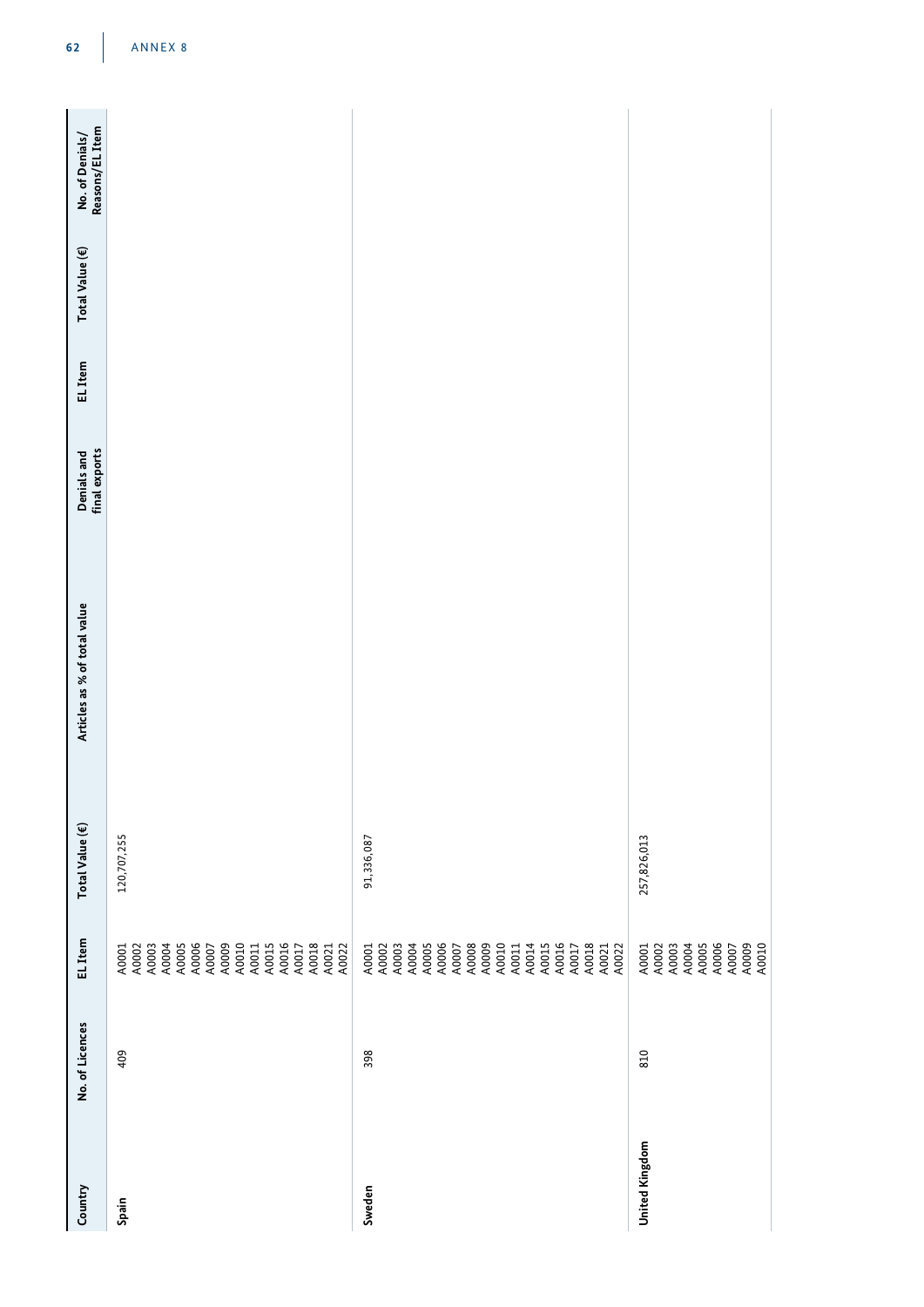| Country | No. of Licences | EL Item | Total Value (€) | Articles as % of total value | Denials and final exports | EL Item | Total Value (€) | No. of Denials/ Reasons/EL Item |
|---|---|---|---|---|---|---|---|---|
| Spain | 409 | A0001<br>A0002<br>A0003<br>A0004<br>A0005<br>A0006<br>A0007<br>A0009<br>A0010<br>A0011<br>A0015<br>A0016<br>A0017<br>A0018<br>A0021<br>A0022 | 120,707,255 | | | | | |
| Sweden | 398 | A0001<br>A0002<br>A0003<br>A0004<br>A0005<br>A0006<br>A0007<br>A0008<br>A0009<br>A0010<br>A0011<br>A0014<br>A0015<br>A0016<br>A0017<br>A0018<br>A0021<br>A0022 | 91,336,087 | | | | | |
| United Kingdom | 810 | A0001<br>A0002<br>A0003<br>A0004<br>A0005<br>A0006<br>A0007<br>A0009<br>A0010 | 257,826,013 | | | | | |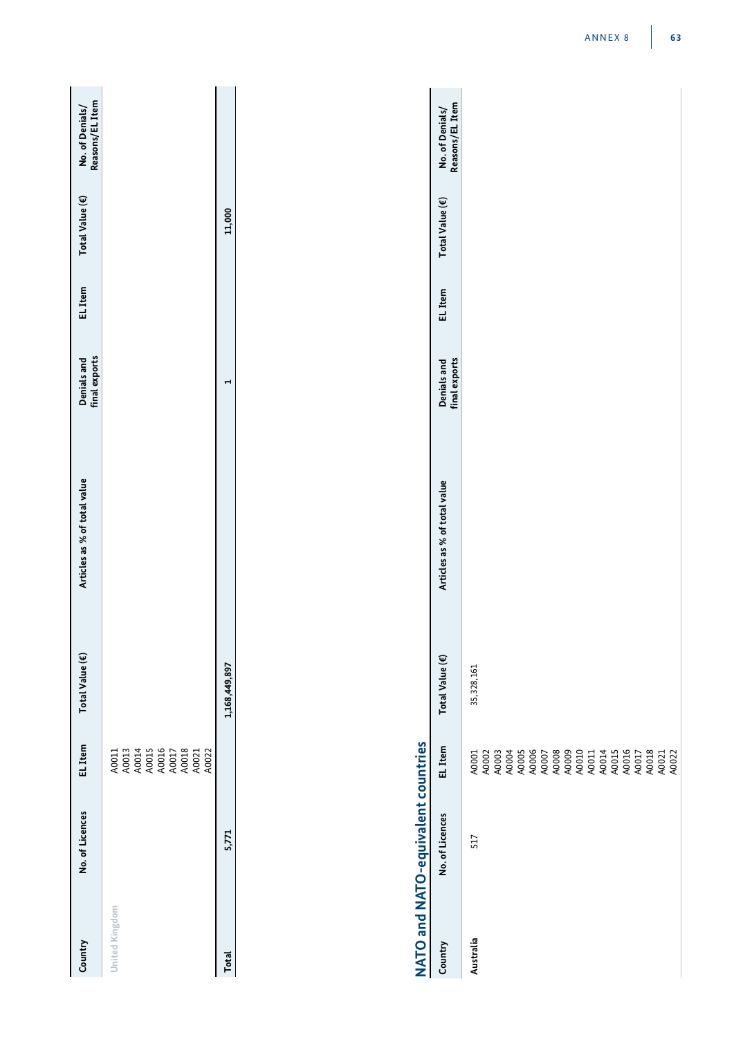| Country | No. of Licences | EL Item | Total Value (€) | Articles as % of total value | Denials and final exports | EL Item | Total Value (€) | No. of Denials/ Reasons/EL Item |
|---|---|---|---|---|---|---|---|---|
| United Kingdom | | A0011<br>A0013<br>A0014<br>A0015<br>A0016<br>A0017<br>A0018<br>A0021<br>A0022 | | | | | | |
| **Total** | **5,771** | | **1,168,449,897** | | **1** | | **11,000** | |

## NATO and NATO-equivalent countries

| Country | No. of Licences | EL Item | Total Value (€) | Articles as % of total value | Denials and final exports | EL Item | Total Value (€) | No. of Denials/ Reasons/EL Item |
|---|---|---|---|---|---|---|---|---|
| **Australia** | 517 | A0001<br>A0002<br>A0003<br>A0004<br>A0005<br>A0006<br>A0007<br>A0008<br>A0009<br>A0010<br>A0011<br>A0014<br>A0015<br>A0016<br>A0017<br>A0018<br>A0021<br>A0022 | 35,328,161 | | | | | |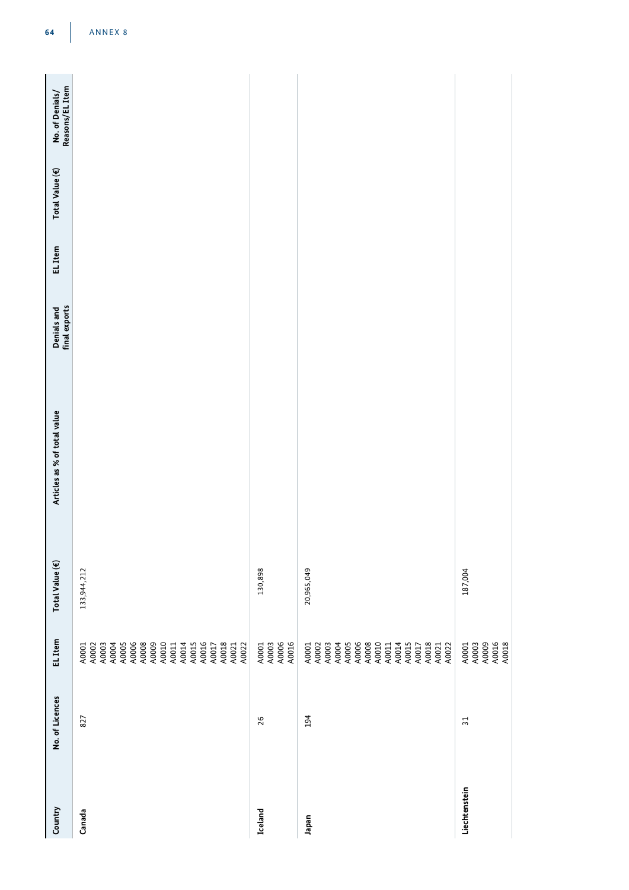| Country | No. of Licences | EL Item | Total Value (€) | Articles as % of total value | Denials and final exports | EL Item | Total Value (€) | No. of Denials/ Reasons/EL Item |
|---|---|---|---|---|---|---|---|---|
| Canada | 827 | A0001<br>A0002<br>A0003<br>A0004<br>A0005<br>A0006<br>A0008<br>A0009<br>A0010<br>A0011<br>A0014<br>A0015<br>A0016<br>A0017<br>A0018<br>A0021<br>A0022 | 133,944,212 | | | | | |
| Iceland | 26 | A0001<br>A0003<br>A0006<br>A0016 | 130,898 | | | | | |
| Japan | 194 | A0001<br>A0002<br>A0003<br>A0004<br>A0005<br>A0006<br>A0008<br>A0010<br>A0011<br>A0014<br>A0015<br>A0017<br>A0018<br>A0021<br>A0022 | 20,965,049 | | | | | |
| Liechtenstein | 31 | A0001<br>A0003<br>A0009<br>A0016<br>A0018 | 187,004 | | | | | |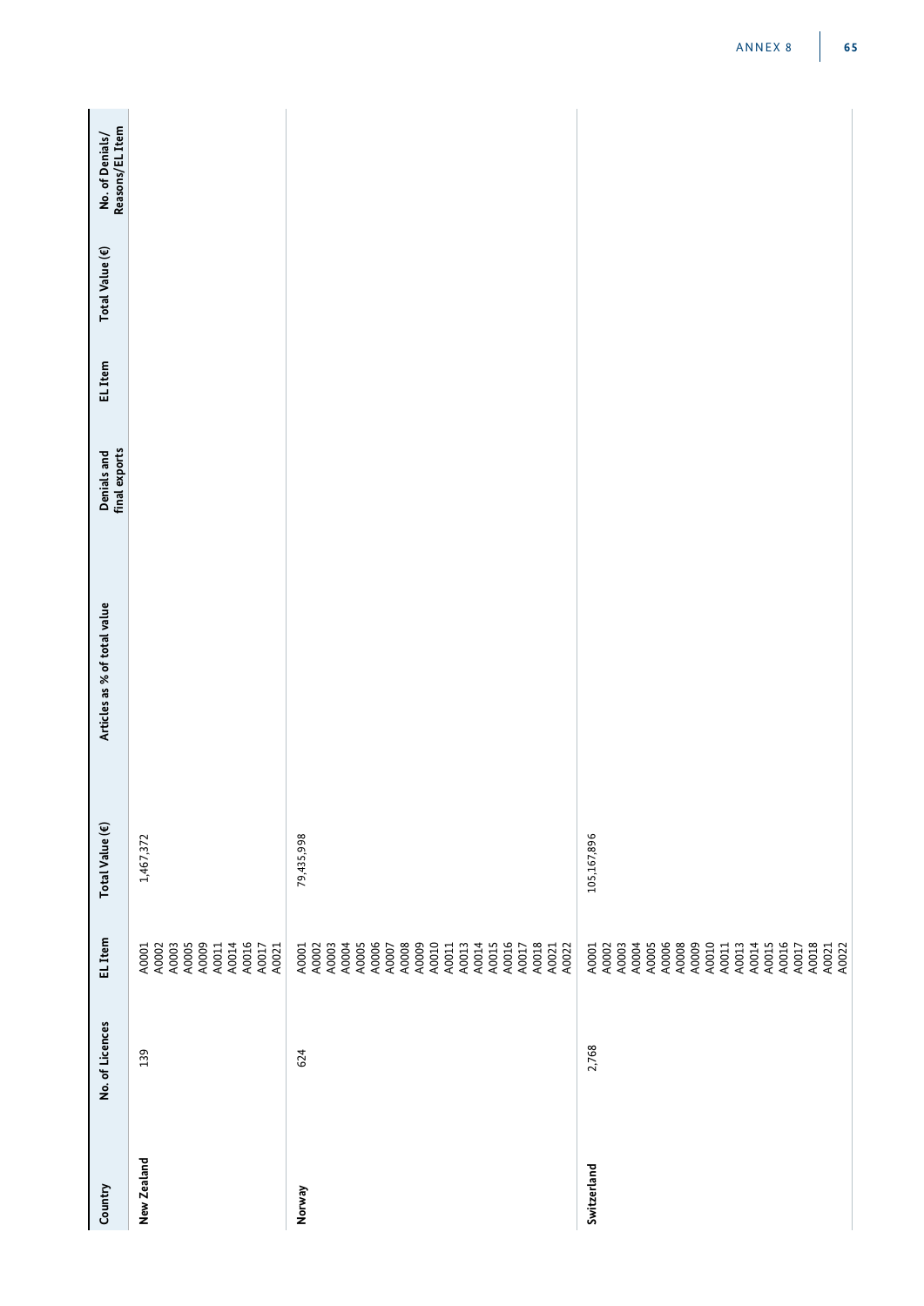| Country | No. of Licences | EL Item | Total Value (€) | Articles as % of total value | Denials and final exports | EL Item | Total Value (€) | No. of Denials/ Reasons/EL Item |
|---|---|---|---|---|---|---|---|---|
| New Zealand | 139 | A0001<br>A0002<br>A0003<br>A0005<br>A0009<br>A0011<br>A0014<br>A0016<br>A0017<br>A0021 | 1,467,372 | | | | | |
| Norway | 624 | A0001<br>A0002<br>A0003<br>A0004<br>A0005<br>A0006<br>A0007<br>A0008<br>A0009<br>A0010<br>A0011<br>A0013<br>A0014<br>A0015<br>A0016<br>A0017<br>A0018<br>A0021<br>A0022 | 79,435,998 | | | | | |
| Switzerland | 2,768 | A0001<br>A0002<br>A0003<br>A0004<br>A0005<br>A0006<br>A0008<br>A0009<br>A0010<br>A0011<br>A0013<br>A0014<br>A0015<br>A0016<br>A0017<br>A0018<br>A0021<br>A0022 | 105,167,896 | | | | | |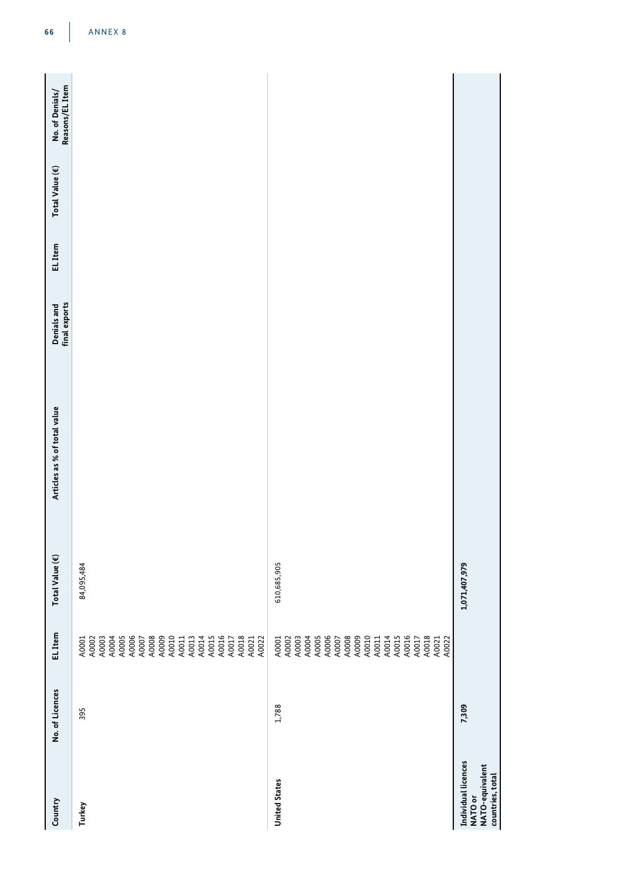| Country | No. of Licences | EL Item | Total Value (€) | Articles as % of total value | Denials and final exports | EL Item | Total Value (€) | No. of Denials/ Reasons/EL Item |
|---|---|---|---|---|---|---|---|---|
| Turkey | 395 | A0001<br>A0002<br>A0003<br>A0004<br>A0005<br>A0006<br>A0007<br>A0008<br>A0009<br>A0010<br>A0011<br>A0013<br>A0014<br>A0015<br>A0016<br>A0017<br>A0018<br>A0021<br>A0022 | 84,095,484 | | | | | |
| United States | 1,788 | A0001<br>A0002<br>A0003<br>A0004<br>A0005<br>A0006<br>A0007<br>A0008<br>A0009<br>A0010<br>A0011<br>A0014<br>A0015<br>A0016<br>A0017<br>A0018<br>A0021<br>A0022 | 610,685,905 | | | | | |
| **Individual licences NATO or NATO-equivalent countries, total** | **7,309** | | **1,071,407,979** | | | | | |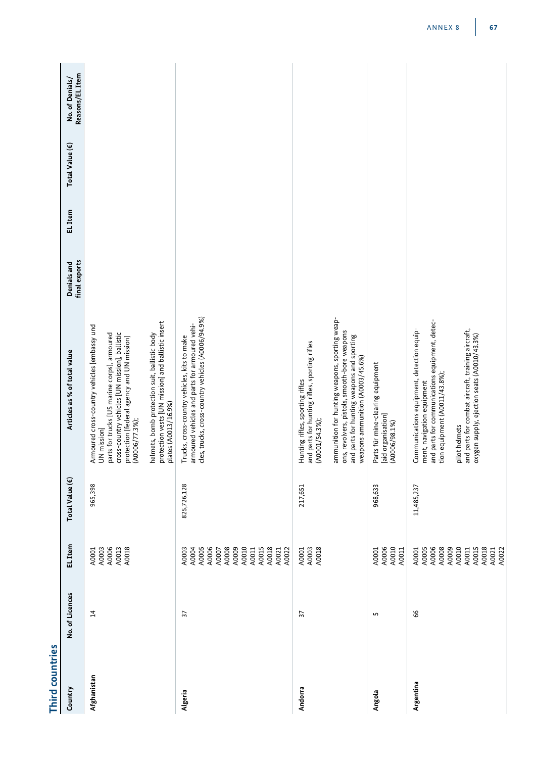## Third countries

| Country | No. of Licences | EL Item | Total Value (€) | Articles as % of total value | Denials and final exports | EL Item | Total Value (€) | No. of Denials/ Reasons/EL Item |
|---|---|---|---|---|---|---|---|---|
| Afghanistan | 14 | A0001 A0003 A0006 A0013 A0018 | 965,398 | Armoured cross-country vehicles [embassy und UN mission] parts for trucks [US marine corps], armoured cross-country vehicles [UN mission], ballistic protection [federal agency and UN mission] (A0006/77.3%); helmets, bomb protection suit, ballistic body protection vests [UN mission] and ballistic insert plates (A0013/16.9%) | | | | |
| Algeria | 37 | A0003 A0004 A0005 A0006 A0007 A0008 A0009 A0010 A0011 A0015 A0018 A0021 A0022 | 825,726,128 | Trucks, cross-country vehicles, kits to make armoured vehicles and parts for armoured vehicles, trucks, cross-country vehicles (A0006/94.9%) | | | | |
| Andorra | 37 | A0001 A0003 A0018 | 217,651 | Hunting rifles, sporting rifles and parts for hunting rifles, sporting rifles (A0001/54.3%); ammunition for hunting weapons, sporting weapons, revolvers, pistols, smooth-bore weapons and parts for hunting weapons and sporting weapons ammunition (A0003/45.6%) | | | | |
| Angola | 5 | A0001 A0006 A0010 A0011 | 968,633 | Parts für mine-clearing equipment [aid organisation] (A0006/98.1%) | | | | |
| Argentina | 66 | A0001 A0005 A0006 A0008 A0009 A0010 A0011 A0015 A0018 A0021 A0022 | 11,485,237 | Communications equipment, detection equipment, navigation equipment and parts for communications equipment, detection equipment (A0011/43.8%); pilot helmets and parts for combat aircraft, training aircraft, oxygen supply, ejection seats (A0010/43.3%) | | | | |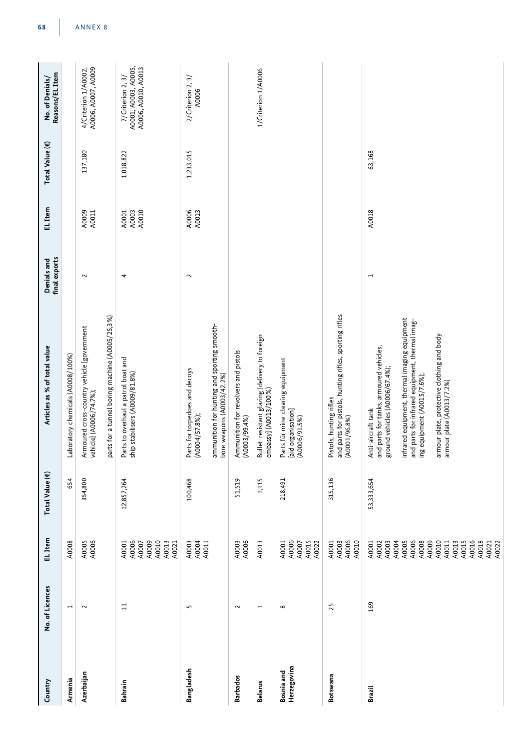| Country | No. of Licences | EL Item | Total Value (€) | Articles as % of total value | Denials and final exports | EL Item | Total Value (€) | No. of Denials/ Reasons/EL Item |
|---|---|---|---|---|---|---|---|---|
| Armenia | 1 | A0008 | 654 | Laboratory chemicals (A0008/100%) | | | | |
| Azerbaijan | 2 | A0005 A0006 | 354,800 | Armoured cross-country vehicle [government vehicle] (A0006/74.7%); parts for a tunnel boring machine (A0005/25.3 %) | 2 | A0009 A0011 | 137,180 | 4/Criterion 1/A0002, A0006, A0007, A0009 |
| Bahrain | 11 | A0001 A0006 A0007 A0009 A0010 A0013 A0021 | 12,857,264 | Parts to overhaul a patrol boat and ship stabilisers (A0009/81.8%) | 4 | A0001 A0003 A0010 | 1,018,822 | 7/Criterion 2, 3/ A0001, A0003, A0005, A0006, A0010, A0013 |
| Bangladesh | 5 | A0003 A0004 A0011 | 100,468 | Parts for torpedoes and decoys (A0004/57.8%); ammunition for hunting and sporting smooth-bore weapons (A0003/42.2%) | 2 | A0006 A0013 | 1,233,015 | 2/Criterion 2, 3/ A0006 |
| Barbados | 2 | A0003 A0006 | 51,519 | Ammunition for revolvers and pistols (A0003/99.4%) | | | | |
| Belarus | 1 | A0013 | 1,115 | Bullet-resistant glazing [delivery to foreign embassy] (A0013/100%) | | | | 1/Criterion 1/A0006 |
| Bosnia and Herzegovina | 8 | A0001 A0006 A0007 A0015 A0022 | 218,491 | Parts für mine-clearing equipment [aid organisation] (A0006/91.5%) | | | | |
| Botswana | 25 | A0001 A0003 A0006 A0010 | 315,136 | Pistols, hunting rifles and parts for pistols, hunting rifles, sporting rifles (A0001/96.8%) | | | | |
| Brazil | 169 | A0001 A0002 A0003 A0004 A0005 A0006 A0008 A0009 A0010 A0011 A0013 A0015 A0016 A0018 A0021 A0022 | 53,333,654 | Anti-aircraft tank and parts for tanks, armoured vehicles, ground vehicles (A0006/67.4%); infrared equipment, thermal imaging equipment and parts for infrared equipment, thermal imaging equipment (A0015/7.6%); armour plate, protective clothing and body armour plate (A0013/7.2%) | 1 | A0018 | 63,168 | |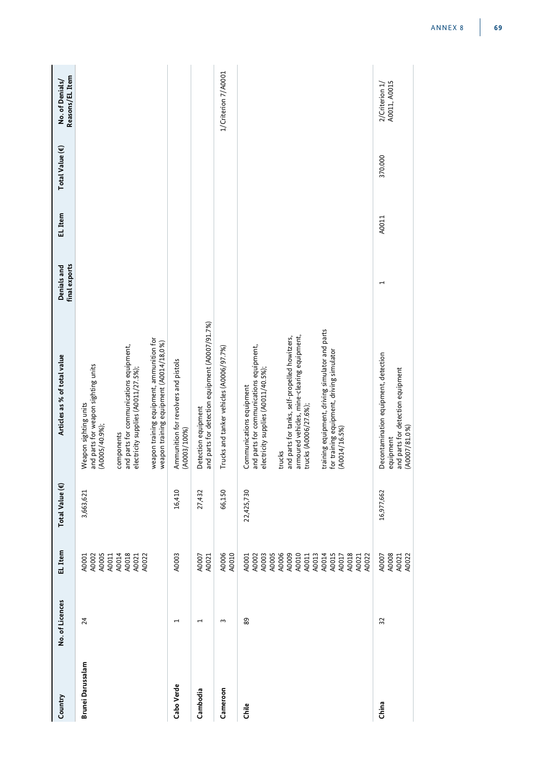| Country | No. of Licences | EL Item | Total Value (€) | Articles as % of total value | Denials and final exports | EL Item | Total Value (€) | No. of Denials/ Reasons/EL Item |
|---|---|---|---|---|---|---|---|---|
| **Brunei Darussalam** | 24 | A0001 A0002 A0005 A0011 A0014 A0018 A0021 A0022 | 3,663,621 | Weapon sighting units and parts for weapon sighting units (A0005/40.9%); components and parts for communications equipment, electricity supplies (A0011/27.5%); weapon training equipment, ammunition for weapon training equipment (A0014/18,0%) | | | | |
| **Cabo Verde** | 1 | A0003 | 16,410 | Ammunition for revolvers and pistols (A0003/100%) | | | | |
| **Cambodia** | 1 | A0007 A0021 | 27,432 | Detection equipment and parts for detection equipment (A0007/91.7%) | | | | |
| **Cameroon** | 3 | A0006 A0010 | 66,150 | Trucks and tanker vehicles (A0006/97.7%) | | | | 1/Criterion 7/A0001 |
| **Chile** | 89 | A0001 A0002 A0003 A0005 A0006 A0009 A0010 A0011 A0013 A0014 A0015 A0017 A0018 A0021 A0022 | 22,425,730 | Communications equipment and parts for communications equipment, electricity supplies (A0011/40.5%); trucks and parts for tanks, self-propelled howitzers, armoured vehicles, mine-clearing equipment, trucks (A0006/27.6%); training equipment, driving simulator and parts for training equipment, driving simulator (A0014/16.5%) | | | | |
| **China** | 32 | A0007 A0008 A0021 A0022 | 16,977,662 | Decontamination equipment, detection equipment and parts for detection equipment (A0007/81.0%) | 1 | A0011 | 370.000 | 2/Criterion 1/ A0011, A0015 |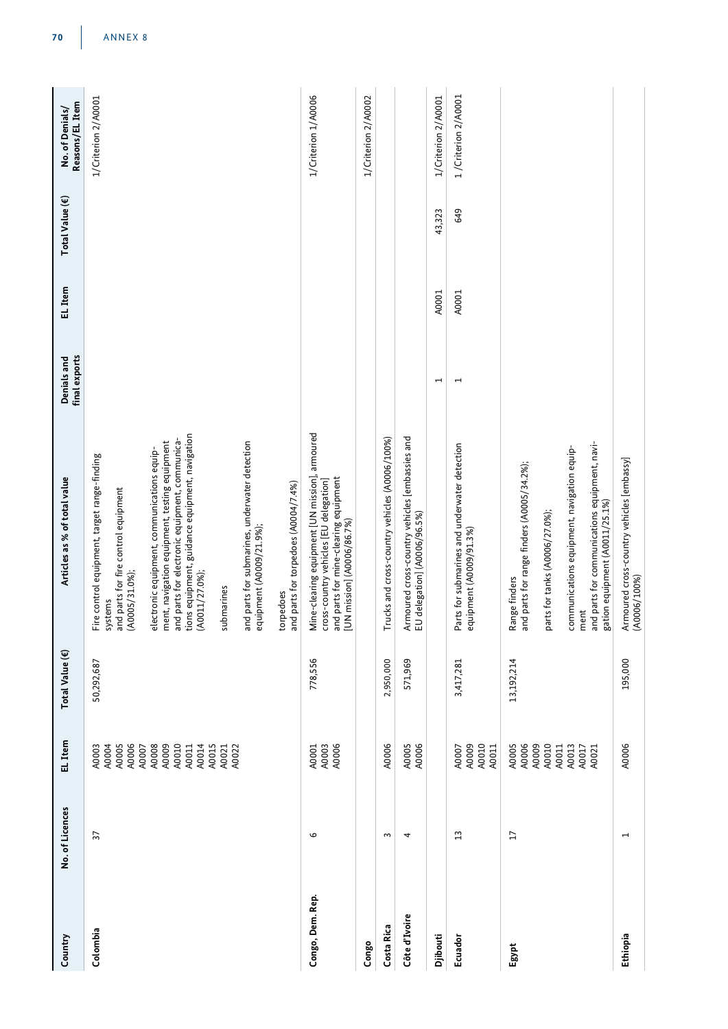| Country | No. of Licences | EL Item | Total Value (€) | Articles as % of total value | Denials and final exports | EL Item | Total Value (€) | No. of Denials/ Reasons/EL Item |
|---|---|---|---|---|---|---|---|---|
| Colombia | 37 | A0003 A0004 A0005 A0006 A0007 A0008 A0009 A0010 A0011 A0014 A0015 A0021 A0022 | 50,292,687 | Fire control equipment, target range-finding systems and parts for fire control equipment (A0005/31.0%); electronic equipment, communications equipment, navigation equipment, testing equipment and parts for electronic equipment, communications equipment, guidance equipment, navigation (A0011/27.0%); submarines and parts for submarines, underwater detection equipment (A0009/21.9%); torpedoes and parts for torpedoes (A0004/7.4%) | | | | 1/Criterion 2/A0001 |
| Congo, Dem. Rep. | 6 | A0001 A0003 A0006 | 778,556 | Mine-clearing equipment [UN mission], armoured cross-country vehicles [EU delegation] and parts for mine-clearing equipment [UN mission] (A0006/86.7%) | | | | 1/Criterion 1/A0006 |
| Congo | | | | | | | | 1/Criterion 2/A0002 |
| Costa Rica | 3 | A0006 | 2,950,000 | Trucks and cross-country vehicles (A0006/100%) | | | | |
| Côte d'Ivoire | 4 | A0005 A0006 | 571,969 | Armoured cross-country vehicles [embassies and EU delegation] (A0006/96.5%) | | | | |
| Djibouti | | | | | 1 | A0001 | 43,323 | 1/Criterion 2/A0001 |
| Ecuador | 13 | A0007 A0009 A0010 A0011 | 3,417,281 | Parts for submarines and underwater detection equipment (A0009/91.3%) | 1 | A0001 | 649 | 1 /Criterion 2/A0001 |
| Egypt | 17 | A0005 A0006 A0009 A0010 A0011 A0013 A0017 A0021 | 13,192,214 | Range finders and parts for range finders (A0005/34.2%); parts for tanks (A0006/27.0%); communications equipment, navigation equipment and parts for communications equipment, navigation equipment (A0011/25.1%) | | | | |
| Ethiopia | 1 | A0006 | 195,000 | Armoured cross-country vehicles [embassy] (A0006/100%) | | | | |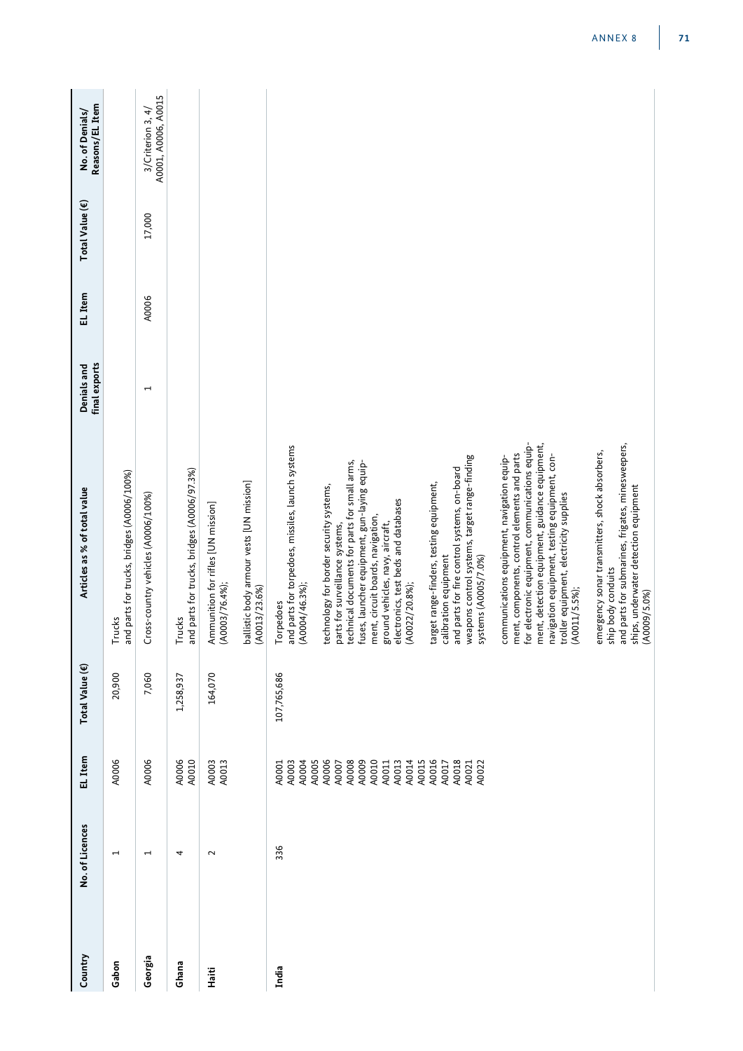| Country | No. of Licences | EL Item | Total Value (€) | Articles as % of total value | Denials and final exports | EL Item | Total Value (€) | No. of Denials/ Reasons/EL Item |
|---|---|---|---|---|---|---|---|---|
| Gabon | 1 | A0006 | 20,900 | Trucks and parts for trucks, bridges (A0006/100%) | | | | |
| Georgia | 1 | A0006 | 7,060 | Cross-country vehicles (A0006/100%) | 1 | A0006 | 17,000 | 3/Criterion 3, 4/ A0001, A0006, A0015 |
| Ghana | 4 | A0006 A0010 | 1,258,937 | Trucks and parts for trucks, bridges (A0006/97.3%) | | | | |
| Haiti | 2 | A0003 A0013 | 164,070 | Ammunition for rifles [UN mission] (A0003/76.4%); ballistic body armour vests [UN mission] (A0013/23.6%) | | | | |
| India | 336 | A0001 A0003 A0004 A0005 A0006 A0007 A0008 A0009 A0010 A0011 A0013 A0014 A0015 A0016 A0017 A0018 A0021 A0022 | 107,765,686 | Torpedoes and parts for torpedoes, missiles, launch systems (A0004/46.3%); technology for border security systems, parts for surveillance systems, technical documents for parts for small arms, fuses, launcher equipment, gun-laying equipment, circuit boards, navigation, ground vehicles, navy, aircraft, electronics, test beds and databases (A0022/20.8%); target range-finders, testing equipment, calibration equipment and parts for fire control systems, on-board weapons control systems, target range-finding systems (A0005/7.0%) communications equipment, navigation equipment, components, control elements and parts for electronic equipment, communications equipment, detection equipment, guidance equipment, navigation equipment, testing equipment, controller equipment, electricity supplies (A0011/5.5%); emergency sonar transmitters, shock absorbers, ship body conduits and parts for submarines, frigates, minesweepers, ships, underwater detection equipment (A0009/5.0%) | | | | |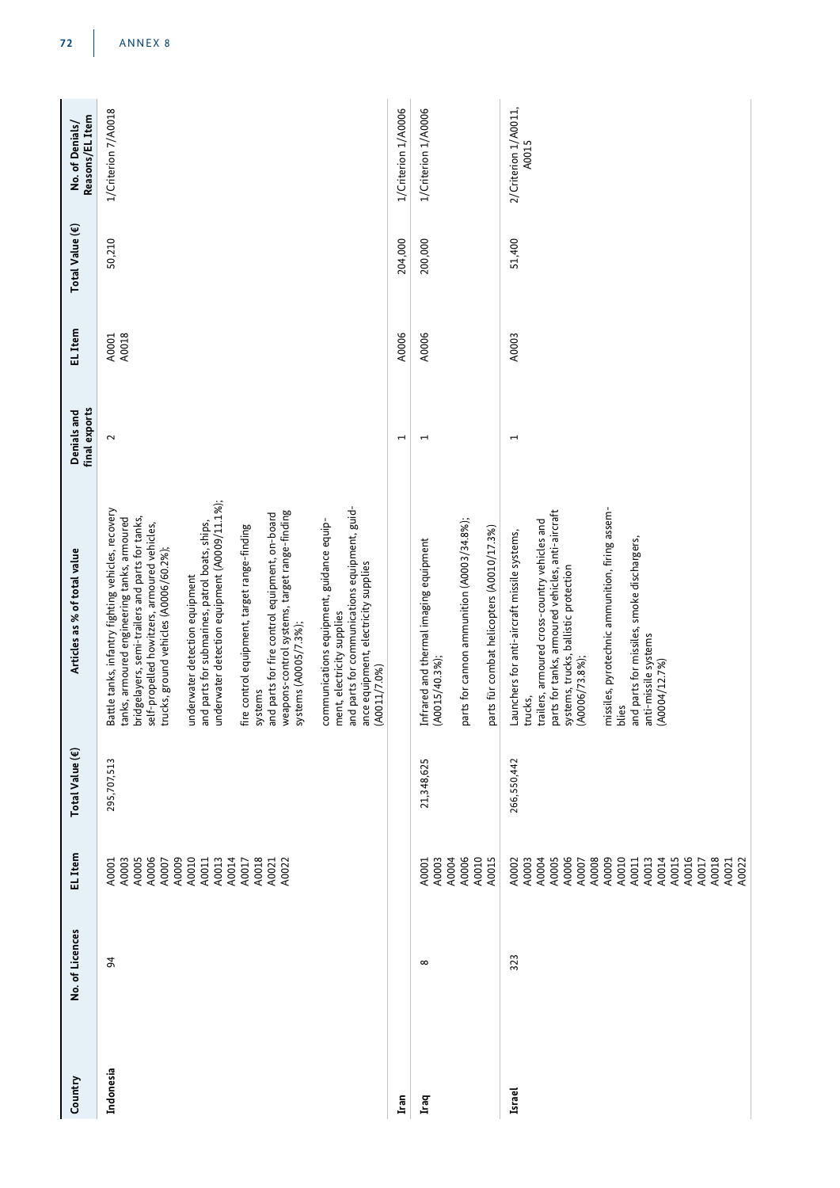| Country | No. of Licences | EL Item | Total Value (€) | Articles as % of total value | Denials and final exports | EL Item | Total Value (€) | No. of Denials/ Reasons/EL Item |
|---|---|---|---|---|---|---|---|---|
| **Indonesia** | 94 | A0001 A0003 A0005 A0006 A0007 A0009 A0010 A0011 A0013 A0014 A0017 A0018 A0021 A0022 | 295,707,513 | Battle tanks, infantry fighting vehicles, recovery tanks, armoured engineering tanks, armoured bridgelayers, semi-trailers and parts for tanks, self-propelled howitzers, armoured vehicles, trucks, ground vehicles (A0006/60.2%);<br><br>underwater detection equipment and parts for submarines, patrol boats, ships, underwater detection equipment (A0009/11.1%);<br><br>fire control equipment, target range-finding systems and parts for fire control equipment, on-board weapons-control systems, target range-finding systems (A0005/7.3%);<br><br>communications equipment, guidance equipment, electricity supplies and parts for communications equipment, guidance equipment, electricity supplies (A0011/7.0%) | 2 | A0001 A0018 | 50,210 | 1/Criterion 7/A0018 |
| **Iran** | | | | | 1 | A0006 | 204,000 | 1/Criterion 1/A0006 |
| **Iraq** | 8 | A0001 A0003 A0004 A0006 A0010 A0015 | 21,348,625 | Infrared and thermal imaging equipment (A0015/40.3%);<br><br>parts for cannon ammunition (A0003/34.8%);<br><br>parts für combat helicopters (A0010/17.3%) | 1 | A0006 | 200,000 | 1/Criterion 1/A0006 |
| **Israel** | 323 | A0002 A0003 A0004 A0005 A0006 A0007 A0008 A0009 A0010 A0011 A0013 A0014 A0015 A0016 A0017 A0018 A0021 A0022 | 266,550,442 | Launchers for anti-aircraft missile systems, trucks, trailers, armoured cross-country vehicles and parts for tanks, armoured vehicles, anti-aircraft systems, trucks, ballistic protection (A0006/73.8%);<br><br>missiles, pyrotechnic ammunition, firing assemblies and parts for missiles, smoke dischargers, anti-missile systems (A0004/12.7%) | 1 | A0003 | 51,400 | 2/Criterion 1/A0011, A0015 |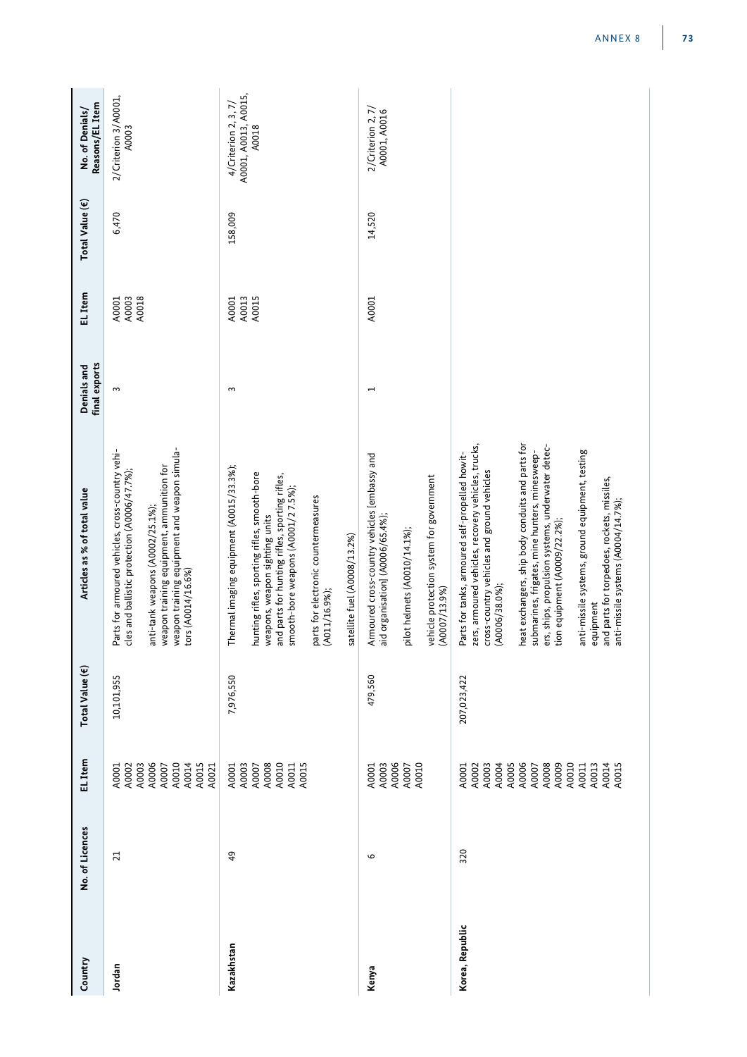| Country | No. of Licences | EL Item | Total Value (€) | Articles as % of total value | Denials and final exports | EL Item | Total Value (€) | No. of Denials/ Reasons/EL Item |
|---|---|---|---|---|---|---|---|---|
| **Jordan** | 21 | A0001 A0002 A0003 A0006 A0007 A0010 A0014 A0015 A0021 | 10,101,955 | Parts for armoured vehicles, cross-country vehicles and ballistic protection (A0006/47.7%);<br><br>anti-tank weapons (A0002/25.1%);<br>weapon training equipment, ammunition for weapon training equipment and weapon simulators (A0014/16.6%) | 3 | A0001 A0003 A0018 | 6,470 | 2/Criterion 3/A0001, A0003 |
| **Kazakhstan** | 49 | A0001 A0003 A0007 A0008 A0010 A0011 A0015 | 7,976,550 | Thermal imaging equipment (A0015/33.3%);<br><br>hunting rifles, sporting rifles, smooth-bore weapons, weapon sighting units and parts for hunting rifles, sporting rifles, smooth-bore weapons (A0001/27.5%);<br><br>parts for electronic countermeasures (A011/16.9%);<br><br>satellite fuel (A0008/13.2%) | 3 | A0001 A0013 A0015 | 158,009 | 4/Criterion 2, 3, 7/ A0001, A0013, A0015, A0018 |
| **Kenya** | 6 | A0001 A0003 A0006 A0007 A0010 | 479,560 | Armoured cross-country vehicles [embassy and aid organisation] (A0006/65.4%);<br><br>pilot helmets (A0010/14.1%);<br><br>vehicle protection system for government (A0007/13.9%) | 1 | A0001 | 14,520 | 2/Criterion 2, 7/ A0001, A0016 |
| **Korea, Republic** | 320 | A0001 A0002 A0003 A0004 A0005 A0006 A0007 A0008 A0009 A0010 A0011 A0013 A0014 A0015 | 207,023,422 | Parts for tanks, armoured self-propelled howitzers, armoured vehicles, recovery vehicles, trucks, cross-country vehicles and ground vehicles (A0006/38.0%);<br><br>heat exchangers, ship body conduits and parts for submarines, frigates, mine hunters, minesweepers, ships, propulsion systems, underwater detection equipment (A0009/22.2%);<br><br>anti-missile systems, ground equipment, testing equipment and parts for torpedoes, rockets, missiles, anti-missile systems (A0004/14.7%); | | | | |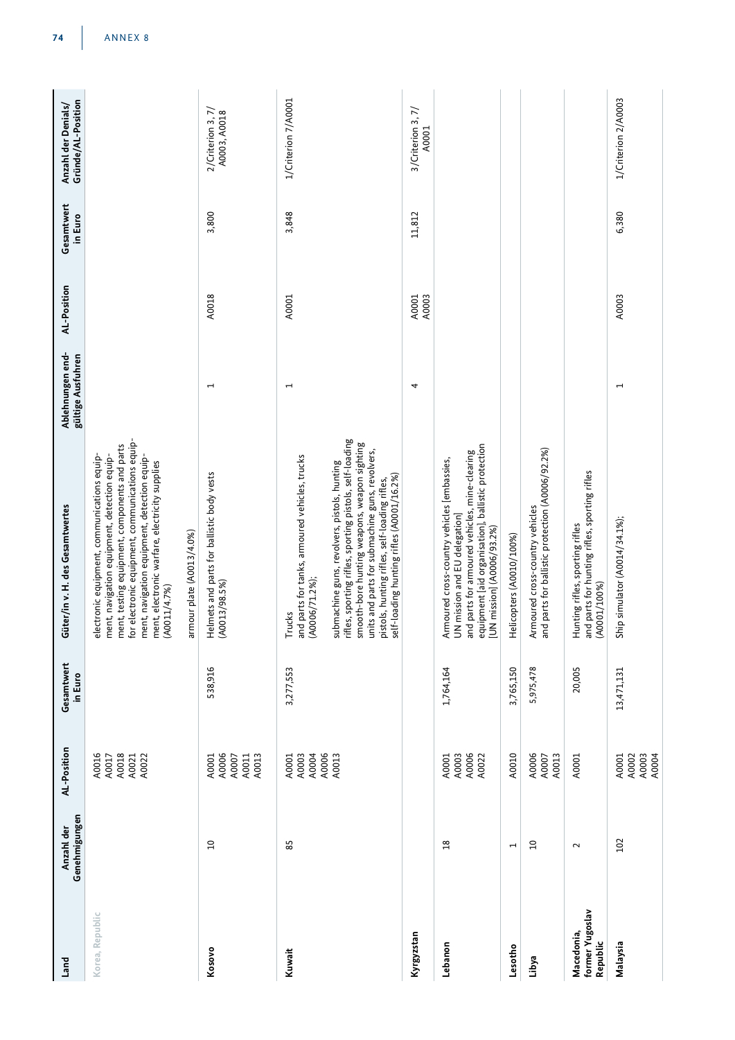| Land | Anzahl der Genehmigungen | AL-Position | Gesamtwert in Euro | Güter/in v. H. des Gesamtwertes | Ablehnungen end-gültige Ausfuhren | AL-Position | Gesamtwert in Euro | Anzahl der Denials/ Gründe/AL-Position |
|---|---|---|---|---|---|---|---|---|
| Korea, Republic | | A0016 A0017 A0018 A0021 A0022 | | electronic equipment, communications equipment, navigation equipment, detection equipment, testing equipment, components and parts for electronic equipment, communications equipment, navigation equipment, detection equipment, electronic warfare, electricity supplies (A0011/4.7%)<br><br>armour plate (A0013/4.0%) | | | | |
| **Kosovo** | 10 | A0001 A0006 A0007 A0011 A0013 | 538,916 | Helmets and parts for ballistic body vests (A0013/98.5%) | 1 | A0018 | 3,800 | 2/Criterion 3, 7/ A0003, A0018 |
| **Kuwait** | 85 | A0001 A0003 A0004 A0006 A0013 | 3,277,553 | Trucks and parts for tanks, armoured vehicles, trucks (A0006/71.2%);<br><br>submachine guns, revolvers, pistols, hunting rifles, sporting rifles, sporting pistols, self-loading smooth-bore hunting weapons, weapon sighting units and parts for submachine guns, revolvers, pistols, hunting rifles, self-loading rifles, self-loading hunting rifles (A0001/16.2%) | 1 | A0001 | 3,848 | 1/Criterion 7/A0001 |
| **Kyrgyzstan** | | | | | 4 | A0001 A0003 | 11,812 | 3/Criterion 3, 7/ A0001 |
| **Lebanon** | 18 | A0001 A0003 A0006 A0022 | 1,764,164 | Armoured cross-country vehicles [embassies, UN mission and EU delegation] and parts for armoured vehicles, mine-clearing equipment [aid organisation], ballistic protection [UN mission] (A0006/93.2%) | | | | |
| **Lesotho** | 1 | A0010 | 3,765,150 | Helicopters (A0010/100%) | | | | |
| **Libya** | 10 | A0006 A0007 A0013 | 5,975,478 | Armoured cross-country vehicles and parts for ballistic protection (A0006/92.2%) | | | | |
| **Macedonia, former Yugoslav Republic** | 2 | A0001 | 20,005 | Hunting rifles, sporting rifles and parts for hunting rifles, sporting rifles (A0001/100%) | | | | |
| **Malaysia** | 102 | A0001 A0002 A0003 A0004 | 13,471,131 | Ship simulator (A0014/34.1%); | 1 | A0003 | 6,380 | 1/Criterion 2/A0003 |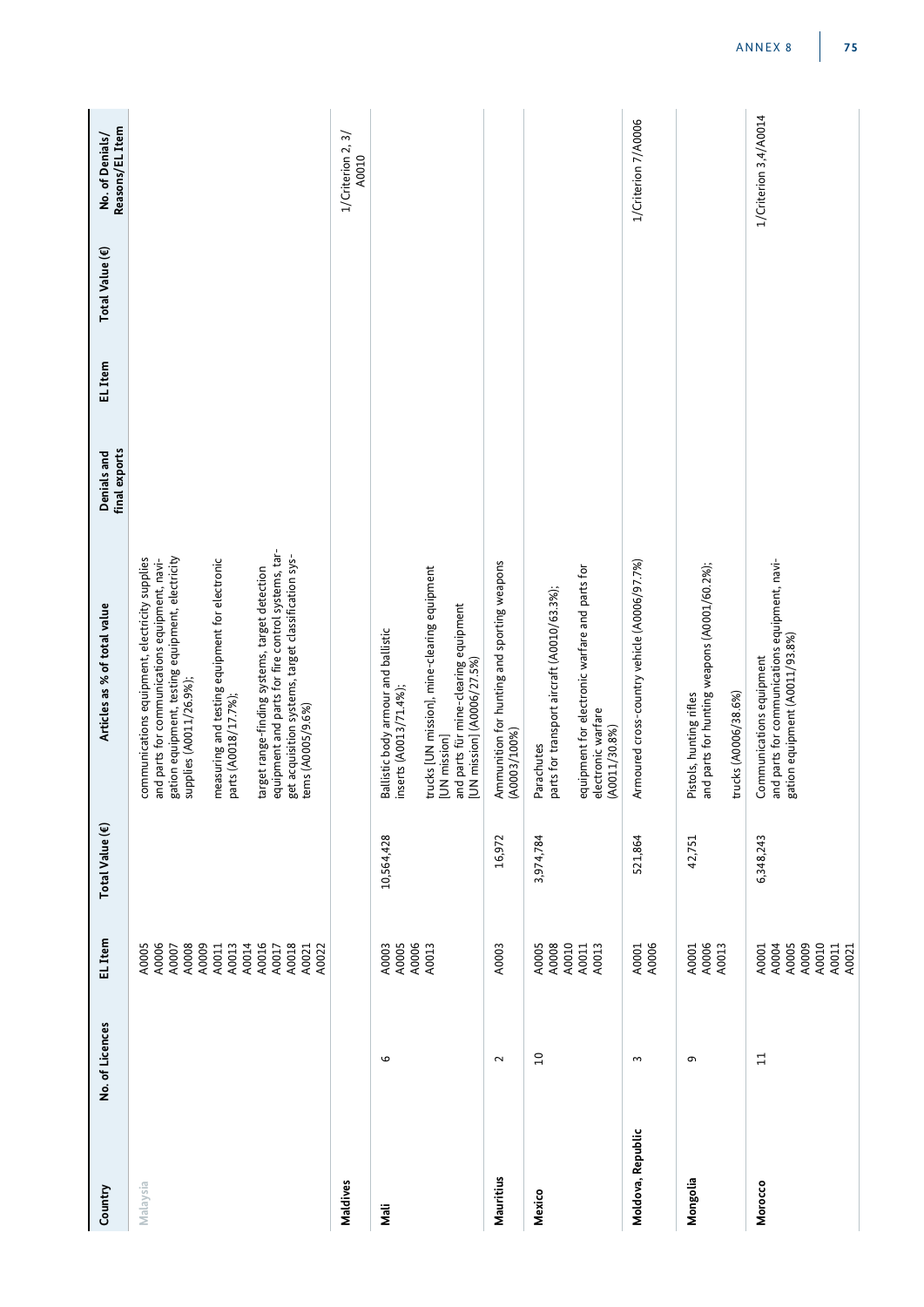| Country | No. of Licences | EL Item | Total Value (€) | Articles as % of total value | Denials and final exports | EL Item | Total Value (€) | No. of Denials/ Reasons/EL Item |
|---|---|---|---|---|---|---|---|---|
| Malaysia | | A0005 A0006 A0007 A0008 A0009 A0011 A0013 A0014 A0016 A0017 A0018 A0021 A0022 | | communications equipment, electricity supplies and parts for communications equipment, navigation equipment, testing equipment, electricity supplies (A0011/26.9%); measuring and testing equipment for electronic parts (A0018/17.7%); target range-finding systems, target detection equipment and parts for fire control systems, target acquisition systems, target classification systems (A0005/9.6%) | | | | |
| Maldives | | | | | | | | 1/Criterion 2, 3/ A0010 |
| Mali | 6 | A0003 A0005 A0006 A0013 | 10,564,428 | Ballistic body armour and ballistic inserts (A0013/71.4%); trucks [UN mission], mine-clearing equipment [UN mission] and parts für mine-clearing equipment [UN mission] (A0006/27.5%) | | | | |
| Mauritius | 2 | A0003 | 16,972 | Ammunition for hunting and sporting weapons (A0003/100%) | | | | |
| Mexico | 10 | A0005 A0008 A0010 A0011 A0013 | 3,974,784 | Parachutes parts for transport aircraft (A0010/63.3%); equipment for electronic warfare and parts for electronic warfare (A0011/30.8%) | | | | |
| Moldova, Republic | 3 | A0001 A0006 | 521,864 | Armoured cross-country vehicle (A0006/97.7%) | | | | 1/Criterion 7/A0006 |
| Mongolia | 9 | A0001 A0006 A0013 | 42,751 | Pistols, hunting rifles and parts for hunting weapons (A0001/60.2%); trucks (A0006/38.6%) | | | | |
| Morocco | 11 | A0001 A0004 A0005 A0009 A0010 A0011 A0021 | 6,348,243 | Communications equipment and parts for communications equipment, navigation equipment (A0011/93.8%) | | | | 1/Criterion 3,4/A0014 |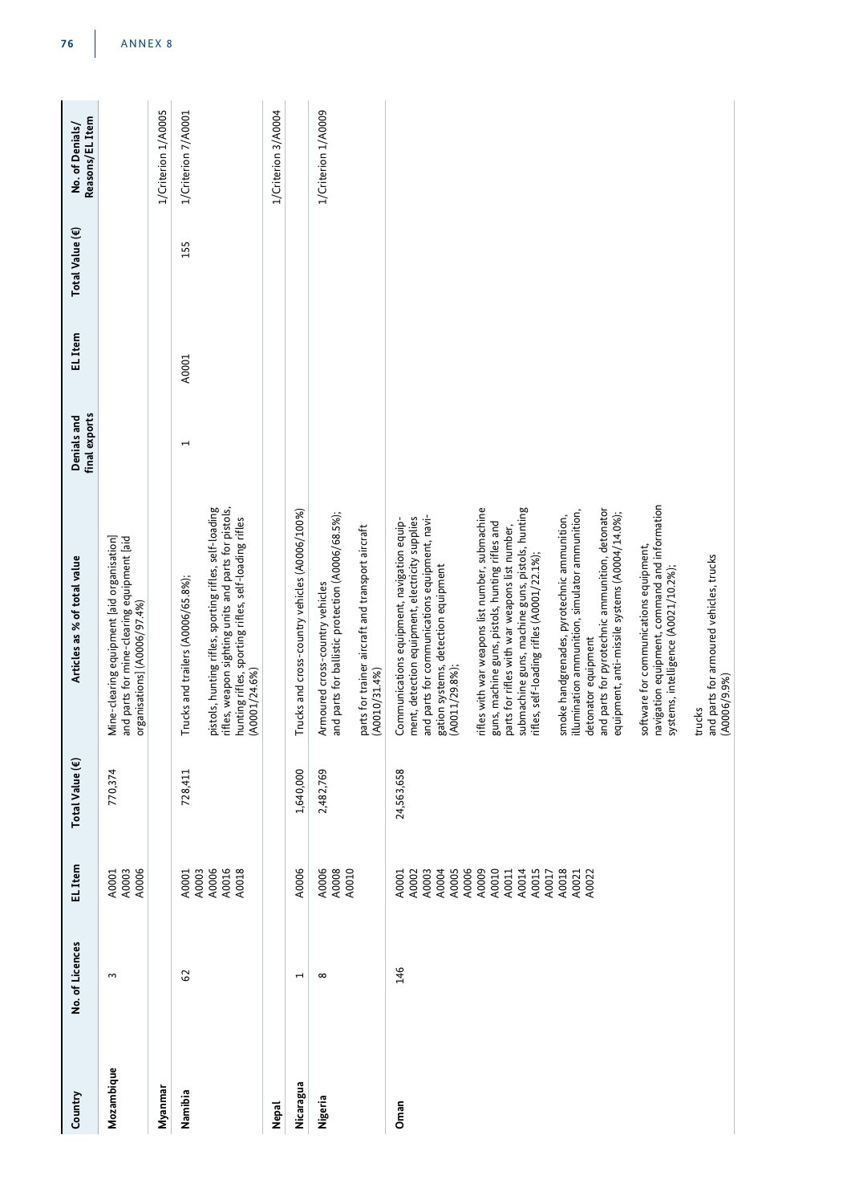| Country | No. of Licences | EL Item | Total Value (€) | Articles as % of total value | Denials and final exports | EL Item | Total Value (€) | No. of Denials/ Reasons/EL Item |
|---|---|---|---|---|---|---|---|---|
| **Mozambique** | 3 | A0001<br>A0003<br>A0006 | 770,374 | Mine-clearing equipment [aid organisation] and parts for mine-clearing equipment [aid organisations] (A0006/97.4%) | | | | |
| **Myanmar** | | | | | | | | 1/Criterion 1/A0005 |
| **Namibia** | 62 | A0001<br>A0003<br>A0006<br>A0016<br>A0018 | 728,411 | Trucks and trailers (A0006/65.8%);<br><br>pistols, hunting rifles, sporting rifles, self-loading rifles, weapon sighting units and parts for pistols, hunting rifles, sporting rifles, self-loading rifles (A0001/24.6%) | 1 | A0001 | 155 | 1/Criterion 7/A0001 |
| **Nepal** | | | | | | | | 1/Criterion 3/A0004 |
| **Nicaragua** | 1 | A0006 | 1,640,000 | Trucks and cross-country vehicles (A0006/100%) | | | | |
| **Nigeria** | 8 | A0006<br>A0008<br>A0010 | 2,482,769 | Armoured cross-country vehicles and parts for ballistic protection (A0006/68.5%);<br><br>parts for trainer aircraft and transport aircraft (A0010/31.4%) | | | | 1/Criterion 1/A0009 |
| **Oman** | 146 | A0001<br>A0002<br>A0003<br>A0004<br>A0005<br>A0006<br>A0009<br>A0010<br>A0011<br>A0014<br>A0015<br>A0017<br>A0018<br>A0021<br>A0022 | 24,563,658 | Communications equipment, navigation equipment, detection equipment, electricity supplies and parts for communications equipment, navigation systems, detection equipment (A0011/29.8%);<br><br>rifles with war weapons list number, submachine guns, machine guns, pistols, hunting rifles and parts for rifles with war weapons list number, submachine guns, machine guns, pistols, hunting rifles, self-loading rifles (A0001/22.1%);<br><br>smoke handgrenades, pyrotechnic ammunition, illumination ammunition, simulator ammunition, detonator equipment and parts for pyrotechnic ammunition, detonator equipment, anti-missile systems (A0004/14.0%);<br><br>software for communications equipment, navigation equipment, command and information systems, intelligence (A0021/10.2%);<br><br>trucks and parts for armoured vehicles, trucks (A0006/9.9%) | | | | |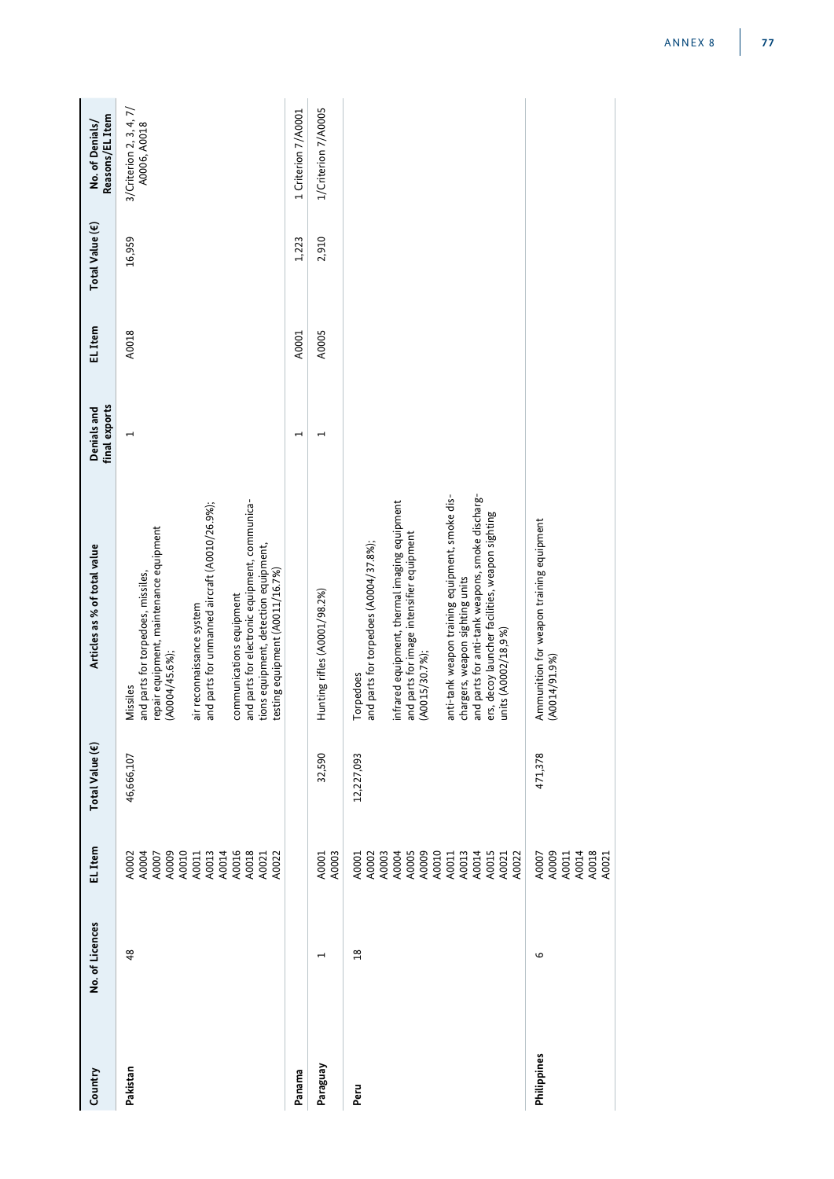| Country | No. of Licences | EL Item | Total Value (€) | Articles as % of total value | Denials and final exports | EL Item | Total Value (€) | No. of Denials/ Reasons/EL Item |
|---|---|---|---|---|---|---|---|---|
| Pakistan | 48 | A0002 A0004 A0007 A0009 A0010 A0011 A0013 A0014 A0016 A0018 A0021 A0022 | 46,666,107 | Missiles and parts for torpedoes, missiles, repair equipment, maintenance equipment (A0004/45.6%); air reconnaissance system and parts for unmanned aircraft (A0010/26.9%); communications equipment and parts for electronic equipment, communications equipment, detection equipment, testing equipment (A0011/16.7%) | 1 | A0018 | 16,959 | 3/Criterion 2, 3, 4, 7/ A0006, A0018 |
| Panama | | | | | 1 | A0001 | 1,223 | 1 Criterion 7/A0001 |
| Paraguay | 1 | A0001 A0003 | 32,590 | Hunting rifles (A0001/98.2%) | 1 | A0005 | 2,910 | 1/Criterion 7/A0005 |
| Peru | 18 | A0001 A0002 A0003 A0004 A0005 A0009 A0010 A0011 A0013 A0014 A0015 A0021 A0022 | 12,227,093 | Torpedoes and parts for torpedoes (A0004/37.8%); infrared equipment, thermal imaging equipment and parts for image intensifier equipment (A0015/30.7%); anti-tank weapon training equipment, smoke dischargers, weapon sighting units and parts for anti-tank weapons, smoke dischargers, decoy launcher facilities, weapon sighting units (A0002/18.9%) | | | | |
| Philippines | 6 | A0007 A0009 A0011 A0014 A0018 A0021 | 471,378 | Ammunition for weapon training equipment (A0014/91.9%) | | | | |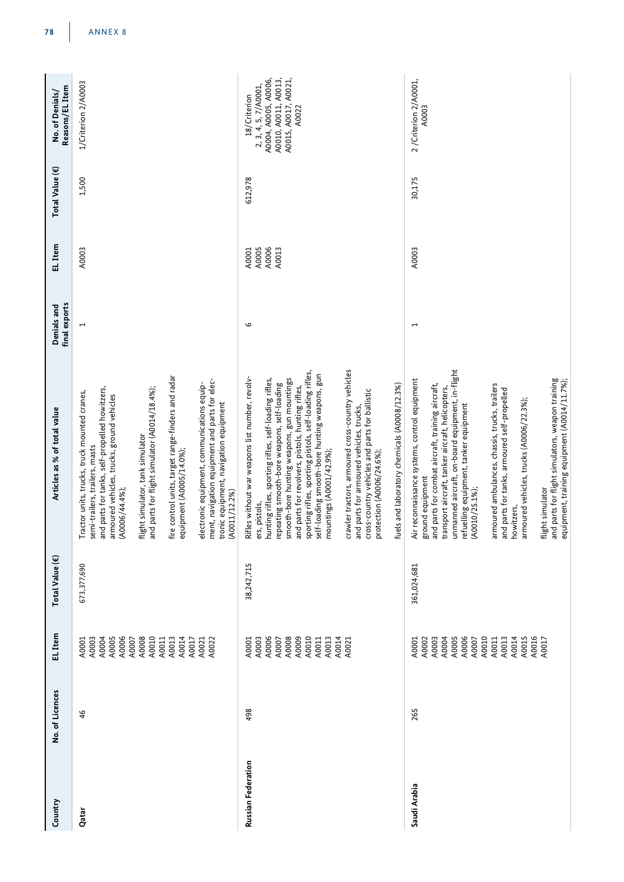| Country | No. of Licences | EL Item | Total Value (€) | Articles as % of total value | Denials and final exports | EL Item | Total Value (€) | No. of Denials/ Reasons/EL Item |
|---|---|---|---|---|---|---|---|---|
| Qatar | 46 | A0001 A0003 A0004 A0005 A0006 A0007 A0008 A0010 A0011 A0013 A0014 A0017 A0021 A0022 | 673,377,690 | Tractor units, trucks, truck mounted cranes, semi-trailers, trailers, masts and parts for tanks, self-propelled howitzers, armoured vehicles, trucks, ground vehicles (A0006/44.4%);<br><br>flight simulator, tank simulator and parts for flight simulator (A0014/18.4%);<br><br>fire control units, target range-finders and radar equipment (A0005/14.0%);<br><br>electronic equipment, communications equipment, navigation equipment and parts for electronic equipment, navigation equipment (A0011/12.2%) | 1 | A0003 | 1,500 | 1/Criterion 2/A0003 |
| Russian Federation | 498 | A0001 A0003 A0006 A0007 A0008 A0009 A0010 A0011 A0013 A0014 A0021 | 38,242,715 | Rifles without war weapons list number, revolvers, pistols, hunting rifles, sporting rifles, self-loading rifles, repeating smooth-bore weapons, self-loading smooth-bore hunting weapons, gun mountings and parts for revolvers, pistols, hunting rifles, sporting rifles, sporting pistols, self-loading rifles, self-loading smooth-bore hunting weapons, gun mountings (A0001/42.9%);<br><br>crawler tractors, armoured cross-country vehicles and parts for armoured vehicles, trucks, cross-country vehicles and parts for ballistic protection (A0006/24.6%);<br><br>fuels and laboratory chemicals (A0008/12.3%) | 6 | A0001 A0005 A0006 A0013 | 612,978 | 18/Criterion 2, 3, 4, 5, 7/A0001, A0004, A0005, A0006, A0010, A0011, A0013, A0015, A0017, A0021, A0022 |
| Saudi Arabia | 265 | A0001 A0002 A0003 A0004 A0005 A0006 A0007 A0010 A0011 A0013 A0014 A0015 A0016 A0017 | 361,024,681 | Air reconnaissance systems, control equipment ground equipment and parts for combat aircraft, training aircraft, transport aircraft, tanker aircraft, helicopters, unmanned aircraft, on-board equipment, in-flight refuelling equipment, tanker equipment (A0010/25.1%);<br><br>armoured ambulances, chassis, trucks, trailers and parts for tanks, armoured self-propelled howitzers, armoured vehicles, trucks (A0006/22.3%);<br><br>flight simulator and parts for flight simulators, weapon training equipment, training equipment (A0014/11.7%); | 1 | A0003 | 30,175 | 2 /Criterion 2/A0001, A0003 |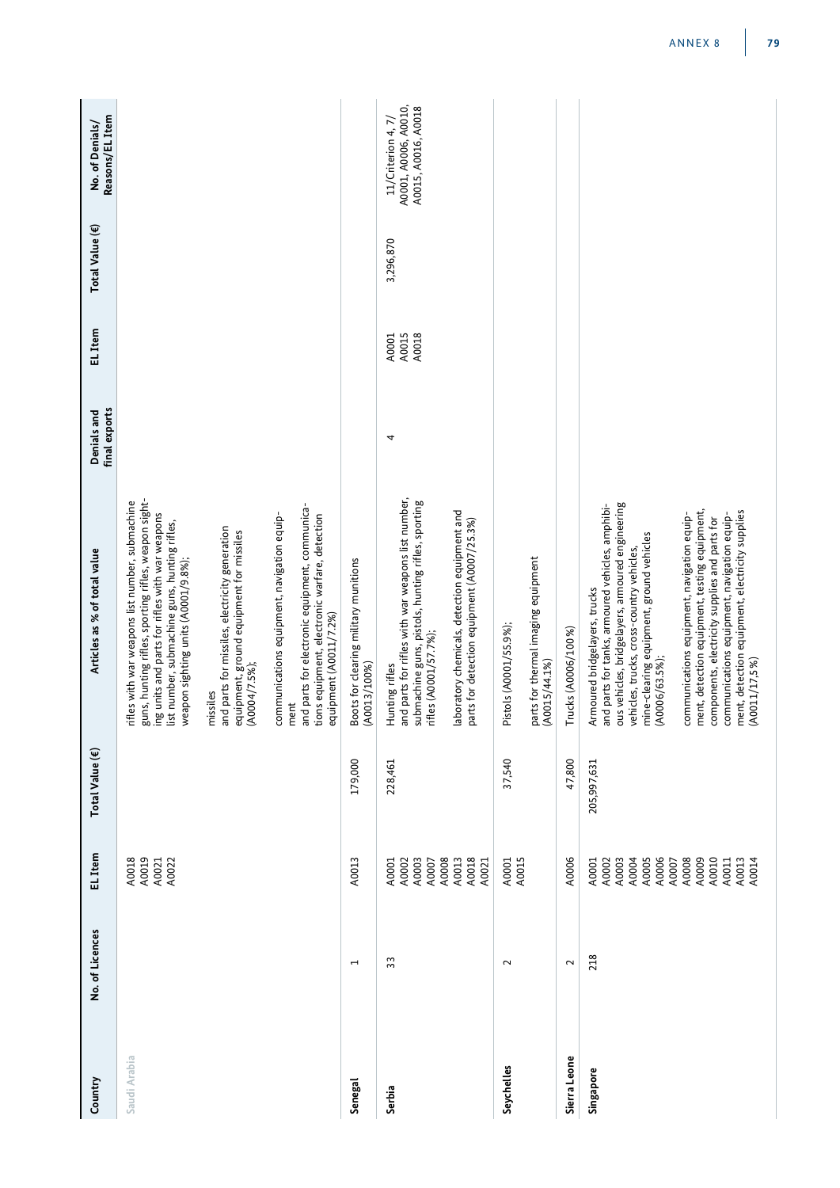| Country | No. of Licences | EL Item | Total Value (€) | Articles as % of total value | Denials and final exports | EL Item | Total Value (€) | No. of Denials/ Reasons/EL Item |
|---|---|---|---|---|---|---|---|---|
| Saudi Arabia | | A0018 A0019 A0021 A0022 | | rifles with war weapons list number, submachine guns, hunting rifles, sporting rifles, weapon sighting units and parts for rifles with war weapons list number, submachine guns, hunting rifles, weapon sighting units (A0001/9.8%); missiles and parts for missiles, electricity generation equipment, ground equipment for missiles (A0004/7.5%); communications equipment, navigation equipment and parts for electronic equipment, communications equipment, electronic warfare, detection equipment (A0011/7.2%) | | | | |
| Senegal | 1 | A0013 | 179,000 | Boots for clearing military munitions (A0013/100%) | | | | |
| Serbia | 33 | A0001 A0002 A0003 A0007 A0008 A0013 A0018 A0021 | 228,461 | Hunting rifles and parts for rifles with war weapons list number, submachine guns, pistols, hunting rifles, sporting rifles (A0001/57.7%); laboratory chemicals, detection equipment and parts for detection equipment (A0007/25.3%) | 4 | A0001 A0015 A0018 | 3,296,870 | 11/Criterion 4, 7/ A0001, A0006, A0010, A0015, A0016, A0018 |
| Seychelles | 2 | A0001 A0015 | 37,540 | Pistols (A0001/55.9%); parts for thermal imaging equipment (A0015/44.1%) | | | | |
| Sierra Leone | 2 | A0006 | 47,800 | Trucks (A0006/100%) | | | | |
| Singapore | 218 | A0001 A0002 A0003 A0004 A0005 A0006 A0007 A0008 A0009 A0010 A0011 A0013 A0014 | 205,997,631 | Armoured bridgelayers, trucks and parts for tanks, armoured vehicles, amphibious vehicles, bridgelayers, armoured engineering vehicles, trucks, cross-country vehicles, mine-clearing equipment, ground vehicles (A0006/63.5%); communications equipment, navigation equipment, detection equipment, testing equipment, components, electricity supplies and parts for communications equipment, navigation equipment, detection equipment, electricity supplies (A0011/17.5%) | | | | |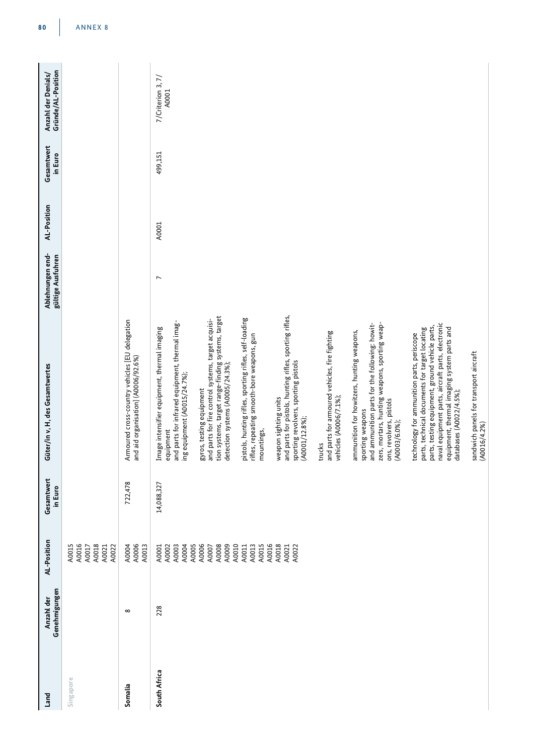| Land | Anzahl der Genehmigungen | AL-Position | Gesamtwert in Euro | Güter/in v. H. des Gesamtwertes | Ablehnungen endgültige Ausfuhren | AL-Position | Gesamtwert in Euro | Anzahl der Denials/ Gründe/AL-Position |
|---|---|---|---|---|---|---|---|---|
| Singapore | | A0015<br>A0016<br>A0017<br>A0018<br>A0021<br>A0022 | | | | | | |
| Somalia | 8 | A0004<br>A0006<br>A0013 | 722,478 | Armoured cross-country vehicles [EU delegation and aid organisation] (A0006/92.6%) | | | | |
| South Africa | 228 | A0001<br>A0002<br>A0003<br>A0004<br>A0005<br>A0006<br>A0007<br>A0008<br>A0009<br>A0010<br>A0011<br>A0013<br>A0015<br>A0016<br>A0018<br>A0021<br>A0022 | 14,088,327 | Image intensifier equipment, thermal imaging equipment<br>and parts for infrared equipment, thermal imaging equipment (A0015/24.7%);<br><br>gyros, testing equipment<br>and parts for fire control systems, target acquisition systems, target range-finding systems, target detection systems (A0005/24.3%);<br><br>pistols, hunting rifles, sporting rifles, self-loading rifles, repeating smooth-bore weapons, gun mountings,<br><br>weapon sighting units<br>and parts for pistols, hunting rifles, sporting rifles, sporting revolvers, sporting pistols (A0001/12.8%);<br><br>trucks<br>and parts for armoured vehicles, fire fighting vehicles (A0006/7.1%);<br><br>ammunition for howitzers, hunting weapons, sporting weapons<br>and ammunition parts for the following: howitzers, mortars, hunting weapons, sporting weapons, revolvers, pistols (A0003/6.0%);<br><br>technology for ammunition parts, periscope parts, technical documents for target locating parts, testing equipment, ground vehicle parts, naval equipment parts, aircraft parts, electronic equipment, thermal imaging system parts and databases (A0022/4.5%);<br><br>sandwich panels for transport aircraft (A0016/4.2%) | 7 | A0001 | 499,151 | 7/Criterion 3, 7/ A0001 |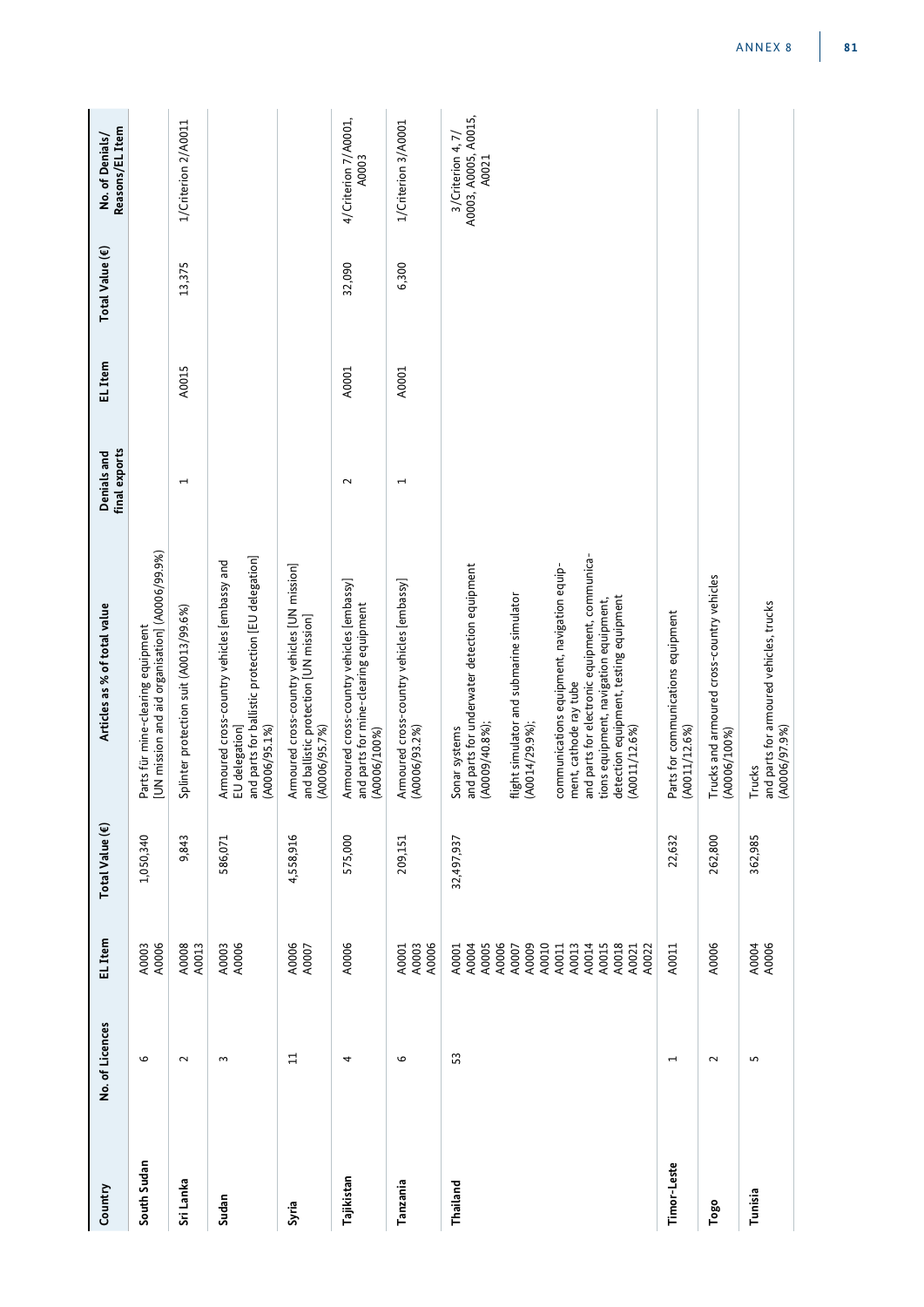| Country | No. of Licences | EL Item | Total Value (€) | Articles as % of total value | Denials and final exports | EL Item | Total Value (€) | No. of Denials/ Reasons/EL Item |
|---|---|---|---|---|---|---|---|---|
| South Sudan | 6 | A0003<br>A0006 | 1,050,340 | Parts für mine-clearing equipment<br>[UN mission and aid organisation] (A0006/99.9%) | | | | |
| Sri Lanka | 2 | A0008<br>A0013 | 9,843 | Splinter protection suit (A0013/99.6%) | 1 | A0015 | 13,375 | 1/Criterion 2/A0011 |
| Sudan | 3 | A0003<br>A0006 | 586,071 | Armoured cross-country vehicles [embassy and EU delegation]<br>and parts for ballistic protection [EU delegation] (A0006/95.1%) | | | | |
| Syria | 11 | A0006<br>A0007 | 4,558,916 | Armoured cross-country vehicles [UN mission]<br>and ballistic protection [UN mission] (A0006/95.7%) | | | | |
| Tajikistan | 4 | A0006 | 575,000 | Armoured cross-country vehicles [embassy]<br>and parts for mine-clearing equipment (A0006/100%) | 2 | A0001 | 32,090 | 4/Criterion 7/A0001, A0003 |
| Tanzania | 6 | A0001<br>A0003<br>A0006 | 209,151 | Armoured cross-country vehicles [embassy] (A0006/93.2%) | 1 | A0001 | 6,300 | 1/Criterion 3/A0001 |
| Thailand | 53 | A0001<br>A0004<br>A0005<br>A0006<br>A0007<br>A0009<br>A0010<br>A0011<br>A0013<br>A0014<br>A0015<br>A0018<br>A0021<br>A0022 | 32,497,937 | Sonar systems<br>and parts for underwater detection equipment (A0009/40.8%);<br><br>flight simulator and submarine simulator (A0014/29.9%);<br><br>communications equipment, navigation equipment, cathode ray tube<br>and parts for electronic equipment, communications equipment, navigation equipment, detection equipment, testing equipment (A0011/12.6%) | | | | 3/Criterion 4, 7/ A0003, A0005, A0015, A0021 |
| Timor-Leste | 1 | A0011 | 22,632 | Parts for communications equipment (A0011/12.6%) | | | | |
| Togo | 2 | A0006 | 262,800 | Trucks and armoured cross-country vehicles (A0006/100%) | | | | |
| Tunisia | 5 | A0004<br>A0006 | 362,985 | Trucks<br>and parts for armoured vehicles, trucks (A0006/97.9%) | | | | |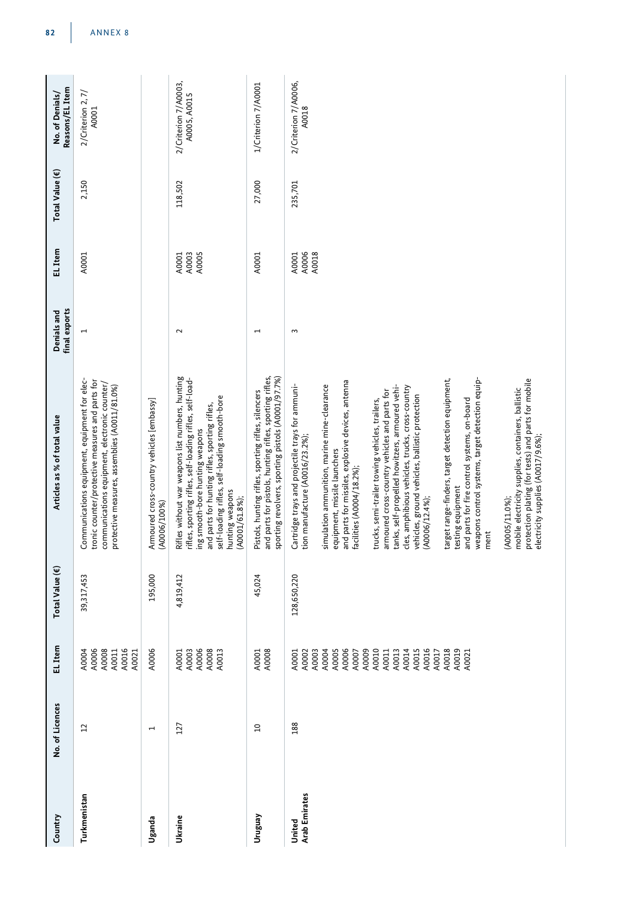| Country | No. of Licences | EL Item | Total Value (€) | Articles as % of total value | Denials and final exports | EL Item | Total Value (€) | No. of Denials/ Reasons/EL Item |
|---|---|---|---|---|---|---|---|---|
| Turkmenistan | 12 | A0004 A0006 A0008 A0011 A0016 A0021 | 39,317,453 | Communications equipment, equipment for electronic counter/protective measures and parts for communications equipment, electronic counter/ protective measures, assemblies (A0011/81.0%) | 1 | A0001 | 2,150 | 2/Criterion 2, 7/ A0001 |
| Uganda | 1 | A0006 | 195,000 | Armoured cross-country vehicles [embassy] (A0006/100%) | | | | |
| Ukraine | 127 | A0001 A0003 A0006 A0008 A0013 | 4,819,412 | Rifles without war weapons list numbers, hunting rifles, sporting rifles, self-loading rifles, self-loading smooth-bore hunting weapons and parts for hunting rifles, sporting rifles, self-loading rifles, self-loading smooth-bore hunting weapons (A0001/61.8%); | 2 | A0001 A0003 A0005 | 118,502 | 2/Criterion 7/A0003, A0005, A0015 |
| Uruguay | 10 | A0001 A0008 | 45,024 | Pistols, hunting rifles, sporting rifles, silencers and parts for pistols, hunting rifles, sporting rifles, sporting revolvers, sporting pistols (A0001/97.7%) | 1 | A0001 | 27,000 | 1/Criterion 7/A0001 |
| United Arab Emirates | 188 | A0001 A0002 A0003 A0004 A0005 A0006 A0007 A0009 A0010 A0011 A0013 A0014 A0015 A0016 A0017 A0018 A0019 A0021 | 128,650,220 | Cartridge trays and projectile trays for ammunition manufacture (A0016/23.2%);<br><br>simulation ammunition, marine mine-clearance equipment, missile launchers and parts for missiles, explosive devices, antenna facilities (A0004/18.2%);<br><br>trucks, semi-trailer towing vehicles, trailers, armoured cross-country vehicles and parts for tanks, self-propelled howitzers, armoured vehicles, amphibious vehicles, trucks, cross-country vehicles, ground vehicles, ballistic protection (A0006/12.4%);<br><br>target range-finders, target detection equipment, testing equipment and parts for fire control systems, on-board weapons control systems, target detection equipment (A0005/11.0%);<br><br>mobile electricity supplies, containers, ballistic protection plating (for tests) and parts for mobile electricity supplies (A0017/9.6%); | 3 | A0001 A0006 A0018 | 235,701 | 2/Criterion 7/A0006, A0018 |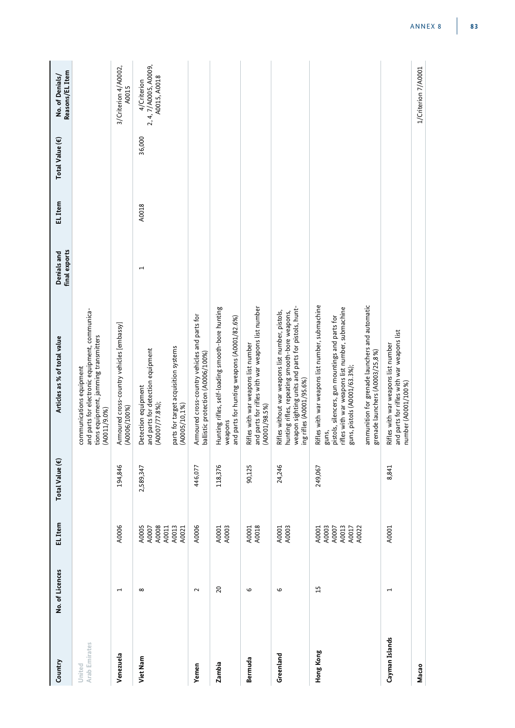| Country | No. of Licences | EL Item | Total Value (€) | Articles as % of total value | Denials and final exports | EL Item | Total Value (€) | No. of Denials/ Reasons/EL Item |
|---|---|---|---|---|---|---|---|---|
| United Arab Emirates | | | | communications equipment and parts for electronic equipment, communications equipment, jamming transmitters (A0011/9.0%) | | | | |
| Venezuela | 1 | A0006 | 194,846 | Armoured cross-country vehicles [embassy] (A0006/100%) | | | | 3/Criterion 4/A0002, A0015 |
| Viet Nam | 8 | A0005 A0007 A0008 A0011 A0013 A0021 | 2,589,347 | Detection equipment and parts for detection equipment (A0007/77.8%); parts for target acquisition systems (A0005/10.1%) | 1 | A0018 | 36,000 | 4/Criterion 2, 4, 7/A0005, A0009, A0015, A0018 |
| Yemen | 2 | A0006 | 446,077 | Armoured cross-country vehicles and parts for ballistic protection (A0006/100%) | | | | |
| Zambia | 20 | A0001 A0003 | 118,376 | Hunting rifles, self-loading smooth-bore hunting weapons and parts for hunting weapons (A0001/82.6%) | | | | |
| Bermuda | 6 | A0001 A0018 | 90,125 | Rifles with war weapons list number and parts for rifles with war weapons list number (A0001/98.5%) | | | | |
| Greenland | 6 | A0001 A0003 | 24,246 | Rifles without war weapons list number, pistols, hunting rifles, repeating smooth-bore weapons, weapon sighting units and parts for pistols, hunting rifles (A0001/95.6%) | | | | |
| Hong Kong | 15 | A0001 A0003 A0007 A0013 A0017 A0022 | 249,067 | Rifles with war weapons list number, submachine guns, pistols, silencers, gun mountings and parts for rifles with war weapons list number, submachine guns, pistols (A0001/63.3%); ammunition for grenade launchers and automatic grenade launchers (A0003/25.8%) | | | | |
| Cayman Islands | 1 | A0001 | 8,841 | Rifles with war weapons list number and parts for rifles with war weapons list number (A0001/100%) | | | | |
| Macao | | | | | | | | 1/Criterion 7/A0001 |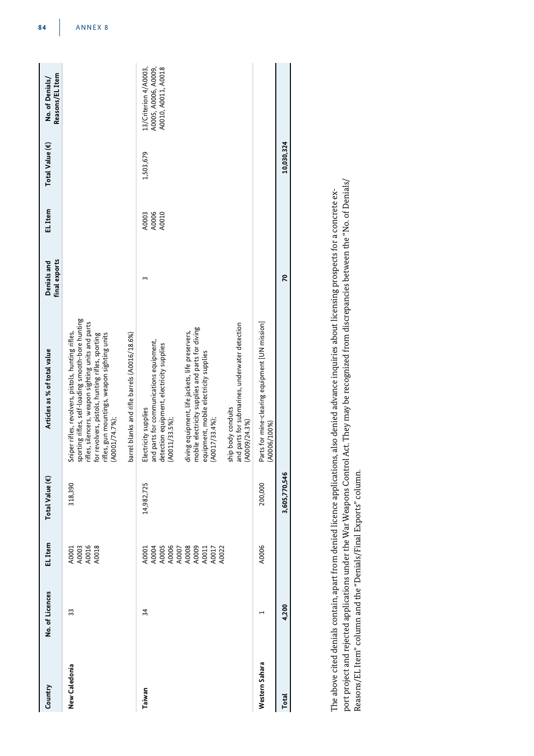| Country | No. of Licences | EL Item | Total Value (€) | Articles as % of total value | Denials and final exports | EL Item | Total Value (€) | No. of Denials/ Reasons/EL Item |
|---|---|---|---|---|---|---|---|---|
| New Caledonia | 33 | A0001 A0003 A0016 A0018 | 318,390 | Sniper rifles, revolvers, pistols, hunting rifles, sporting rifles, self-loading smooth-bore hunting rifles, silencers, weapon sighting units and parts for revolvers, pistols, hunting rifles, sporting rifles, gun mountings, weapon sighting units (A0001/74.7%); barrel blanks and rifle barrels (A0016/18.6%) | | | | |
| Taiwan | 34 | A0001 A0004 A0005 A0006 A0007 A0008 A0009 A0011 A0017 A0022 | 14,982,725 | Electricity supplies and parts for communications equipment, detection equipment, electricity supplies (A0011/33.5%); diving equipment, life jackets, life preservers, mobile electricity supplies and parts for diving equipment, mobile electricity supplies (A0017/33.4%); ship body conduits and parts for submarines, underwater detection (A0009/24.3%) | 3 | A0003 A0006 A0010 | 1,503,679 | 13/Criterion 4/A0003, A0005, A0006, A0009, A0010, A0011, A0018 |
| Western Sahara | 1 | A0006 | 200,000 | Parts for mine-clearing equipment [UN mission] (A0006/100%) | | | | |
| **Total** | **4,200** | | **3,605,770,546** | | **70** | | **10,030,324** | |

The above cited denials contain, apart from denied licence applications, also denied advance inquiries about licensing prospects for a concrete export project and rejected applications under the War Weapons Control Act. They may be recognized from discrepancies between the "No. of Denials/Reasons/EL Item" column and the "Denials/Final Exports" column.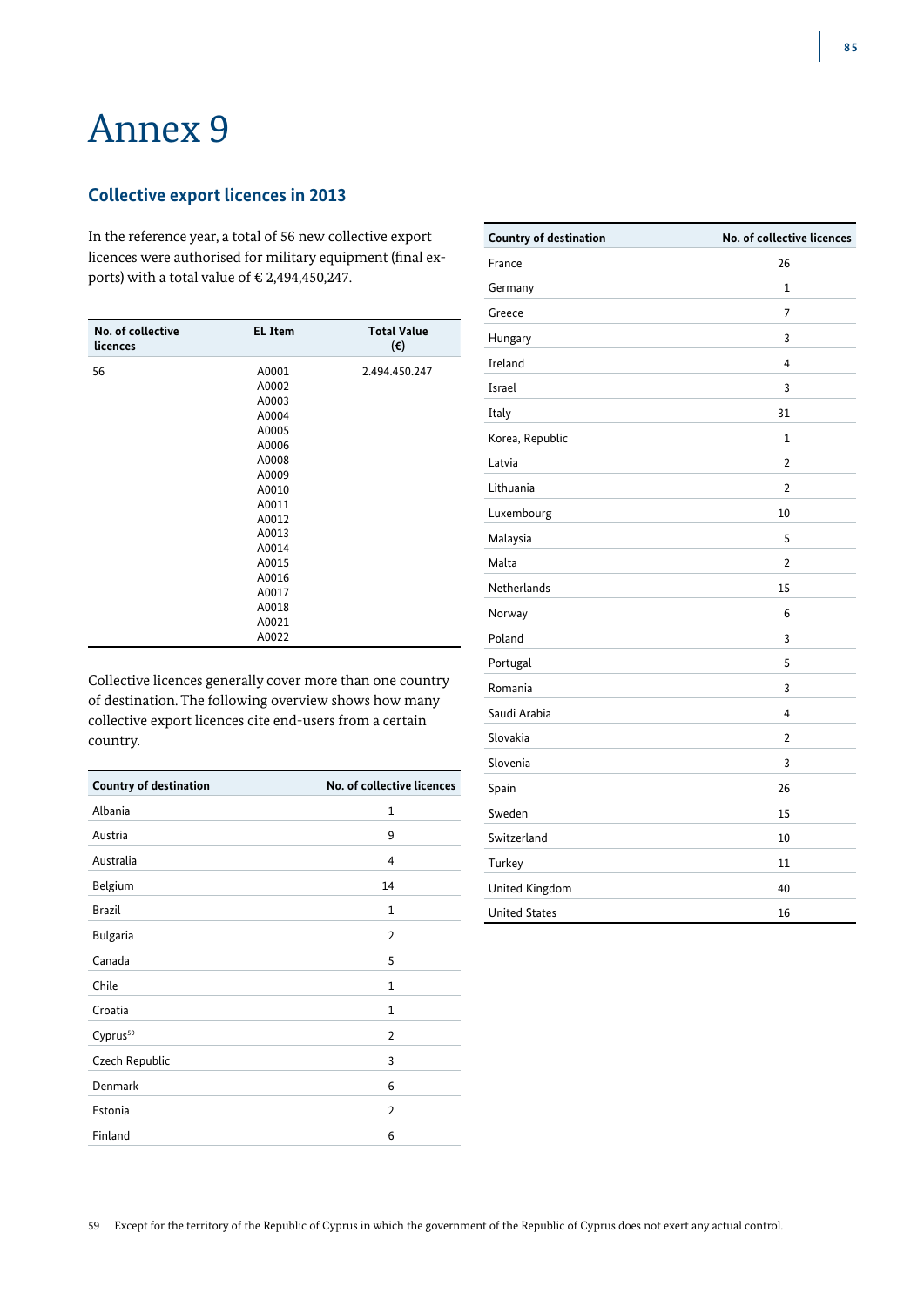# Annex 9

## Collective export licences in 2013

In the reference year, a total of 56 new collective export licences were authorised for military equipment (final exports) with a total value of € 2,494,450,247.

| No. of collective licences | EL Item | Total Value (€) |
|---|---|---|
| 56 | A0001<br>A0002<br>A0003<br>A0004<br>A0005<br>A0006<br>A0008<br>A0009<br>A0010<br>A0011<br>A0012<br>A0013<br>A0014<br>A0015<br>A0016<br>A0017<br>A0018<br>A0021<br>A0022 | 2.494.450.247 |

Collective licences generally cover more than one country of destination. The following overview shows how many collective export licences cite end-users from a certain country.

| Country of destination | No. of collective licences |
|---|---|
| Albania | 1 |
| Austria | 9 |
| Australia | 4 |
| Belgium | 14 |
| Brazil | 1 |
| Bulgaria | 2 |
| Canada | 5 |
| Chile | 1 |
| Croatia | 1 |
| Cyprus[59] | 2 |
| Czech Republic | 3 |
| Denmark | 6 |
| Estonia | 2 |
| Finland | 6 |
| France | 26 |
| Germany | 1 |
| Greece | 7 |
| Hungary | 3 |
| Ireland | 4 |
| Israel | 3 |
| Italy | 31 |
| Korea, Republic | 1 |
| Latvia | 2 |
| Lithuania | 2 |
| Luxembourg | 10 |
| Malaysia | 5 |
| Malta | 2 |
| Netherlands | 15 |
| Norway | 6 |
| Poland | 3 |
| Portugal | 5 |
| Romania | 3 |
| Saudi Arabia | 4 |
| Slovakia | 2 |
| Slovenia | 3 |
| Spain | 26 |
| Sweden | 15 |
| Switzerland | 10 |
| Turkey | 11 |
| United Kingdom | 40 |
| United States | 16 |

59 Except for the territory of the Republic of Cyprus in which the government of the Republic of Cyprus does not exert any actual control.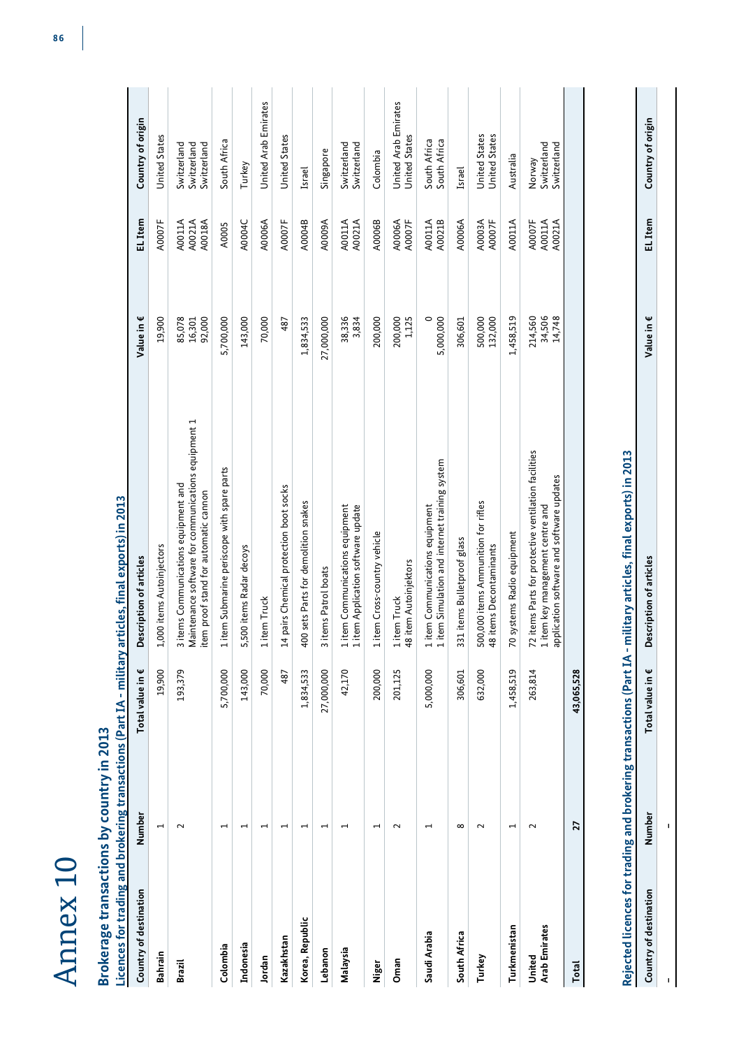# Annex 10

## Brokerage transactions by country in 2013

### Licences for trading and brokering transactions (Part IA - military articles, final exports) in 2013

| Country of destination | Number | Total value in € | Description of articles | Value in € | EL Item | Country of origin |
|---|---|---|---|---|---|---|
| Bahrain | 1 | 19,900 | 1,000 items Autoinjectors | 19,900 | A0007F | United States |
| Brazil | 2 | 193,379 | 3 items Communications equipment and Maintenance software for communications equipment 1 item proof stand for automatic cannon | 85,078<br>16,301<br>92,000 | A0011A<br>A0021A<br>A0018A | Switzerland<br>Switzerland<br>Switzerland |
| Colombia | 1 | 5,700,000 | 1 item Submarine periscope with spare parts | 5,700,000 | A0005 | South Africa |
| Indonesia | 1 | 143,000 | 5,500 items Radar decoys | 143,000 | A0004C | Turkey |
| Jordan | 1 | 70,000 | 1 item Truck | 70,000 | A0006A | United Arab Emirates |
| Kazakhstan | 1 | 487 | 14 pairs Chemical protection boot socks | 487 | A0007F | United States |
| Korea, Republic | 1 | 1,834,533 | 400 sets Parts for demolition snakes | 1,834,533 | A0004B | Israel |
| Lebanon | 1 | 27,000,000 | 3 items Patrol boats | 27,000,000 | A0009A | Singapore |
| Malaysia | 1 | 42,170 | 1 item Communications equipment<br>1 item Application software update | 38,336<br>3,834 | A0011A<br>A0021A | Switzerland<br>Switzerland |
| Niger | 1 | 200,000 | 1 item Cross-country vehicle | 200,000 | A0006B | Colombia |
| Oman | 2 | 201,125 | 1 item Truck<br>48 item Autoinjektors | 200,000<br>1,125 | A0006A<br>A0007F | United Arab Emirates<br>United States |
| Saudi Arabia | 1 | 5,000,000 | 1 item Communications equipment<br>1 item Simulation and internet training system | 0<br>5,000,000 | A0011A<br>A0021B | South Africa<br>South Africa |
| South Africa | 8 | 306,601 | 331 items Bulletproof glass | 306,601 | A0006A | Israel |
| Turkey | 2 | 632,000 | 500,000 items Ammunition for rifles<br>48 items Decontaminants | 500,000<br>132,000 | A0003A<br>A0007F | United States<br>United States |
| Turkmenistan | 1 | 1,458,519 | 70 systems Radio equipment | 1,458,519 | A0011A | Australia |
| United Arab Emirates | 2 | 263,814 | 72 items Parts for protective ventilation facilities<br>1 item key management centre and application software and software updates | 214,560<br>34,506<br>14,748 | A0007F<br>A0011A<br>A0021A | Norway<br>Switzerland<br>Switzerland |
| **Total** | **27** | **43,065,528** | | | | |

### Rejected licences for trading and brokering transactions (Part IA - military articles, final exports) in 2013

| Country of destination | Number | Total value in € | Description of articles | Value in € | EL Item | Country of origin |
|---|---|---|---|---|---|---|
| - | - | | | | | |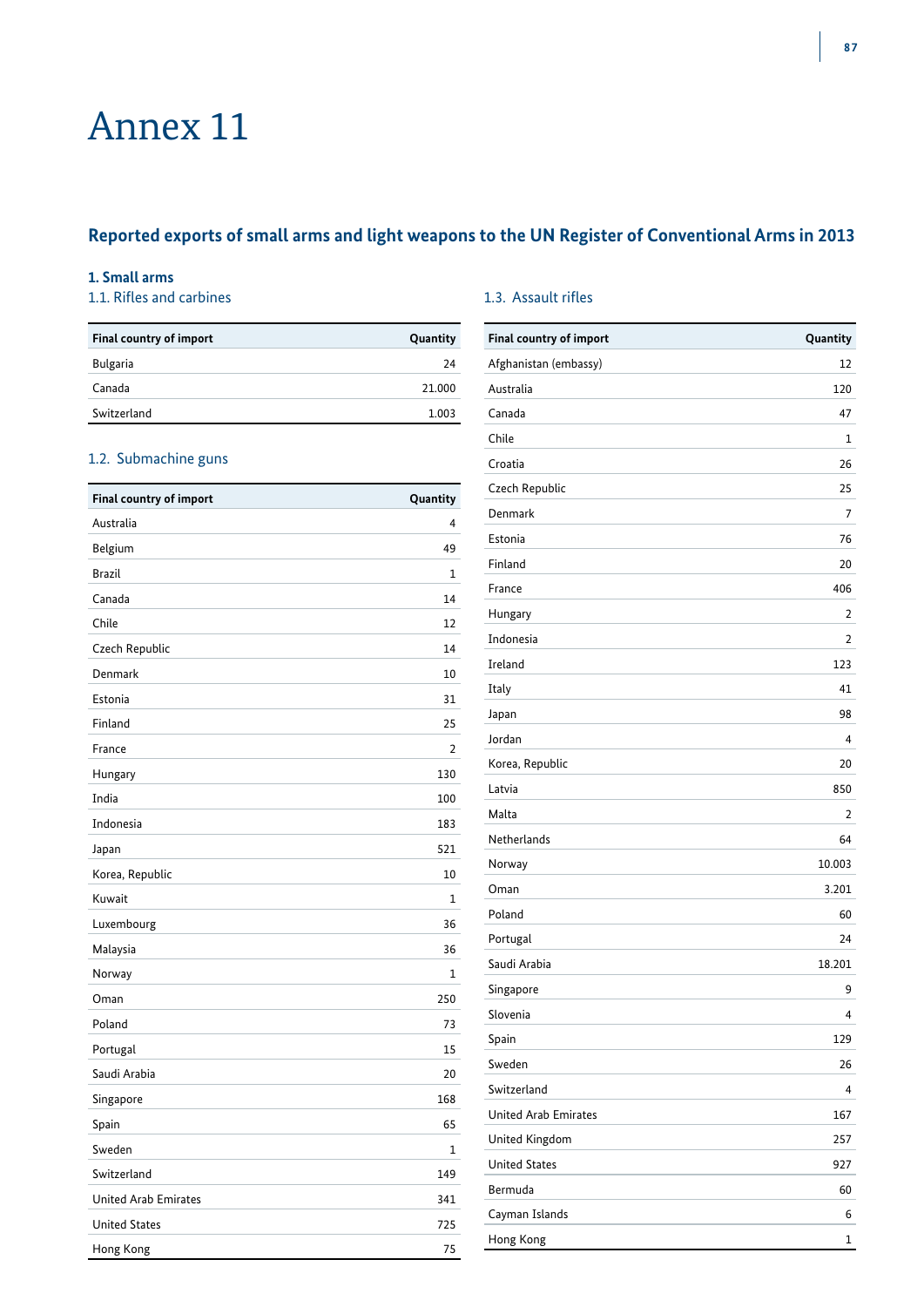# Annex 11

## Reported exports of small arms and light weapons to the UN Register of Conventional Arms in 2013

### 1. Small arms

#### 1.1. Rifles and carbines

| Final country of import | Quantity |
|---|---|
| Bulgaria | 24 |
| Canada | 21.000 |
| Switzerland | 1.003 |

#### 1.2. Submachine guns

| Final country of import | Quantity |
|---|---|
| Australia | 4 |
| Belgium | 49 |
| Brazil | 1 |
| Canada | 14 |
| Chile | 12 |
| Czech Republic | 14 |
| Denmark | 10 |
| Estonia | 31 |
| Finland | 25 |
| France | 2 |
| Hungary | 130 |
| India | 100 |
| Indonesia | 183 |
| Japan | 521 |
| Korea, Republic | 10 |
| Kuwait | 1 |
| Luxembourg | 36 |
| Malaysia | 36 |
| Norway | 1 |
| Oman | 250 |
| Poland | 73 |
| Portugal | 15 |
| Saudi Arabia | 20 |
| Singapore | 168 |
| Spain | 65 |
| Sweden | 1 |
| Switzerland | 149 |
| United Arab Emirates | 341 |
| United States | 725 |
| Hong Kong | 75 |

#### 1.3. Assault rifles

| Final country of import | Quantity |
|---|---|
| Afghanistan (embassy) | 12 |
| Australia | 120 |
| Canada | 47 |
| Chile | 1 |
| Croatia | 26 |
| Czech Republic | 25 |
| Denmark | 7 |
| Estonia | 76 |
| Finland | 20 |
| France | 406 |
| Hungary | 2 |
| Indonesia | 2 |
| Ireland | 123 |
| Italy | 41 |
| Japan | 98 |
| Jordan | 4 |
| Korea, Republic | 20 |
| Latvia | 850 |
| Malta | 2 |
| Netherlands | 64 |
| Norway | 10.003 |
| Oman | 3.201 |
| Poland | 60 |
| Portugal | 24 |
| Saudi Arabia | 18.201 |
| Singapore | 9 |
| Slovenia | 4 |
| Spain | 129 |
| Sweden | 26 |
| Switzerland | 4 |
| United Arab Emirates | 167 |
| United Kingdom | 257 |
| United States | 927 |
| Bermuda | 60 |
| Cayman Islands | 6 |
| Hong Kong | 1 |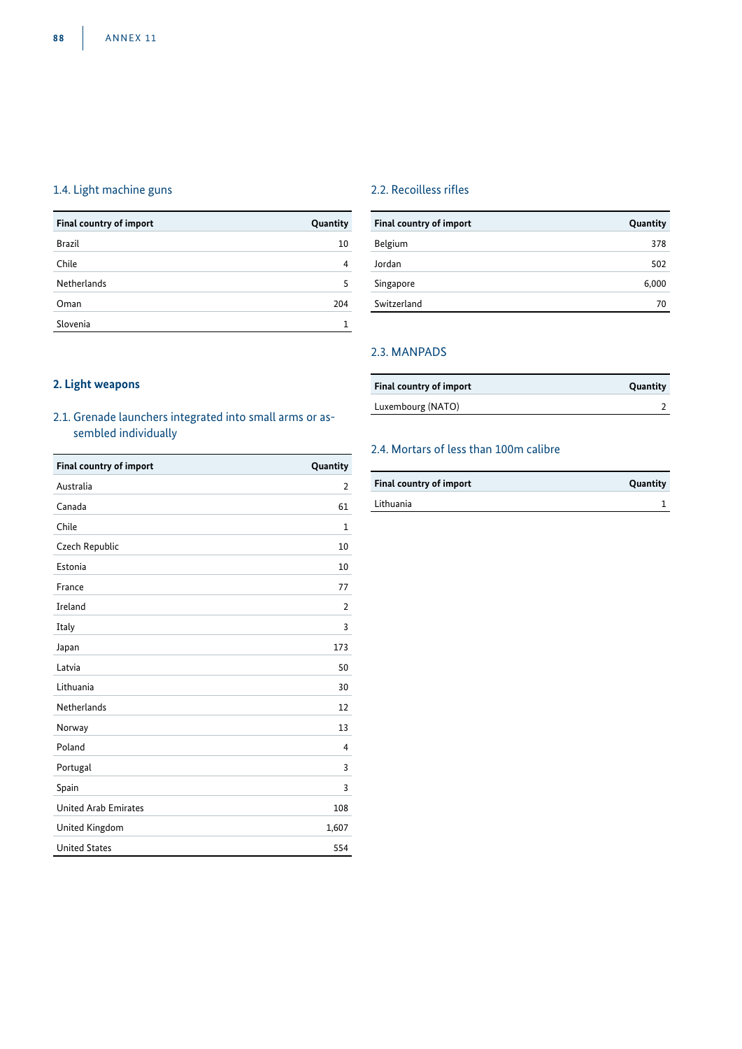### 1.4. Light machine guns

| Final country of import | Quantity |
|---|---|
| Brazil | 10 |
| Chile | 4 |
| Netherlands | 5 |
| Oman | 204 |
| Slovenia | 1 |

## 2. Light weapons

### 2.1. Grenade launchers integrated into small arms or assembled individually

| Final country of import | Quantity |
|---|---|
| Australia | 2 |
| Canada | 61 |
| Chile | 1 |
| Czech Republic | 10 |
| Estonia | 10 |
| France | 77 |
| Ireland | 2 |
| Italy | 3 |
| Japan | 173 |
| Latvia | 50 |
| Lithuania | 30 |
| Netherlands | 12 |
| Norway | 13 |
| Poland | 4 |
| Portugal | 3 |
| Spain | 3 |
| United Arab Emirates | 108 |
| United Kingdom | 1,607 |
| United States | 554 |

### 2.2. Recoilless rifles

| Final country of import | Quantity |
|---|---|
| Belgium | 378 |
| Jordan | 502 |
| Singapore | 6,000 |
| Switzerland | 70 |

### 2.3. MANPADS

| Final country of import | Quantity |
|---|---|
| Luxembourg (NATO) | 2 |

### 2.4. Mortars of less than 100m calibre

| Final country of import | Quantity |
|---|---|
| Lithuania | 1 |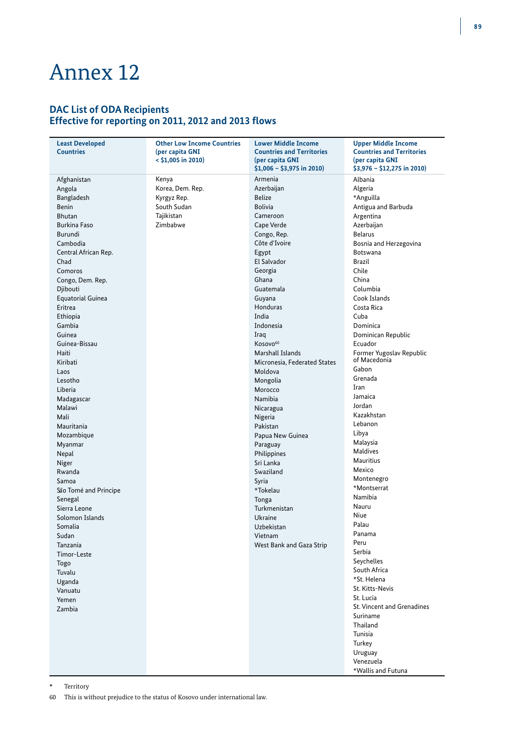# Annex 12

## DAC List of ODA Recipients
## Effective for reporting on 2011, 2012 and 2013 flows

| Least Developed Countries | Other Low Income Countries (per capita GNI < $1,005 in 2010) | Lower Middle Income Countries and Territories (per capita GNI $1,006 – $3,975 in 2010) | Upper Middle Income Countries and Territories (per capita GNI $3,976 – $12,275 in 2010) |
|---|---|---|---|
| Afghanistan | Kenya | Armenia | Albania |
| Angola | Korea, Dem. Rep. | Azerbaijan | Algeria |
| Bangladesh | Kyrgyz Rep. | Belize | *Anguilla |
| Benin | South Sudan | Bolivia | Antigua and Barbuda |
| Bhutan | Tajikistan | Cameroon | Argentina |
| Burkina Faso | Zimbabwe | Cape Verde | Azerbaijan |
| Burundi | | Congo, Rep. | Belarus |
| Cambodia | | Côte d'Ivoire | Bosnia and Herzegovina |
| Central African Rep. | | Egypt | Botswana |
| Chad | | El Salvador | Brazil |
| Comoros | | Georgia | Chile |
| Congo, Dem. Rep. | | Ghana | China |
| Djibouti | | Guatemala | Columbia |
| Equatorial Guinea | | Guyana | Cook Islands |
| Eritrea | | Honduras | Costa Rica |
| Ethiopia | | India | Cuba |
| Gambia | | Indonesia | Dominica |
| Guinea | | Iraq | Dominican Republic |
| Guinea-Bissau | | Kosovo[60] | Ecuador |
| Haiti | | Marshall Islands | Former Yugoslav Republic of Macedonia |
| Kiribati | | Micronesia, Federated States | Gabon |
| Laos | | Moldova | Grenada |
| Lesotho | | Mongolia | Iran |
| Liberia | | Morocco | Jamaica |
| Madagascar | | Namibia | Jordan |
| Malawi | | Nicaragua | Kazakhstan |
| Mali | | Nigeria | Lebanon |
| Mauritania | | Pakistan | Libya |
| Mozambique | | Papua New Guinea | Malaysia |
| Myanmar | | Paraguay | Maldives |
| Nepal | | Philippines | Mauritius |
| Niger | | Sri Lanka | Mexico |
| Rwanda | | Swaziland | Montenegro |
| Samoa | | Syria | *Montserrat |
| São Tomé and Principe | | *Tokelau | Namibia |
| Senegal | | Tonga | Nauru |
| Sierra Leone | | Turkmenistan | Niue |
| Solomon Islands | | Ukraine | Palau |
| Somalia | | Uzbekistan | Panama |
| Sudan | | Vietnam | Peru |
| Tanzania | | West Bank and Gaza Strip | Serbia |
| Timor-Leste | | | Seychelles |
| Togo | | | South Africa |
| Tuvalu | | | *St. Helena |
| Uganda | | | St. Kitts-Nevis |
| Vanuatu | | | St. Lucia |
| Yemen | | | St. Vincent and Grenadines |
| Zambia | | | Suriname |
| | | | Thailand |
| | | | Tunisia |
| | | | Turkey |
| | | | Uruguay |
| | | | Venezuela |
| | | | *Wallis and Futuna |

\* Territory

60 This is without prejudice to the status of Kosovo under international law.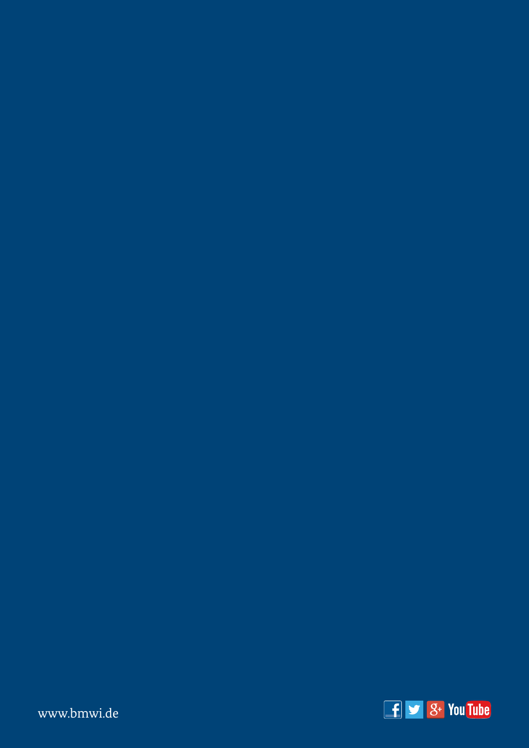www.bmwi.de